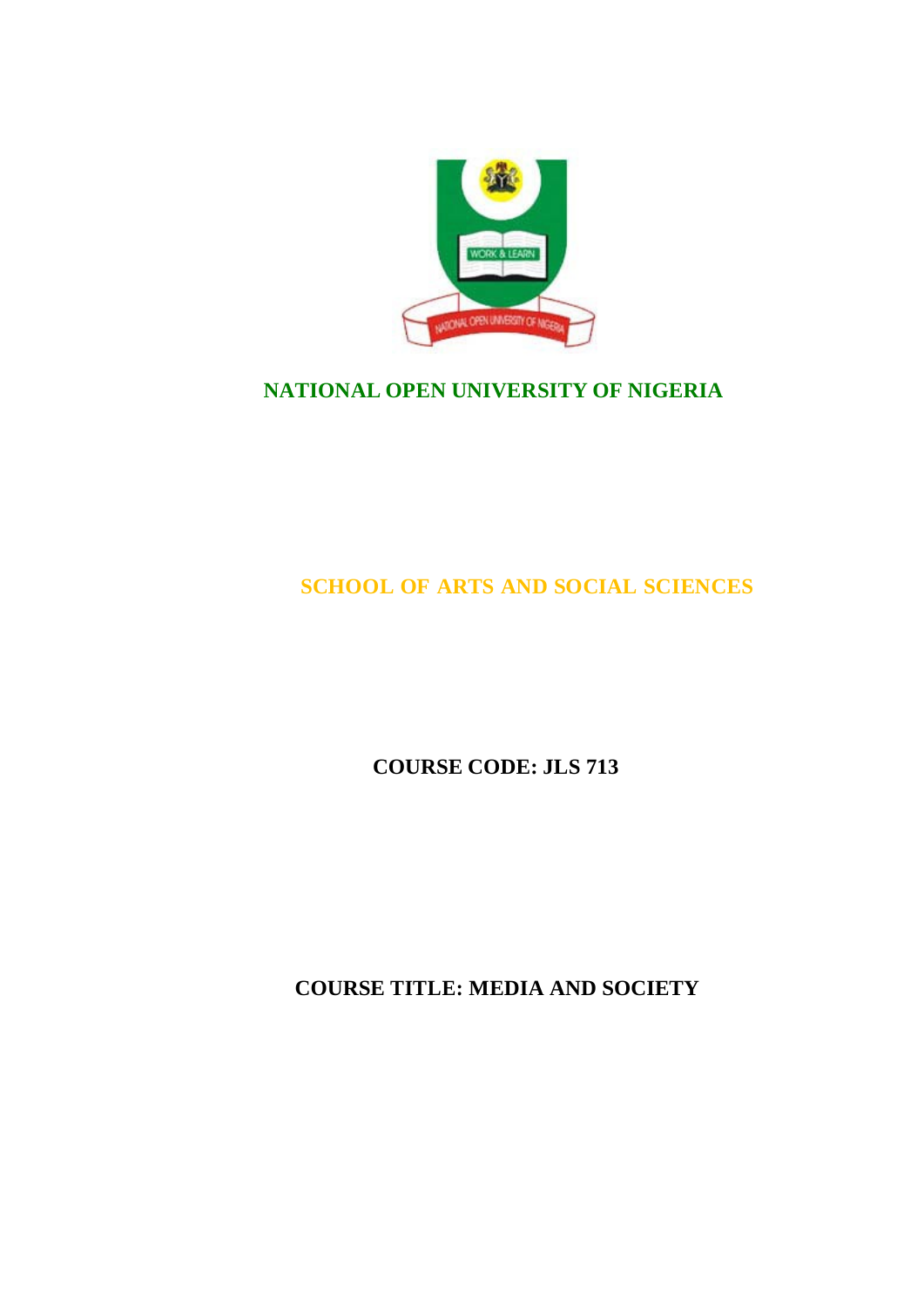# NATIONAL OPEN UNIVERSITY OF NIGERIA

## SCHOOL OF ARTS AND SOCIAL SCIENCES

**COURSE CODE: JLS 713**

**COURSE TITLE: MEDIA AND SOCIETY**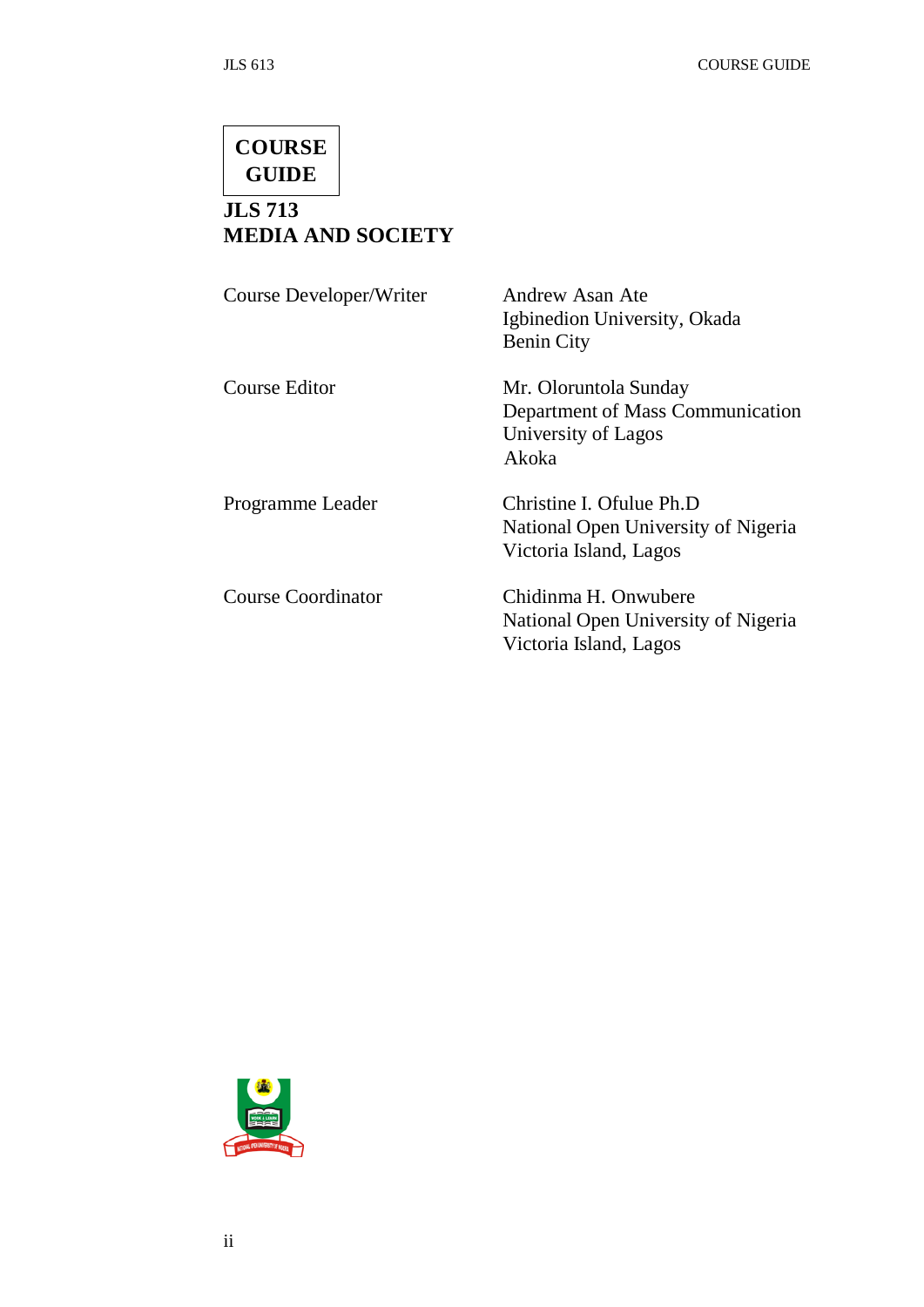**COURSE GUIDE**

# JLS 713
# MEDIA AND SOCIETY

| | |
|---|---|
| Course Developer/Writer | Andrew Asan Ate<br>Igbinedion University, Okada<br>Benin City |
| Course Editor | Mr. Oloruntola Sunday<br>Department of Mass Communication<br>University of Lagos<br>Akoka |
| Programme Leader | Christine I. Ofulue Ph.D<br>National Open University of Nigeria<br>Victoria Island, Lagos |
| Course Coordinator | Chidinma H. Onwubere<br>National Open University of Nigeria<br>Victoria Island, Lagos |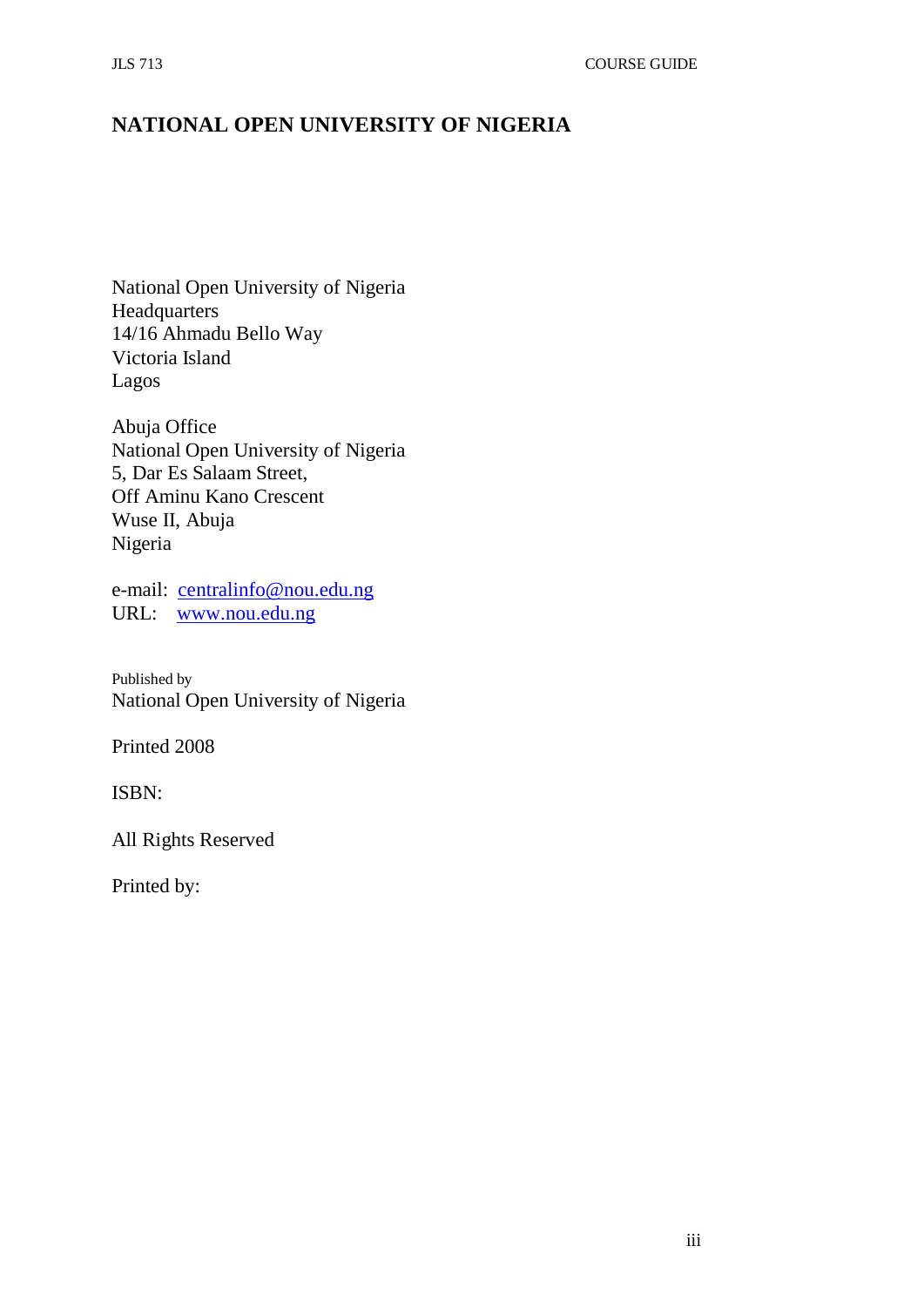# NATIONAL OPEN UNIVERSITY OF NIGERIA

National Open University of Nigeria
Headquarters
14/16 Ahmadu Bello Way
Victoria Island
Lagos

Abuja Office
National Open University of Nigeria
5, Dar Es Salaam Street,
Off Aminu Kano Crescent
Wuse II, Abuja
Nigeria

e-mail: centralinfo@nou.edu.ng
URL: www.nou.edu.ng

Published by
National Open University of Nigeria

Printed 2008

ISBN:

All Rights Reserved

Printed by: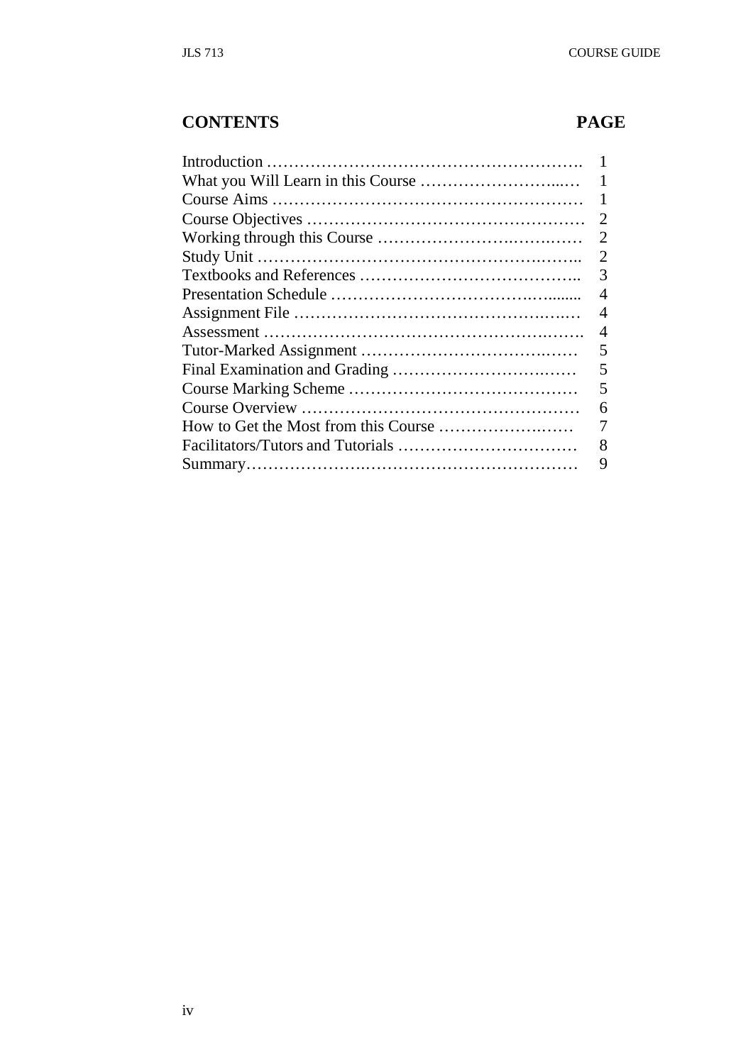## CONTENTS

| | PAGE |
|---|---|
| Introduction | 1 |
| What you Will Learn in this Course | 1 |
| Course Aims | 1 |
| Course Objectives | 2 |
| Working through this Course | 2 |
| Study Unit | 2 |
| Textbooks and References | 3 |
| Presentation Schedule | 4 |
| Assignment File | 4 |
| Assessment | 4 |
| Tutor-Marked Assignment | 5 |
| Final Examination and Grading | 5 |
| Course Marking Scheme | 5 |
| Course Overview | 6 |
| How to Get the Most from this Course | 7 |
| Facilitators/Tutors and Tutorials | 8 |
| Summary | 9 |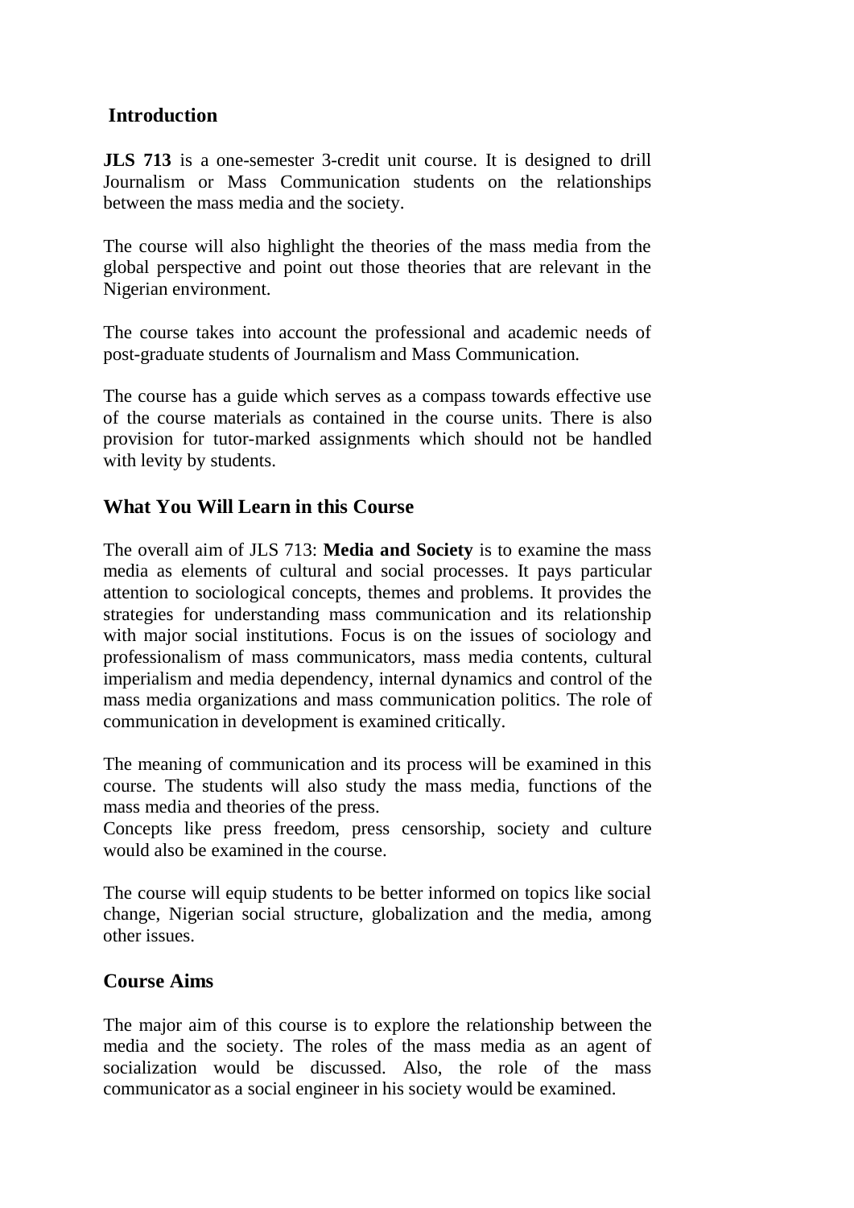## Introduction

**JLS 713** is a one-semester 3-credit unit course. It is designed to drill Journalism or Mass Communication students on the relationships between the mass media and the society.

The course will also highlight the theories of the mass media from the global perspective and point out those theories that are relevant in the Nigerian environment.

The course takes into account the professional and academic needs of post-graduate students of Journalism and Mass Communication.

The course has a guide which serves as a compass towards effective use of the course materials as contained in the course units. There is also provision for tutor-marked assignments which should not be handled with levity by students.

## What You Will Learn in this Course

The overall aim of JLS 713: **Media and Society** is to examine the mass media as elements of cultural and social processes. It pays particular attention to sociological concepts, themes and problems. It provides the strategies for understanding mass communication and its relationship with major social institutions. Focus is on the issues of sociology and professionalism of mass communicators, mass media contents, cultural imperialism and media dependency, internal dynamics and control of the mass media organizations and mass communication politics. The role of communication in development is examined critically.

The meaning of communication and its process will be examined in this course. The students will also study the mass media, functions of the mass media and theories of the press.
Concepts like press freedom, press censorship, society and culture would also be examined in the course.

The course will equip students to be better informed on topics like social change, Nigerian social structure, globalization and the media, among other issues.

## Course Aims

The major aim of this course is to explore the relationship between the media and the society. The roles of the mass media as an agent of socialization would be discussed. Also, the role of the mass communicator as a social engineer in his society would be examined.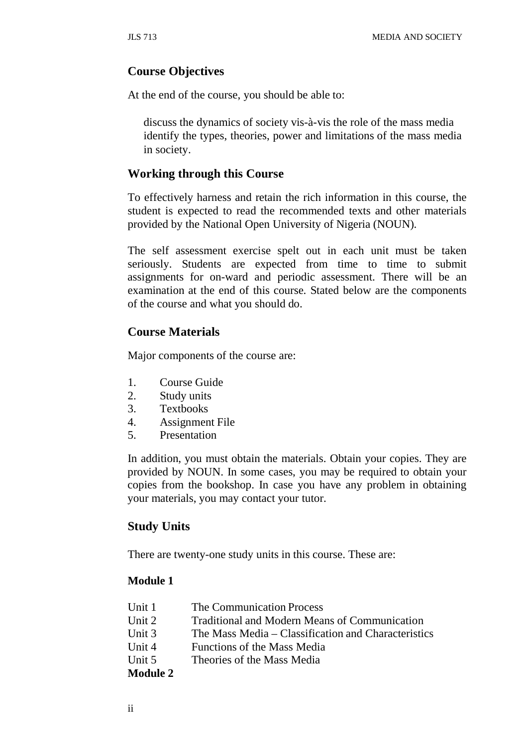## Course Objectives

At the end of the course, you should be able to:

discuss the dynamics of society vis-à-vis the role of the mass media
identify the types, theories, power and limitations of the mass media in society.

## Working through this Course

To effectively harness and retain the rich information in this course, the student is expected to read the recommended texts and other materials provided by the National Open University of Nigeria (NOUN).

The self assessment exercise spelt out in each unit must be taken seriously. Students are expected from time to time to submit assignments for on-ward and periodic assessment. There will be an examination at the end of this course. Stated below are the components of the course and what you should do.

## Course Materials

Major components of the course are:

1. Course Guide
2. Study units
3. Textbooks
4. Assignment File
5. Presentation

In addition, you must obtain the materials. Obtain your copies. They are provided by NOUN. In some cases, you may be required to obtain your copies from the bookshop. In case you have any problem in obtaining your materials, you may contact your tutor.

## Study Units

There are twenty-one study units in this course. These are:

**Module 1**

Unit 1 The Communication Process
Unit 2 Traditional and Modern Means of Communication
Unit 3 The Mass Media – Classification and Characteristics
Unit 4 Functions of the Mass Media
Unit 5 Theories of the Mass Media

**Module 2**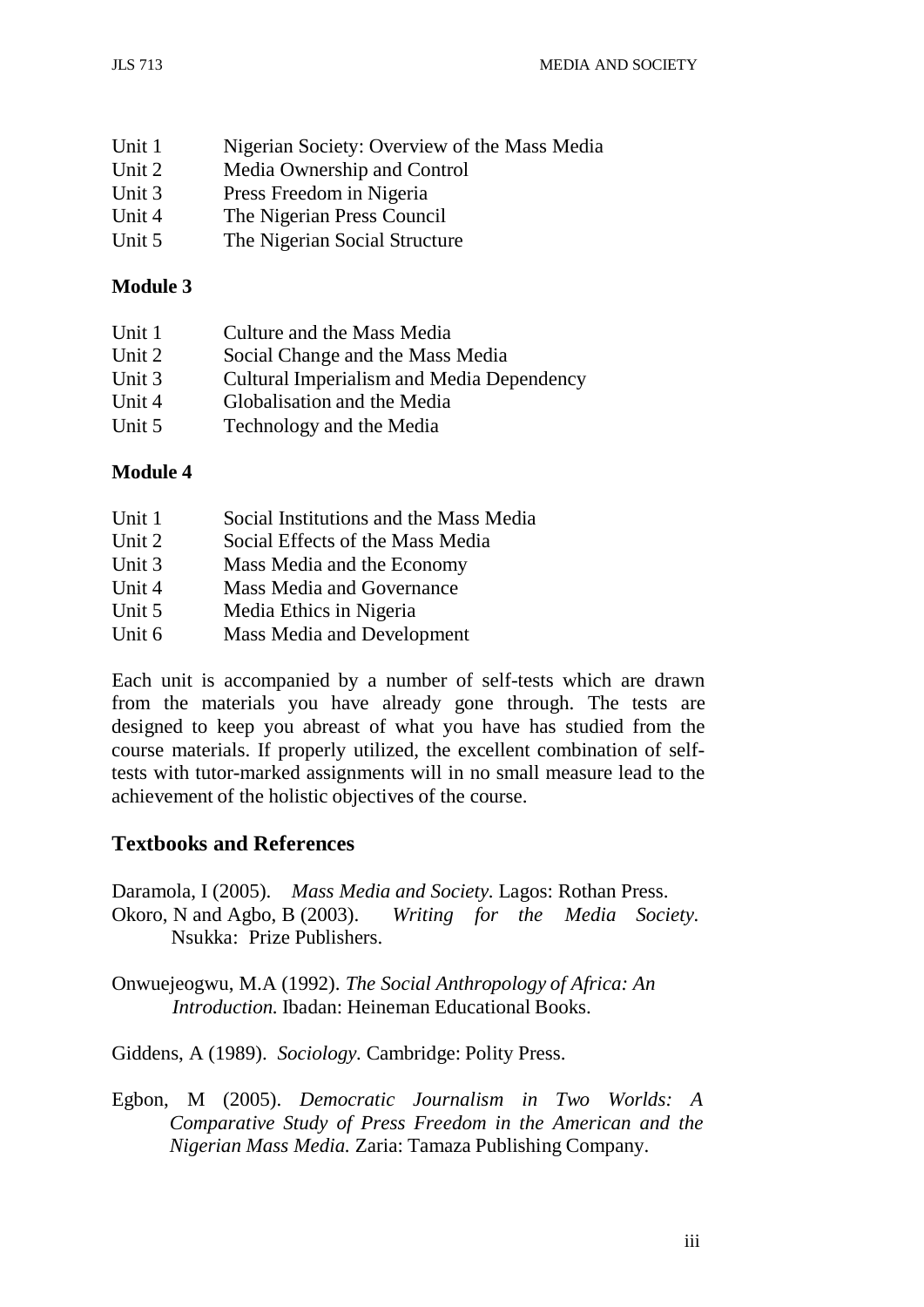Unit 1 Nigerian Society: Overview of the Mass Media
Unit 2 Media Ownership and Control
Unit 3 Press Freedom in Nigeria
Unit 4 The Nigerian Press Council
Unit 5 The Nigerian Social Structure

**Module 3**

Unit 1 Culture and the Mass Media
Unit 2 Social Change and the Mass Media
Unit 3 Cultural Imperialism and Media Dependency
Unit 4 Globalisation and the Media
Unit 5 Technology and the Media

**Module 4**

Unit 1 Social Institutions and the Mass Media
Unit 2 Social Effects of the Mass Media
Unit 3 Mass Media and the Economy
Unit 4 Mass Media and Governance
Unit 5 Media Ethics in Nigeria
Unit 6 Mass Media and Development

Each unit is accompanied by a number of self-tests which are drawn from the materials you have already gone through. The tests are designed to keep you abreast of what you have has studied from the course materials. If properly utilized, the excellent combination of self-tests with tutor-marked assignments will in no small measure lead to the achievement of the holistic objectives of the course.

## Textbooks and References

Daramola, I (2005). *Mass Media and Society.* Lagos: Rothan Press.
Okoro, N and Agbo, B (2003). *Writing for the Media Society.* Nsukka: Prize Publishers.

Onwuejeogwu, M.A (1992). *The Social Anthropology of Africa: An Introduction.* Ibadan: Heineman Educational Books.

Giddens, A (1989). *Sociology.* Cambridge: Polity Press.

Egbon, M (2005). *Democratic Journalism in Two Worlds: A Comparative Study of Press Freedom in the American and the Nigerian Mass Media.* Zaria: Tamaza Publishing Company.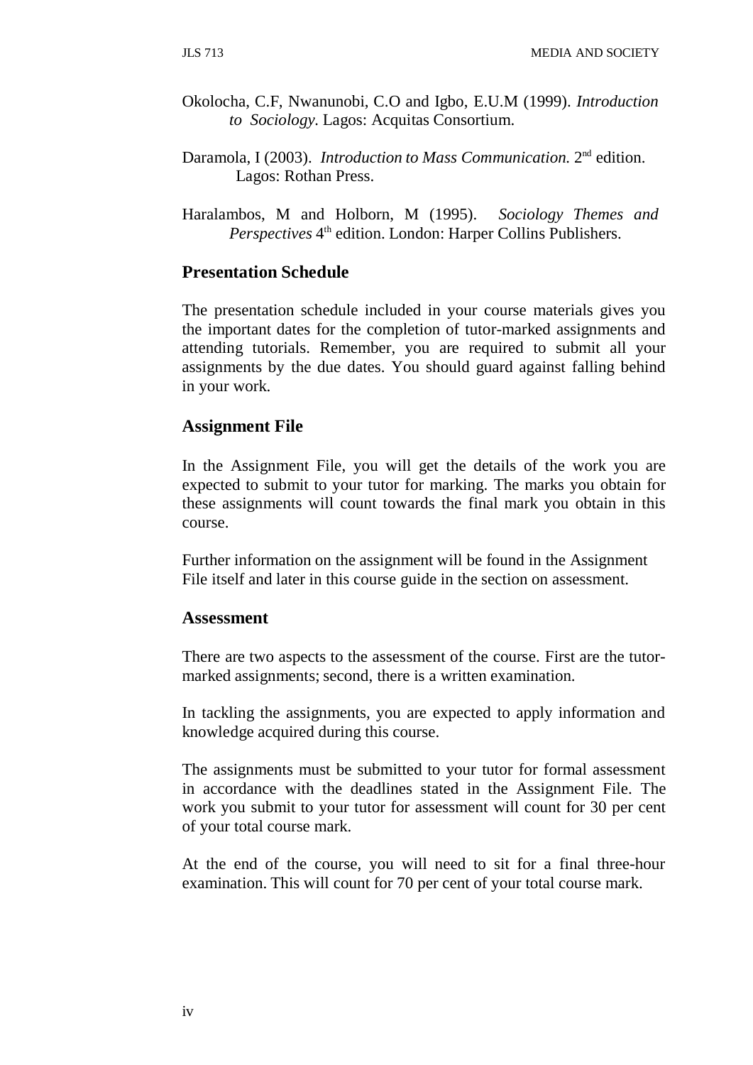Okolocha, C.F, Nwanunobi, C.O and Igbo, E.U.M (1999). *Introduction to Sociology.* Lagos: Acquitas Consortium.

Daramola, I (2003). *Introduction to Mass Communication.* 2nd edition. Lagos: Rothan Press.

Haralambos, M and Holborn, M (1995). *Sociology Themes and Perspectives* 4th edition. London: Harper Collins Publishers.

## Presentation Schedule

The presentation schedule included in your course materials gives you the important dates for the completion of tutor-marked assignments and attending tutorials. Remember, you are required to submit all your assignments by the due dates. You should guard against falling behind in your work.

## Assignment File

In the Assignment File, you will get the details of the work you are expected to submit to your tutor for marking. The marks you obtain for these assignments will count towards the final mark you obtain in this course.

Further information on the assignment will be found in the Assignment File itself and later in this course guide in the section on assessment.

## Assessment

There are two aspects to the assessment of the course. First are the tutor-marked assignments; second, there is a written examination.

In tackling the assignments, you are expected to apply information and knowledge acquired during this course.

The assignments must be submitted to your tutor for formal assessment in accordance with the deadlines stated in the Assignment File. The work you submit to your tutor for assessment will count for 30 per cent of your total course mark.

At the end of the course, you will need to sit for a final three-hour examination. This will count for 70 per cent of your total course mark.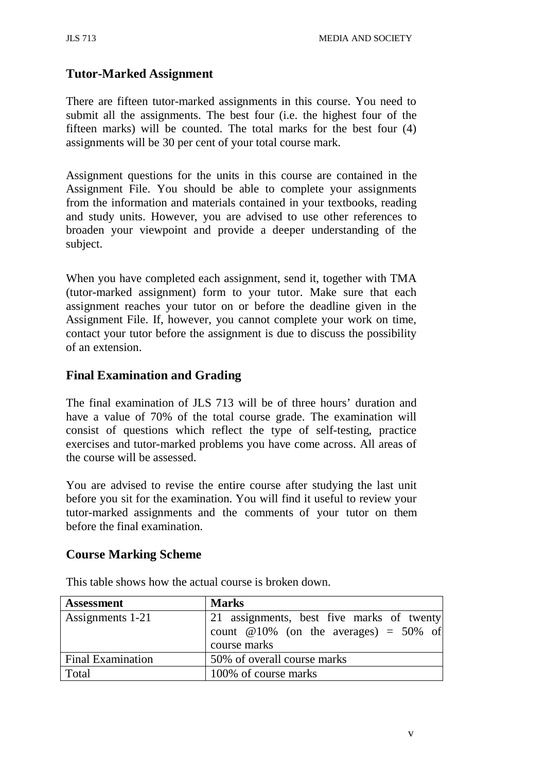## Tutor-Marked Assignment

There are fifteen tutor-marked assignments in this course. You need to submit all the assignments. The best four (i.e. the highest four of the fifteen marks) will be counted. The total marks for the best four (4) assignments will be 30 per cent of your total course mark.

Assignment questions for the units in this course are contained in the Assignment File. You should be able to complete your assignments from the information and materials contained in your textbooks, reading and study units. However, you are advised to use other references to broaden your viewpoint and provide a deeper understanding of the subject.

When you have completed each assignment, send it, together with TMA (tutor-marked assignment) form to your tutor. Make sure that each assignment reaches your tutor on or before the deadline given in the Assignment File. If, however, you cannot complete your work on time, contact your tutor before the assignment is due to discuss the possibility of an extension.

## Final Examination and Grading

The final examination of JLS 713 will be of three hours' duration and have a value of 70% of the total course grade. The examination will consist of questions which reflect the type of self-testing, practice exercises and tutor-marked problems you have come across. All areas of the course will be assessed.

You are advised to revise the entire course after studying the last unit before you sit for the examination. You will find it useful to review your tutor-marked assignments and the comments of your tutor on them before the final examination.

## Course Marking Scheme

This table shows how the actual course is broken down.

| Assessment | Marks |
|---|---|
| Assignments 1-21 | 21 assignments, best five marks of twenty count @10% (on the averages) = 50% of course marks |
| Final Examination | 50% of overall course marks |
| Total | 100% of course marks |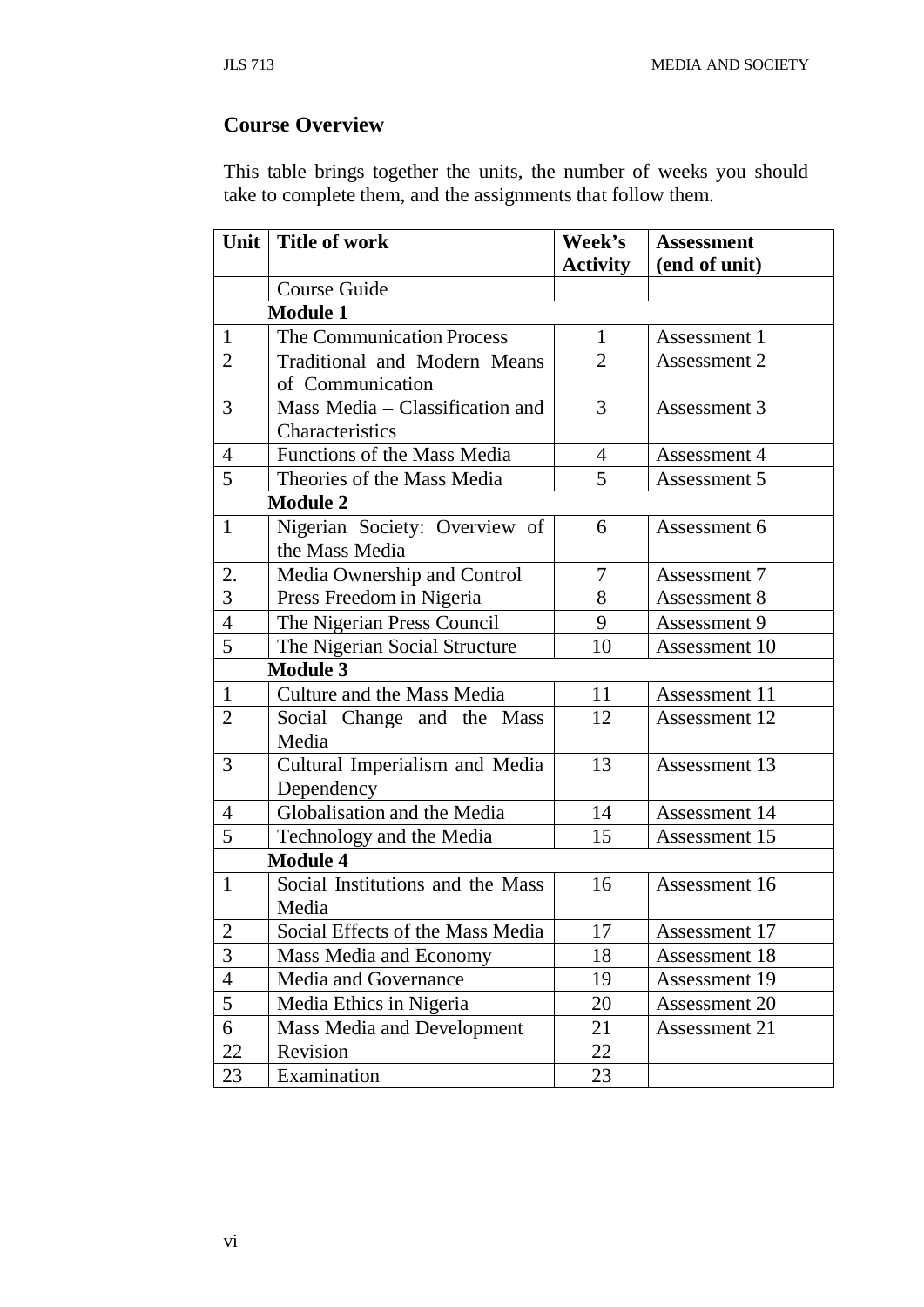## Course Overview

This table brings together the units, the number of weeks you should take to complete them, and the assignments that follow them.

| Unit | Title of work | Week's Activity | Assessment (end of unit) |
|---|---|---|---|
| | Course Guide | | |
| | **Module 1** | | |
| 1 | The Communication Process | 1 | Assessment 1 |
| 2 | Traditional and Modern Means of Communication | 2 | Assessment 2 |
| 3 | Mass Media – Classification and Characteristics | 3 | Assessment 3 |
| 4 | Functions of the Mass Media | 4 | Assessment 4 |
| 5 | Theories of the Mass Media | 5 | Assessment 5 |
| | **Module 2** | | |
| 1 | Nigerian Society: Overview of the Mass Media | 6 | Assessment 6 |
| 2. | Media Ownership and Control | 7 | Assessment 7 |
| 3 | Press Freedom in Nigeria | 8 | Assessment 8 |
| 4 | The Nigerian Press Council | 9 | Assessment 9 |
| 5 | The Nigerian Social Structure | 10 | Assessment 10 |
| | **Module 3** | | |
| 1 | Culture and the Mass Media | 11 | Assessment 11 |
| 2 | Social Change and the Mass Media | 12 | Assessment 12 |
| 3 | Cultural Imperialism and Media Dependency | 13 | Assessment 13 |
| 4 | Globalisation and the Media | 14 | Assessment 14 |
| 5 | Technology and the Media | 15 | Assessment 15 |
| | **Module 4** | | |
| 1 | Social Institutions and the Mass Media | 16 | Assessment 16 |
| 2 | Social Effects of the Mass Media | 17 | Assessment 17 |
| 3 | Mass Media and Economy | 18 | Assessment 18 |
| 4 | Media and Governance | 19 | Assessment 19 |
| 5 | Media Ethics in Nigeria | 20 | Assessment 20 |
| 6 | Mass Media and Development | 21 | Assessment 21 |
| 22 | Revision | 22 | |
| 23 | Examination | 23 | |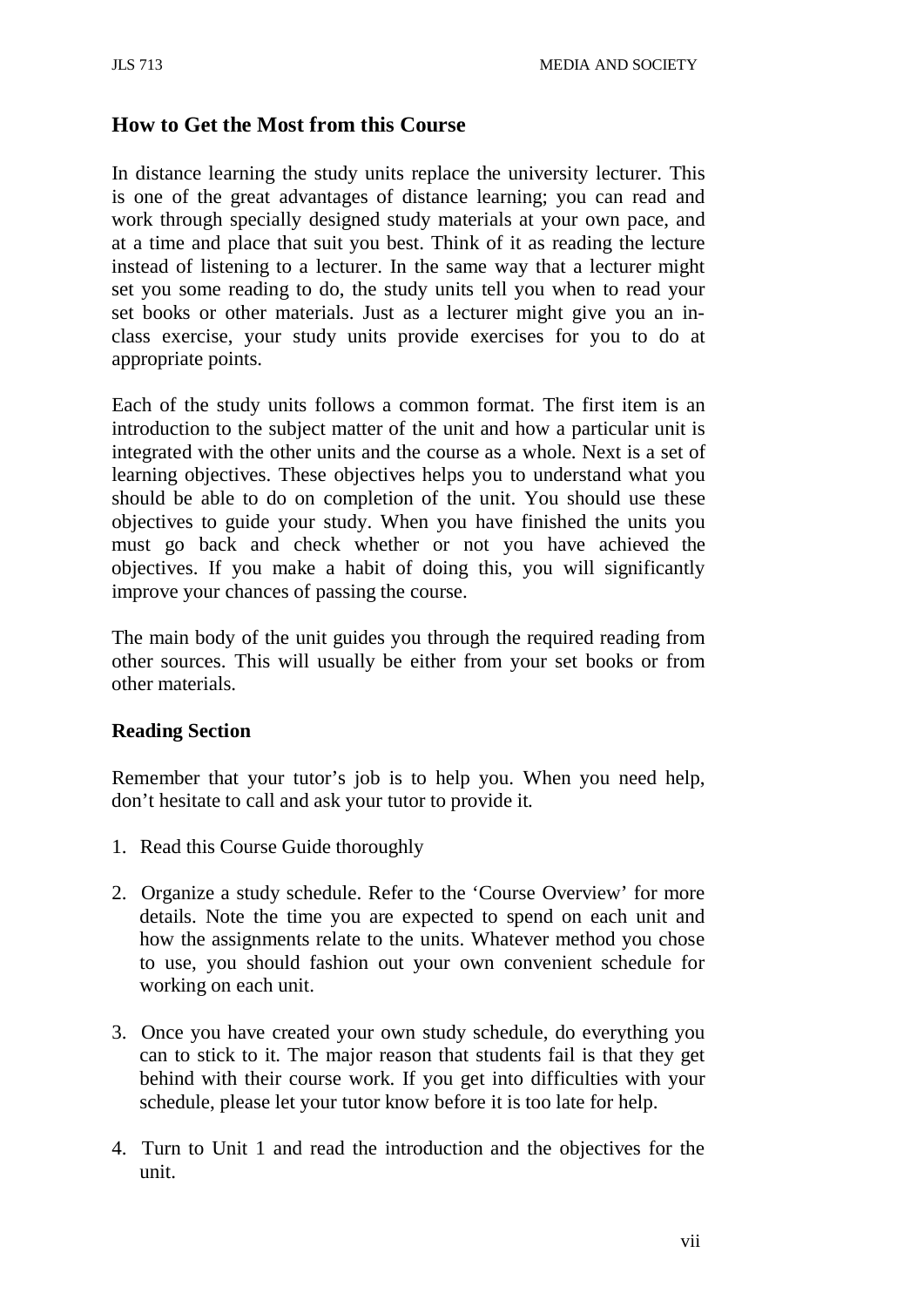## How to Get the Most from this Course

In distance learning the study units replace the university lecturer. This is one of the great advantages of distance learning; you can read and work through specially designed study materials at your own pace, and at a time and place that suit you best. Think of it as reading the lecture instead of listening to a lecturer. In the same way that a lecturer might set you some reading to do, the study units tell you when to read your set books or other materials. Just as a lecturer might give you an in-class exercise, your study units provide exercises for you to do at appropriate points.

Each of the study units follows a common format. The first item is an introduction to the subject matter of the unit and how a particular unit is integrated with the other units and the course as a whole. Next is a set of learning objectives. These objectives helps you to understand what you should be able to do on completion of the unit. You should use these objectives to guide your study. When you have finished the units you must go back and check whether or not you have achieved the objectives. If you make a habit of doing this, you will significantly improve your chances of passing the course.

The main body of the unit guides you through the required reading from other sources. This will usually be either from your set books or from other materials.

### Reading Section

Remember that your tutor's job is to help you. When you need help, don't hesitate to call and ask your tutor to provide it.

1. Read this Course Guide thoroughly

2. Organize a study schedule. Refer to the 'Course Overview' for more details. Note the time you are expected to spend on each unit and how the assignments relate to the units. Whatever method you chose to use, you should fashion out your own convenient schedule for working on each unit.

3. Once you have created your own study schedule, do everything you can to stick to it. The major reason that students fail is that they get behind with their course work. If you get into difficulties with your schedule, please let your tutor know before it is too late for help.

4. Turn to Unit 1 and read the introduction and the objectives for the unit.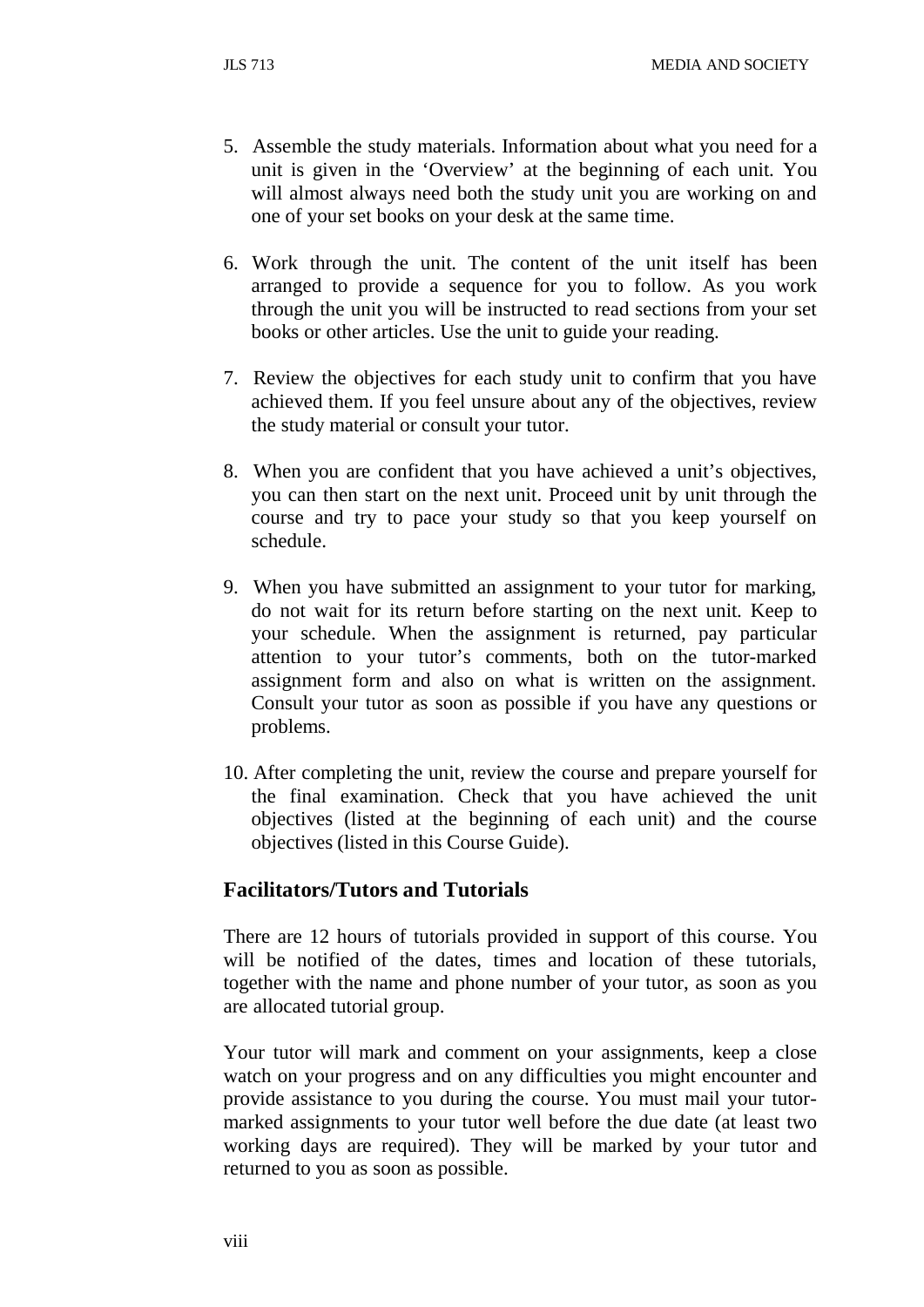5. Assemble the study materials. Information about what you need for a unit is given in the 'Overview' at the beginning of each unit. You will almost always need both the study unit you are working on and one of your set books on your desk at the same time.

6. Work through the unit. The content of the unit itself has been arranged to provide a sequence for you to follow. As you work through the unit you will be instructed to read sections from your set books or other articles. Use the unit to guide your reading.

7. Review the objectives for each study unit to confirm that you have achieved them. If you feel unsure about any of the objectives, review the study material or consult your tutor.

8. When you are confident that you have achieved a unit's objectives, you can then start on the next unit. Proceed unit by unit through the course and try to pace your study so that you keep yourself on schedule.

9. When you have submitted an assignment to your tutor for marking, do not wait for its return before starting on the next unit. Keep to your schedule. When the assignment is returned, pay particular attention to your tutor's comments, both on the tutor-marked assignment form and also on what is written on the assignment. Consult your tutor as soon as possible if you have any questions or problems.

10. After completing the unit, review the course and prepare yourself for the final examination. Check that you have achieved the unit objectives (listed at the beginning of each unit) and the course objectives (listed in this Course Guide).

## Facilitators/Tutors and Tutorials

There are 12 hours of tutorials provided in support of this course. You will be notified of the dates, times and location of these tutorials, together with the name and phone number of your tutor, as soon as you are allocated tutorial group.

Your tutor will mark and comment on your assignments, keep a close watch on your progress and on any difficulties you might encounter and provide assistance to you during the course. You must mail your tutor-marked assignments to your tutor well before the due date (at least two working days are required). They will be marked by your tutor and returned to you as soon as possible.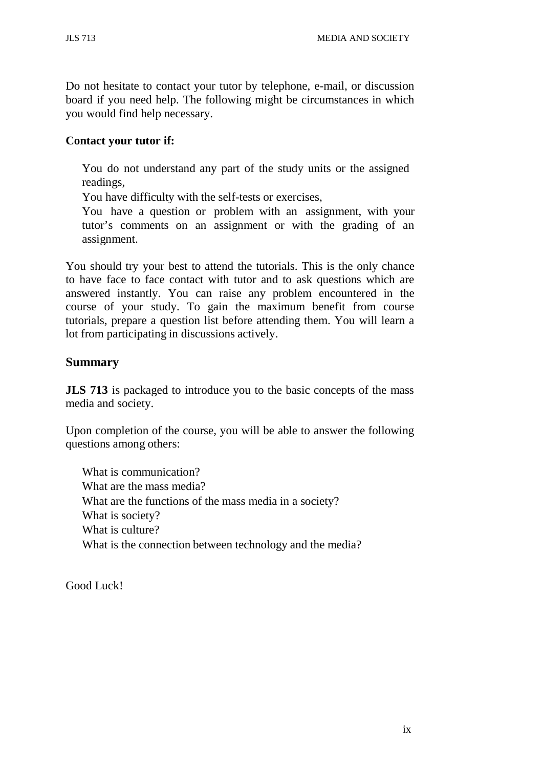Do not hesitate to contact your tutor by telephone, e-mail, or discussion board if you need help. The following might be circumstances in which you would find help necessary.

**Contact your tutor if:**

- You do not understand any part of the study units or the assigned readings,
- You have difficulty with the self-tests or exercises,
- You have a question or problem with an assignment, with your tutor's comments on an assignment or with the grading of an assignment.

You should try your best to attend the tutorials. This is the only chance to have face to face contact with tutor and to ask questions which are answered instantly. You can raise any problem encountered in the course of your study. To gain the maximum benefit from course tutorials, prepare a question list before attending them. You will learn a lot from participating in discussions actively.

## Summary

**JLS 713** is packaged to introduce you to the basic concepts of the mass media and society.

Upon completion of the course, you will be able to answer the following questions among others:

- What is communication?
- What are the mass media?
- What are the functions of the mass media in a society?
- What is society?
- What is culture?
- What is the connection between technology and the media?

Good Luck!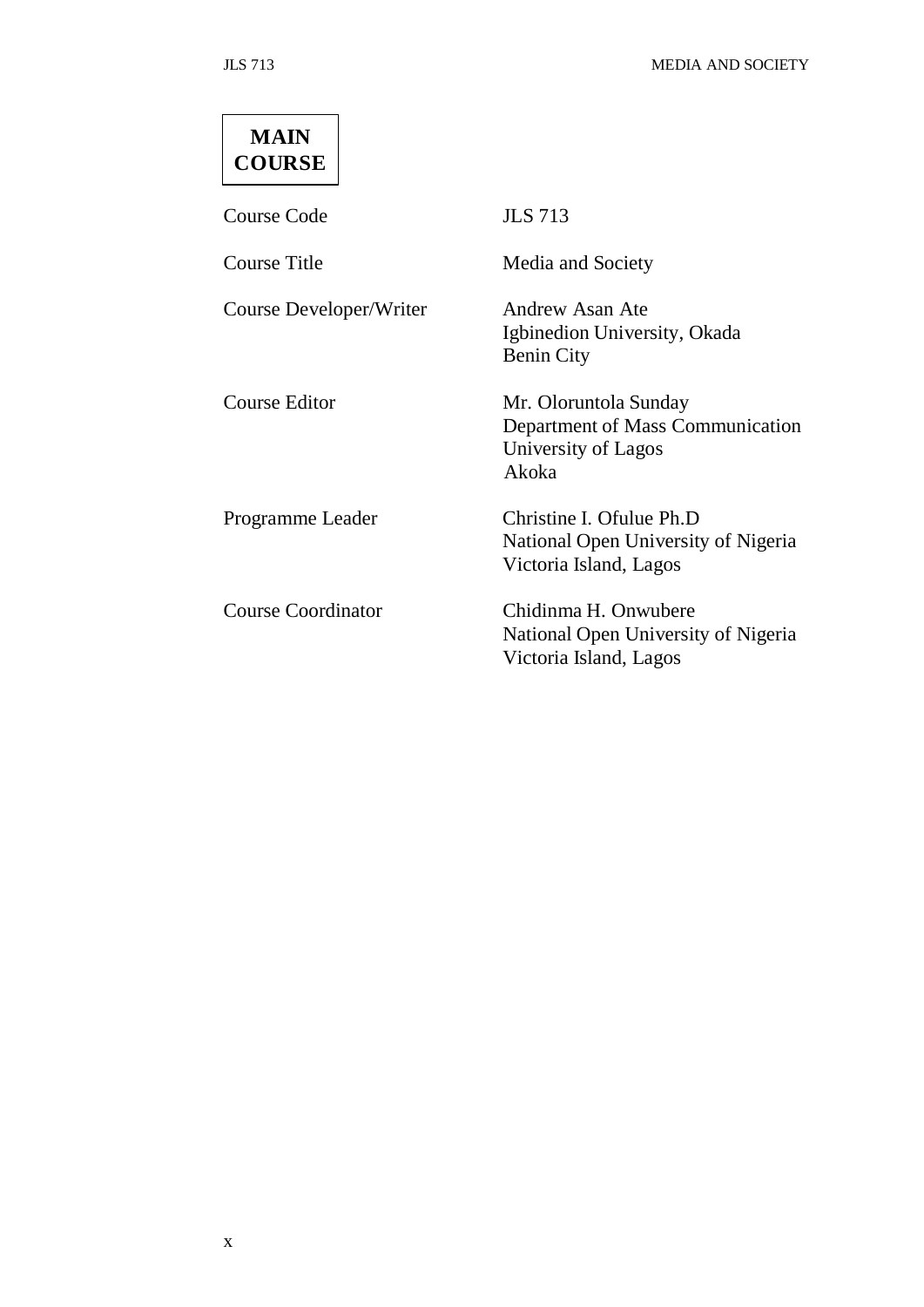# MAIN COURSE

| | |
|---|---|
| Course Code | JLS 713 |
| Course Title | Media and Society |
| Course Developer/Writer | Andrew Asan Ate<br>Igbinedion University, Okada<br>Benin City |
| Course Editor | Mr. Oloruntola Sunday<br>Department of Mass Communication<br>University of Lagos<br>Akoka |
| Programme Leader | Christine I. Ofulue Ph.D<br>National Open University of Nigeria<br>Victoria Island, Lagos |
| Course Coordinator | Chidinma H. Onwubere<br>National Open University of Nigeria<br>Victoria Island, Lagos |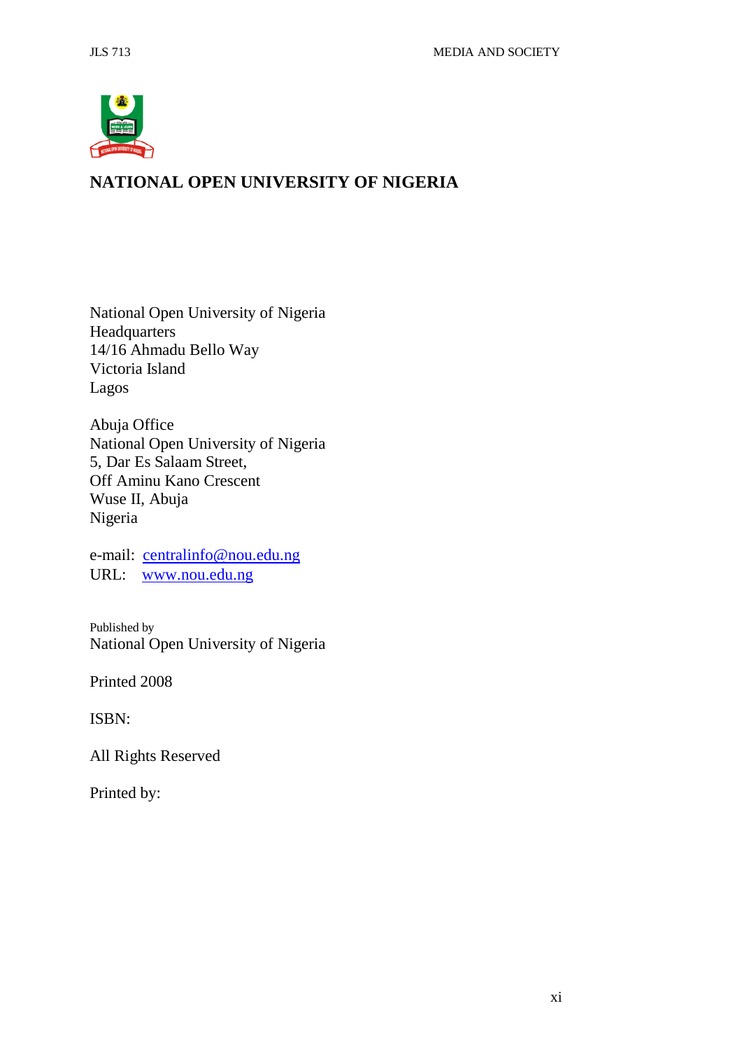**NATIONAL OPEN UNIVERSITY OF NIGERIA**

National Open University of Nigeria
Headquarters
14/16 Ahmadu Bello Way
Victoria Island
Lagos

Abuja Office
National Open University of Nigeria
5, Dar Es Salaam Street,
Off Aminu Kano Crescent
Wuse II, Abuja
Nigeria

e-mail: centralinfo@nou.edu.ng
URL: www.nou.edu.ng

Published by
National Open University of Nigeria

Printed 2008

ISBN:

All Rights Reserved

Printed by: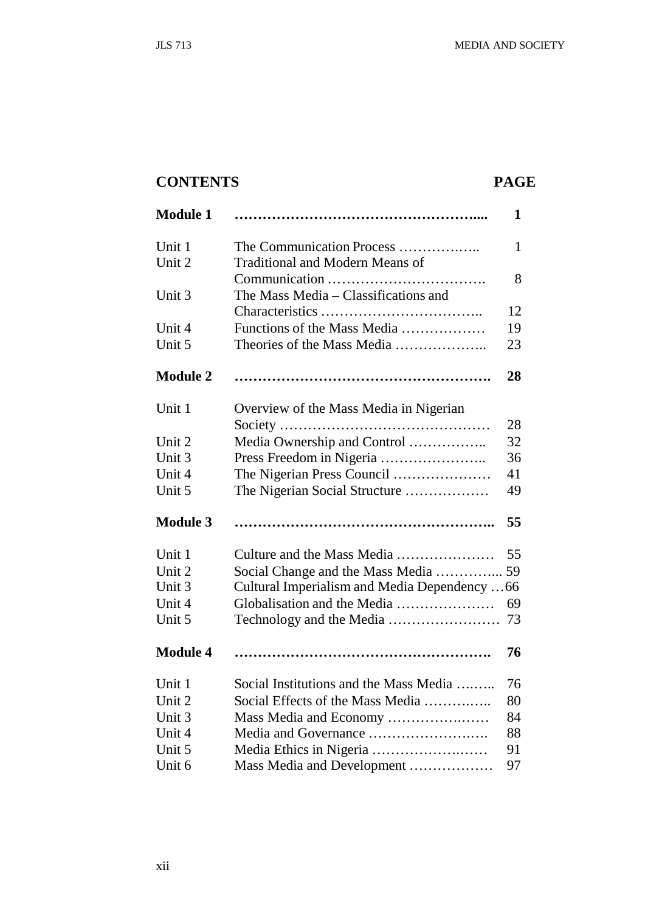## CONTENTS PAGE

| | | |
|---|---|---|
| **Module 1** | **…………………………………………....** | **1** |
| Unit 1 | The Communication Process …………….. | 1 |
| Unit 2 | Traditional and Modern Means of Communication ……………………………. | 8 |
| Unit 3 | The Mass Media – Classifications and Characteristics …………………………….. | 12 |
| Unit 4 | Functions of the Mass Media ……………… | 19 |
| Unit 5 | Theories of the Mass Media ……………….. | 23 |
| **Module 2** | **……………………………………………….** | **28** |
| Unit 1 | Overview of the Mass Media in Nigerian Society ……………………………………… | 28 |
| Unit 2 | Media Ownership and Control …………….. | 32 |
| Unit 3 | Press Freedom in Nigeria ………………….. | 36 |
| Unit 4 | The Nigerian Press Council ………………… | 41 |
| Unit 5 | The Nigerian Social Structure ……………… | 49 |
| **Module 3** | **………………………………………………..** | **55** |
| Unit 1 | Culture and the Mass Media ………………… | 55 |
| Unit 2 | Social Change and the Mass Media ………….... | 59 |
| Unit 3 | Cultural Imperialism and Media Dependency … | 66 |
| Unit 4 | Globalisation and the Media ………………… | 69 |
| Unit 5 | Technology and the Media …………………… | 73 |
| **Module 4** | **……………………………………………….** | **76** |
| Unit 1 | Social Institutions and the Mass Media …..….. | 76 |
| Unit 2 | Social Effects of the Mass Media ………..….. | 80 |
| Unit 3 | Mass Media and Economy ……………..…… | 84 |
| Unit 4 | Media and Governance …………………..…. | 88 |
| Unit 5 | Media Ethics in Nigeria …………………..…… | 91 |
| Unit 6 | Mass Media and Development ……………… | 97 |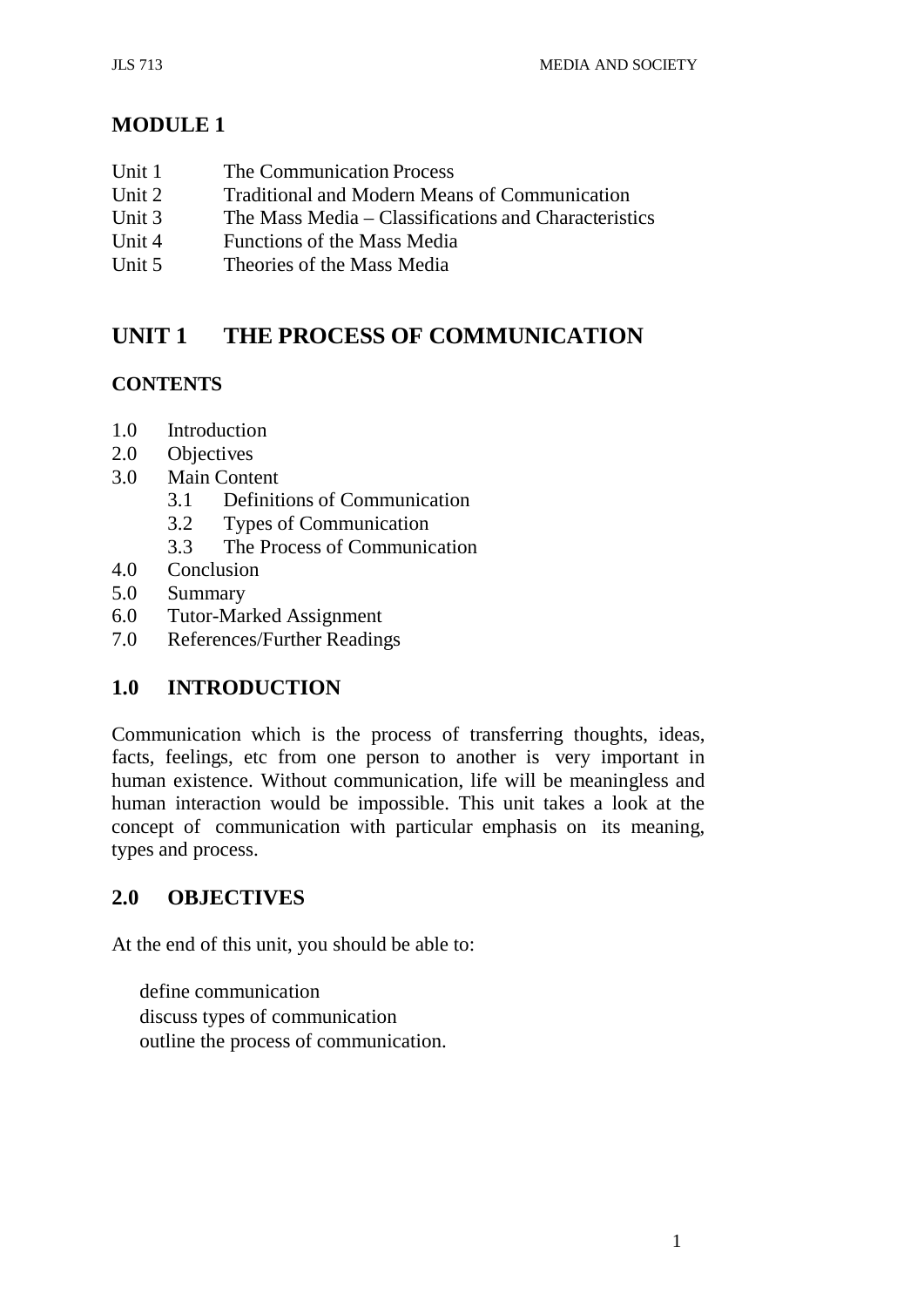# MODULE 1

Unit 1 The Communication Process
Unit 2 Traditional and Modern Means of Communication
Unit 3 The Mass Media – Classifications and Characteristics
Unit 4 Functions of the Mass Media
Unit 5 Theories of the Mass Media

## UNIT 1 THE PROCESS OF COMMUNICATION

### CONTENTS

1.0 Introduction
2.0 Objectives
3.0 Main Content
 3.1 Definitions of Communication
 3.2 Types of Communication
 3.3 The Process of Communication
4.0 Conclusion
5.0 Summary
6.0 Tutor-Marked Assignment
7.0 References/Further Readings

## 1.0 INTRODUCTION

Communication which is the process of transferring thoughts, ideas, facts, feelings, etc from one person to another is very important in human existence. Without communication, life will be meaningless and human interaction would be impossible. This unit takes a look at the concept of communication with particular emphasis on its meaning, types and process.

## 2.0 OBJECTIVES

At the end of this unit, you should be able to:

- define communication
- discuss types of communication
- outline the process of communication.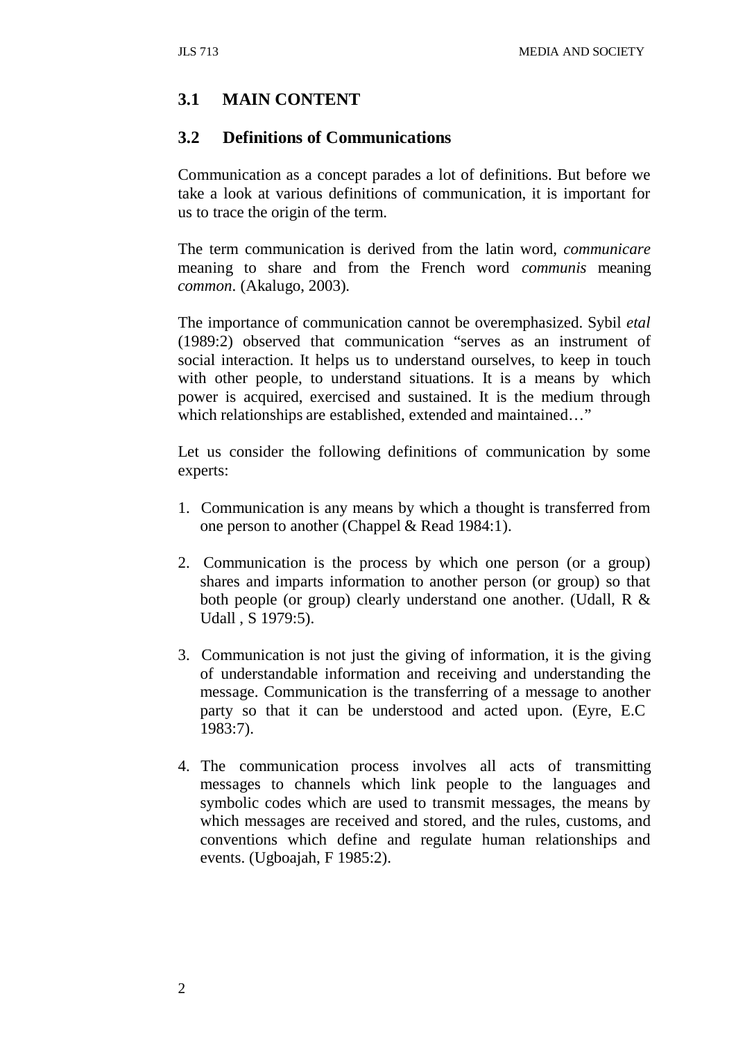## 3.1 MAIN CONTENT

## 3.2 Definitions of Communications

Communication as a concept parades a lot of definitions. But before we take a look at various definitions of communication, it is important for us to trace the origin of the term.

The term communication is derived from the latin word, *communicare* meaning to share and from the French word *communis* meaning *common*. (Akalugo, 2003).

The importance of communication cannot be overemphasized. Sybil *etal* (1989:2) observed that communication "serves as an instrument of social interaction. It helps us to understand ourselves, to keep in touch with other people, to understand situations. It is a means by which power is acquired, exercised and sustained. It is the medium through which relationships are established, extended and maintained…"

Let us consider the following definitions of communication by some experts:

1. Communication is any means by which a thought is transferred from one person to another (Chappel & Read 1984:1).

2. Communication is the process by which one person (or a group) shares and imparts information to another person (or group) so that both people (or group) clearly understand one another. (Udall, R & Udall , S 1979:5).

3. Communication is not just the giving of information, it is the giving of understandable information and receiving and understanding the message. Communication is the transferring of a message to another party so that it can be understood and acted upon. (Eyre, E.C 1983:7).

4. The communication process involves all acts of transmitting messages to channels which link people to the languages and symbolic codes which are used to transmit messages, the means by which messages are received and stored, and the rules, customs, and conventions which define and regulate human relationships and events. (Ugboajah, F 1985:2).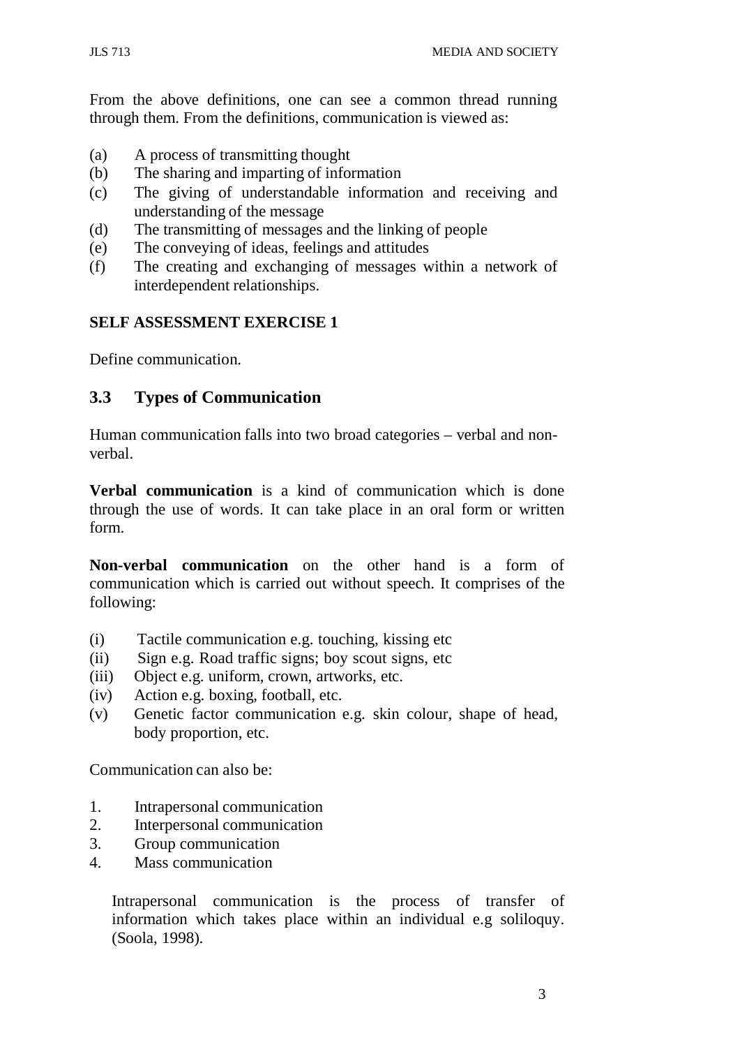From the above definitions, one can see a common thread running through them. From the definitions, communication is viewed as:

(a) A process of transmitting thought
(b) The sharing and imparting of information
(c) The giving of understandable information and receiving and understanding of the message
(d) The transmitting of messages and the linking of people
(e) The conveying of ideas, feelings and attitudes
(f) The creating and exchanging of messages within a network of interdependent relationships.

**SELF ASSESSMENT EXERCISE 1**

Define communication.

## 3.3 Types of Communication

Human communication falls into two broad categories – verbal and non-verbal.

**Verbal communication** is a kind of communication which is done through the use of words. It can take place in an oral form or written form.

**Non-verbal communication** on the other hand is a form of communication which is carried out without speech. It comprises of the following:

(i) Tactile communication e.g. touching, kissing etc
(ii) Sign e.g. Road traffic signs; boy scout signs, etc
(iii) Object e.g. uniform, crown, artworks, etc.
(iv) Action e.g. boxing, football, etc.
(v) Genetic factor communication e.g. skin colour, shape of head, body proportion, etc.

Communication can also be:

1. Intrapersonal communication
2. Interpersonal communication
3. Group communication
4. Mass communication

Intrapersonal communication is the process of transfer of information which takes place within an individual e.g soliloquy. (Soola, 1998).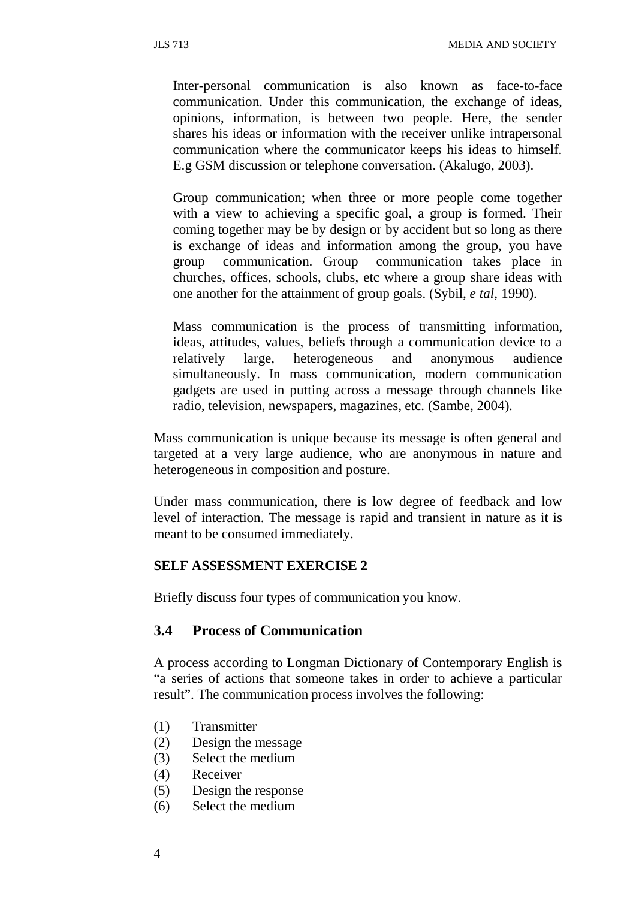Inter-personal communication is also known as face-to-face communication. Under this communication, the exchange of ideas, opinions, information, is between two people. Here, the sender shares his ideas or information with the receiver unlike intrapersonal communication where the communicator keeps his ideas to himself. E.g GSM discussion or telephone conversation. (Akalugo, 2003).

Group communication; when three or more people come together with a view to achieving a specific goal, a group is formed. Their coming together may be by design or by accident but so long as there is exchange of ideas and information among the group, you have group communication. Group communication takes place in churches, offices, schools, clubs, etc where a group share ideas with one another for the attainment of group goals. (Sybil, *e tal*, 1990).

Mass communication is the process of transmitting information, ideas, attitudes, values, beliefs through a communication device to a relatively large, heterogeneous and anonymous audience simultaneously. In mass communication, modern communication gadgets are used in putting across a message through channels like radio, television, newspapers, magazines, etc. (Sambe, 2004).

Mass communication is unique because its message is often general and targeted at a very large audience, who are anonymous in nature and heterogeneous in composition and posture.

Under mass communication, there is low degree of feedback and low level of interaction. The message is rapid and transient in nature as it is meant to be consumed immediately.

**SELF ASSESSMENT EXERCISE 2**

Briefly discuss four types of communication you know.

## 3.4 Process of Communication

A process according to Longman Dictionary of Contemporary English is "a series of actions that someone takes in order to achieve a particular result". The communication process involves the following:

(1) Transmitter
(2) Design the message
(3) Select the medium
(4) Receiver
(5) Design the response
(6) Select the medium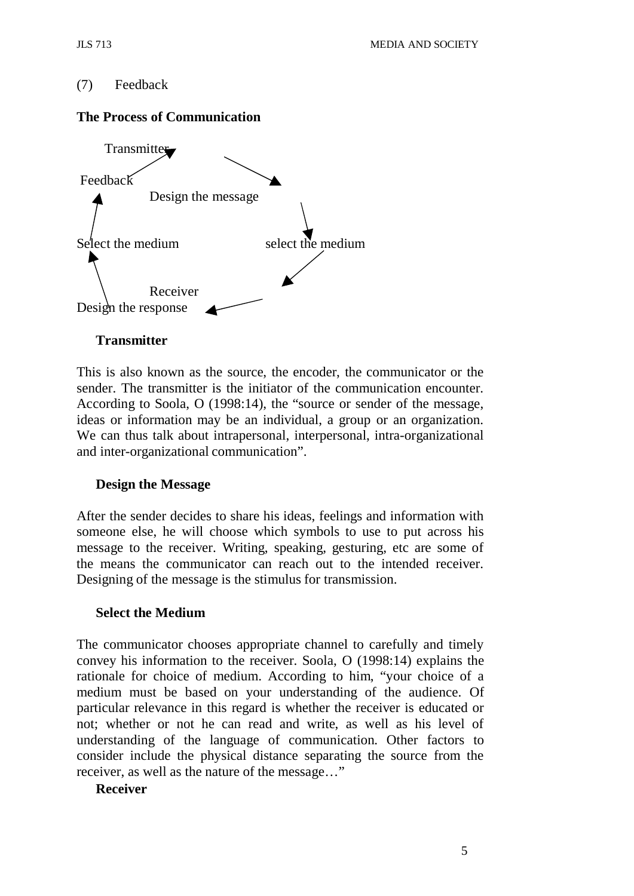(7) Feedback

**The Process of Communication**

Transmitter

Feedback

Design the message

Select the medium

select the medium

Receiver

Design the response

**Transmitter**

This is also known as the source, the encoder, the communicator or the sender. The transmitter is the initiator of the communication encounter. According to Soola, O (1998:14), the "source or sender of the message, ideas or information may be an individual, a group or an organization. We can thus talk about intrapersonal, interpersonal, intra-organizational and inter-organizational communication".

**Design the Message**

After the sender decides to share his ideas, feelings and information with someone else, he will choose which symbols to use to put across his message to the receiver. Writing, speaking, gesturing, etc are some of the means the communicator can reach out to the intended receiver. Designing of the message is the stimulus for transmission.

**Select the Medium**

The communicator chooses appropriate channel to carefully and timely convey his information to the receiver. Soola, O (1998:14) explains the rationale for choice of medium. According to him, "your choice of a medium must be based on your understanding of the audience. Of particular relevance in this regard is whether the receiver is educated or not; whether or not he can read and write, as well as his level of understanding of the language of communication. Other factors to consider include the physical distance separating the source from the receiver, as well as the nature of the message…"

**Receiver**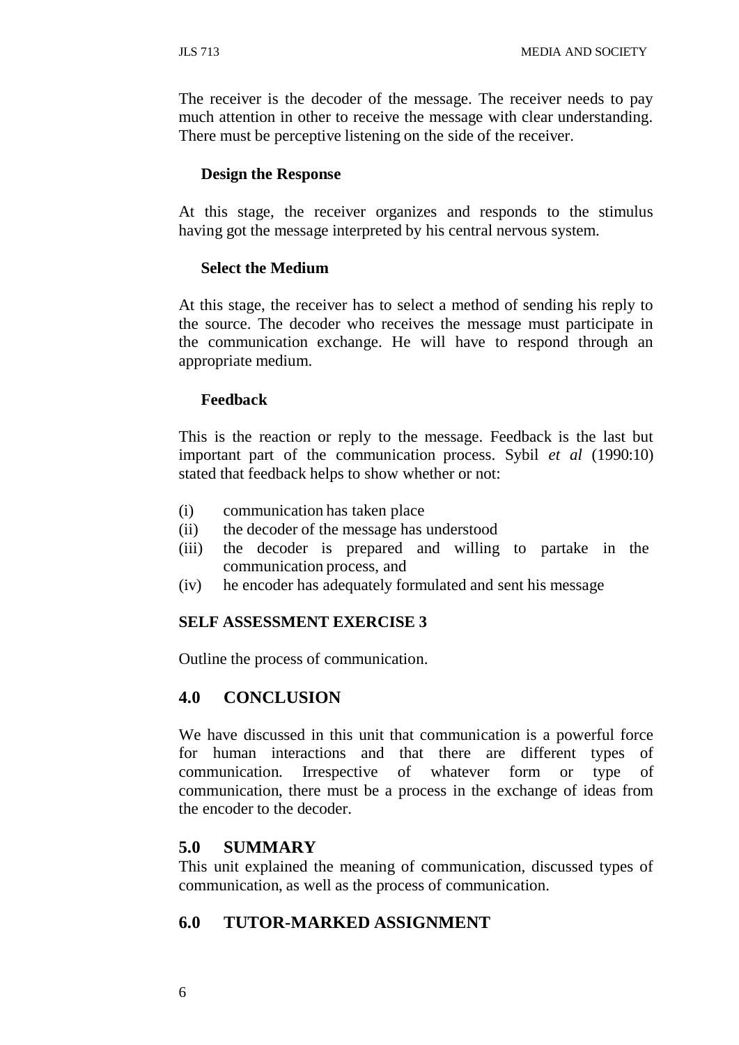The receiver is the decoder of the message. The receiver needs to pay much attention in other to receive the message with clear understanding. There must be perceptive listening on the side of the receiver.

**Design the Response**

At this stage, the receiver organizes and responds to the stimulus having got the message interpreted by his central nervous system.

**Select the Medium**

At this stage, the receiver has to select a method of sending his reply to the source. The decoder who receives the message must participate in the communication exchange. He will have to respond through an appropriate medium.

**Feedback**

This is the reaction or reply to the message. Feedback is the last but important part of the communication process. Sybil *et al* (1990:10) stated that feedback helps to show whether or not:

(i) communication has taken place
(ii) the decoder of the message has understood
(iii) the decoder is prepared and willing to partake in the communication process, and
(iv) he encoder has adequately formulated and sent his message

**SELF ASSESSMENT EXERCISE 3**

Outline the process of communication.

## 4.0 CONCLUSION

We have discussed in this unit that communication is a powerful force for human interactions and that there are different types of communication. Irrespective of whatever form or type of communication, there must be a process in the exchange of ideas from the encoder to the decoder.

## 5.0 SUMMARY

This unit explained the meaning of communication, discussed types of communication, as well as the process of communication.

## 6.0 TUTOR-MARKED ASSIGNMENT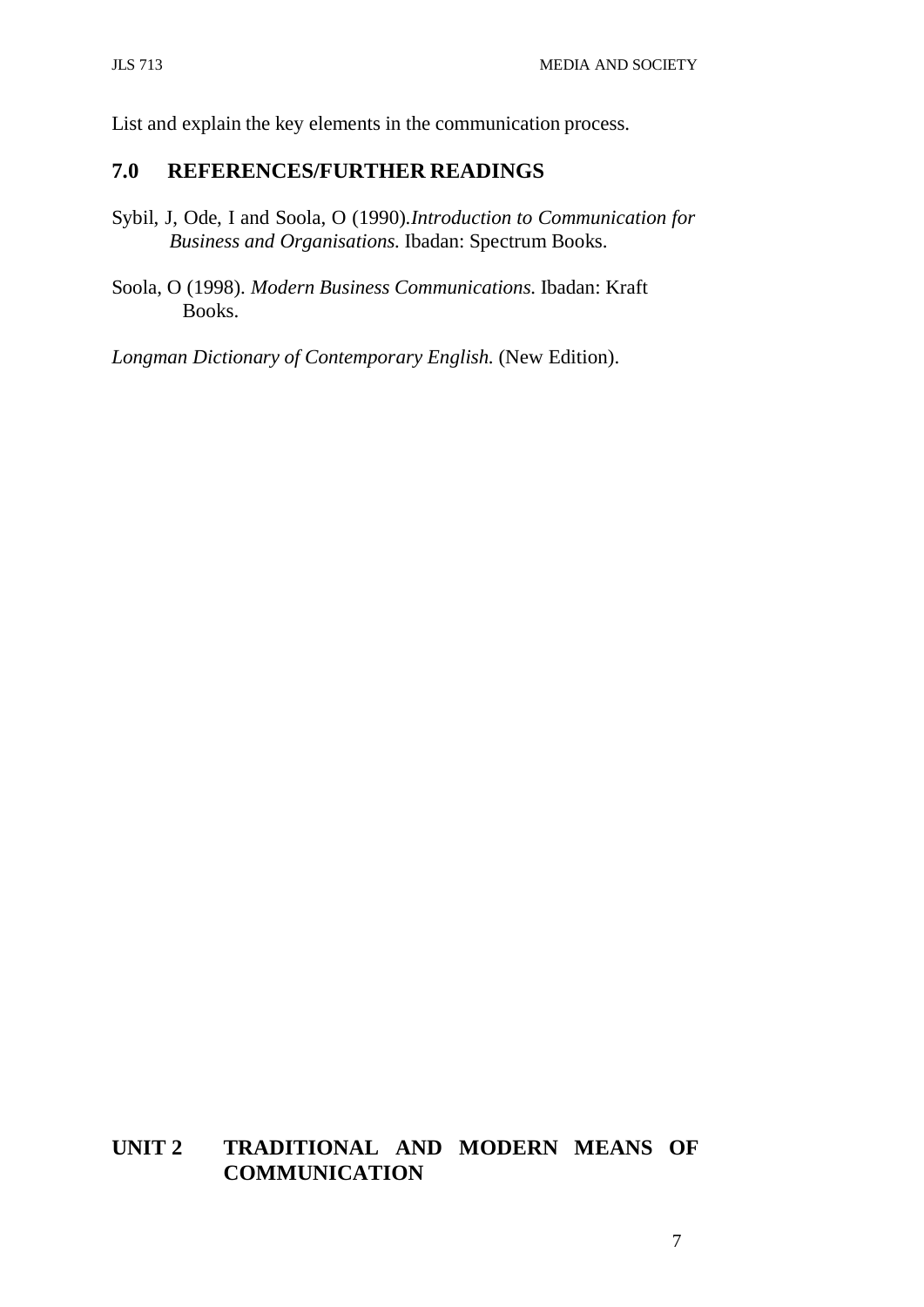List and explain the key elements in the communication process.

## 7.0 REFERENCES/FURTHER READINGS

Sybil, J, Ode, I and Soola, O (1990).*Introduction to Communication for Business and Organisations.* Ibadan: Spectrum Books.

Soola, O (1998). *Modern Business Communications.* Ibadan: Kraft Books.

*Longman Dictionary of Contemporary English.* (New Edition).

# UNIT 2 TRADITIONAL AND MODERN MEANS OF COMMUNICATION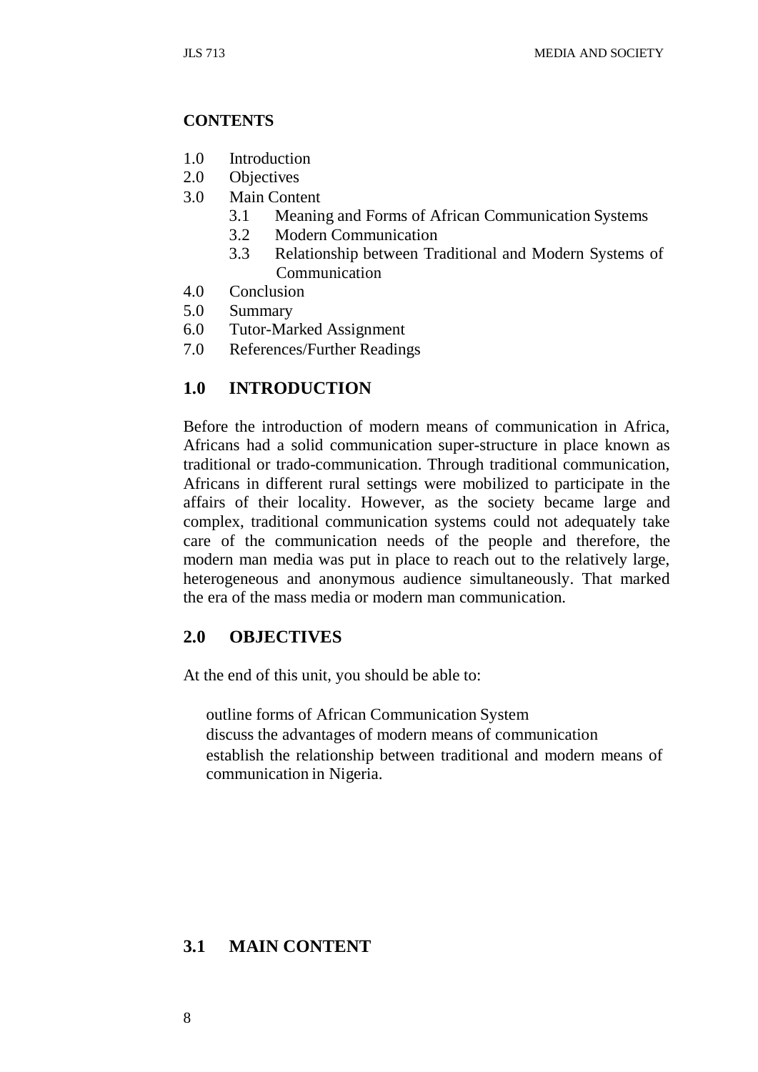## CONTENTS

- 1.0 Introduction
- 2.0 Objectives
- 3.0 Main Content
    - 3.1 Meaning and Forms of African Communication Systems
    - 3.2 Modern Communication
    - 3.3 Relationship between Traditional and Modern Systems of Communication
- 4.0 Conclusion
- 5.0 Summary
- 6.0 Tutor-Marked Assignment
- 7.0 References/Further Readings

## 1.0 INTRODUCTION

Before the introduction of modern means of communication in Africa, Africans had a solid communication super-structure in place known as traditional or trado-communication. Through traditional communication, Africans in different rural settings were mobilized to participate in the affairs of their locality. However, as the society became large and complex, traditional communication systems could not adequately take care of the communication needs of the people and therefore, the modern man media was put in place to reach out to the relatively large, heterogeneous and anonymous audience simultaneously. That marked the era of the mass media or modern man communication.

## 2.0 OBJECTIVES

At the end of this unit, you should be able to:

- outline forms of African Communication System
- discuss the advantages of modern means of communication
- establish the relationship between traditional and modern means of communication in Nigeria.

## 3.1 MAIN CONTENT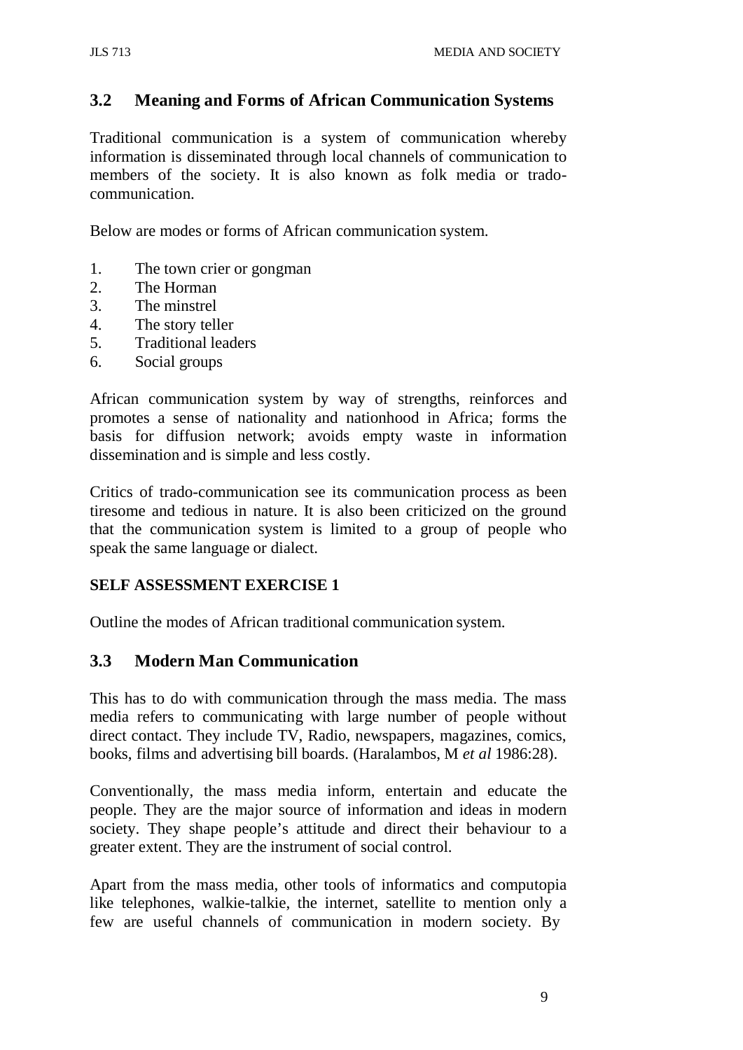## 3.2 Meaning and Forms of African Communication Systems

Traditional communication is a system of communication whereby information is disseminated through local channels of communication to members of the society. It is also known as folk media or trado-communication.

Below are modes or forms of African communication system.

1. The town crier or gongman
2. The Horman
3. The minstrel
4. The story teller
5. Traditional leaders
6. Social groups

African communication system by way of strengths, reinforces and promotes a sense of nationality and nationhood in Africa; forms the basis for diffusion network; avoids empty waste in information dissemination and is simple and less costly.

Critics of trado-communication see its communication process as been tiresome and tedious in nature. It is also been criticized on the ground that the communication system is limited to a group of people who speak the same language or dialect.

**SELF ASSESSMENT EXERCISE 1**

Outline the modes of African traditional communication system.

## 3.3 Modern Man Communication

This has to do with communication through the mass media. The mass media refers to communicating with large number of people without direct contact. They include TV, Radio, newspapers, magazines, comics, books, films and advertising bill boards. (Haralambos, M *et al* 1986:28).

Conventionally, the mass media inform, entertain and educate the people. They are the major source of information and ideas in modern society. They shape people's attitude and direct their behaviour to a greater extent. They are the instrument of social control.

Apart from the mass media, other tools of informatics and computopia like telephones, walkie-talkie, the internet, satellite to mention only a few are useful channels of communication in modern society. By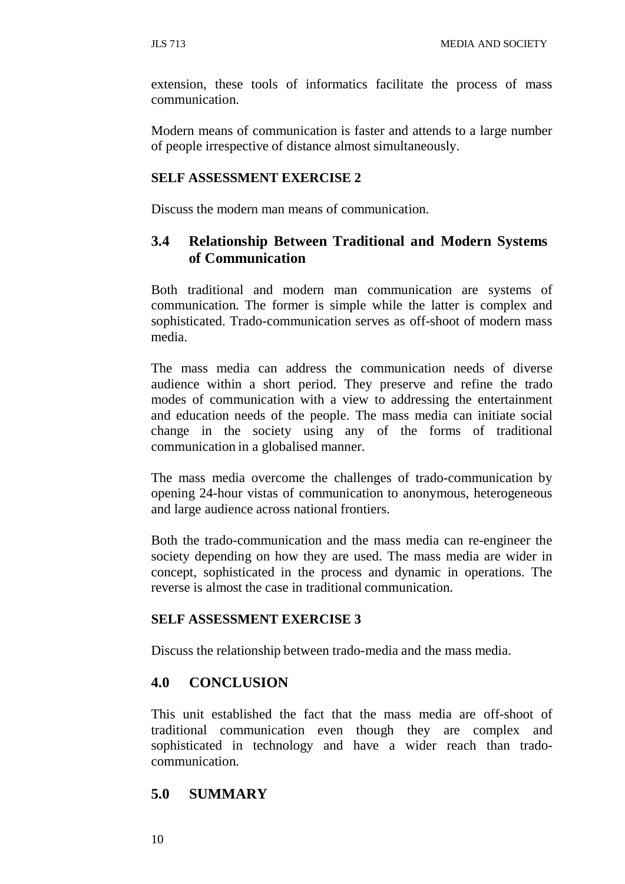extension, these tools of informatics facilitate the process of mass communication.

Modern means of communication is faster and attends to a large number of people irrespective of distance almost simultaneously.

**SELF ASSESSMENT EXERCISE 2**

Discuss the modern man means of communication.

## 3.4 Relationship Between Traditional and Modern Systems of Communication

Both traditional and modern man communication are systems of communication. The former is simple while the latter is complex and sophisticated. Trado-communication serves as off-shoot of modern mass media.

The mass media can address the communication needs of diverse audience within a short period. They preserve and refine the trado modes of communication with a view to addressing the entertainment and education needs of the people. The mass media can initiate social change in the society using any of the forms of traditional communication in a globalised manner.

The mass media overcome the challenges of trado-communication by opening 24-hour vistas of communication to anonymous, heterogeneous and large audience across national frontiers.

Both the trado-communication and the mass media can re-engineer the society depending on how they are used. The mass media are wider in concept, sophisticated in the process and dynamic in operations. The reverse is almost the case in traditional communication.

**SELF ASSESSMENT EXERCISE 3**

Discuss the relationship between trado-media and the mass media.

## 4.0 CONCLUSION

This unit established the fact that the mass media are off-shoot of traditional communication even though they are complex and sophisticated in technology and have a wider reach than trado-communication.

## 5.0 SUMMARY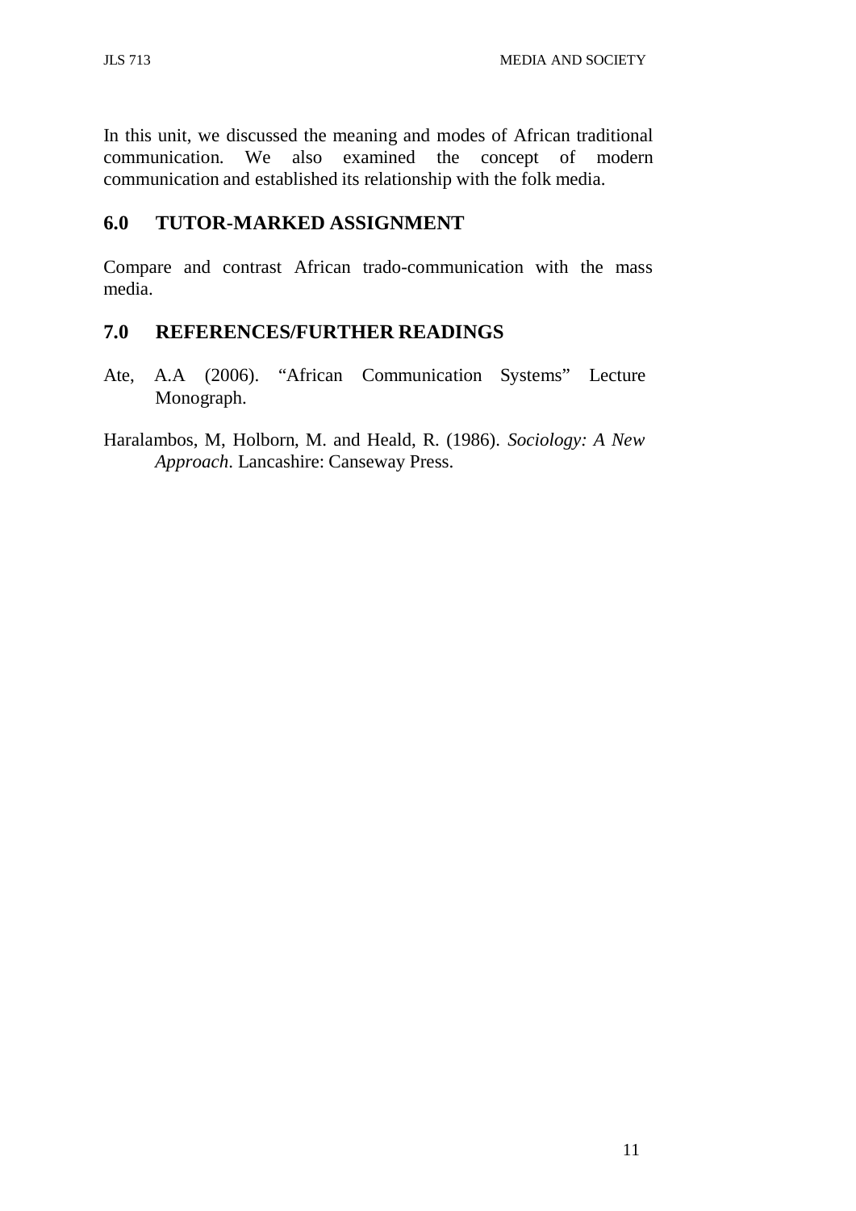In this unit, we discussed the meaning and modes of African traditional communication. We also examined the concept of modern communication and established its relationship with the folk media.

## 6.0 TUTOR-MARKED ASSIGNMENT

Compare and contrast African trado-communication with the mass media.

## 7.0 REFERENCES/FURTHER READINGS

Ate, A.A (2006). "African Communication Systems" Lecture Monograph.

Haralambos, M, Holborn, M. and Heald, R. (1986). *Sociology: A New Approach*. Lancashire: Canseway Press.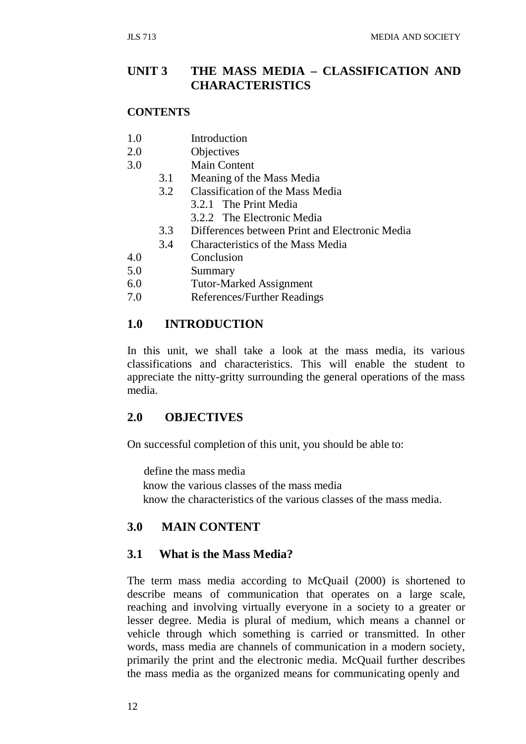## UNIT 3 THE MASS MEDIA – CLASSIFICATION AND CHARACTERISTICS

### CONTENTS

- 1.0 Introduction
- 2.0 Objectives
- 3.0 Main Content
  - 3.1 Meaning of the Mass Media
  - 3.2 Classification of the Mass Media
    - 3.2.1 The Print Media
    - 3.2.2 The Electronic Media
  - 3.3 Differences between Print and Electronic Media
  - 3.4 Characteristics of the Mass Media
- 4.0 Conclusion
- 5.0 Summary
- 6.0 Tutor-Marked Assignment
- 7.0 References/Further Readings

### 1.0 INTRODUCTION

In this unit, we shall take a look at the mass media, its various classifications and characteristics. This will enable the student to appreciate the nitty-gritty surrounding the general operations of the mass media.

### 2.0 OBJECTIVES

On successful completion of this unit, you should be able to:

- define the mass media
- know the various classes of the mass media
- know the characteristics of the various classes of the mass media.

### 3.0 MAIN CONTENT

### 3.1 What is the Mass Media?

The term mass media according to McQuail (2000) is shortened to describe means of communication that operates on a large scale, reaching and involving virtually everyone in a society to a greater or lesser degree. Media is plural of medium, which means a channel or vehicle through which something is carried or transmitted. In other words, mass media are channels of communication in a modern society, primarily the print and the electronic media. McQuail further describes the mass media as the organized means for communicating openly and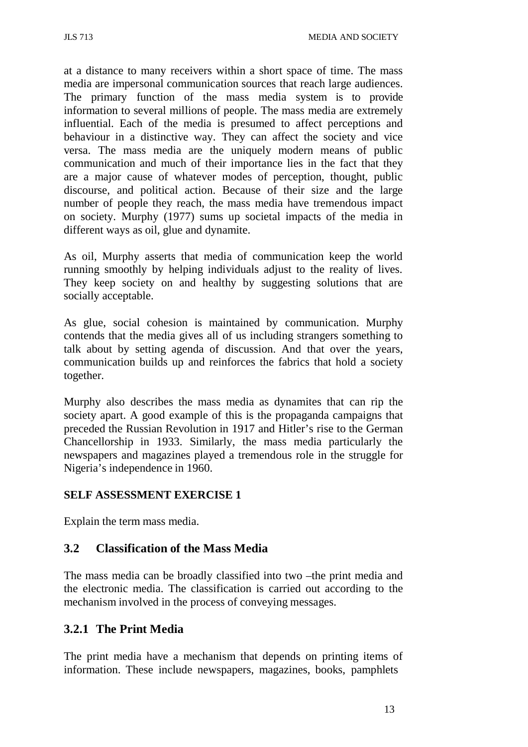at a distance to many receivers within a short space of time. The mass media are impersonal communication sources that reach large audiences. The primary function of the mass media system is to provide information to several millions of people. The mass media are extremely influential. Each of the media is presumed to affect perceptions and behaviour in a distinctive way. They can affect the society and vice versa. The mass media are the uniquely modern means of public communication and much of their importance lies in the fact that they are a major cause of whatever modes of perception, thought, public discourse, and political action. Because of their size and the large number of people they reach, the mass media have tremendous impact on society. Murphy (1977) sums up societal impacts of the media in different ways as oil, glue and dynamite.

As oil, Murphy asserts that media of communication keep the world running smoothly by helping individuals adjust to the reality of lives. They keep society on and healthy by suggesting solutions that are socially acceptable.

As glue, social cohesion is maintained by communication. Murphy contends that the media gives all of us including strangers something to talk about by setting agenda of discussion. And that over the years, communication builds up and reinforces the fabrics that hold a society together.

Murphy also describes the mass media as dynamites that can rip the society apart. A good example of this is the propaganda campaigns that preceded the Russian Revolution in 1917 and Hitler's rise to the German Chancellorship in 1933. Similarly, the mass media particularly the newspapers and magazines played a tremendous role in the struggle for Nigeria's independence in 1960.

**SELF ASSESSMENT EXERCISE 1**

Explain the term mass media.

## 3.2 Classification of the Mass Media

The mass media can be broadly classified into two –the print media and the electronic media. The classification is carried out according to the mechanism involved in the process of conveying messages.

### 3.2.1 The Print Media

The print media have a mechanism that depends on printing items of information. These include newspapers, magazines, books, pamphlets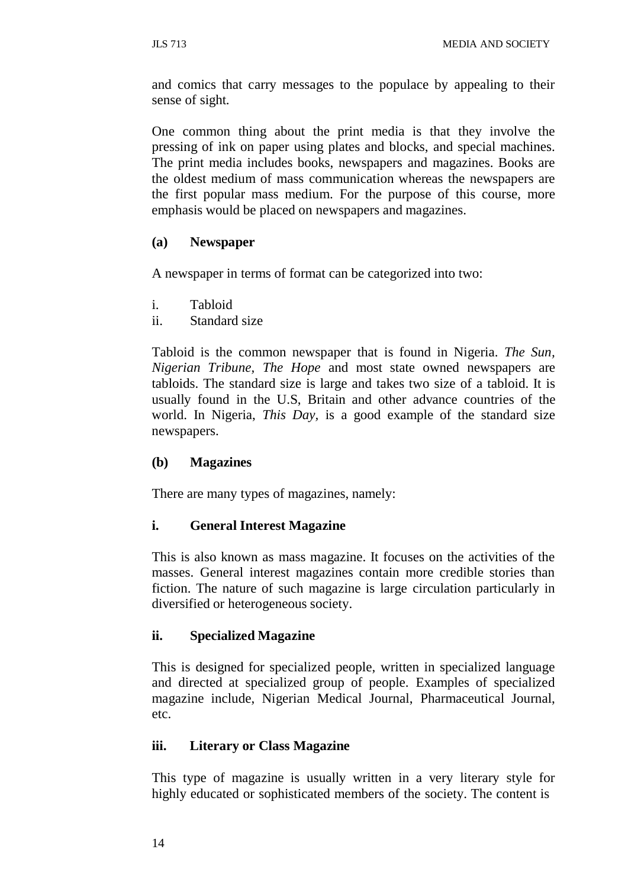and comics that carry messages to the populace by appealing to their sense of sight.

One common thing about the print media is that they involve the pressing of ink on paper using plates and blocks, and special machines. The print media includes books, newspapers and magazines. Books are the oldest medium of mass communication whereas the newspapers are the first popular mass medium. For the purpose of this course, more emphasis would be placed on newspapers and magazines.

**(a) Newspaper**

A newspaper in terms of format can be categorized into two:

i. Tabloid
ii. Standard size

Tabloid is the common newspaper that is found in Nigeria. *The Sun, Nigerian Tribune, The Hope* and most state owned newspapers are tabloids. The standard size is large and takes two size of a tabloid. It is usually found in the U.S, Britain and other advance countries of the world. In Nigeria, *This Day,* is a good example of the standard size newspapers.

**(b) Magazines**

There are many types of magazines, namely:

**i. General Interest Magazine**

This is also known as mass magazine. It focuses on the activities of the masses. General interest magazines contain more credible stories than fiction. The nature of such magazine is large circulation particularly in diversified or heterogeneous society.

**ii. Specialized Magazine**

This is designed for specialized people, written in specialized language and directed at specialized group of people. Examples of specialized magazine include, Nigerian Medical Journal, Pharmaceutical Journal, etc.

**iii. Literary or Class Magazine**

This type of magazine is usually written in a very literary style for highly educated or sophisticated members of the society. The content is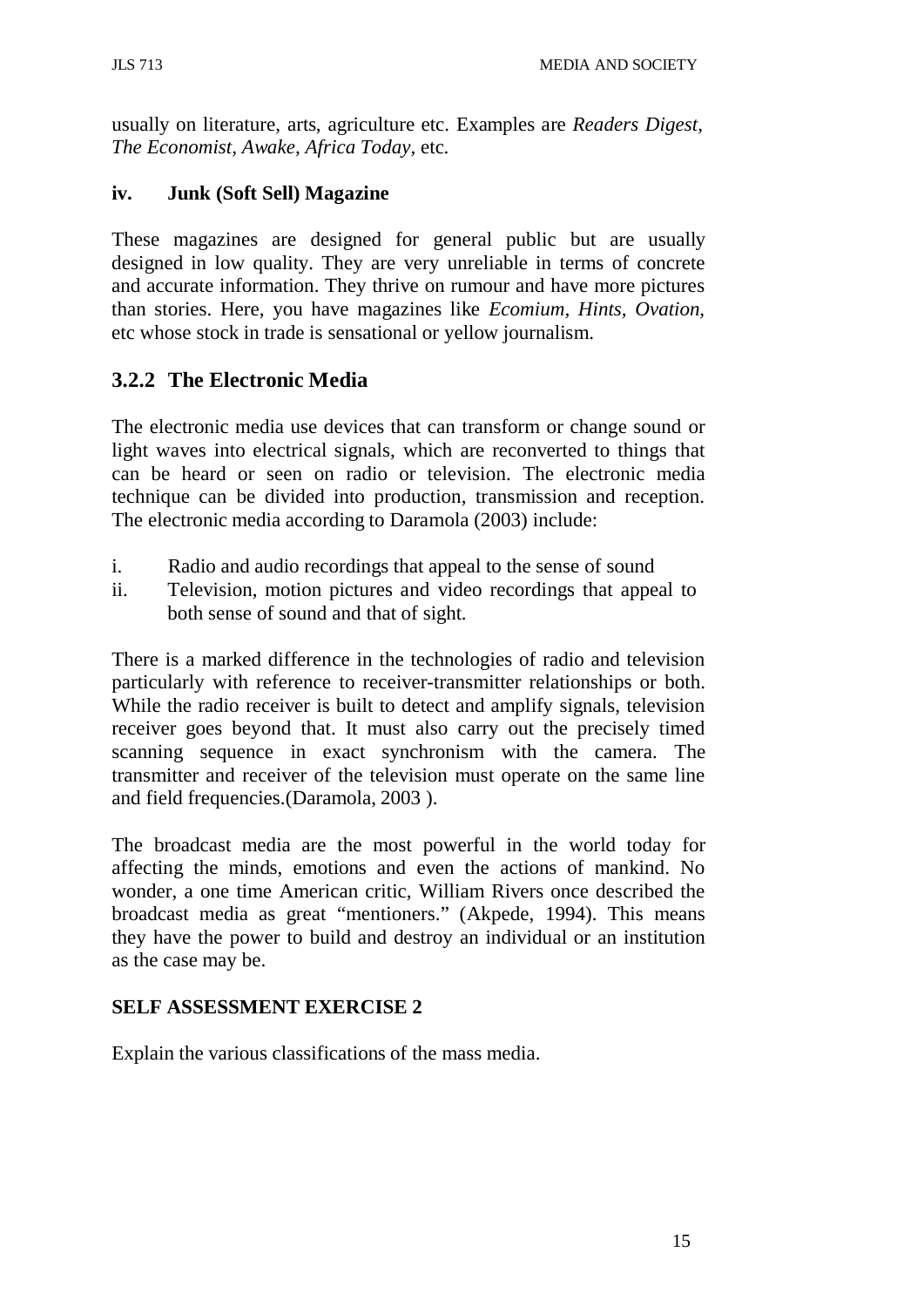usually on literature, arts, agriculture etc. Examples are *Readers Digest, The Economist, Awake, Africa Today,* etc.

**iv. Junk (Soft Sell) Magazine**

These magazines are designed for general public but are usually designed in low quality. They are very unreliable in terms of concrete and accurate information. They thrive on rumour and have more pictures than stories. Here, you have magazines like *Ecomium, Hints, Ovation,* etc whose stock in trade is sensational or yellow journalism.

### 3.2.2 The Electronic Media

The electronic media use devices that can transform or change sound or light waves into electrical signals, which are reconverted to things that can be heard or seen on radio or television. The electronic media technique can be divided into production, transmission and reception. The electronic media according to Daramola (2003) include:

i. Radio and audio recordings that appeal to the sense of sound
ii. Television, motion pictures and video recordings that appeal to both sense of sound and that of sight.

There is a marked difference in the technologies of radio and television particularly with reference to receiver-transmitter relationships or both. While the radio receiver is built to detect and amplify signals, television receiver goes beyond that. It must also carry out the precisely timed scanning sequence in exact synchronism with the camera. The transmitter and receiver of the television must operate on the same line and field frequencies.(Daramola, 2003 ).

The broadcast media are the most powerful in the world today for affecting the minds, emotions and even the actions of mankind. No wonder, a one time American critic, William Rivers once described the broadcast media as great "mentioners." (Akpede, 1994). This means they have the power to build and destroy an individual or an institution as the case may be.

**SELF ASSESSMENT EXERCISE 2**

Explain the various classifications of the mass media.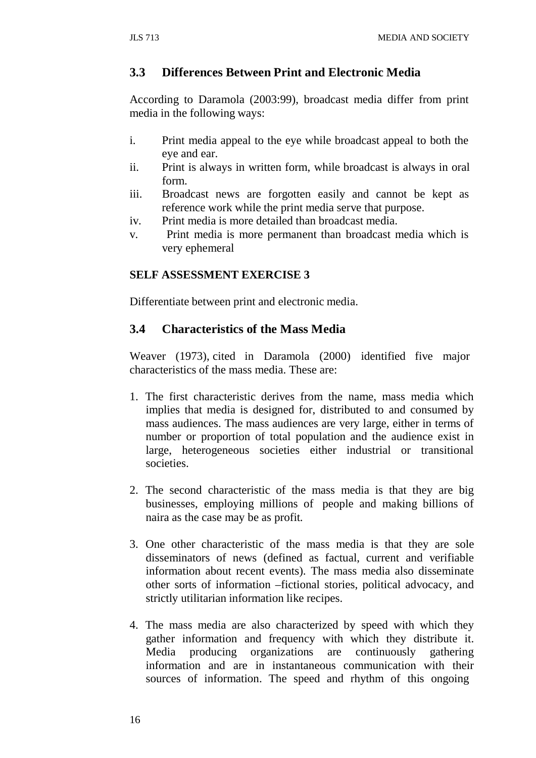## 3.3 Differences Between Print and Electronic Media

According to Daramola (2003:99), broadcast media differ from print media in the following ways:

i. Print media appeal to the eye while broadcast appeal to both the eye and ear.
ii. Print is always in written form, while broadcast is always in oral form.
iii. Broadcast news are forgotten easily and cannot be kept as reference work while the print media serve that purpose.
iv. Print media is more detailed than broadcast media.
v. Print media is more permanent than broadcast media which is very ephemeral

**SELF ASSESSMENT EXERCISE 3**

Differentiate between print and electronic media.

## 3.4 Characteristics of the Mass Media

Weaver (1973), cited in Daramola (2000) identified five major characteristics of the mass media. These are:

1. The first characteristic derives from the name, mass media which implies that media is designed for, distributed to and consumed by mass audiences. The mass audiences are very large, either in terms of number or proportion of total population and the audience exist in large, heterogeneous societies either industrial or transitional societies.

2. The second characteristic of the mass media is that they are big businesses, employing millions of people and making billions of naira as the case may be as profit.

3. One other characteristic of the mass media is that they are sole disseminators of news (defined as factual, current and verifiable information about recent events). The mass media also disseminate other sorts of information –fictional stories, political advocacy, and strictly utilitarian information like recipes.

4. The mass media are also characterized by speed with which they gather information and frequency with which they distribute it. Media producing organizations are continuously gathering information and are in instantaneous communication with their sources of information. The speed and rhythm of this ongoing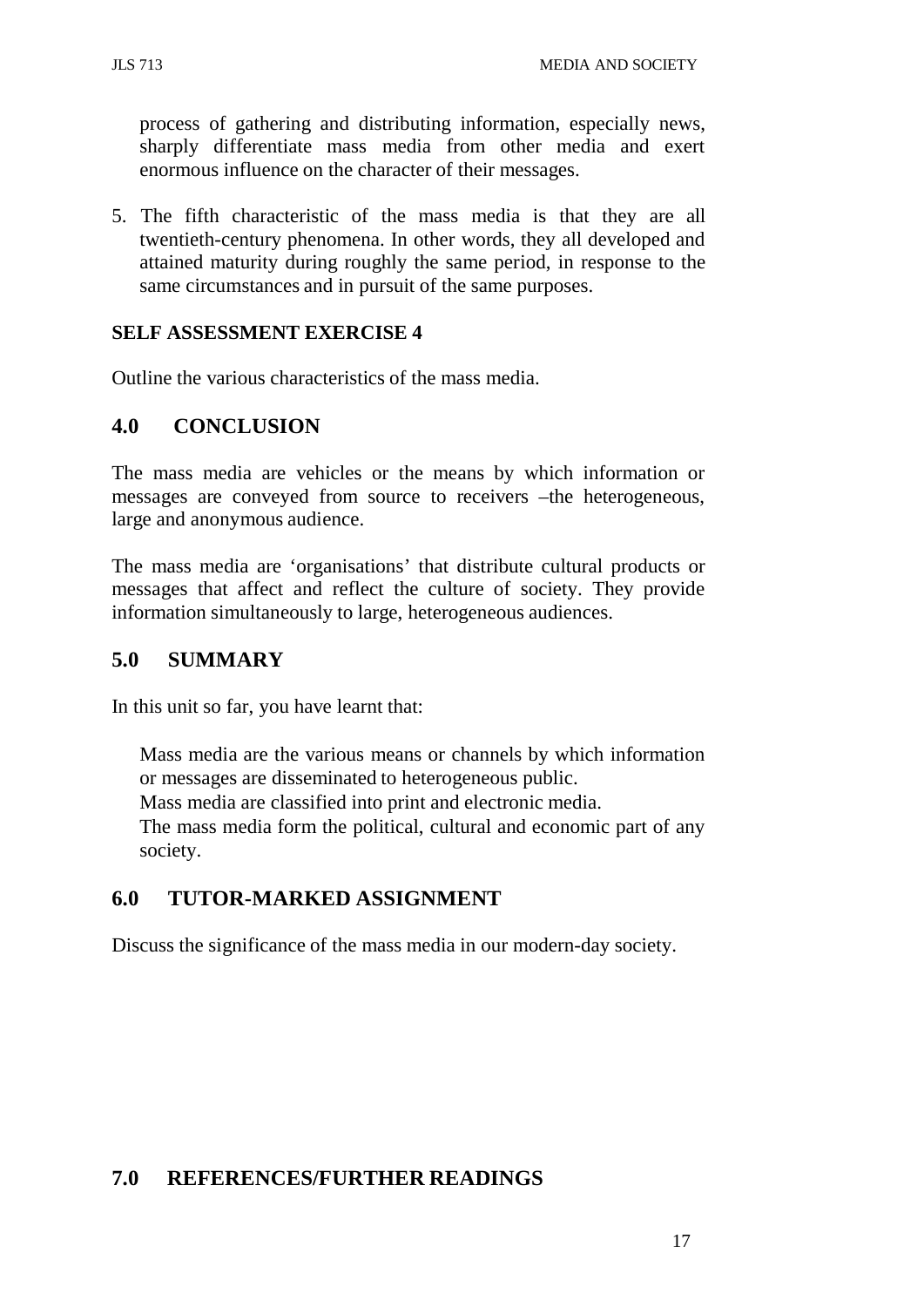process of gathering and distributing information, especially news, sharply differentiate mass media from other media and exert enormous influence on the character of their messages.

5. The fifth characteristic of the mass media is that they are all twentieth-century phenomena. In other words, they all developed and attained maturity during roughly the same period, in response to the same circumstances and in pursuit of the same purposes.

**SELF ASSESSMENT EXERCISE 4**

Outline the various characteristics of the mass media.

## 4.0 CONCLUSION

The mass media are vehicles or the means by which information or messages are conveyed from source to receivers –the heterogeneous, large and anonymous audience.

The mass media are 'organisations' that distribute cultural products or messages that affect and reflect the culture of society. They provide information simultaneously to large, heterogeneous audiences.

## 5.0 SUMMARY

In this unit so far, you have learnt that:

- Mass media are the various means or channels by which information or messages are disseminated to heterogeneous public.
- Mass media are classified into print and electronic media.
- The mass media form the political, cultural and economic part of any society.

## 6.0 TUTOR-MARKED ASSIGNMENT

Discuss the significance of the mass media in our modern-day society.

## 7.0 REFERENCES/FURTHER READINGS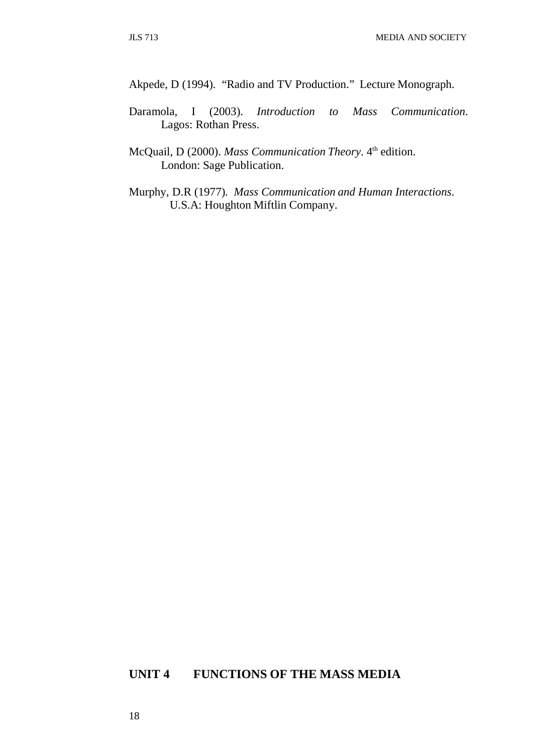Akpede, D (1994). "Radio and TV Production." Lecture Monograph.

Daramola, I (2003). *Introduction to Mass Communication*. Lagos: Rothan Press.

McQuail, D (2000). *Mass Communication Theory*. 4th edition. London: Sage Publication.

Murphy, D.R (1977). *Mass Communication and Human Interactions*. U.S.A: Houghton Miftlin Company.

## UNIT 4 FUNCTIONS OF THE MASS MEDIA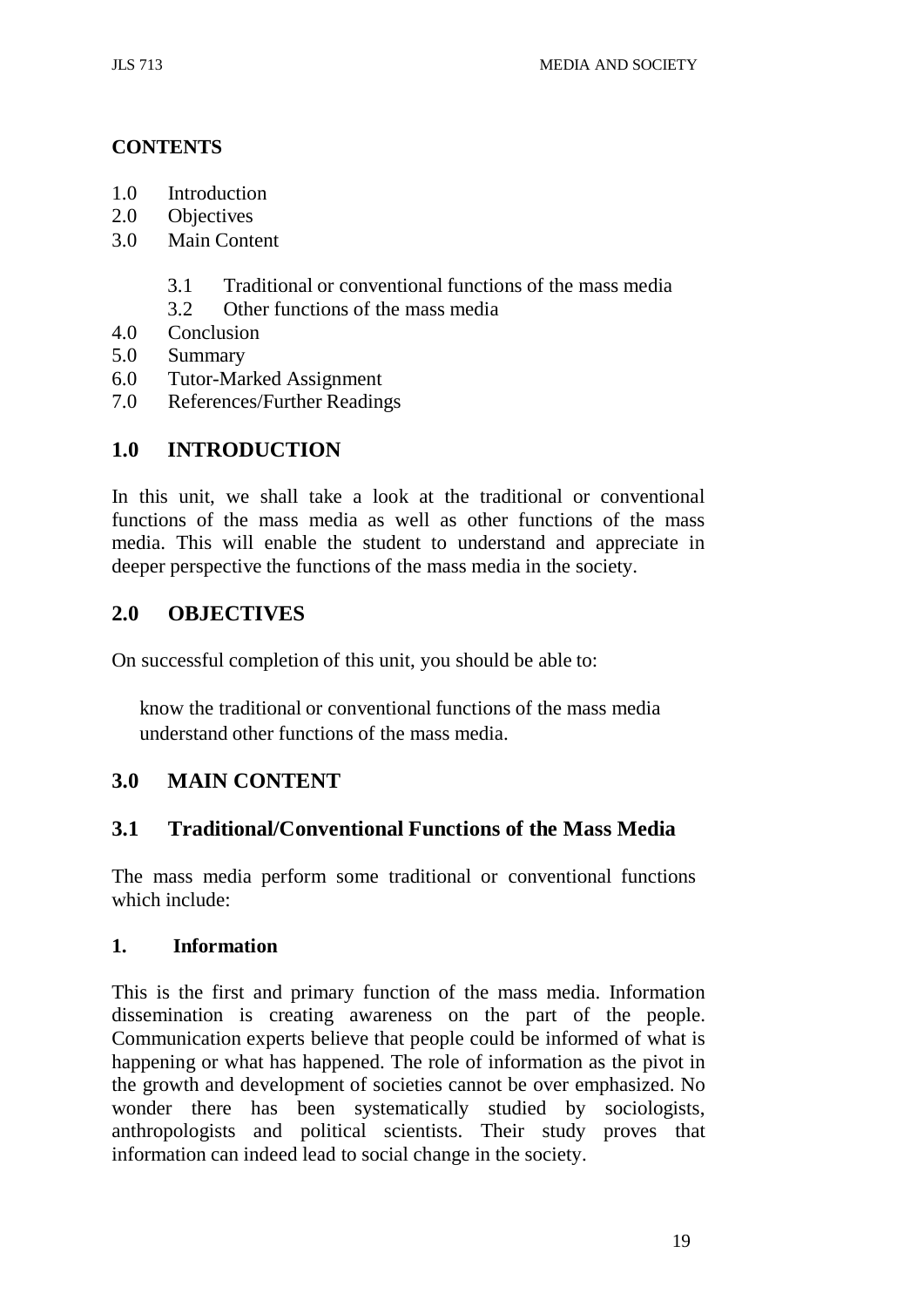**CONTENTS**

1.0 Introduction
2.0 Objectives
3.0 Main Content

    3.1 Traditional or conventional functions of the mass media
    3.2 Other functions of the mass media

4.0 Conclusion
5.0 Summary
6.0 Tutor-Marked Assignment
7.0 References/Further Readings

## 1.0 INTRODUCTION

In this unit, we shall take a look at the traditional or conventional functions of the mass media as well as other functions of the mass media. This will enable the student to understand and appreciate in deeper perspective the functions of the mass media in the society.

## 2.0 OBJECTIVES

On successful completion of this unit, you should be able to:

- know the traditional or conventional functions of the mass media
- understand other functions of the mass media.

## 3.0 MAIN CONTENT

### 3.1 Traditional/Conventional Functions of the Mass Media

The mass media perform some traditional or conventional functions which include:

**1. Information**

This is the first and primary function of the mass media. Information dissemination is creating awareness on the part of the people. Communication experts believe that people could be informed of what is happening or what has happened. The role of information as the pivot in the growth and development of societies cannot be over emphasized. No wonder there has been systematically studied by sociologists, anthropologists and political scientists. Their study proves that information can indeed lead to social change in the society.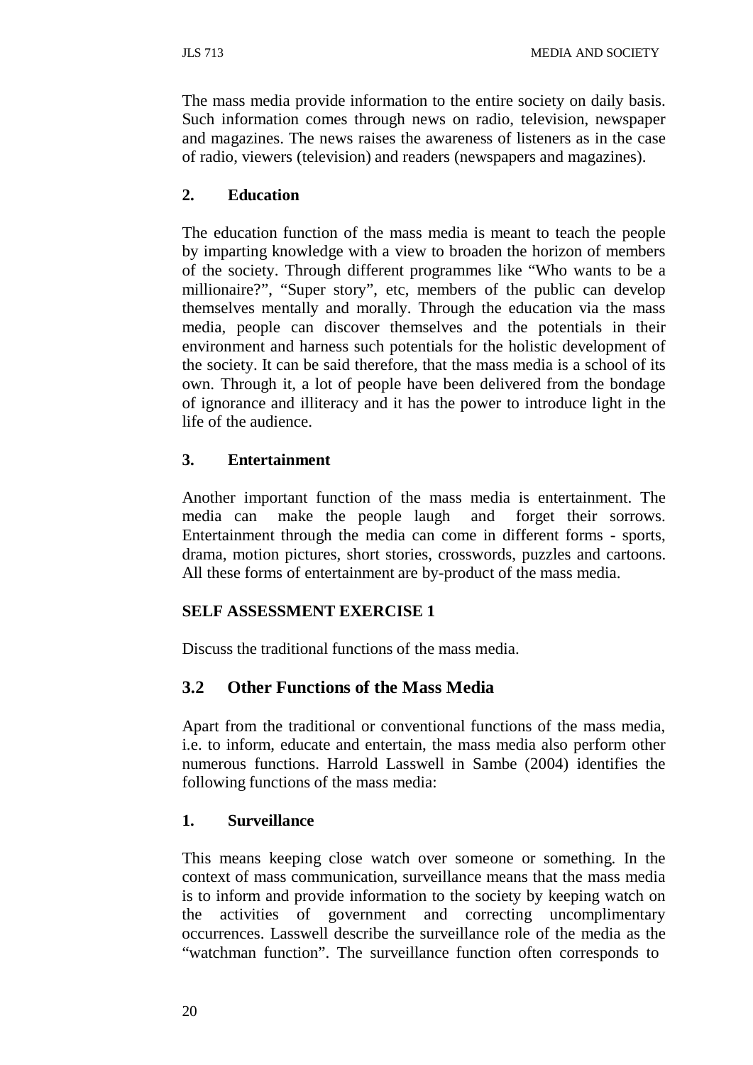The mass media provide information to the entire society on daily basis. Such information comes through news on radio, television, newspaper and magazines. The news raises the awareness of listeners as in the case of radio, viewers (television) and readers (newspapers and magazines).

**2. Education**

The education function of the mass media is meant to teach the people by imparting knowledge with a view to broaden the horizon of members of the society. Through different programmes like "Who wants to be a millionaire?", "Super story", etc, members of the public can develop themselves mentally and morally. Through the education via the mass media, people can discover themselves and the potentials in their environment and harness such potentials for the holistic development of the society. It can be said therefore, that the mass media is a school of its own. Through it, a lot of people have been delivered from the bondage of ignorance and illiteracy and it has the power to introduce light in the life of the audience.

**3. Entertainment**

Another important function of the mass media is entertainment. The media can make the people laugh and forget their sorrows. Entertainment through the media can come in different forms - sports, drama, motion pictures, short stories, crosswords, puzzles and cartoons. All these forms of entertainment are by-product of the mass media.

**SELF ASSESSMENT EXERCISE 1**

Discuss the traditional functions of the mass media.

## 3.2 Other Functions of the Mass Media

Apart from the traditional or conventional functions of the mass media, i.e. to inform, educate and entertain, the mass media also perform other numerous functions. Harrold Lasswell in Sambe (2004) identifies the following functions of the mass media:

**1. Surveillance**

This means keeping close watch over someone or something. In the context of mass communication, surveillance means that the mass media is to inform and provide information to the society by keeping watch on the activities of government and correcting uncomplimentary occurrences. Lasswell describe the surveillance role of the media as the "watchman function". The surveillance function often corresponds to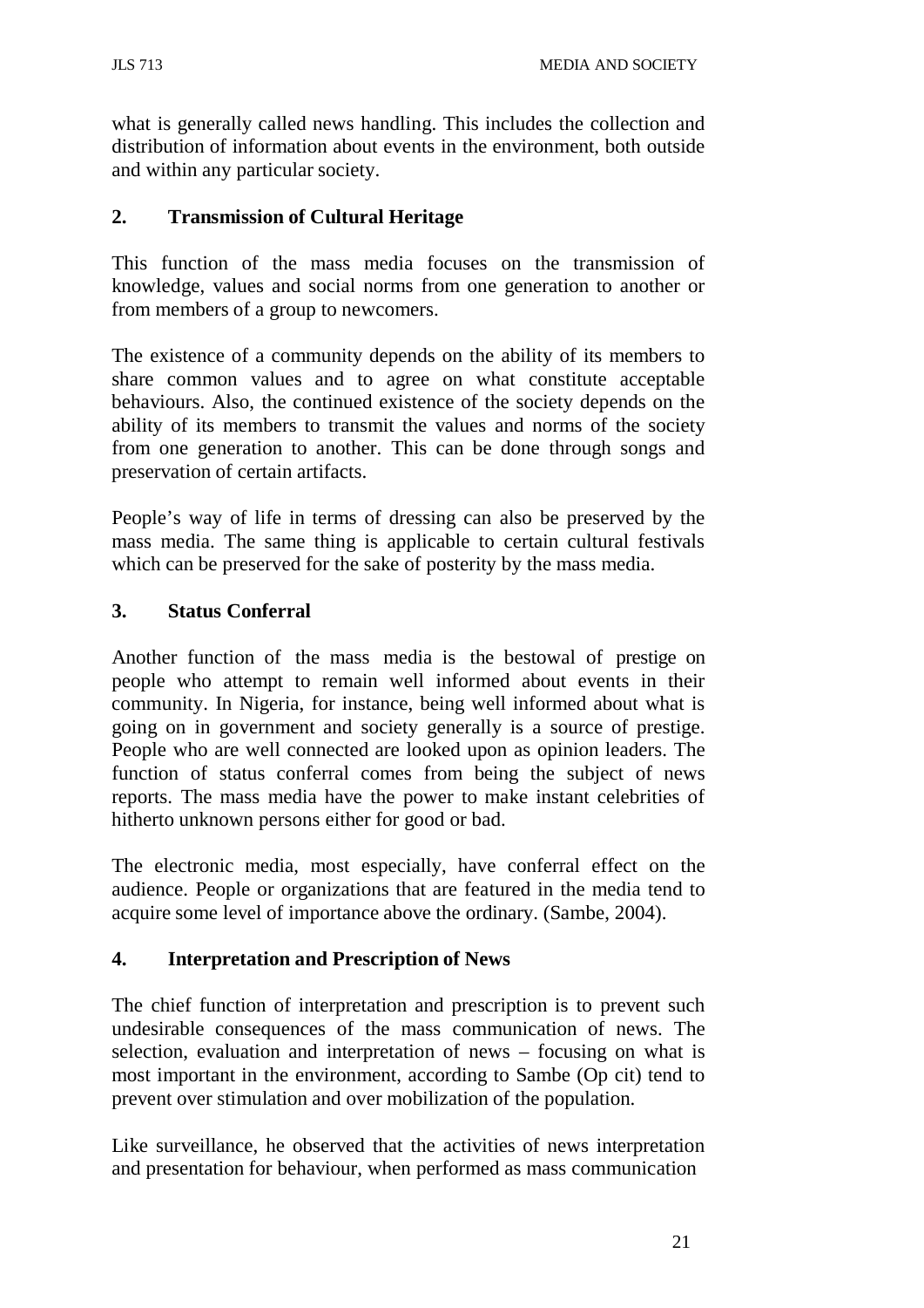what is generally called news handling. This includes the collection and distribution of information about events in the environment, both outside and within any particular society.

## 2. Transmission of Cultural Heritage

This function of the mass media focuses on the transmission of knowledge, values and social norms from one generation to another or from members of a group to newcomers.

The existence of a community depends on the ability of its members to share common values and to agree on what constitute acceptable behaviours. Also, the continued existence of the society depends on the ability of its members to transmit the values and norms of the society from one generation to another. This can be done through songs and preservation of certain artifacts.

People's way of life in terms of dressing can also be preserved by the mass media. The same thing is applicable to certain cultural festivals which can be preserved for the sake of posterity by the mass media.

## 3. Status Conferral

Another function of the mass media is the bestowal of prestige on people who attempt to remain well informed about events in their community. In Nigeria, for instance, being well informed about what is going on in government and society generally is a source of prestige. People who are well connected are looked upon as opinion leaders. The function of status conferral comes from being the subject of news reports. The mass media have the power to make instant celebrities of hitherto unknown persons either for good or bad.

The electronic media, most especially, have conferral effect on the audience. People or organizations that are featured in the media tend to acquire some level of importance above the ordinary. (Sambe, 2004).

## 4. Interpretation and Prescription of News

The chief function of interpretation and prescription is to prevent such undesirable consequences of the mass communication of news. The selection, evaluation and interpretation of news – focusing on what is most important in the environment, according to Sambe (Op cit) tend to prevent over stimulation and over mobilization of the population.

Like surveillance, he observed that the activities of news interpretation and presentation for behaviour, when performed as mass communication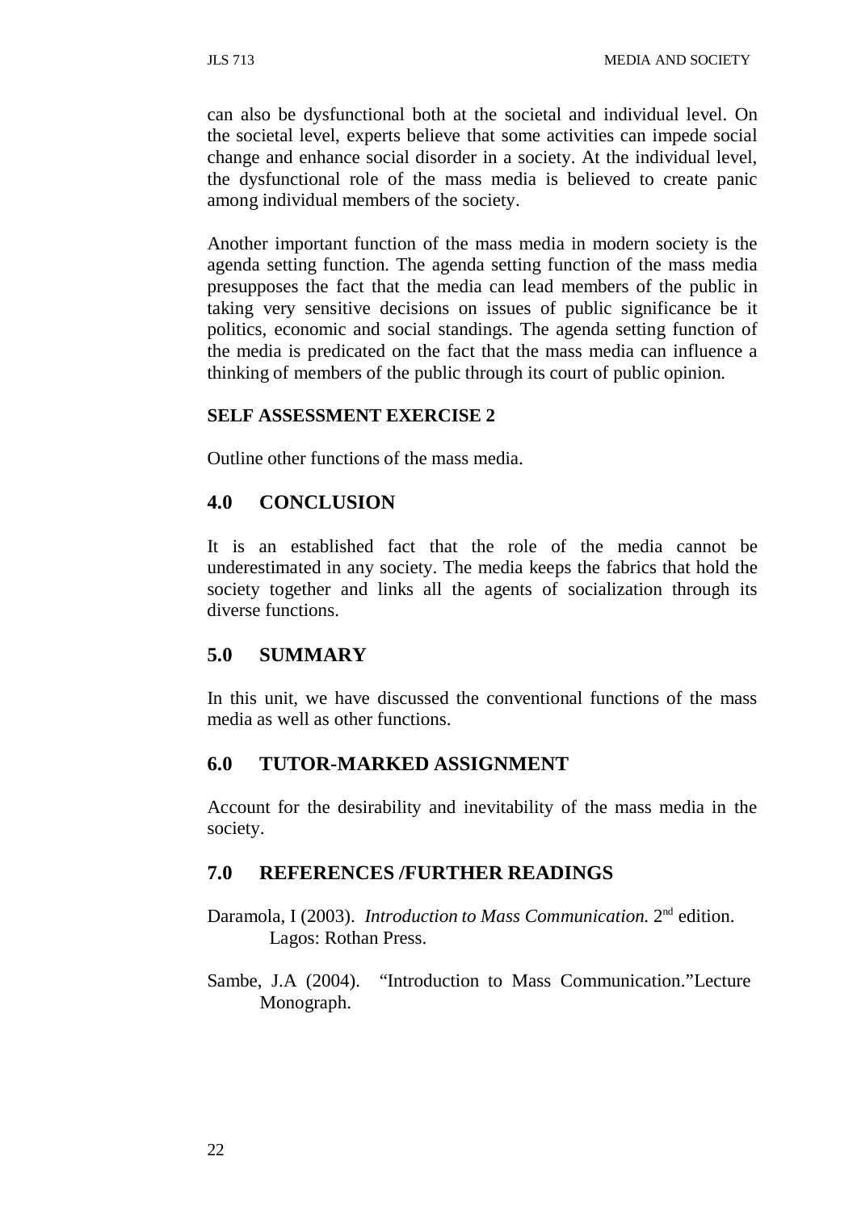can also be dysfunctional both at the societal and individual level. On the societal level, experts believe that some activities can impede social change and enhance social disorder in a society. At the individual level, the dysfunctional role of the mass media is believed to create panic among individual members of the society.

Another important function of the mass media in modern society is the agenda setting function. The agenda setting function of the mass media presupposes the fact that the media can lead members of the public in taking very sensitive decisions on issues of public significance be it politics, economic and social standings. The agenda setting function of the media is predicated on the fact that the mass media can influence a thinking of members of the public through its court of public opinion.

**SELF ASSESSMENT EXERCISE 2**

Outline other functions of the mass media.

## 4.0 CONCLUSION

It is an established fact that the role of the media cannot be underestimated in any society. The media keeps the fabrics that hold the society together and links all the agents of socialization through its diverse functions.

## 5.0 SUMMARY

In this unit, we have discussed the conventional functions of the mass media as well as other functions.

## 6.0 TUTOR-MARKED ASSIGNMENT

Account for the desirability and inevitability of the mass media in the society.

## 7.0 REFERENCES /FURTHER READINGS

Daramola, I (2003). *Introduction to Mass Communication.* 2nd edition. Lagos: Rothan Press.

Sambe, J.A (2004). "Introduction to Mass Communication."Lecture Monograph.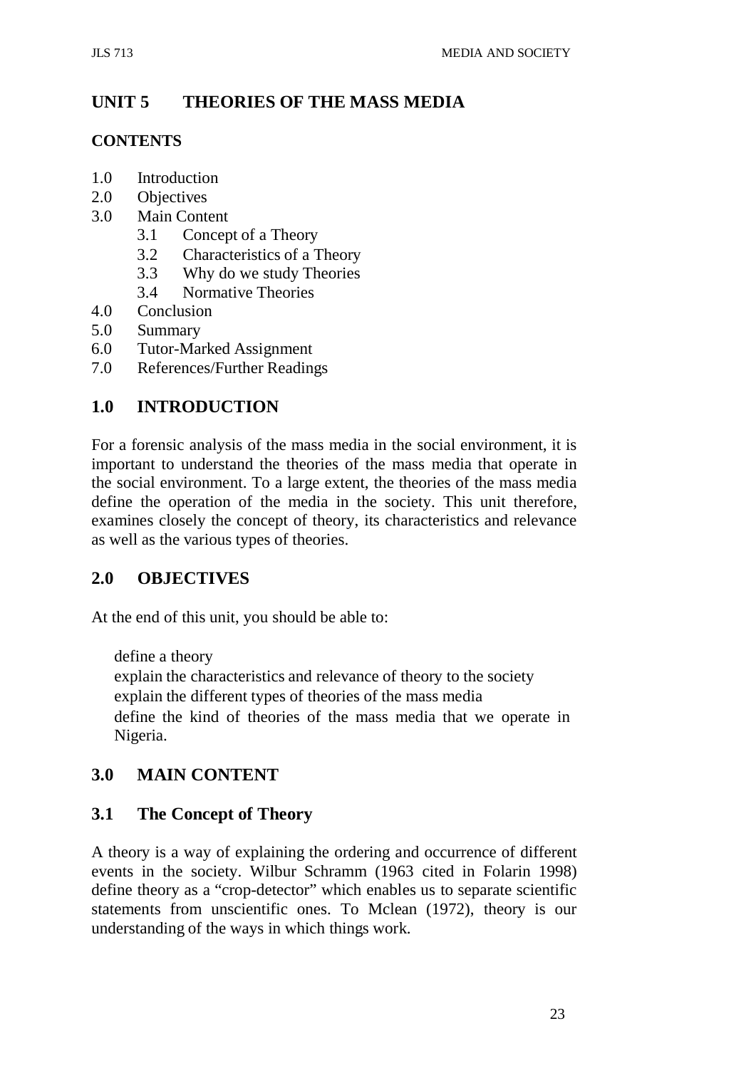## UNIT 5 THEORIES OF THE MASS MEDIA

### CONTENTS

1.0 Introduction
2.0 Objectives
3.0 Main Content
    3.1 Concept of a Theory
    3.2 Characteristics of a Theory
    3.3 Why do we study Theories
    3.4 Normative Theories
4.0 Conclusion
5.0 Summary
6.0 Tutor-Marked Assignment
7.0 References/Further Readings

## 1.0 INTRODUCTION

For a forensic analysis of the mass media in the social environment, it is important to understand the theories of the mass media that operate in the social environment. To a large extent, the theories of the mass media define the operation of the media in the society. This unit therefore, examines closely the concept of theory, its characteristics and relevance as well as the various types of theories.

## 2.0 OBJECTIVES

At the end of this unit, you should be able to:

- define a theory
- explain the characteristics and relevance of theory to the society
- explain the different types of theories of the mass media
- define the kind of theories of the mass media that we operate in Nigeria.

## 3.0 MAIN CONTENT

### 3.1 The Concept of Theory

A theory is a way of explaining the ordering and occurrence of different events in the society. Wilbur Schramm (1963 cited in Folarin 1998) define theory as a "crop-detector" which enables us to separate scientific statements from unscientific ones. To Mclean (1972), theory is our understanding of the ways in which things work.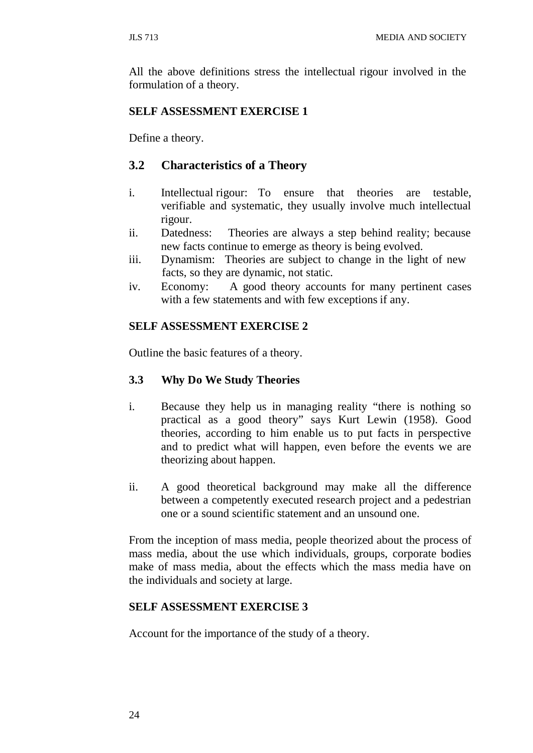All the above definitions stress the intellectual rigour involved in the formulation of a theory.

**SELF ASSESSMENT EXERCISE 1**

Define a theory.

## 3.2 Characteristics of a Theory

i. Intellectual rigour: To ensure that theories are testable, verifiable and systematic, they usually involve much intellectual rigour.
ii. Datedness: Theories are always a step behind reality; because new facts continue to emerge as theory is being evolved.
iii. Dynamism: Theories are subject to change in the light of new facts, so they are dynamic, not static.
iv. Economy: A good theory accounts for many pertinent cases with a few statements and with few exceptions if any.

**SELF ASSESSMENT EXERCISE 2**

Outline the basic features of a theory.

### 3.3 Why Do We Study Theories

i. Because they help us in managing reality "there is nothing so practical as a good theory" says Kurt Lewin (1958). Good theories, according to him enable us to put facts in perspective and to predict what will happen, even before the events we are theorizing about happen.

ii. A good theoretical background may make all the difference between a competently executed research project and a pedestrian one or a sound scientific statement and an unsound one.

From the inception of mass media, people theorized about the process of mass media, about the use which individuals, groups, corporate bodies make of mass media, about the effects which the mass media have on the individuals and society at large.

**SELF ASSESSMENT EXERCISE 3**

Account for the importance of the study of a theory.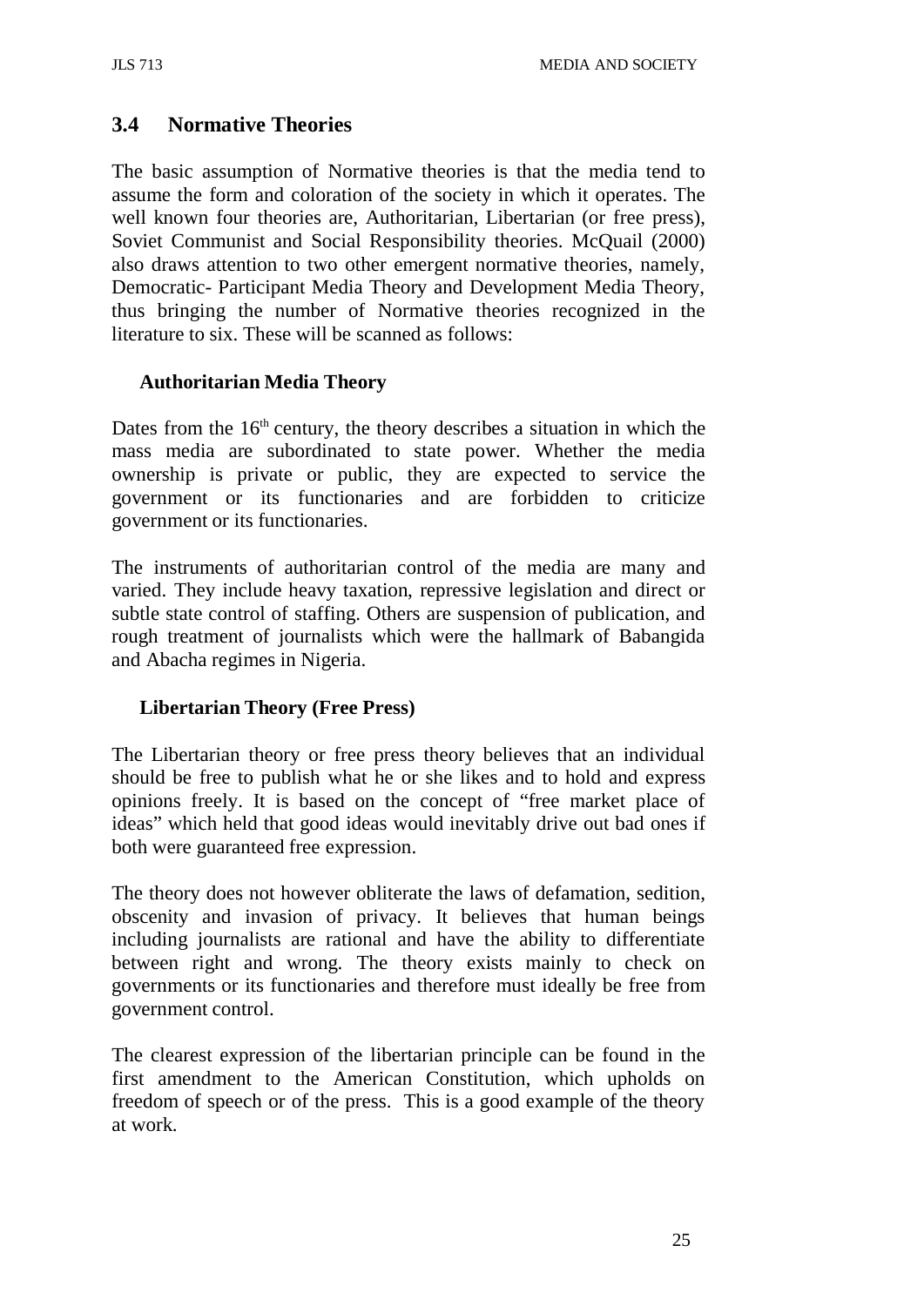## 3.4 Normative Theories

The basic assumption of Normative theories is that the media tend to assume the form and coloration of the society in which it operates. The well known four theories are, Authoritarian, Libertarian (or free press), Soviet Communist and Social Responsibility theories. McQuail (2000) also draws attention to two other emergent normative theories, namely, Democratic- Participant Media Theory and Development Media Theory, thus bringing the number of Normative theories recognized in the literature to six. These will be scanned as follows:

### Authoritarian Media Theory

Dates from the 16th century, the theory describes a situation in which the mass media are subordinated to state power. Whether the media ownership is private or public, they are expected to service the government or its functionaries and are forbidden to criticize government or its functionaries.

The instruments of authoritarian control of the media are many and varied. They include heavy taxation, repressive legislation and direct or subtle state control of staffing. Others are suspension of publication, and rough treatment of journalists which were the hallmark of Babangida and Abacha regimes in Nigeria.

### Libertarian Theory (Free Press)

The Libertarian theory or free press theory believes that an individual should be free to publish what he or she likes and to hold and express opinions freely. It is based on the concept of "free market place of ideas" which held that good ideas would inevitably drive out bad ones if both were guaranteed free expression.

The theory does not however obliterate the laws of defamation, sedition, obscenity and invasion of privacy. It believes that human beings including journalists are rational and have the ability to differentiate between right and wrong. The theory exists mainly to check on governments or its functionaries and therefore must ideally be free from government control.

The clearest expression of the libertarian principle can be found in the first amendment to the American Constitution, which upholds on freedom of speech or of the press. This is a good example of the theory at work.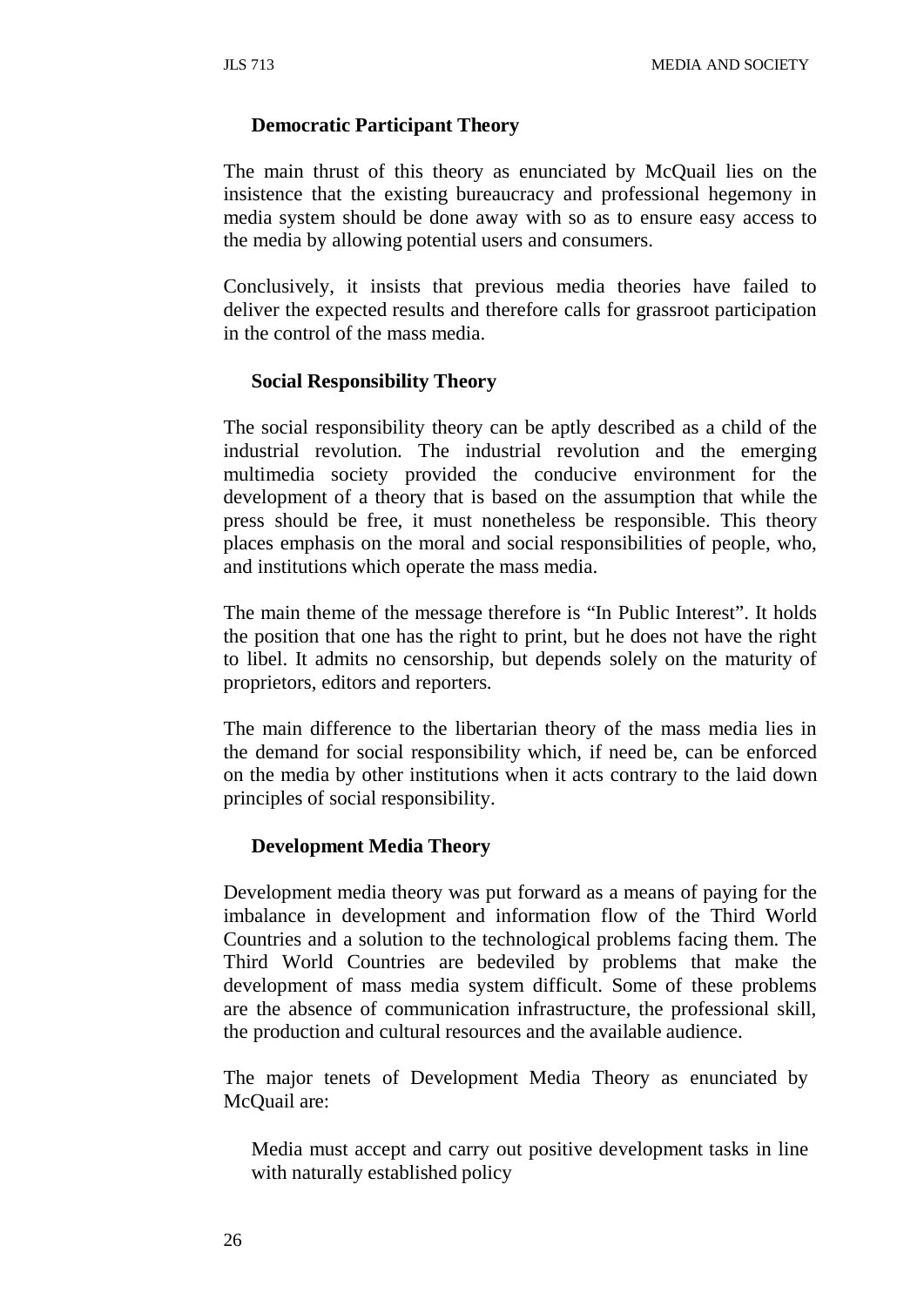### Democratic Participant Theory

The main thrust of this theory as enunciated by McQuail lies on the insistence that the existing bureaucracy and professional hegemony in media system should be done away with so as to ensure easy access to the media by allowing potential users and consumers.

Conclusively, it insists that previous media theories have failed to deliver the expected results and therefore calls for grassroot participation in the control of the mass media.

### Social Responsibility Theory

The social responsibility theory can be aptly described as a child of the industrial revolution. The industrial revolution and the emerging multimedia society provided the conducive environment for the development of a theory that is based on the assumption that while the press should be free, it must nonetheless be responsible. This theory places emphasis on the moral and social responsibilities of people, who, and institutions which operate the mass media.

The main theme of the message therefore is "In Public Interest". It holds the position that one has the right to print, but he does not have the right to libel. It admits no censorship, but depends solely on the maturity of proprietors, editors and reporters.

The main difference to the libertarian theory of the mass media lies in the demand for social responsibility which, if need be, can be enforced on the media by other institutions when it acts contrary to the laid down principles of social responsibility.

### Development Media Theory

Development media theory was put forward as a means of paying for the imbalance in development and information flow of the Third World Countries and a solution to the technological problems facing them. The Third World Countries are bedeviled by problems that make the development of mass media system difficult. Some of these problems are the absence of communication infrastructure, the professional skill, the production and cultural resources and the available audience.

The major tenets of Development Media Theory as enunciated by McQuail are:

- Media must accept and carry out positive development tasks in line with naturally established policy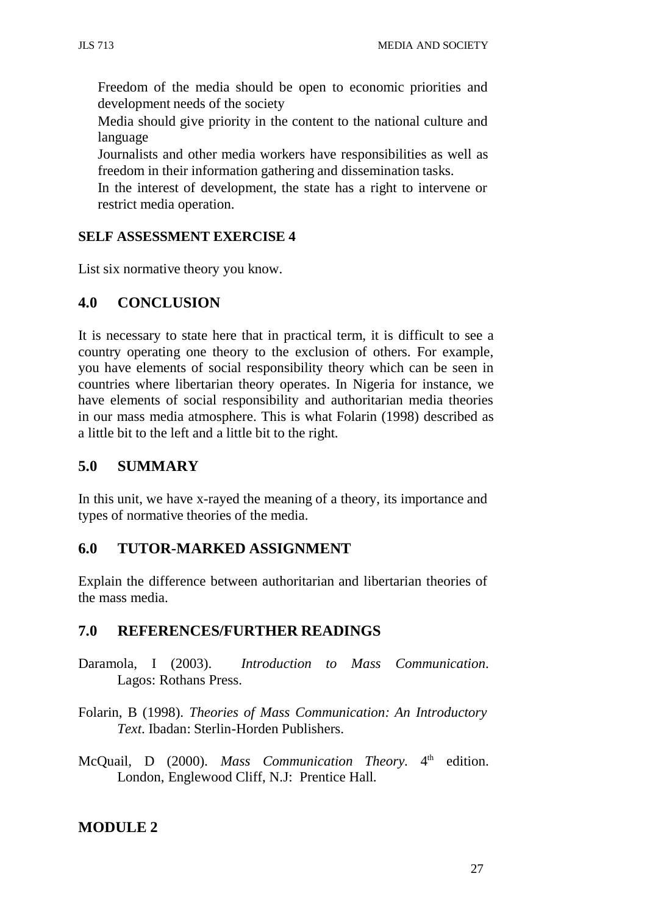- Freedom of the media should be open to economic priorities and development needs of the society
- Media should give priority in the content to the national culture and language
- Journalists and other media workers have responsibilities as well as freedom in their information gathering and dissemination tasks.
- In the interest of development, the state has a right to intervene or restrict media operation.

**SELF ASSESSMENT EXERCISE 4**

List six normative theory you know.

## 4.0 CONCLUSION

It is necessary to state here that in practical term, it is difficult to see a country operating one theory to the exclusion of others. For example, you have elements of social responsibility theory which can be seen in countries where libertarian theory operates. In Nigeria for instance, we have elements of social responsibility and authoritarian media theories in our mass media atmosphere. This is what Folarin (1998) described as a little bit to the left and a little bit to the right.

## 5.0 SUMMARY

In this unit, we have x-rayed the meaning of a theory, its importance and types of normative theories of the media.

## 6.0 TUTOR-MARKED ASSIGNMENT

Explain the difference between authoritarian and libertarian theories of the mass media.

## 7.0 REFERENCES/FURTHER READINGS

Daramola, I (2003). *Introduction to Mass Communication*. Lagos: Rothans Press.

Folarin, B (1998). *Theories of Mass Communication: An Introductory Text*. Ibadan: Sterlin-Horden Publishers.

McQuail, D (2000). *Mass Communication Theory*. 4th edition. London, Englewood Cliff, N.J: Prentice Hall.

# MODULE 2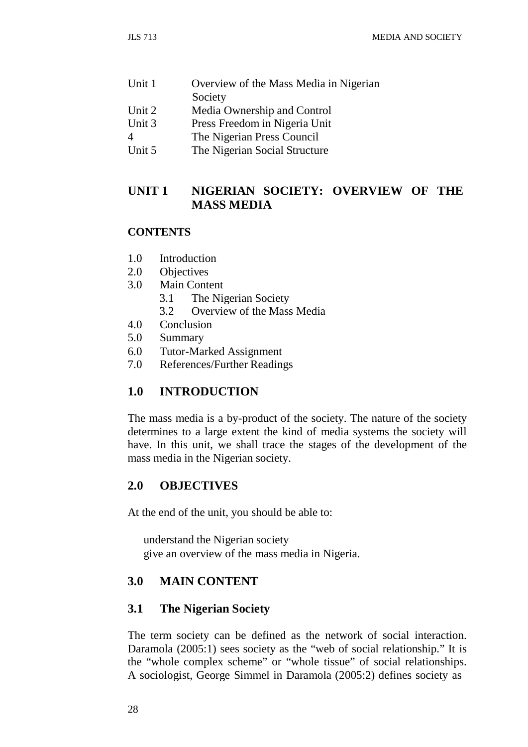Unit 1 Overview of the Mass Media in Nigerian Society
Unit 2 Media Ownership and Control
Unit 3 Press Freedom in Nigeria Unit
4 The Nigerian Press Council
Unit 5 The Nigerian Social Structure

## UNIT 1 NIGERIAN SOCIETY: OVERVIEW OF THE MASS MEDIA

**CONTENTS**

1.0 Introduction
2.0 Objectives
3.0 Main Content
 3.1 The Nigerian Society
 3.2 Overview of the Mass Media
4.0 Conclusion
5.0 Summary
6.0 Tutor-Marked Assignment
7.0 References/Further Readings

## 1.0 INTRODUCTION

The mass media is a by-product of the society. The nature of the society determines to a large extent the kind of media systems the society will have. In this unit, we shall trace the stages of the development of the mass media in the Nigerian society.

## 2.0 OBJECTIVES

At the end of the unit, you should be able to:

- understand the Nigerian society
- give an overview of the mass media in Nigeria.

## 3.0 MAIN CONTENT

### 3.1 The Nigerian Society

The term society can be defined as the network of social interaction. Daramola (2005:1) sees society as the "web of social relationship." It is the "whole complex scheme" or "whole tissue" of social relationships. A sociologist, George Simmel in Daramola (2005:2) defines society as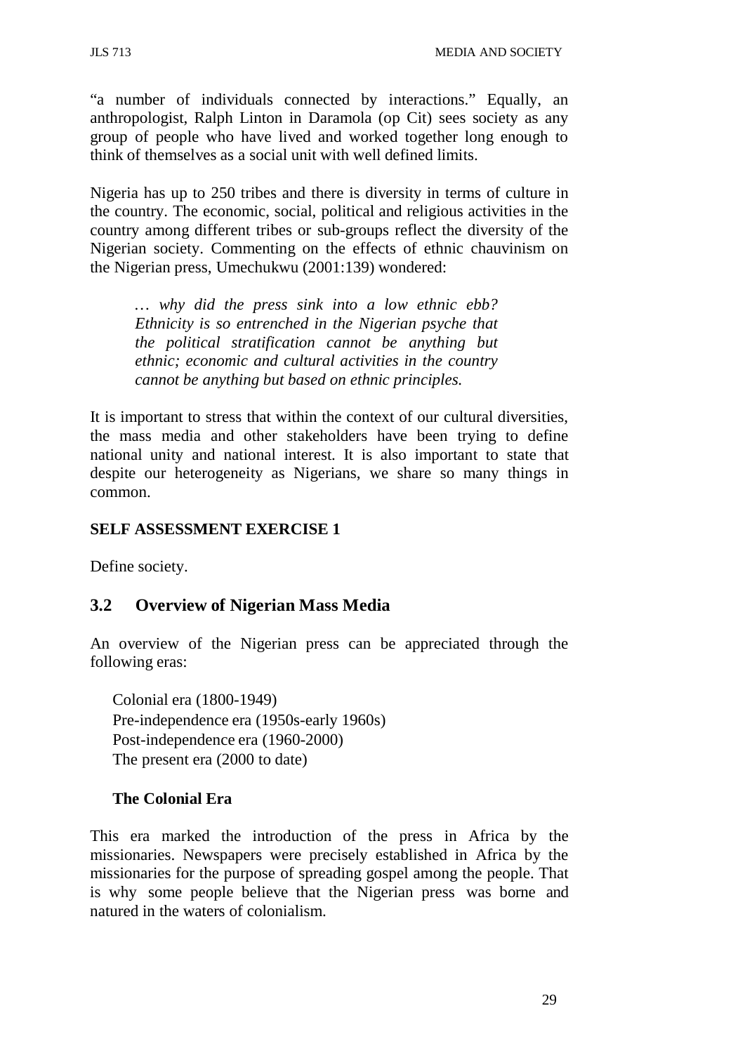"a number of individuals connected by interactions." Equally, an anthropologist, Ralph Linton in Daramola (op Cit) sees society as any group of people who have lived and worked together long enough to think of themselves as a social unit with well defined limits.

Nigeria has up to 250 tribes and there is diversity in terms of culture in the country. The economic, social, political and religious activities in the country among different tribes or sub-groups reflect the diversity of the Nigerian society. Commenting on the effects of ethnic chauvinism on the Nigerian press, Umechukwu (2001:139) wondered:

> *… why did the press sink into a low ethnic ebb? Ethnicity is so entrenched in the Nigerian psyche that the political stratification cannot be anything but ethnic; economic and cultural activities in the country cannot be anything but based on ethnic principles.*

It is important to stress that within the context of our cultural diversities, the mass media and other stakeholders have been trying to define national unity and national interest. It is also important to state that despite our heterogeneity as Nigerians, we share so many things in common.

**SELF ASSESSMENT EXERCISE 1**

Define society.

## 3.2 Overview of Nigerian Mass Media

An overview of the Nigerian press can be appreciated through the following eras:

Colonial era (1800-1949)
Pre-independence era (1950s-early 1960s)
Post-independence era (1960-2000)
The present era (2000 to date)

**The Colonial Era**

This era marked the introduction of the press in Africa by the missionaries. Newspapers were precisely established in Africa by the missionaries for the purpose of spreading gospel among the people. That is why some people believe that the Nigerian press was borne and natured in the waters of colonialism.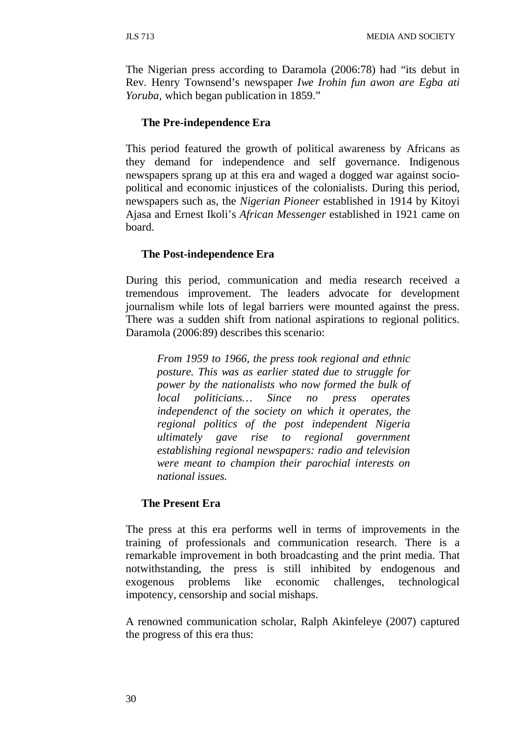The Nigerian press according to Daramola (2006:78) had "its debut in Rev. Henry Townsend's newspaper *Iwe Irohin fun awon are Egba ati Yoruba,* which began publication in 1859."

### The Pre-independence Era

This period featured the growth of political awareness by Africans as they demand for independence and self governance. Indigenous newspapers sprang up at this era and waged a dogged war against socio-political and economic injustices of the colonialists. During this period, newspapers such as, the *Nigerian Pioneer* established in 1914 by Kitoyi Ajasa and Ernest Ikoli's *African Messenger* established in 1921 came on board.

### The Post-independence Era

During this period, communication and media research received a tremendous improvement. The leaders advocate for development journalism while lots of legal barriers were mounted against the press. There was a sudden shift from national aspirations to regional politics. Daramola (2006:89) describes this scenario:

> *From 1959 to 1966, the press took regional and ethnic posture. This was as earlier stated due to struggle for power by the nationalists who now formed the bulk of local politicians… Since no press operates independenct of the society on which it operates, the regional politics of the post independent Nigeria ultimately gave rise to regional government establishing regional newspapers: radio and television were meant to champion their parochial interests on national issues.*

### The Present Era

The press at this era performs well in terms of improvements in the training of professionals and communication research. There is a remarkable improvement in both broadcasting and the print media. That notwithstanding, the press is still inhibited by endogenous and exogenous problems like economic challenges, technological impotency, censorship and social mishaps.

A renowned communication scholar, Ralph Akinfeleye (2007) captured the progress of this era thus: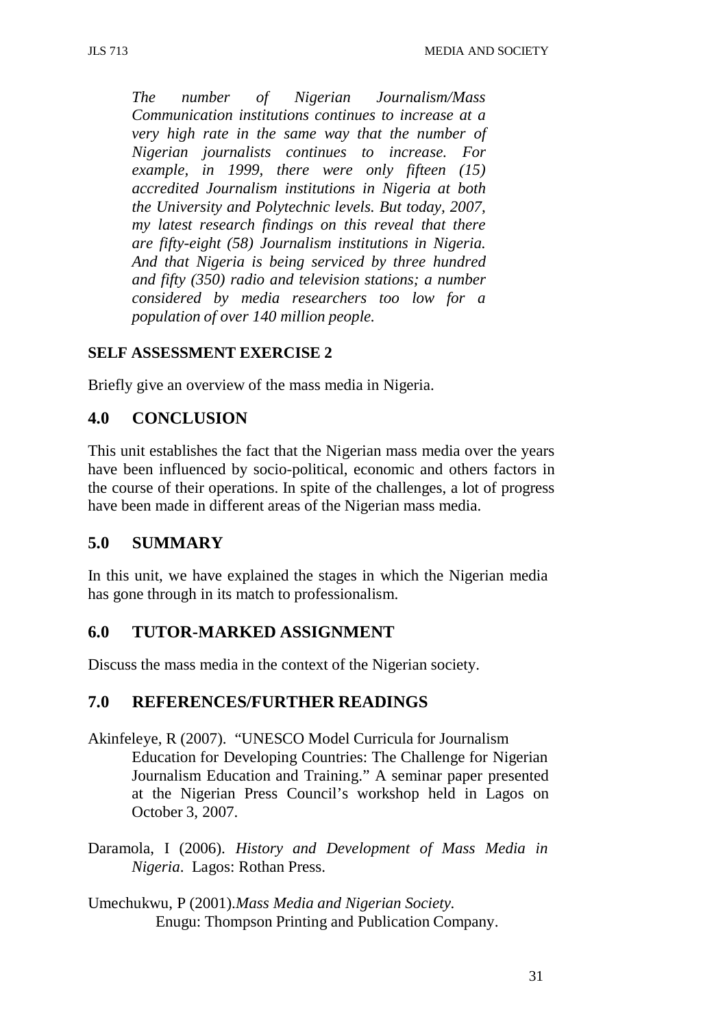*The number of Nigerian Journalism/Mass Communication institutions continues to increase at a very high rate in the same way that the number of Nigerian journalists continues to increase. For example, in 1999, there were only fifteen (15) accredited Journalism institutions in Nigeria at both the University and Polytechnic levels. But today, 2007, my latest research findings on this reveal that there are fifty-eight (58) Journalism institutions in Nigeria. And that Nigeria is being serviced by three hundred and fifty (350) radio and television stations; a number considered by media researchers too low for a population of over 140 million people.*

**SELF ASSESSMENT EXERCISE 2**

Briefly give an overview of the mass media in Nigeria.

## 4.0 CONCLUSION

This unit establishes the fact that the Nigerian mass media over the years have been influenced by socio-political, economic and others factors in the course of their operations. In spite of the challenges, a lot of progress have been made in different areas of the Nigerian mass media.

## 5.0 SUMMARY

In this unit, we have explained the stages in which the Nigerian media has gone through in its match to professionalism.

## 6.0 TUTOR-MARKED ASSIGNMENT

Discuss the mass media in the context of the Nigerian society.

## 7.0 REFERENCES/FURTHER READINGS

Akinfeleye, R (2007). "UNESCO Model Curricula for Journalism Education for Developing Countries: The Challenge for Nigerian Journalism Education and Training." A seminar paper presented at the Nigerian Press Council's workshop held in Lagos on October 3, 2007.

Daramola, I (2006). *History and Development of Mass Media in Nigeria*. Lagos: Rothan Press.

Umechukwu, P (2001).*Mass Media and Nigerian Society.* Enugu: Thompson Printing and Publication Company.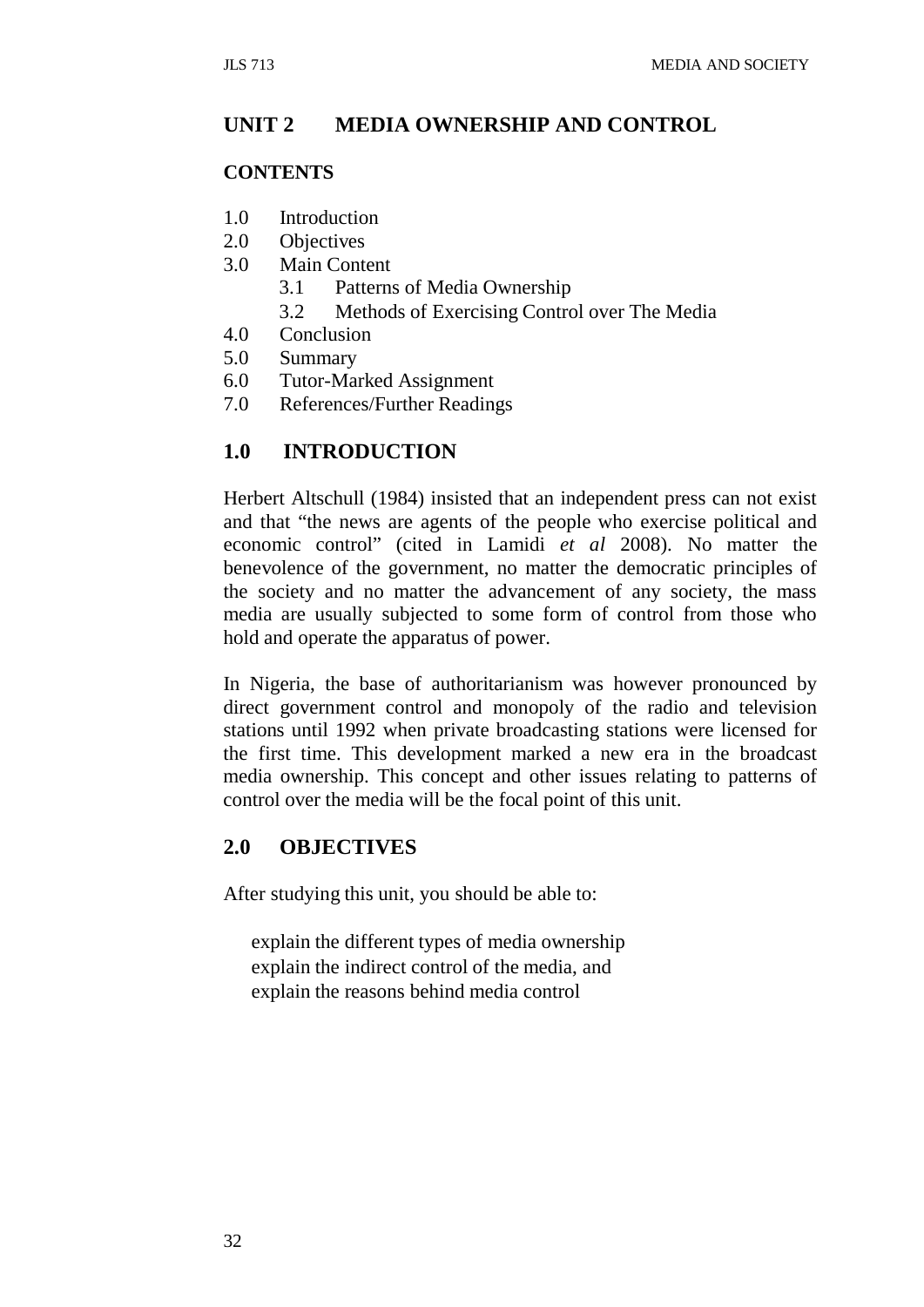## UNIT 2 MEDIA OWNERSHIP AND CONTROL

**CONTENTS**

1.0 Introduction
2.0 Objectives
3.0 Main Content
    3.1 Patterns of Media Ownership
    3.2 Methods of Exercising Control over The Media
4.0 Conclusion
5.0 Summary
6.0 Tutor-Marked Assignment
7.0 References/Further Readings

## 1.0 INTRODUCTION

Herbert Altschull (1984) insisted that an independent press can not exist and that "the news are agents of the people who exercise political and economic control" (cited in Lamidi *et al* 2008). No matter the benevolence of the government, no matter the democratic principles of the society and no matter the advancement of any society, the mass media are usually subjected to some form of control from those who hold and operate the apparatus of power.

In Nigeria, the base of authoritarianism was however pronounced by direct government control and monopoly of the radio and television stations until 1992 when private broadcasting stations were licensed for the first time. This development marked a new era in the broadcast media ownership. This concept and other issues relating to patterns of control over the media will be the focal point of this unit.

## 2.0 OBJECTIVES

After studying this unit, you should be able to:

- explain the different types of media ownership
- explain the indirect control of the media, and
- explain the reasons behind media control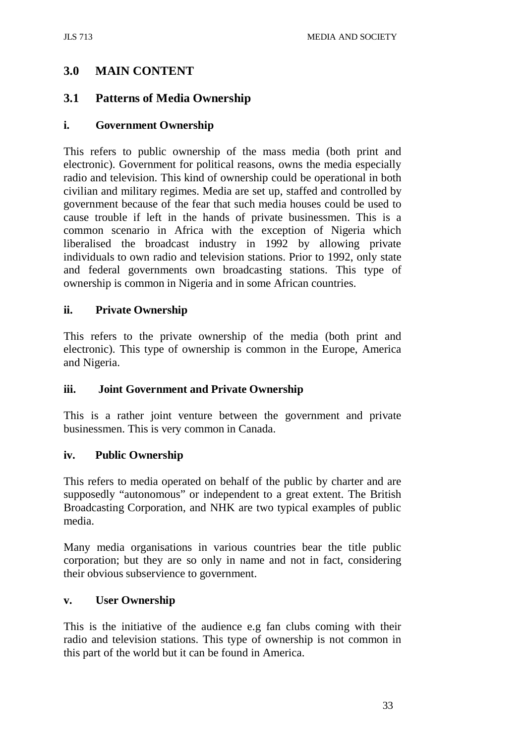## 3.0 MAIN CONTENT

### 3.1 Patterns of Media Ownership

#### i. Government Ownership

This refers to public ownership of the mass media (both print and electronic). Government for political reasons, owns the media especially radio and television. This kind of ownership could be operational in both civilian and military regimes. Media are set up, staffed and controlled by government because of the fear that such media houses could be used to cause trouble if left in the hands of private businessmen. This is a common scenario in Africa with the exception of Nigeria which liberalised the broadcast industry in 1992 by allowing private individuals to own radio and television stations. Prior to 1992, only state and federal governments own broadcasting stations. This type of ownership is common in Nigeria and in some African countries.

#### ii. Private Ownership

This refers to the private ownership of the media (both print and electronic). This type of ownership is common in the Europe, America and Nigeria.

#### iii. Joint Government and Private Ownership

This is a rather joint venture between the government and private businessmen. This is very common in Canada.

#### iv. Public Ownership

This refers to media operated on behalf of the public by charter and are supposedly "autonomous" or independent to a great extent. The British Broadcasting Corporation, and NHK are two typical examples of public media.

Many media organisations in various countries bear the title public corporation; but they are so only in name and not in fact, considering their obvious subservience to government.

#### v. User Ownership

This is the initiative of the audience e.g fan clubs coming with their radio and television stations. This type of ownership is not common in this part of the world but it can be found in America.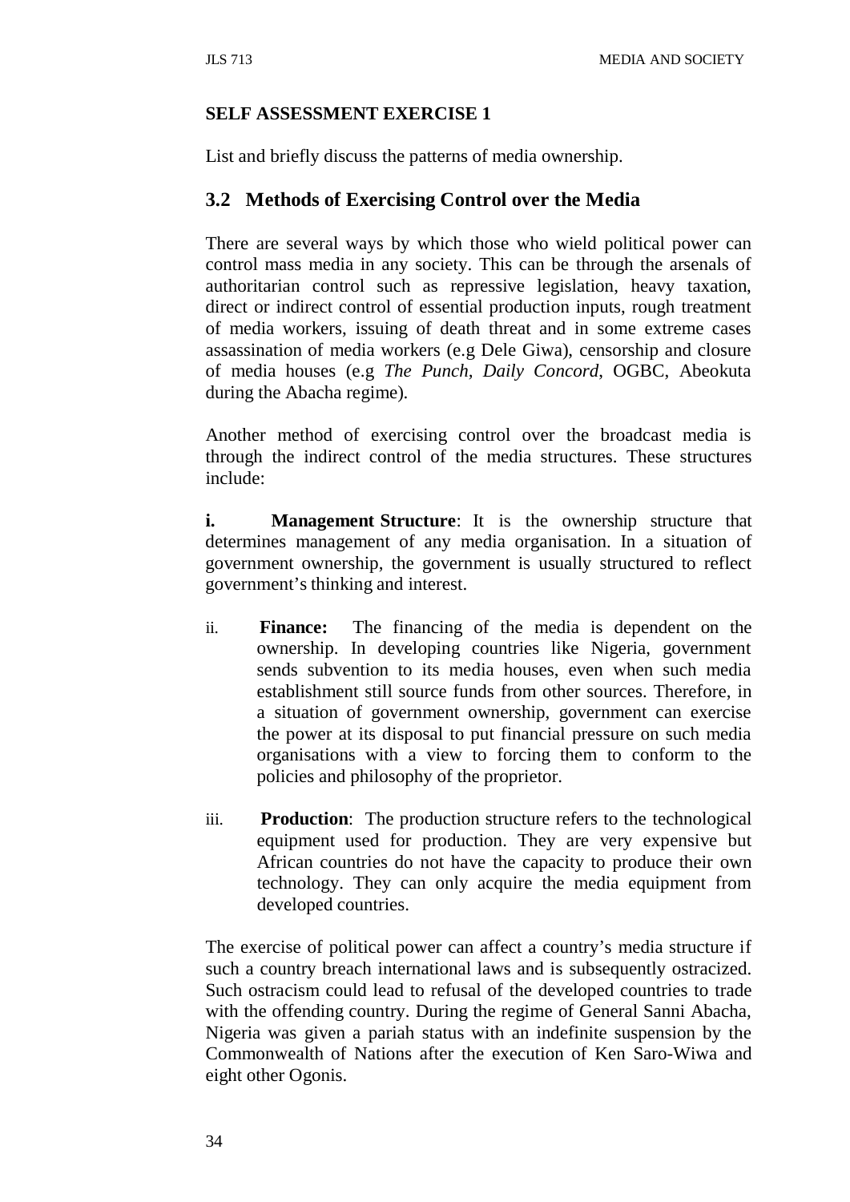**SELF ASSESSMENT EXERCISE 1**

List and briefly discuss the patterns of media ownership.

## 3.2 Methods of Exercising Control over the Media

There are several ways by which those who wield political power can control mass media in any society. This can be through the arsenals of authoritarian control such as repressive legislation, heavy taxation, direct or indirect control of essential production inputs, rough treatment of media workers, issuing of death threat and in some extreme cases assassination of media workers (e.g Dele Giwa), censorship and closure of media houses (e.g *The Punch*, *Daily Concord*, OGBC, Abeokuta during the Abacha regime).

Another method of exercising control over the broadcast media is through the indirect control of the media structures. These structures include:

i. **Management Structure**: It is the ownership structure that determines management of any media organisation. In a situation of government ownership, the government is usually structured to reflect government's thinking and interest.

ii. **Finance:** The financing of the media is dependent on the ownership. In developing countries like Nigeria, government sends subvention to its media houses, even when such media establishment still source funds from other sources. Therefore, in a situation of government ownership, government can exercise the power at its disposal to put financial pressure on such media organisations with a view to forcing them to conform to the policies and philosophy of the proprietor.

iii. **Production**: The production structure refers to the technological equipment used for production. They are very expensive but African countries do not have the capacity to produce their own technology. They can only acquire the media equipment from developed countries.

The exercise of political power can affect a country's media structure if such a country breach international laws and is subsequently ostracized. Such ostracism could lead to refusal of the developed countries to trade with the offending country. During the regime of General Sanni Abacha, Nigeria was given a pariah status with an indefinite suspension by the Commonwealth of Nations after the execution of Ken Saro-Wiwa and eight other Ogonis.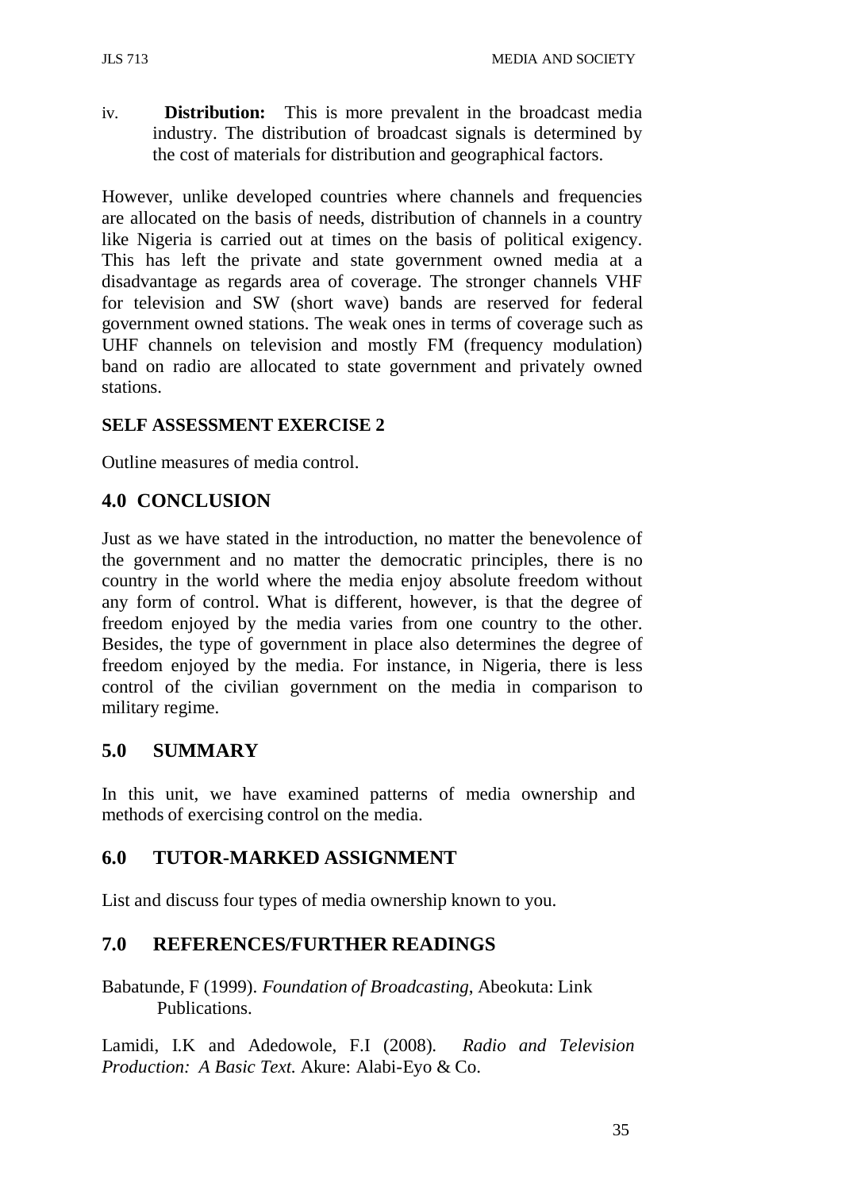iv. **Distribution:** This is more prevalent in the broadcast media industry. The distribution of broadcast signals is determined by the cost of materials for distribution and geographical factors.

However, unlike developed countries where channels and frequencies are allocated on the basis of needs, distribution of channels in a country like Nigeria is carried out at times on the basis of political exigency. This has left the private and state government owned media at a disadvantage as regards area of coverage. The stronger channels VHF for television and SW (short wave) bands are reserved for federal government owned stations. The weak ones in terms of coverage such as UHF channels on television and mostly FM (frequency modulation) band on radio are allocated to state government and privately owned stations.

**SELF ASSESSMENT EXERCISE 2**

Outline measures of media control.

## 4.0 CONCLUSION

Just as we have stated in the introduction, no matter the benevolence of the government and no matter the democratic principles, there is no country in the world where the media enjoy absolute freedom without any form of control. What is different, however, is that the degree of freedom enjoyed by the media varies from one country to the other. Besides, the type of government in place also determines the degree of freedom enjoyed by the media. For instance, in Nigeria, there is less control of the civilian government on the media in comparison to military regime.

## 5.0 SUMMARY

In this unit, we have examined patterns of media ownership and methods of exercising control on the media.

## 6.0 TUTOR-MARKED ASSIGNMENT

List and discuss four types of media ownership known to you.

## 7.0 REFERENCES/FURTHER READINGS

Babatunde, F (1999). *Foundation of Broadcasting*, Abeokuta: Link Publications.

Lamidi, I.K and Adedowole, F.I (2008). *Radio and Television Production: A Basic Text.* Akure: Alabi-Eyo & Co.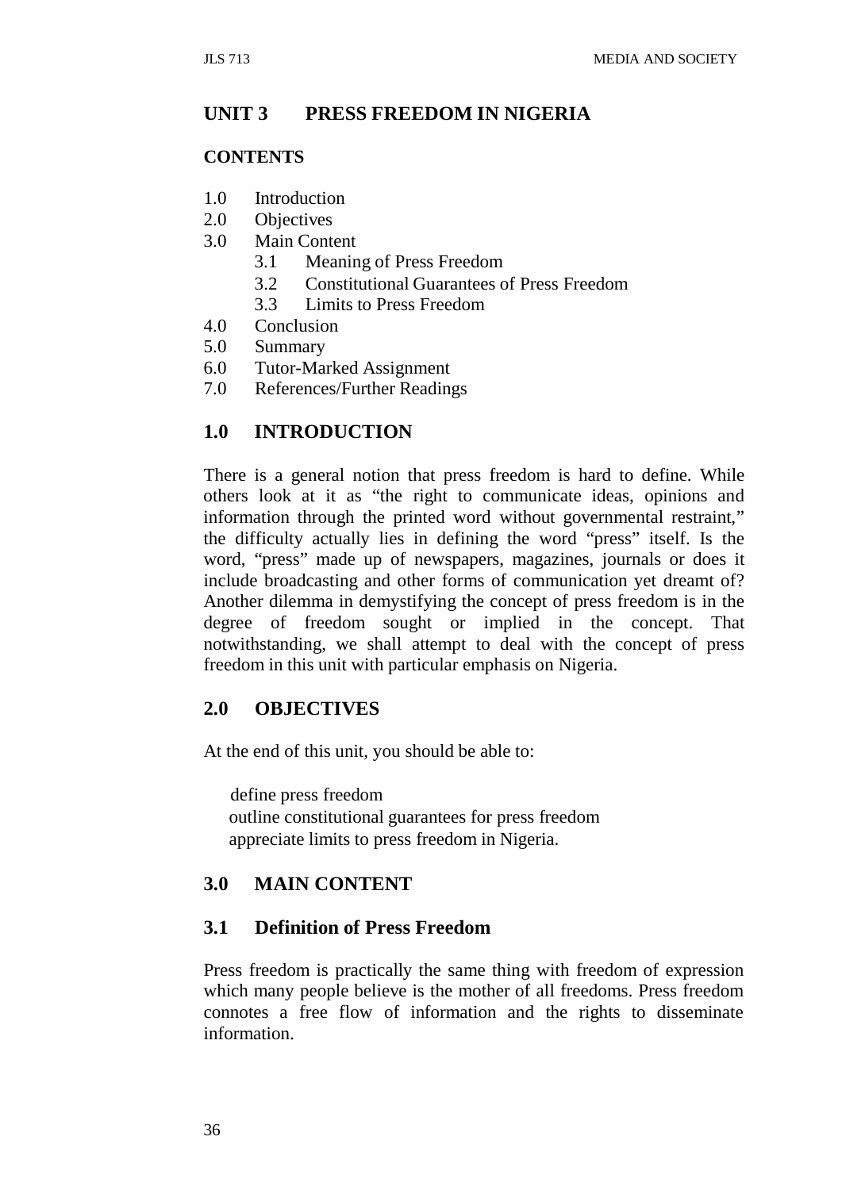## UNIT 3 PRESS FREEDOM IN NIGERIA

**CONTENTS**

1.0 Introduction
2.0 Objectives
3.0 Main Content
  3.1 Meaning of Press Freedom
  3.2 Constitutional Guarantees of Press Freedom
  3.3 Limits to Press Freedom
4.0 Conclusion
5.0 Summary
6.0 Tutor-Marked Assignment
7.0 References/Further Readings

## 1.0 INTRODUCTION

There is a general notion that press freedom is hard to define. While others look at it as "the right to communicate ideas, opinions and information through the printed word without governmental restraint," the difficulty actually lies in defining the word "press" itself. Is the word, "press" made up of newspapers, magazines, journals or does it include broadcasting and other forms of communication yet dreamt of? Another dilemma in demystifying the concept of press freedom is in the degree of freedom sought or implied in the concept. That notwithstanding, we shall attempt to deal with the concept of press freedom in this unit with particular emphasis on Nigeria.

## 2.0 OBJECTIVES

At the end of this unit, you should be able to:

- define press freedom
- outline constitutional guarantees for press freedom
- appreciate limits to press freedom in Nigeria.

## 3.0 MAIN CONTENT

### 3.1 Definition of Press Freedom

Press freedom is practically the same thing with freedom of expression which many people believe is the mother of all freedoms. Press freedom connotes a free flow of information and the rights to disseminate information.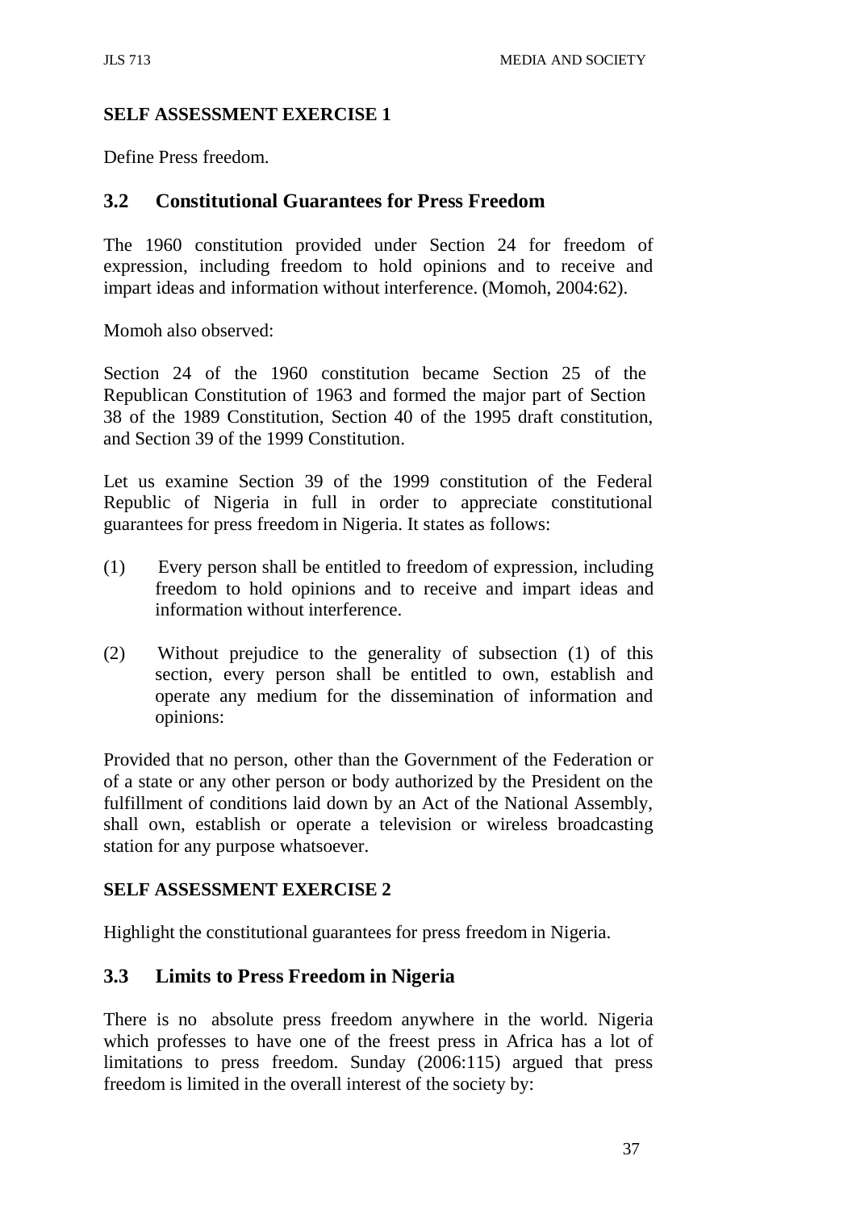**SELF ASSESSMENT EXERCISE 1**

Define Press freedom.

## 3.2 Constitutional Guarantees for Press Freedom

The 1960 constitution provided under Section 24 for freedom of expression, including freedom to hold opinions and to receive and impart ideas and information without interference. (Momoh, 2004:62).

Momoh also observed:

> Section 24 of the 1960 constitution became Section 25 of the Republican Constitution of 1963 and formed the major part of Section 38 of the 1989 Constitution, Section 40 of the 1995 draft constitution, and Section 39 of the 1999 Constitution.

Let us examine Section 39 of the 1999 constitution of the Federal Republic of Nigeria in full in order to appreciate constitutional guarantees for press freedom in Nigeria. It states as follows:

(1) Every person shall be entitled to freedom of expression, including freedom to hold opinions and to receive and impart ideas and information without interference.

(2) Without prejudice to the generality of subsection (1) of this section, every person shall be entitled to own, establish and operate any medium for the dissemination of information and opinions:

Provided that no person, other than the Government of the Federation or of a state or any other person or body authorized by the President on the fulfillment of conditions laid down by an Act of the National Assembly, shall own, establish or operate a television or wireless broadcasting station for any purpose whatsoever.

**SELF ASSESSMENT EXERCISE 2**

Highlight the constitutional guarantees for press freedom in Nigeria.

## 3.3 Limits to Press Freedom in Nigeria

There is no absolute press freedom anywhere in the world. Nigeria which professes to have one of the freest press in Africa has a lot of limitations to press freedom. Sunday (2006:115) argued that press freedom is limited in the overall interest of the society by: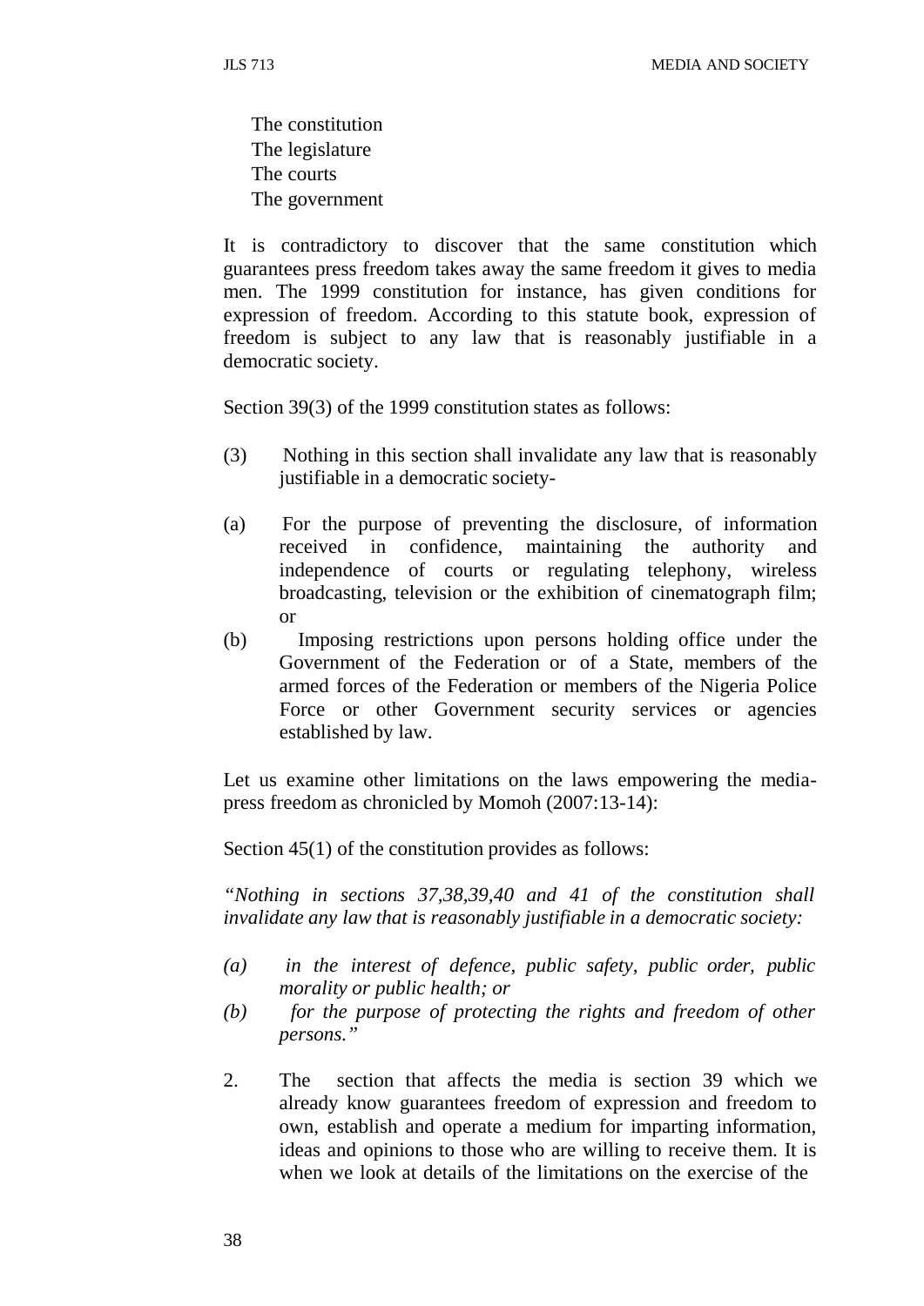The constitution
The legislature
The courts
The government

It is contradictory to discover that the same constitution which guarantees press freedom takes away the same freedom it gives to media men. The 1999 constitution for instance, has given conditions for expression of freedom. According to this statute book, expression of freedom is subject to any law that is reasonably justifiable in a democratic society.

Section 39(3) of the 1999 constitution states as follows:

(3) Nothing in this section shall invalidate any law that is reasonably justifiable in a democratic society-

(a) For the purpose of preventing the disclosure, of information received in confidence, maintaining the authority and independence of courts or regulating telephony, wireless broadcasting, television or the exhibition of cinematograph film; or

(b) Imposing restrictions upon persons holding office under the Government of the Federation or of a State, members of the armed forces of the Federation or members of the Nigeria Police Force or other Government security services or agencies established by law.

Let us examine other limitations on the laws empowering the media-press freedom as chronicled by Momoh (2007:13-14):

Section 45(1) of the constitution provides as follows:

*"Nothing in sections 37,38,39,40 and 41 of the constitution shall invalidate any law that is reasonably justifiable in a democratic society:*

*(a) in the interest of defence, public safety, public order, public morality or public health; or*

*(b) for the purpose of protecting the rights and freedom of other persons."*

2. The section that affects the media is section 39 which we already know guarantees freedom of expression and freedom to own, establish and operate a medium for imparting information, ideas and opinions to those who are willing to receive them. It is when we look at details of the limitations on the exercise of the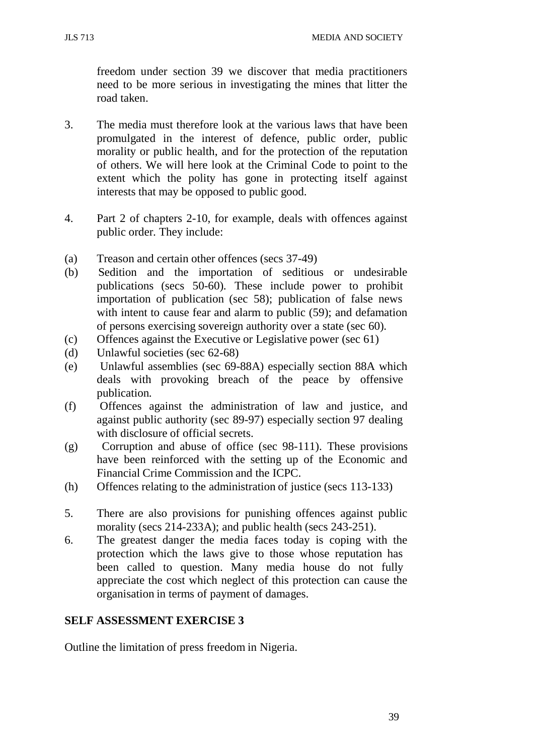freedom under section 39 we discover that media practitioners need to be more serious in investigating the mines that litter the road taken.

3. The media must therefore look at the various laws that have been promulgated in the interest of defence, public order, public morality or public health, and for the protection of the reputation of others. We will here look at the Criminal Code to point to the extent which the polity has gone in protecting itself against interests that may be opposed to public good.

4. Part 2 of chapters 2-10, for example, deals with offences against public order. They include:

(a) Treason and certain other offences (secs 37-49)
(b) Sedition and the importation of seditious or undesirable publications (secs 50-60). These include power to prohibit importation of publication (sec 58); publication of false news with intent to cause fear and alarm to public (59); and defamation of persons exercising sovereign authority over a state (sec 60).
(c) Offences against the Executive or Legislative power (sec 61)
(d) Unlawful societies (sec 62-68)
(e) Unlawful assemblies (sec 69-88A) especially section 88A which deals with provoking breach of the peace by offensive publication.
(f) Offences against the administration of law and justice, and against public authority (sec 89-97) especially section 97 dealing with disclosure of official secrets.
(g) Corruption and abuse of office (sec 98-111). These provisions have been reinforced with the setting up of the Economic and Financial Crime Commission and the ICPC.
(h) Offences relating to the administration of justice (secs 113-133)

5. There are also provisions for punishing offences against public morality (secs 214-233A); and public health (secs 243-251).
6. The greatest danger the media faces today is coping with the protection which the laws give to those whose reputation has been called to question. Many media house do not fully appreciate the cost which neglect of this protection can cause the organisation in terms of payment of damages.

## SELF ASSESSMENT EXERCISE 3

Outline the limitation of press freedom in Nigeria.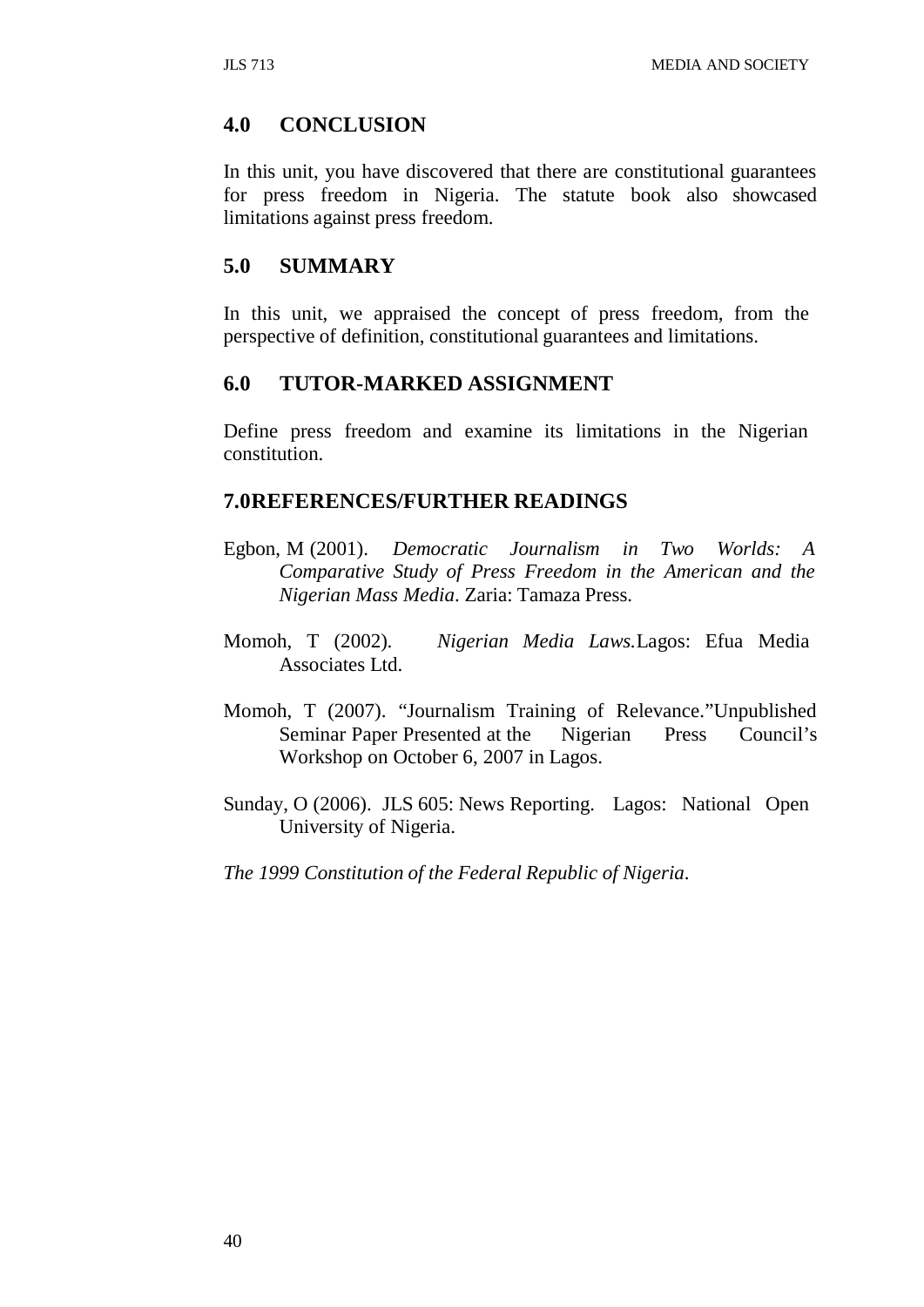## 4.0 CONCLUSION

In this unit, you have discovered that there are constitutional guarantees for press freedom in Nigeria. The statute book also showcased limitations against press freedom.

## 5.0 SUMMARY

In this unit, we appraised the concept of press freedom, from the perspective of definition, constitutional guarantees and limitations.

## 6.0 TUTOR-MARKED ASSIGNMENT

Define press freedom and examine its limitations in the Nigerian constitution.

## 7.0 REFERENCES/FURTHER READINGS

Egbon, M (2001). *Democratic Journalism in Two Worlds: A Comparative Study of Press Freedom in the American and the Nigerian Mass Media*. Zaria: Tamaza Press.

Momoh, T (2002). *Nigerian Media Laws.* Lagos: Efua Media Associates Ltd.

Momoh, T (2007). "Journalism Training of Relevance." Unpublished Seminar Paper Presented at the Nigerian Press Council's Workshop on October 6, 2007 in Lagos.

Sunday, O (2006). JLS 605: News Reporting. Lagos: National Open University of Nigeria.

*The 1999 Constitution of the Federal Republic of Nigeria*.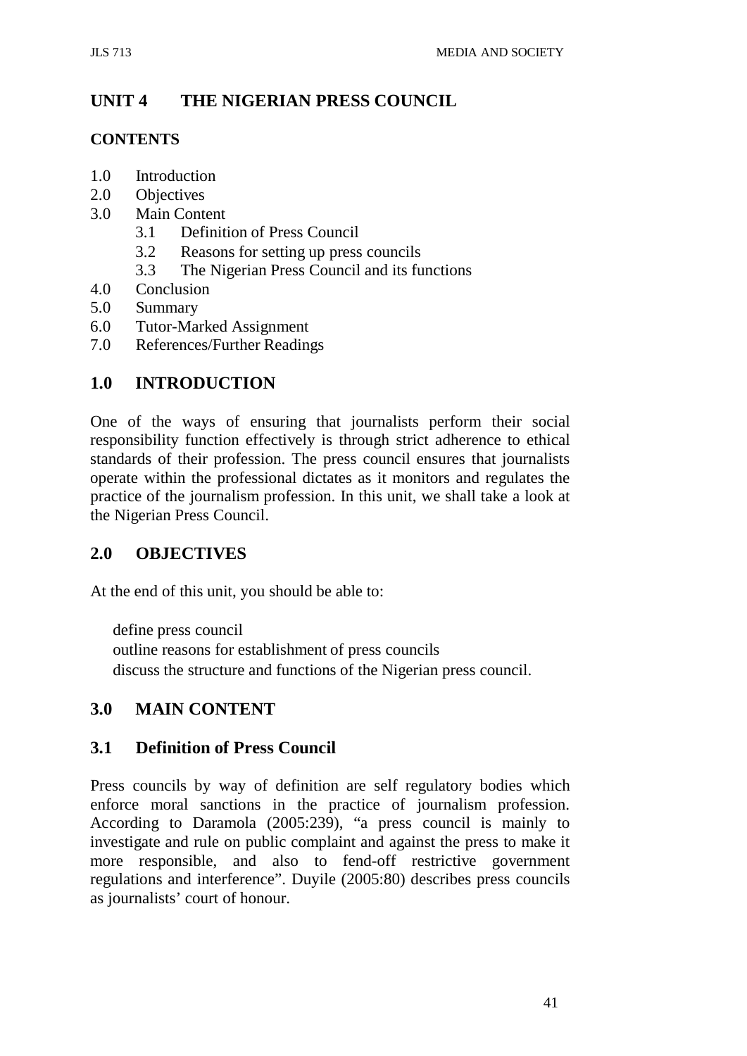# UNIT 4 THE NIGERIAN PRESS COUNCIL

## CONTENTS

1.0 Introduction
2.0 Objectives
3.0 Main Content
   3.1 Definition of Press Council
   3.2 Reasons for setting up press councils
   3.3 The Nigerian Press Council and its functions
4.0 Conclusion
5.0 Summary
6.0 Tutor-Marked Assignment
7.0 References/Further Readings

## 1.0 INTRODUCTION

One of the ways of ensuring that journalists perform their social responsibility function effectively is through strict adherence to ethical standards of their profession. The press council ensures that journalists operate within the professional dictates as it monitors and regulates the practice of the journalism profession. In this unit, we shall take a look at the Nigerian Press Council.

## 2.0 OBJECTIVES

At the end of this unit, you should be able to:

- define press council
- outline reasons for establishment of press councils
- discuss the structure and functions of the Nigerian press council.

## 3.0 MAIN CONTENT

### 3.1 Definition of Press Council

Press councils by way of definition are self regulatory bodies which enforce moral sanctions in the practice of journalism profession. According to Daramola (2005:239), "a press council is mainly to investigate and rule on public complaint and against the press to make it more responsible, and also to fend-off restrictive government regulations and interference". Duyile (2005:80) describes press councils as journalists' court of honour.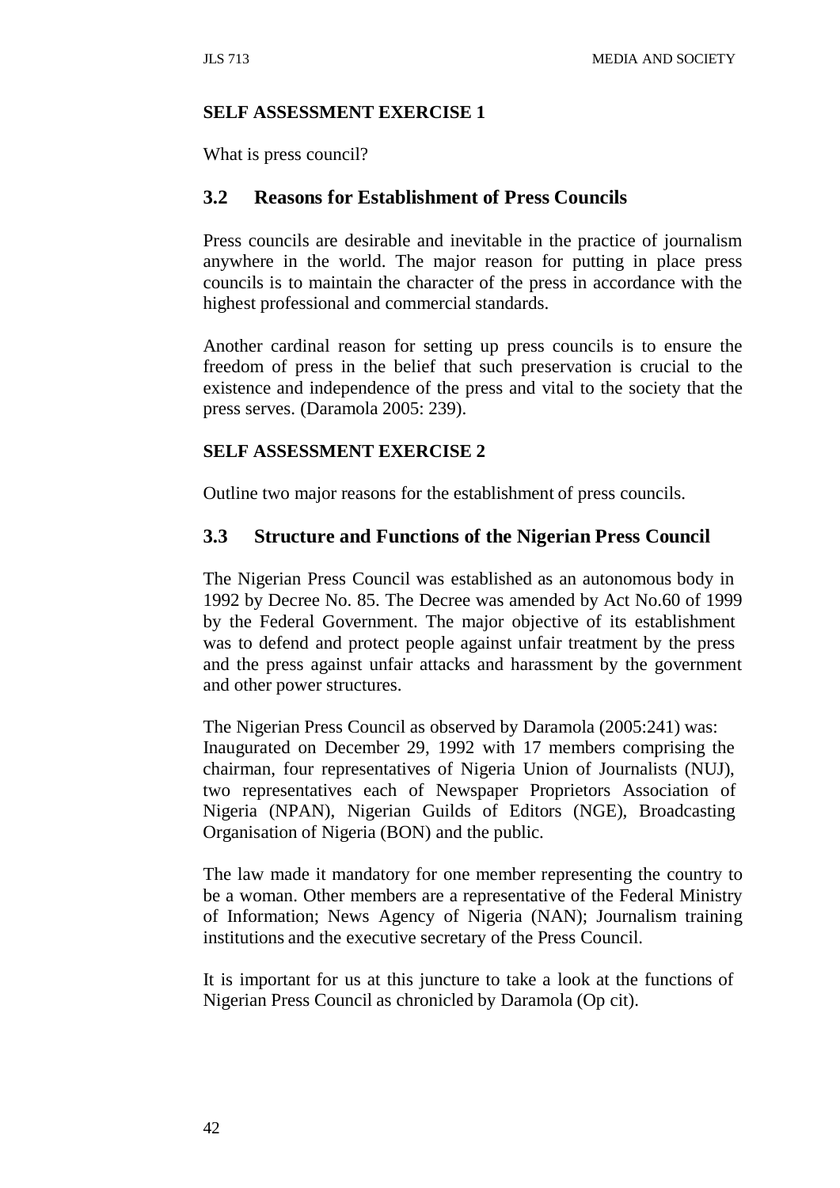### SELF ASSESSMENT EXERCISE 1

What is press council?

## 3.2 Reasons for Establishment of Press Councils

Press councils are desirable and inevitable in the practice of journalism anywhere in the world. The major reason for putting in place press councils is to maintain the character of the press in accordance with the highest professional and commercial standards.

Another cardinal reason for setting up press councils is to ensure the freedom of press in the belief that such preservation is crucial to the existence and independence of the press and vital to the society that the press serves. (Daramola 2005: 239).

### SELF ASSESSMENT EXERCISE 2

Outline two major reasons for the establishment of press councils.

## 3.3 Structure and Functions of the Nigerian Press Council

The Nigerian Press Council was established as an autonomous body in 1992 by Decree No. 85. The Decree was amended by Act No.60 of 1999 by the Federal Government. The major objective of its establishment was to defend and protect people against unfair treatment by the press and the press against unfair attacks and harassment by the government and other power structures.

The Nigerian Press Council as observed by Daramola (2005:241) was: Inaugurated on December 29, 1992 with 17 members comprising the chairman, four representatives of Nigeria Union of Journalists (NUJ), two representatives each of Newspaper Proprietors Association of Nigeria (NPAN), Nigerian Guilds of Editors (NGE), Broadcasting Organisation of Nigeria (BON) and the public.

The law made it mandatory for one member representing the country to be a woman. Other members are a representative of the Federal Ministry of Information; News Agency of Nigeria (NAN); Journalism training institutions and the executive secretary of the Press Council.

It is important for us at this juncture to take a look at the functions of Nigerian Press Council as chronicled by Daramola (Op cit).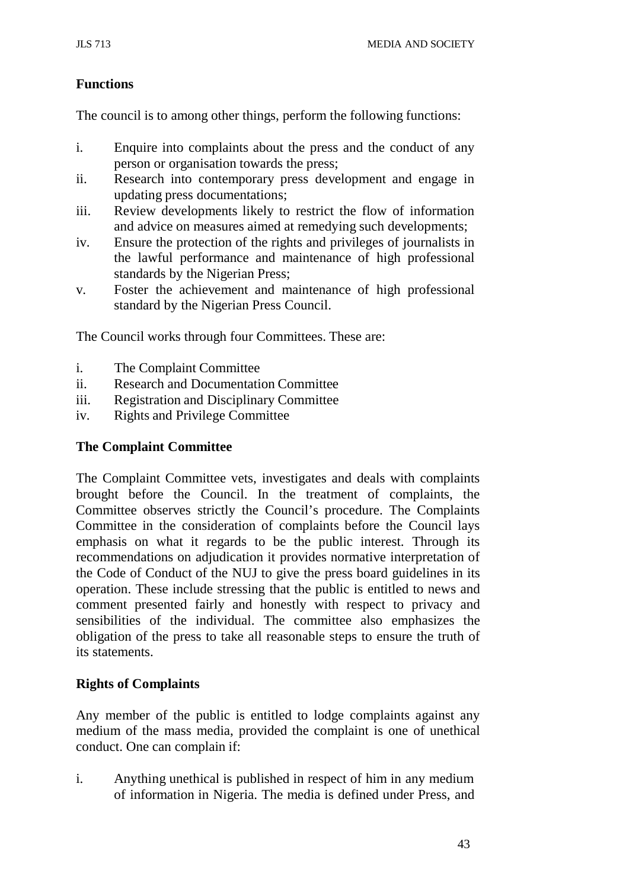## Functions

The council is to among other things, perform the following functions:

i. Enquire into complaints about the press and the conduct of any person or organisation towards the press;
ii. Research into contemporary press development and engage in updating press documentations;
iii. Review developments likely to restrict the flow of information and advice on measures aimed at remedying such developments;
iv. Ensure the protection of the rights and privileges of journalists in the lawful performance and maintenance of high professional standards by the Nigerian Press;
v. Foster the achievement and maintenance of high professional standard by the Nigerian Press Council.

The Council works through four Committees. These are:

i. The Complaint Committee
ii. Research and Documentation Committee
iii. Registration and Disciplinary Committee
iv. Rights and Privilege Committee

## The Complaint Committee

The Complaint Committee vets, investigates and deals with complaints brought before the Council. In the treatment of complaints, the Committee observes strictly the Council's procedure. The Complaints Committee in the consideration of complaints before the Council lays emphasis on what it regards to be the public interest. Through its recommendations on adjudication it provides normative interpretation of the Code of Conduct of the NUJ to give the press board guidelines in its operation. These include stressing that the public is entitled to news and comment presented fairly and honestly with respect to privacy and sensibilities of the individual. The committee also emphasizes the obligation of the press to take all reasonable steps to ensure the truth of its statements.

## Rights of Complaints

Any member of the public is entitled to lodge complaints against any medium of the mass media, provided the complaint is one of unethical conduct. One can complain if:

i. Anything unethical is published in respect of him in any medium of information in Nigeria. The media is defined under Press, and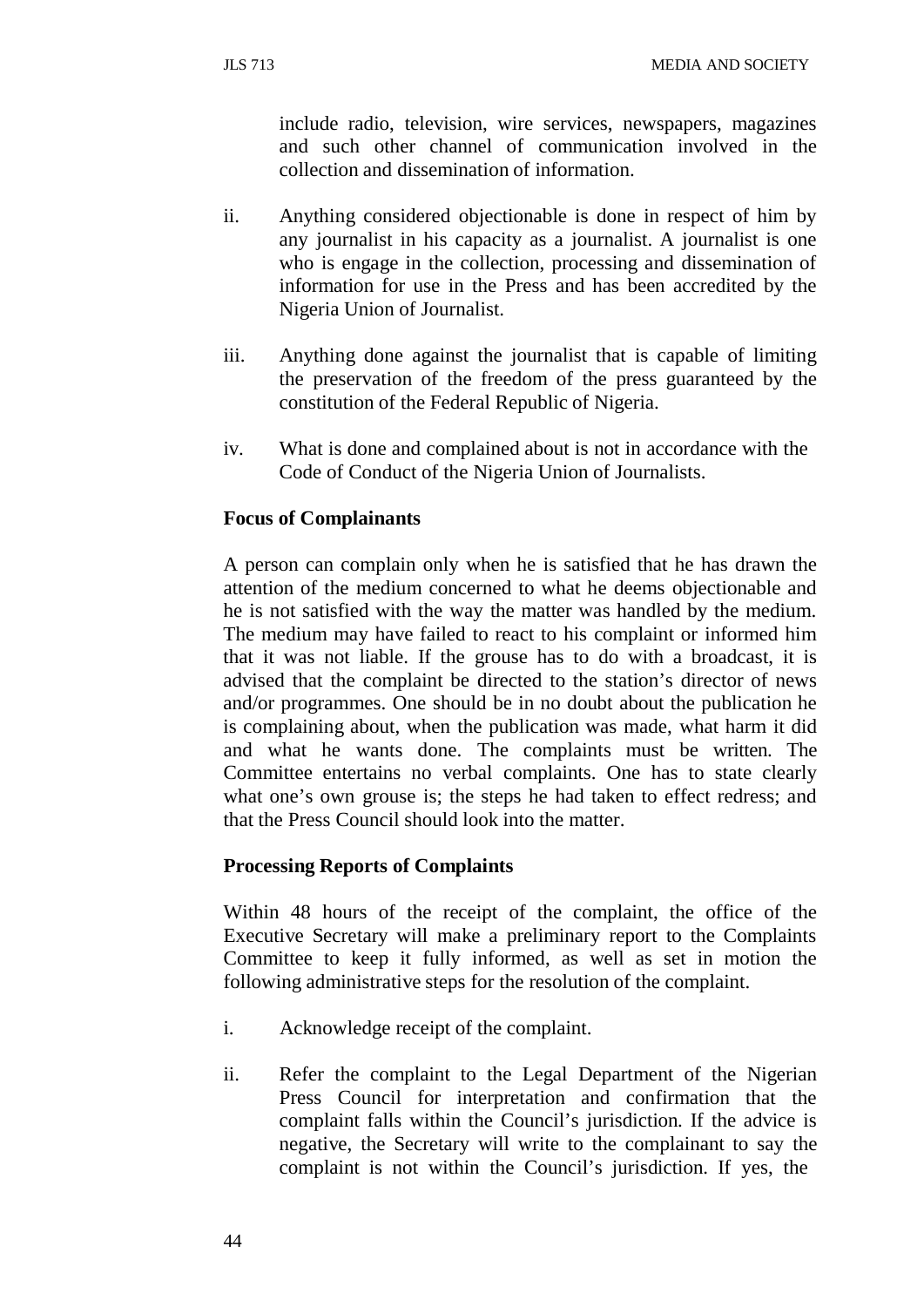include radio, television, wire services, newspapers, magazines and such other channel of communication involved in the collection and dissemination of information.

ii. Anything considered objectionable is done in respect of him by any journalist in his capacity as a journalist. A journalist is one who is engage in the collection, processing and dissemination of information for use in the Press and has been accredited by the Nigeria Union of Journalist.

iii. Anything done against the journalist that is capable of limiting the preservation of the freedom of the press guaranteed by the constitution of the Federal Republic of Nigeria.

iv. What is done and complained about is not in accordance with the Code of Conduct of the Nigeria Union of Journalists.

**Focus of Complainants**

A person can complain only when he is satisfied that he has drawn the attention of the medium concerned to what he deems objectionable and he is not satisfied with the way the matter was handled by the medium. The medium may have failed to react to his complaint or informed him that it was not liable. If the grouse has to do with a broadcast, it is advised that the complaint be directed to the station's director of news and/or programmes. One should be in no doubt about the publication he is complaining about, when the publication was made, what harm it did and what he wants done. The complaints must be written. The Committee entertains no verbal complaints. One has to state clearly what one's own grouse is; the steps he had taken to effect redress; and that the Press Council should look into the matter.

**Processing Reports of Complaints**

Within 48 hours of the receipt of the complaint, the office of the Executive Secretary will make a preliminary report to the Complaints Committee to keep it fully informed, as well as set in motion the following administrative steps for the resolution of the complaint.

i. Acknowledge receipt of the complaint.

ii. Refer the complaint to the Legal Department of the Nigerian Press Council for interpretation and confirmation that the complaint falls within the Council's jurisdiction. If the advice is negative, the Secretary will write to the complainant to say the complaint is not within the Council's jurisdiction. If yes, the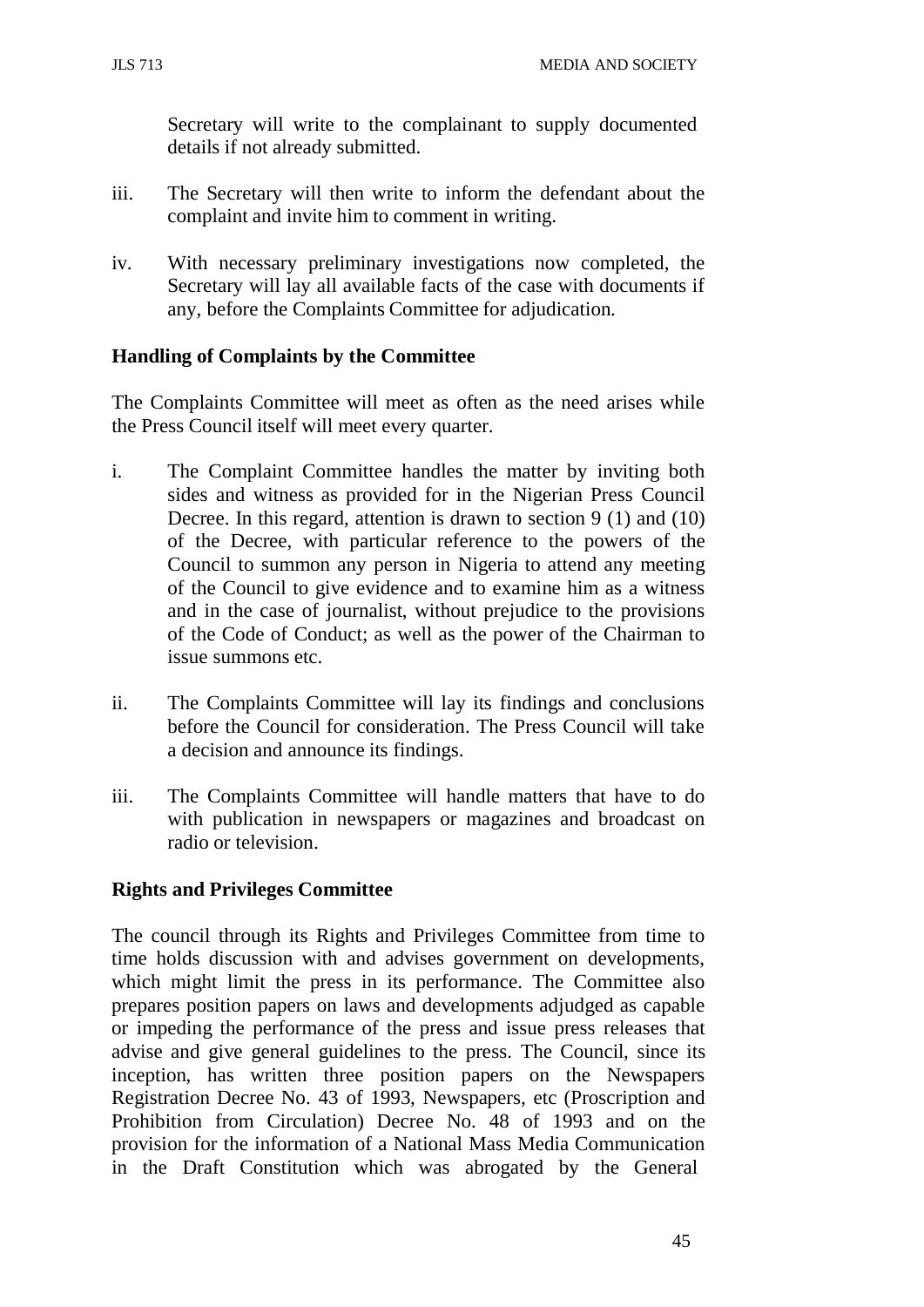Secretary will write to the complainant to supply documented details if not already submitted.

iii. The Secretary will then write to inform the defendant about the complaint and invite him to comment in writing.

iv. With necessary preliminary investigations now completed, the Secretary will lay all available facts of the case with documents if any, before the Complaints Committee for adjudication.

**Handling of Complaints by the Committee**

The Complaints Committee will meet as often as the need arises while the Press Council itself will meet every quarter.

i. The Complaint Committee handles the matter by inviting both sides and witness as provided for in the Nigerian Press Council Decree. In this regard, attention is drawn to section 9 (1) and (10) of the Decree, with particular reference to the powers of the Council to summon any person in Nigeria to attend any meeting of the Council to give evidence and to examine him as a witness and in the case of journalist, without prejudice to the provisions of the Code of Conduct; as well as the power of the Chairman to issue summons etc.

ii. The Complaints Committee will lay its findings and conclusions before the Council for consideration. The Press Council will take a decision and announce its findings.

iii. The Complaints Committee will handle matters that have to do with publication in newspapers or magazines and broadcast on radio or television.

**Rights and Privileges Committee**

The council through its Rights and Privileges Committee from time to time holds discussion with and advises government on developments, which might limit the press in its performance. The Committee also prepares position papers on laws and developments adjudged as capable or impeding the performance of the press and issue press releases that advise and give general guidelines to the press. The Council, since its inception, has written three position papers on the Newspapers Registration Decree No. 43 of 1993, Newspapers, etc (Proscription and Prohibition from Circulation) Decree No. 48 of 1993 and on the provision for the information of a National Mass Media Communication in the Draft Constitution which was abrogated by the General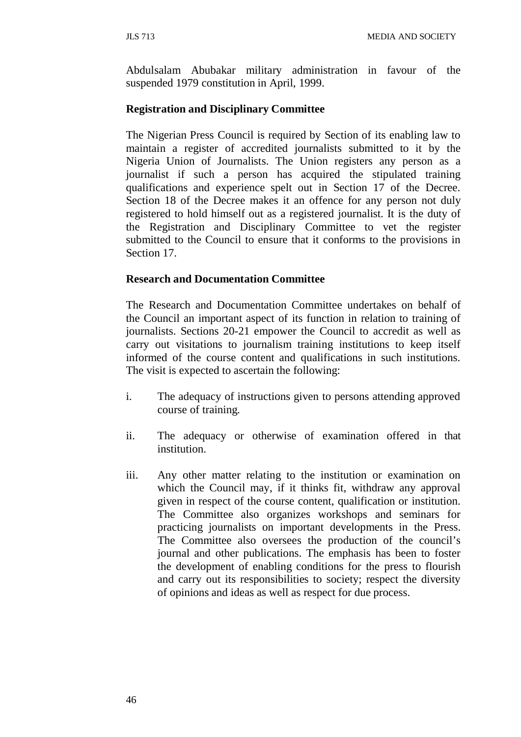Abdulsalam Abubakar military administration in favour of the suspended 1979 constitution in April, 1999.

**Registration and Disciplinary Committee**

The Nigerian Press Council is required by Section of its enabling law to maintain a register of accredited journalists submitted to it by the Nigeria Union of Journalists. The Union registers any person as a journalist if such a person has acquired the stipulated training qualifications and experience spelt out in Section 17 of the Decree. Section 18 of the Decree makes it an offence for any person not duly registered to hold himself out as a registered journalist. It is the duty of the Registration and Disciplinary Committee to vet the register submitted to the Council to ensure that it conforms to the provisions in Section 17.

**Research and Documentation Committee**

The Research and Documentation Committee undertakes on behalf of the Council an important aspect of its function in relation to training of journalists. Sections 20-21 empower the Council to accredit as well as carry out visitations to journalism training institutions to keep itself informed of the course content and qualifications in such institutions. The visit is expected to ascertain the following:

i. The adequacy of instructions given to persons attending approved course of training.

ii. The adequacy or otherwise of examination offered in that institution.

iii. Any other matter relating to the institution or examination on which the Council may, if it thinks fit, withdraw any approval given in respect of the course content, qualification or institution. The Committee also organizes workshops and seminars for practicing journalists on important developments in the Press. The Committee also oversees the production of the council's journal and other publications. The emphasis has been to foster the development of enabling conditions for the press to flourish and carry out its responsibilities to society; respect the diversity of opinions and ideas as well as respect for due process.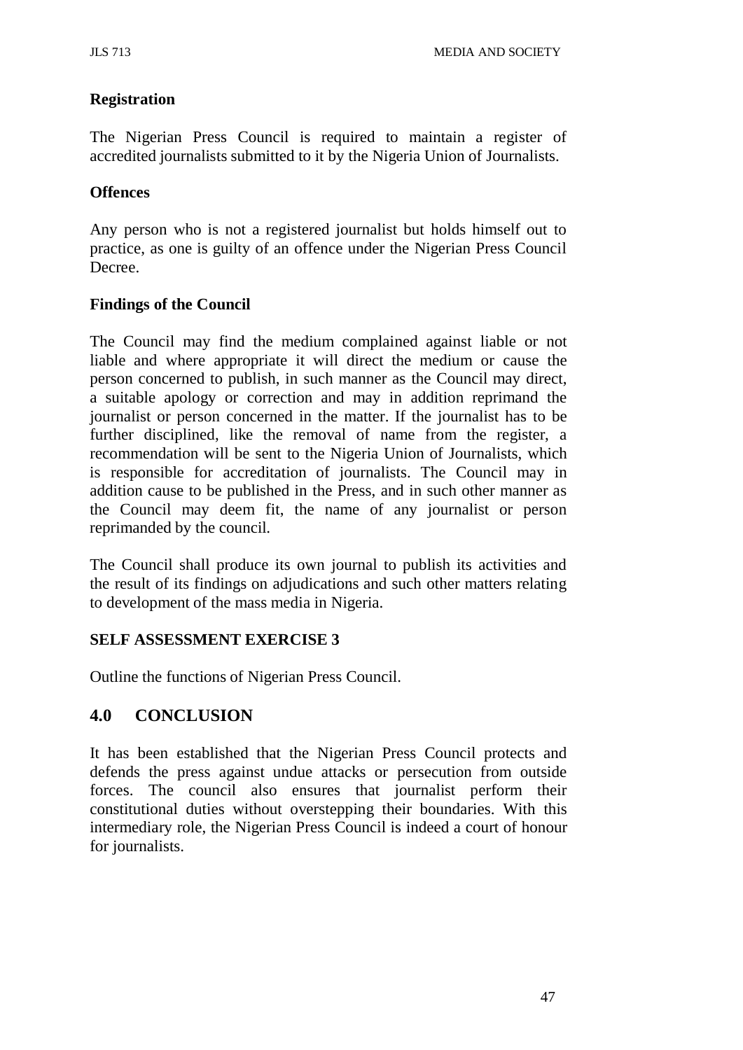**Registration**

The Nigerian Press Council is required to maintain a register of accredited journalists submitted to it by the Nigeria Union of Journalists.

**Offences**

Any person who is not a registered journalist but holds himself out to practice, as one is guilty of an offence under the Nigerian Press Council Decree.

**Findings of the Council**

The Council may find the medium complained against liable or not liable and where appropriate it will direct the medium or cause the person concerned to publish, in such manner as the Council may direct, a suitable apology or correction and may in addition reprimand the journalist or person concerned in the matter. If the journalist has to be further disciplined, like the removal of name from the register, a recommendation will be sent to the Nigeria Union of Journalists, which is responsible for accreditation of journalists. The Council may in addition cause to be published in the Press, and in such other manner as the Council may deem fit, the name of any journalist or person reprimanded by the council.

The Council shall produce its own journal to publish its activities and the result of its findings on adjudications and such other matters relating to development of the mass media in Nigeria.

**SELF ASSESSMENT EXERCISE 3**

Outline the functions of Nigerian Press Council.

## 4.0 CONCLUSION

It has been established that the Nigerian Press Council protects and defends the press against undue attacks or persecution from outside forces. The council also ensures that journalist perform their constitutional duties without overstepping their boundaries. With this intermediary role, the Nigerian Press Council is indeed a court of honour for journalists.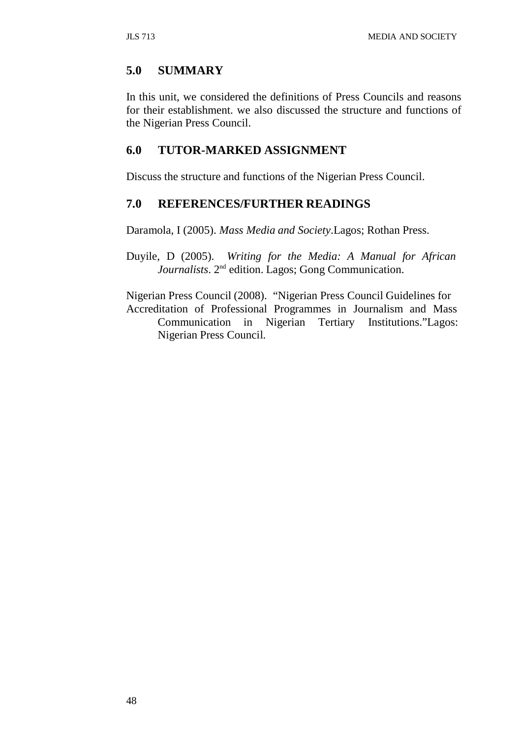## 5.0 SUMMARY

In this unit, we considered the definitions of Press Councils and reasons for their establishment. we also discussed the structure and functions of the Nigerian Press Council.

## 6.0 TUTOR-MARKED ASSIGNMENT

Discuss the structure and functions of the Nigerian Press Council.

## 7.0 REFERENCES/FURTHER READINGS

Daramola, I (2005). *Mass Media and Society*.Lagos; Rothan Press.

Duyile, D (2005). *Writing for the Media: A Manual for African Journalists*. 2nd edition. Lagos; Gong Communication.

Nigerian Press Council (2008). "Nigerian Press Council Guidelines for Accreditation of Professional Programmes in Journalism and Mass Communication in Nigerian Tertiary Institutions."Lagos: Nigerian Press Council.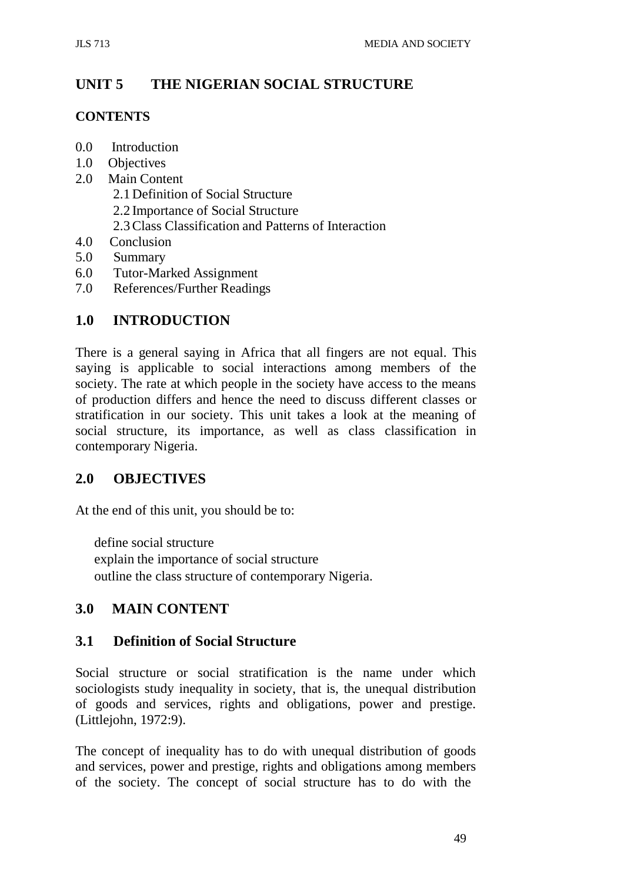## UNIT 5 THE NIGERIAN SOCIAL STRUCTURE

### CONTENTS

- 0.0 Introduction
- 1.0 Objectives
- 2.0 Main Content
  - 2.1 Definition of Social Structure
  - 2.2 Importance of Social Structure
  - 2.3 Class Classification and Patterns of Interaction
- 4.0 Conclusion
- 5.0 Summary
- 6.0 Tutor-Marked Assignment
- 7.0 References/Further Readings

## 1.0 INTRODUCTION

There is a general saying in Africa that all fingers are not equal. This saying is applicable to social interactions among members of the society. The rate at which people in the society have access to the means of production differs and hence the need to discuss different classes or stratification in our society. This unit takes a look at the meaning of social structure, its importance, as well as class classification in contemporary Nigeria.

## 2.0 OBJECTIVES

At the end of this unit, you should be to:

- define social structure
- explain the importance of social structure
- outline the class structure of contemporary Nigeria.

## 3.0 MAIN CONTENT

### 3.1 Definition of Social Structure

Social structure or social stratification is the name under which sociologists study inequality in society, that is, the unequal distribution of goods and services, rights and obligations, power and prestige. (Littlejohn, 1972:9).

The concept of inequality has to do with unequal distribution of goods and services, power and prestige, rights and obligations among members of the society. The concept of social structure has to do with the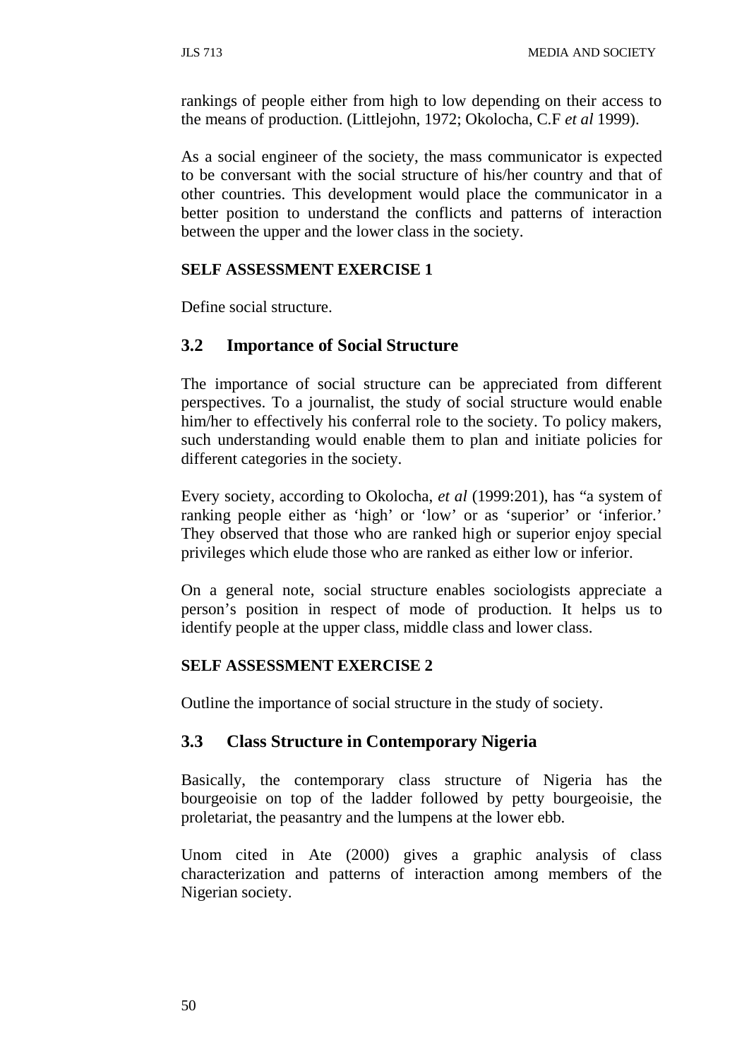rankings of people either from high to low depending on their access to the means of production. (Littlejohn, 1972; Okolocha, C.F *et al* 1999).

As a social engineer of the society, the mass communicator is expected to be conversant with the social structure of his/her country and that of other countries. This development would place the communicator in a better position to understand the conflicts and patterns of interaction between the upper and the lower class in the society.

**SELF ASSESSMENT EXERCISE 1**

Define social structure.

## 3.2 Importance of Social Structure

The importance of social structure can be appreciated from different perspectives. To a journalist, the study of social structure would enable him/her to effectively his conferral role to the society. To policy makers, such understanding would enable them to plan and initiate policies for different categories in the society.

Every society, according to Okolocha, *et al* (1999:201), has "a system of ranking people either as 'high' or 'low' or as 'superior' or 'inferior.' They observed that those who are ranked high or superior enjoy special privileges which elude those who are ranked as either low or inferior.

On a general note, social structure enables sociologists appreciate a person's position in respect of mode of production. It helps us to identify people at the upper class, middle class and lower class.

**SELF ASSESSMENT EXERCISE 2**

Outline the importance of social structure in the study of society.

## 3.3 Class Structure in Contemporary Nigeria

Basically, the contemporary class structure of Nigeria has the bourgeoisie on top of the ladder followed by petty bourgeoisie, the proletariat, the peasantry and the lumpens at the lower ebb.

Unom cited in Ate (2000) gives a graphic analysis of class characterization and patterns of interaction among members of the Nigerian society.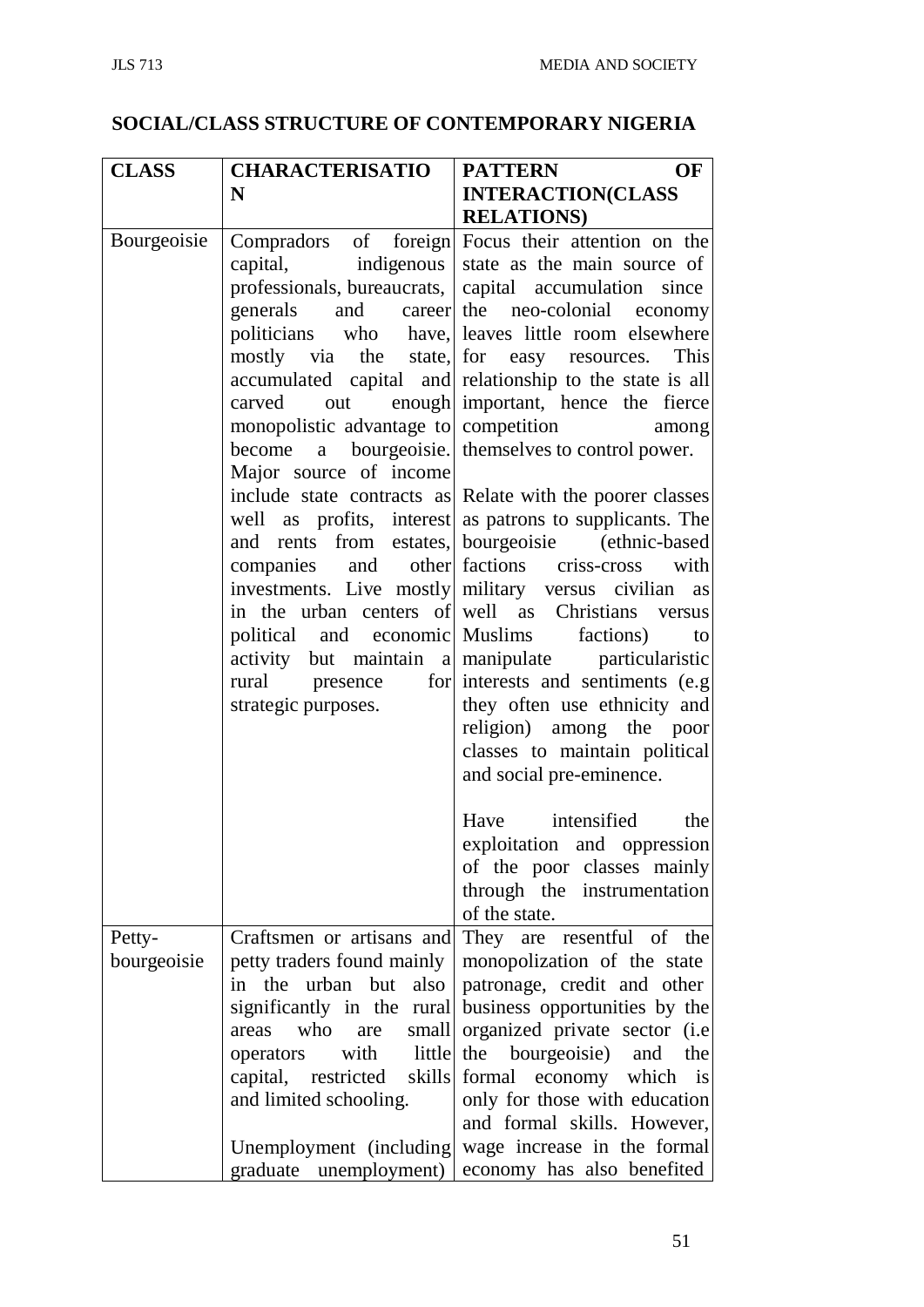## SOCIAL/CLASS STRUCTURE OF CONTEMPORARY NIGERIA

| CLASS | CHARACTERISATION | PATTERN OF INTERACTION(CLASS RELATIONS) |
|---|---|---|
| Bourgeoisie | Compradors of foreign capital, indigenous professionals, bureaucrats, generals and career politicians who have, mostly via the state, accumulated capital and carved out enough monopolistic advantage to become a bourgeoisie. Major source of income include state contracts as well as profits, interest and rents from estates, companies and other investments. Live mostly in the urban centers of political and economic activity but maintain a rural presence for strategic purposes. | Focus their attention on the state as the main source of capital accumulation since the neo-colonial economy leaves little room elsewhere for easy resources. This relationship to the state is all important, hence the fierce competition among themselves to control power.<br><br>Relate with the poorer classes as patrons to supplicants. The bourgeoisie (ethnic-based factions criss-cross with military versus civilian as well as Christians versus Muslims factions) to manipulate particularistic interests and sentiments (e.g they often use ethnicity and religion) among the poor classes to maintain political and social pre-eminence.<br><br>Have intensified the exploitation and oppression of the poor classes mainly through the instrumentation of the state. |
| Petty-bourgeoisie | Craftsmen or artisans and petty traders found mainly in the urban but also significantly in the rural areas who are small operators with little capital, restricted skills and limited schooling.<br><br>Unemployment (including graduate unemployment) | They are resentful of the monopolization of the state patronage, credit and other business opportunities by the organized private sector (i.e the bourgeoisie) and the formal economy which is only for those with education and formal skills. However, wage increase in the formal economy has also benefited |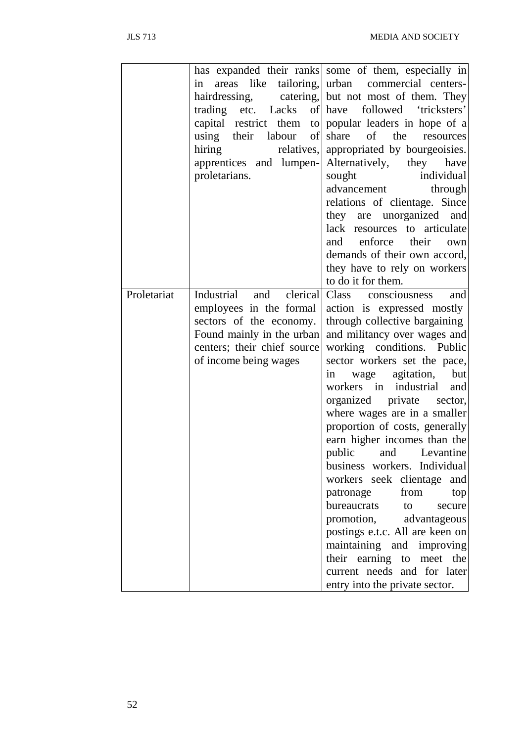| | | |
|---|---|---|
| | has expanded their ranks in areas like tailoring, hairdressing, catering, trading etc. Lacks of capital restrict them to using their labour of hiring relatives, apprentices and lumpen-proletarians. | some of them, especially in urban commercial centers- but not most of them. They have followed 'tricksters' popular leaders in hope of a share of the resources appropriated by bourgeoisies. Alternatively, they have sought individual advancement through relations of clientage. Since they are unorganized and lack resources to articulate and enforce their own demands of their own accord, they have to rely on workers to do it for them. |
| Proletariat | Industrial and clerical employees in the formal sectors of the economy. Found mainly in the urban centers; their chief source of income being wages | Class consciousness and action is expressed mostly through collective bargaining and militancy over wages and working conditions. Public sector workers set the pace, in wage agitation, but workers in industrial and organized private sector, where wages are in a smaller proportion of costs, generally earn higher incomes than the public and Levantine business workers. Individual workers seek clientage and patronage from top bureaucrats to secure promotion, advantageous postings e.t.c. All are keen on maintaining and improving their earning to meet the current needs and for later entry into the private sector. |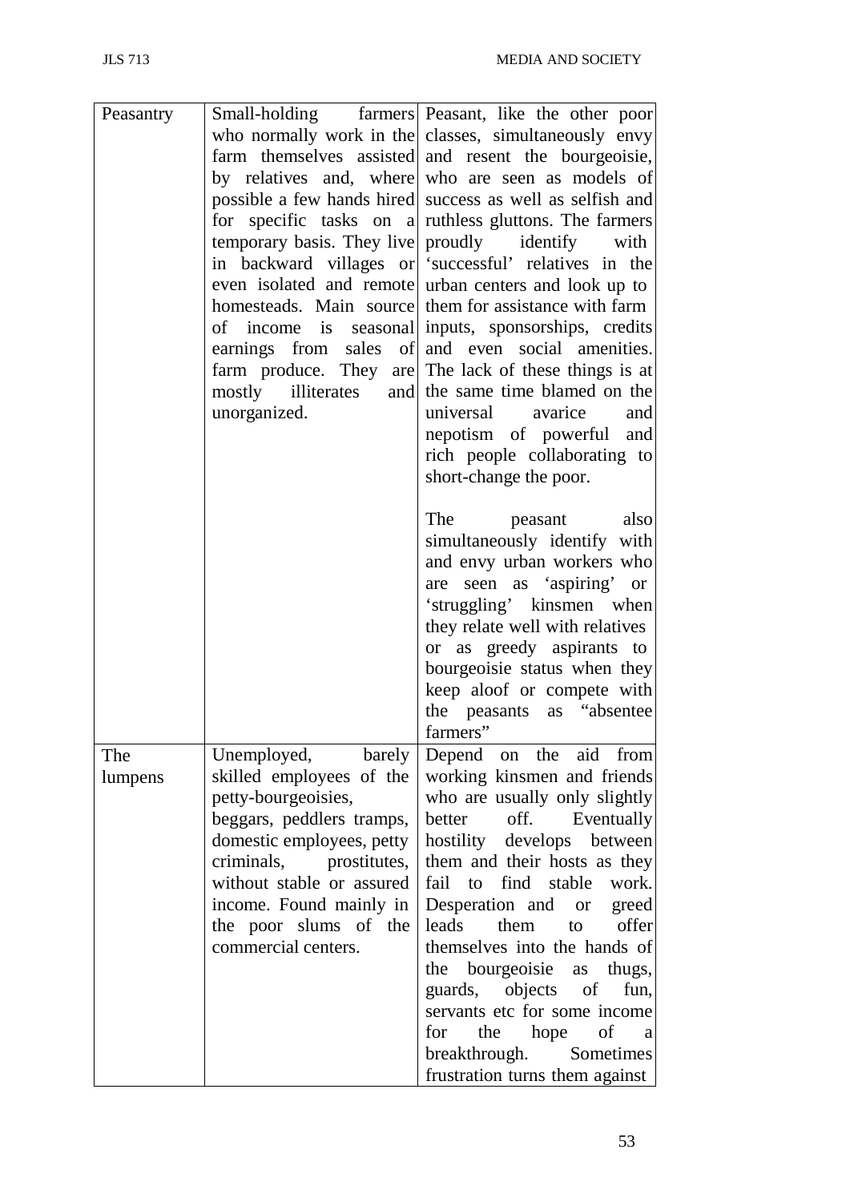| | | |
|---|---|---|
| Peasantry | Small-holding farmers who normally work in the farm themselves assisted by relatives and, where possible a few hands hired for specific tasks on a temporary basis. They live in backward villages or even isolated and remote homesteads. Main source of income is seasonal earnings from sales of farm produce. They are mostly illiterates and unorganized. | Peasant, like the other poor classes, simultaneously envy and resent the bourgeoisie, who are seen as models of success as well as selfish and ruthless gluttons. The farmers proudly identify with 'successful' relatives in the urban centers and look up to them for assistance with farm inputs, sponsorships, credits and even social amenities. The lack of these things is at the same time blamed on the universal avarice and nepotism of powerful and rich people collaborating to short-change the poor.<br><br>The peasant also simultaneously identify with and envy urban workers who are seen as 'aspiring' or 'struggling' kinsmen when they relate well with relatives or as greedy aspirants to bourgeoisie status when they keep aloof or compete with the peasants as "absentee farmers" |
| The lumpens | Unemployed, barely skilled employees of the petty-bourgeoisies, beggars, peddlers tramps, domestic employees, petty criminals, prostitutes, without stable or assured income. Found mainly in the poor slums of the commercial centers. | Depend on the aid from working kinsmen and friends who are usually only slightly better off. Eventually hostility develops between them and their hosts as they fail to find stable work. Desperation and or greed leads them to offer themselves into the hands of the bourgeoisie as thugs, guards, objects of fun, servants etc for some income for the hope of a breakthrough. Sometimes frustration turns them against |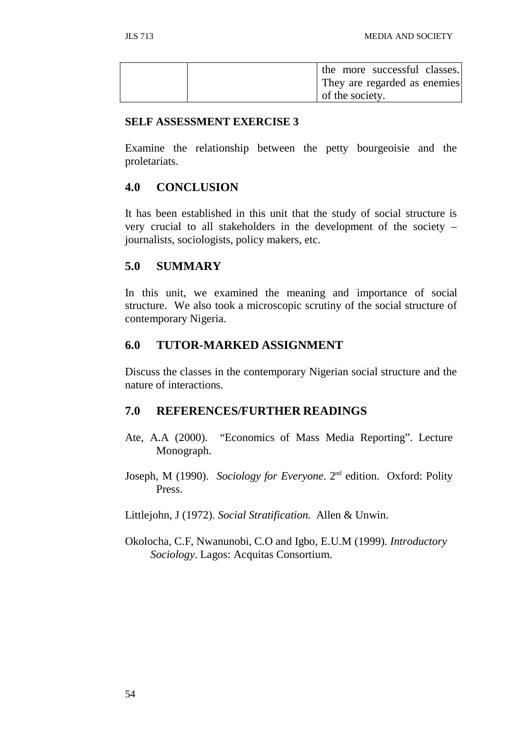| | | the more successful classes. They are regarded as enemies of the society. |
|---|---|---|

**SELF ASSESSMENT EXERCISE 3**

Examine the relationship between the petty bourgeoisie and the proletariats.

## 4.0 CONCLUSION

It has been established in this unit that the study of social structure is very crucial to all stakeholders in the development of the society – journalists, sociologists, policy makers, etc.

## 5.0 SUMMARY

In this unit, we examined the meaning and importance of social structure. We also took a microscopic scrutiny of the social structure of contemporary Nigeria.

## 6.0 TUTOR-MARKED ASSIGNMENT

Discuss the classes in the contemporary Nigerian social structure and the nature of interactions.

## 7.0 REFERENCES/FURTHER READINGS

Ate, A.A (2000). "Economics of Mass Media Reporting". Lecture Monograph.

Joseph, M (1990). *Sociology for Everyone*. 2nd edition. Oxford: Polity Press.

Littlejohn, J (1972). *Social Stratification.* Allen & Unwin.

Okolocha, C.F, Nwanunobi, C.O and Igbo, E.U.M (1999). *Introductory Sociology*. Lagos: Acquitas Consortium.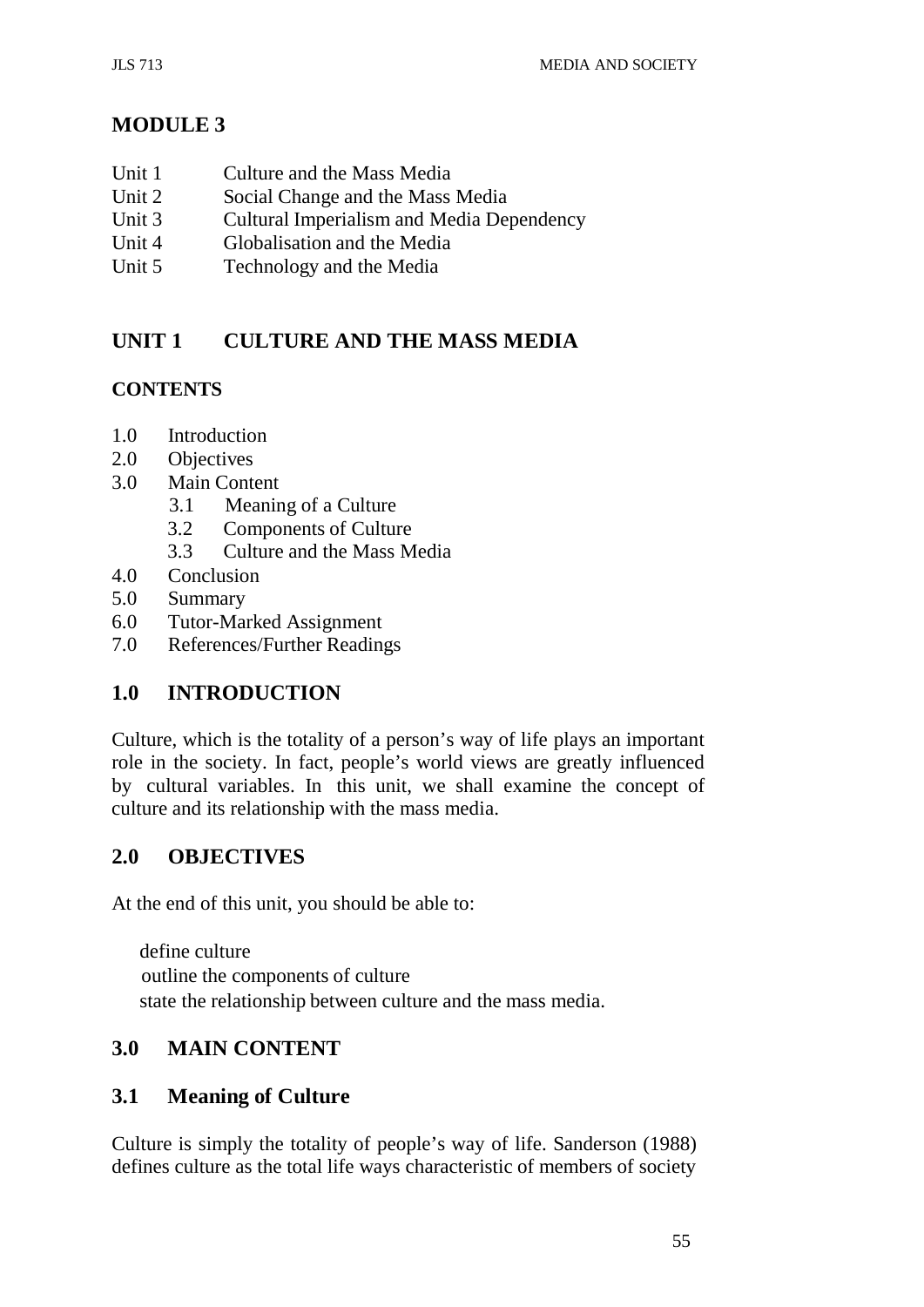# MODULE 3

- Unit 1 Culture and the Mass Media
- Unit 2 Social Change and the Mass Media
- Unit 3 Cultural Imperialism and Media Dependency
- Unit 4 Globalisation and the Media
- Unit 5 Technology and the Media

## UNIT 1 CULTURE AND THE MASS MEDIA

### CONTENTS

- 1.0 Introduction
- 2.0 Objectives
- 3.0 Main Content
  - 3.1 Meaning of a Culture
  - 3.2 Components of Culture
  - 3.3 Culture and the Mass Media
- 4.0 Conclusion
- 5.0 Summary
- 6.0 Tutor-Marked Assignment
- 7.0 References/Further Readings

## 1.0 INTRODUCTION

Culture, which is the totality of a person's way of life plays an important role in the society. In fact, people's world views are greatly influenced by cultural variables. In this unit, we shall examine the concept of culture and its relationship with the mass media.

## 2.0 OBJECTIVES

At the end of this unit, you should be able to:

- define culture
- outline the components of culture
- state the relationship between culture and the mass media.

## 3.0 MAIN CONTENT

### 3.1 Meaning of Culture

Culture is simply the totality of people's way of life. Sanderson (1988) defines culture as the total life ways characteristic of members of society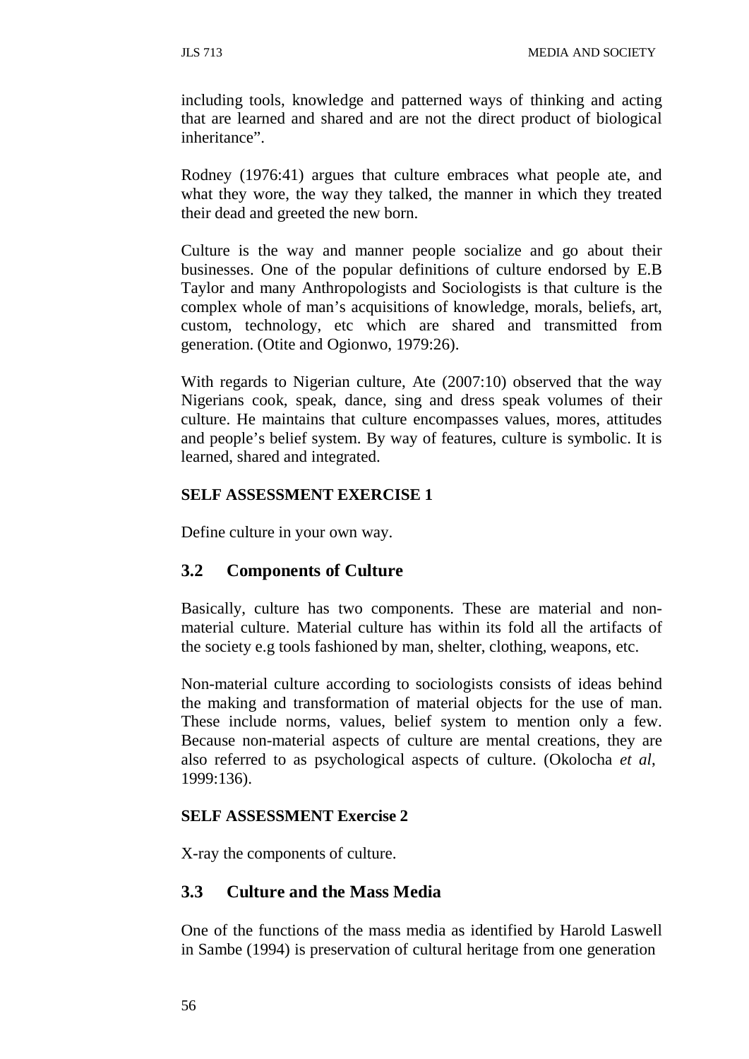including tools, knowledge and patterned ways of thinking and acting that are learned and shared and are not the direct product of biological inheritance".

Rodney (1976:41) argues that culture embraces what people ate, and what they wore, the way they talked, the manner in which they treated their dead and greeted the new born.

Culture is the way and manner people socialize and go about their businesses. One of the popular definitions of culture endorsed by E.B Taylor and many Anthropologists and Sociologists is that culture is the complex whole of man's acquisitions of knowledge, morals, beliefs, art, custom, technology, etc which are shared and transmitted from generation. (Otite and Ogionwo, 1979:26).

With regards to Nigerian culture, Ate (2007:10) observed that the way Nigerians cook, speak, dance, sing and dress speak volumes of their culture. He maintains that culture encompasses values, mores, attitudes and people's belief system. By way of features, culture is symbolic. It is learned, shared and integrated.

**SELF ASSESSMENT EXERCISE 1**

Define culture in your own way.

## 3.2 Components of Culture

Basically, culture has two components. These are material and non-material culture. Material culture has within its fold all the artifacts of the society e.g tools fashioned by man, shelter, clothing, weapons, etc.

Non-material culture according to sociologists consists of ideas behind the making and transformation of material objects for the use of man. These include norms, values, belief system to mention only a few. Because non-material aspects of culture are mental creations, they are also referred to as psychological aspects of culture. (Okolocha *et al*, 1999:136).

**SELF ASSESSMENT Exercise 2**

X-ray the components of culture.

## 3.3 Culture and the Mass Media

One of the functions of the mass media as identified by Harold Laswell in Sambe (1994) is preservation of cultural heritage from one generation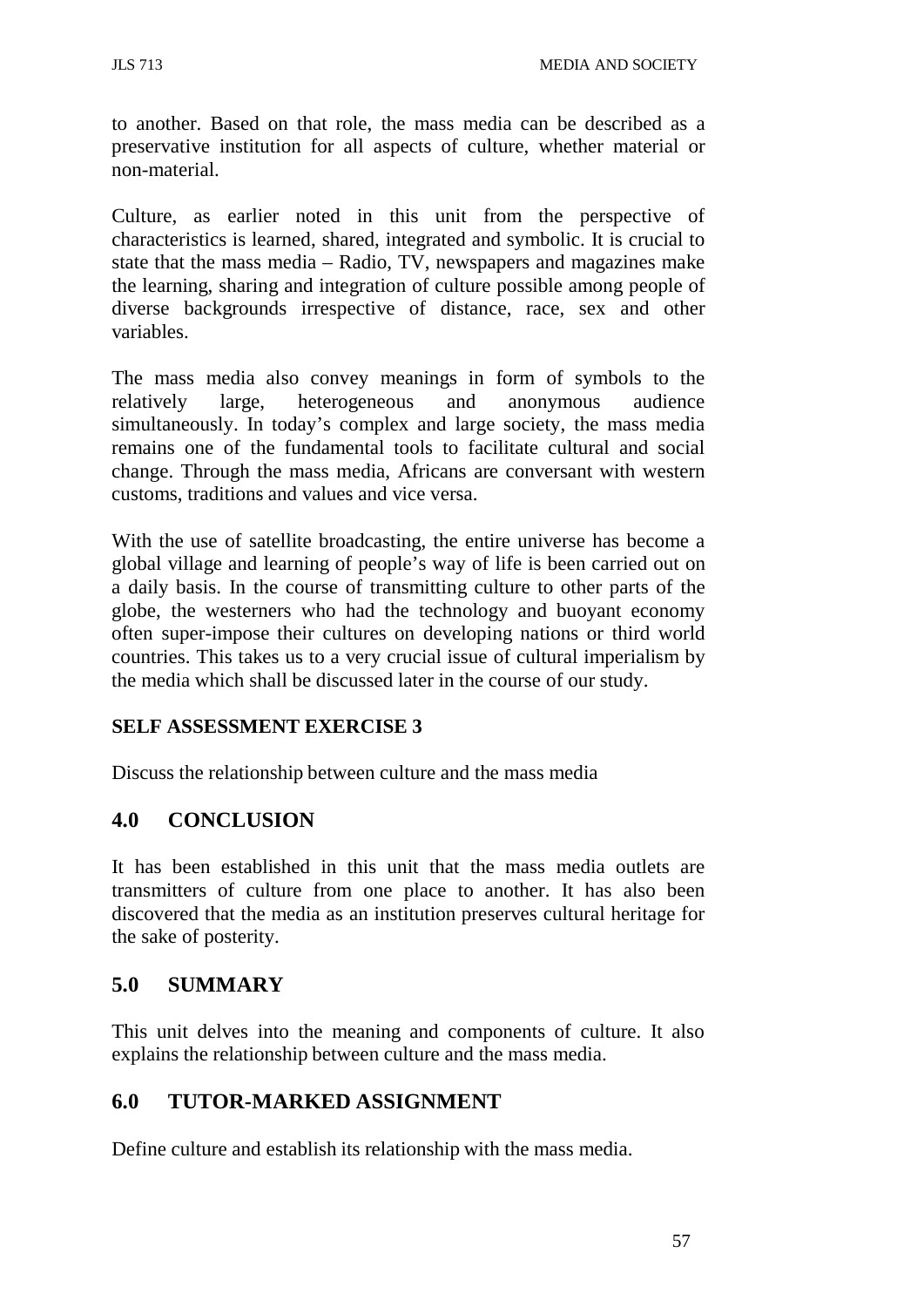to another. Based on that role, the mass media can be described as a preservative institution for all aspects of culture, whether material or non-material.

Culture, as earlier noted in this unit from the perspective of characteristics is learned, shared, integrated and symbolic. It is crucial to state that the mass media – Radio, TV, newspapers and magazines make the learning, sharing and integration of culture possible among people of diverse backgrounds irrespective of distance, race, sex and other variables.

The mass media also convey meanings in form of symbols to the relatively large, heterogeneous and anonymous audience simultaneously. In today's complex and large society, the mass media remains one of the fundamental tools to facilitate cultural and social change. Through the mass media, Africans are conversant with western customs, traditions and values and vice versa.

With the use of satellite broadcasting, the entire universe has become a global village and learning of people's way of life is been carried out on a daily basis. In the course of transmitting culture to other parts of the globe, the westerners who had the technology and buoyant economy often super-impose their cultures on developing nations or third world countries. This takes us to a very crucial issue of cultural imperialism by the media which shall be discussed later in the course of our study.

**SELF ASSESSMENT EXERCISE 3**

Discuss the relationship between culture and the mass media

## 4.0 CONCLUSION

It has been established in this unit that the mass media outlets are transmitters of culture from one place to another. It has also been discovered that the media as an institution preserves cultural heritage for the sake of posterity.

## 5.0 SUMMARY

This unit delves into the meaning and components of culture. It also explains the relationship between culture and the mass media.

## 6.0 TUTOR-MARKED ASSIGNMENT

Define culture and establish its relationship with the mass media.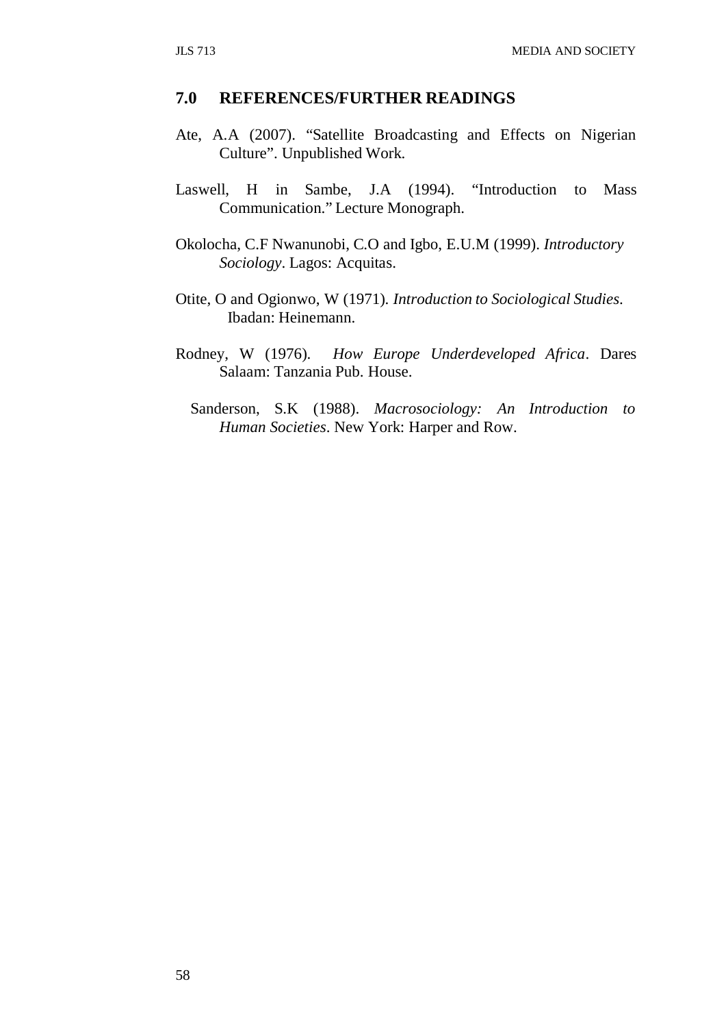## 7.0 REFERENCES/FURTHER READINGS

Ate, A.A (2007). "Satellite Broadcasting and Effects on Nigerian Culture". Unpublished Work.

Laswell, H in Sambe, J.A (1994). "Introduction to Mass Communication." Lecture Monograph.

Okolocha, C.F Nwanunobi, C.O and Igbo, E.U.M (1999). *Introductory Sociology*. Lagos: Acquitas.

Otite, O and Ogionwo, W (1971). *Introduction to Sociological Studies*. Ibadan: Heinemann.

Rodney, W (1976). *How Europe Underdeveloped Africa*. Dares Salaam: Tanzania Pub. House.

Sanderson, S.K (1988). *Macrosociology: An Introduction to Human Societies*. New York: Harper and Row.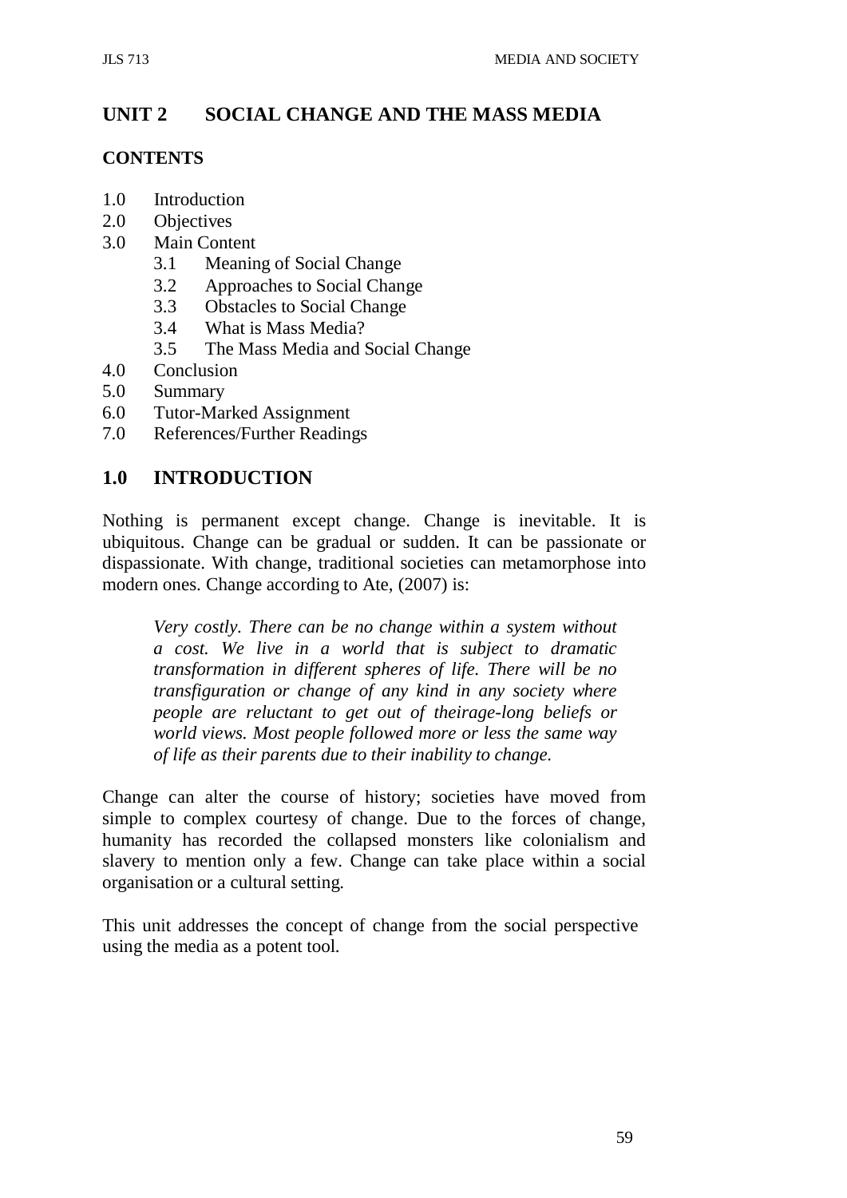# UNIT 2 SOCIAL CHANGE AND THE MASS MEDIA

**CONTENTS**

1.0 Introduction
2.0 Objectives
3.0 Main Content
    3.1 Meaning of Social Change
    3.2 Approaches to Social Change
    3.3 Obstacles to Social Change
    3.4 What is Mass Media?
    3.5 The Mass Media and Social Change
4.0 Conclusion
5.0 Summary
6.0 Tutor-Marked Assignment
7.0 References/Further Readings

## 1.0 INTRODUCTION

Nothing is permanent except change. Change is inevitable. It is ubiquitous. Change can be gradual or sudden. It can be passionate or dispassionate. With change, traditional societies can metamorphose into modern ones. Change according to Ate, (2007) is:

> *Very costly. There can be no change within a system without a cost. We live in a world that is subject to dramatic transformation in different spheres of life. There will be no transfiguration or change of any kind in any society where people are reluctant to get out of theirage-long beliefs or world views. Most people followed more or less the same way of life as their parents due to their inability to change.*

Change can alter the course of history; societies have moved from simple to complex courtesy of change. Due to the forces of change, humanity has recorded the collapsed monsters like colonialism and slavery to mention only a few. Change can take place within a social organisation or a cultural setting.

This unit addresses the concept of change from the social perspective using the media as a potent tool.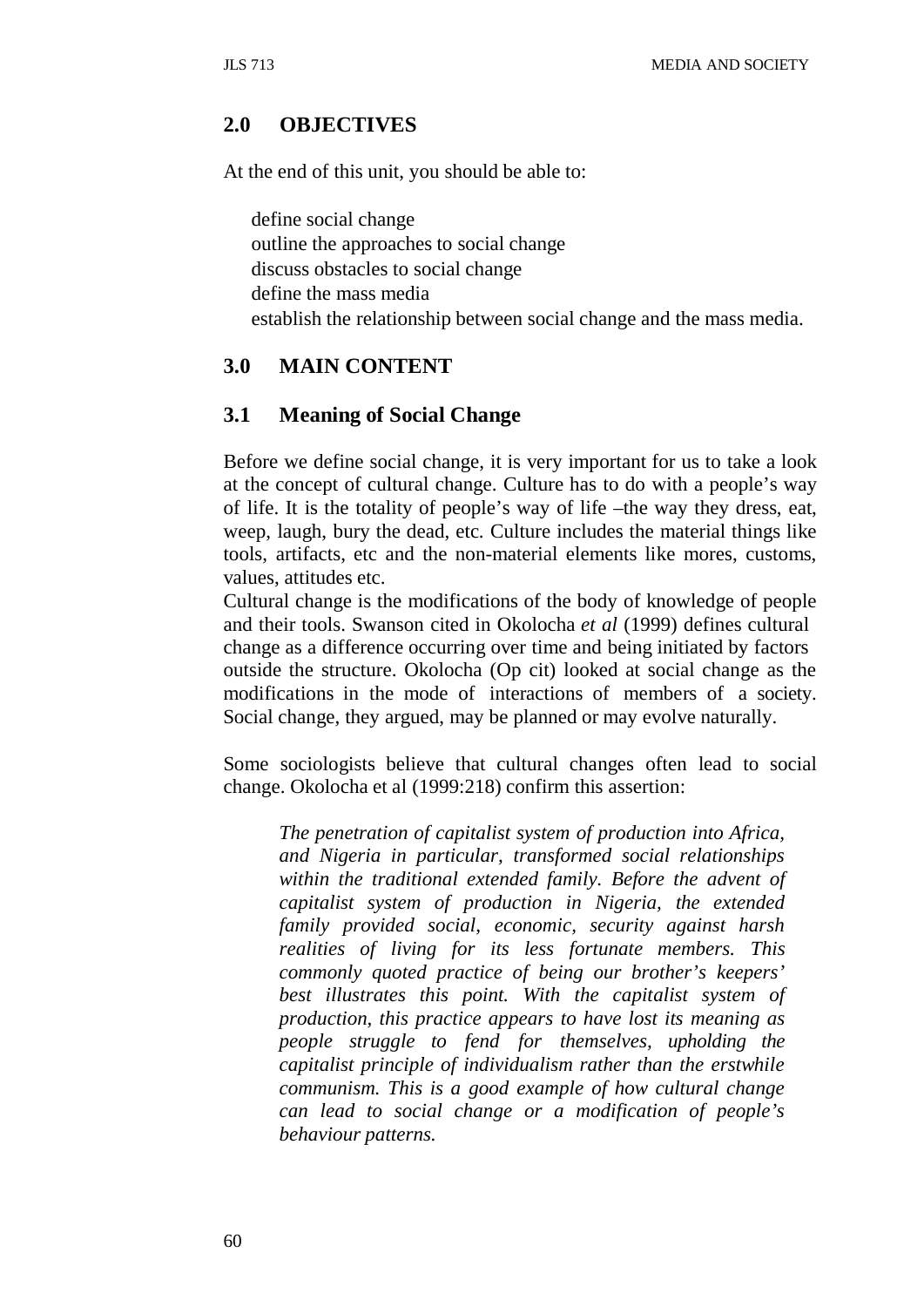## 2.0 OBJECTIVES

At the end of this unit, you should be able to:

- define social change
- outline the approaches to social change
- discuss obstacles to social change
- define the mass media
- establish the relationship between social change and the mass media.

## 3.0 MAIN CONTENT

### 3.1 Meaning of Social Change

Before we define social change, it is very important for us to take a look at the concept of cultural change. Culture has to do with a people's way of life. It is the totality of people's way of life –the way they dress, eat, weep, laugh, bury the dead, etc. Culture includes the material things like tools, artifacts, etc and the non-material elements like mores, customs, values, attitudes etc.

Cultural change is the modifications of the body of knowledge of people and their tools. Swanson cited in Okolocha *et al* (1999) defines cultural change as a difference occurring over time and being initiated by factors outside the structure. Okolocha (Op cit) looked at social change as the modifications in the mode of interactions of members of a society. Social change, they argued, may be planned or may evolve naturally.

Some sociologists believe that cultural changes often lead to social change. Okolocha et al (1999:218) confirm this assertion:

> *The penetration of capitalist system of production into Africa, and Nigeria in particular, transformed social relationships within the traditional extended family. Before the advent of capitalist system of production in Nigeria, the extended family provided social, economic, security against harsh realities of living for its less fortunate members. This commonly quoted practice of being our brother's keepers' best illustrates this point. With the capitalist system of production, this practice appears to have lost its meaning as people struggle to fend for themselves, upholding the capitalist principle of individualism rather than the erstwhile communism. This is a good example of how cultural change can lead to social change or a modification of people's behaviour patterns.*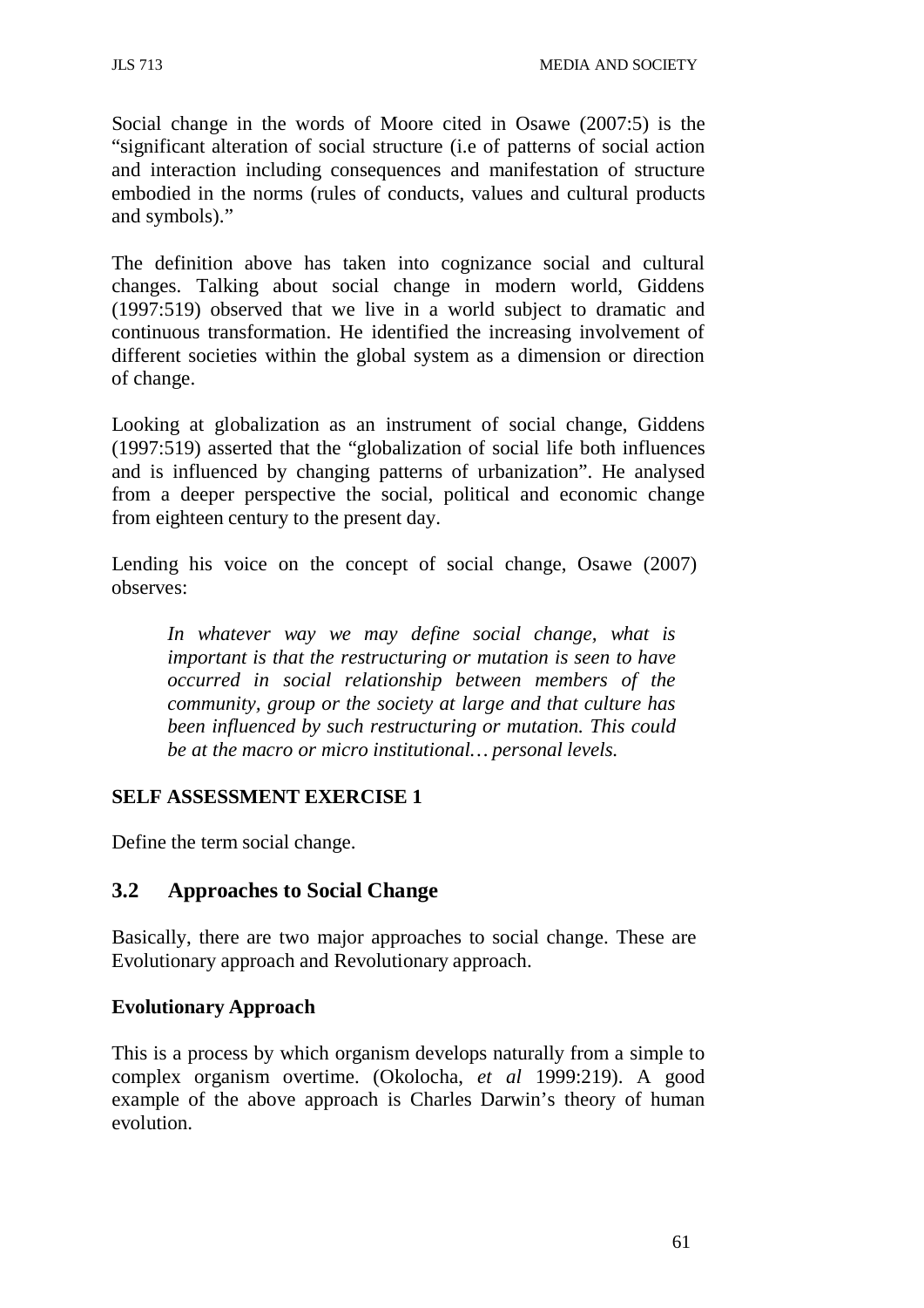Social change in the words of Moore cited in Osawe (2007:5) is the "significant alteration of social structure (i.e of patterns of social action and interaction including consequences and manifestation of structure embodied in the norms (rules of conducts, values and cultural products and symbols)."

The definition above has taken into cognizance social and cultural changes. Talking about social change in modern world, Giddens (1997:519) observed that we live in a world subject to dramatic and continuous transformation. He identified the increasing involvement of different societies within the global system as a dimension or direction of change.

Looking at globalization as an instrument of social change, Giddens (1997:519) asserted that the "globalization of social life both influences and is influenced by changing patterns of urbanization". He analysed from a deeper perspective the social, political and economic change from eighteen century to the present day.

Lending his voice on the concept of social change, Osawe (2007) observes:

> *In whatever way we may define social change, what is important is that the restructuring or mutation is seen to have occurred in social relationship between members of the community, group or the society at large and that culture has been influenced by such restructuring or mutation. This could be at the macro or micro institutional… personal levels.*

**SELF ASSESSMENT EXERCISE 1**

Define the term social change.

## 3.2 Approaches to Social Change

Basically, there are two major approaches to social change. These are Evolutionary approach and Revolutionary approach.

**Evolutionary Approach**

This is a process by which organism develops naturally from a simple to complex organism overtime. (Okolocha, *et al* 1999:219). A good example of the above approach is Charles Darwin's theory of human evolution.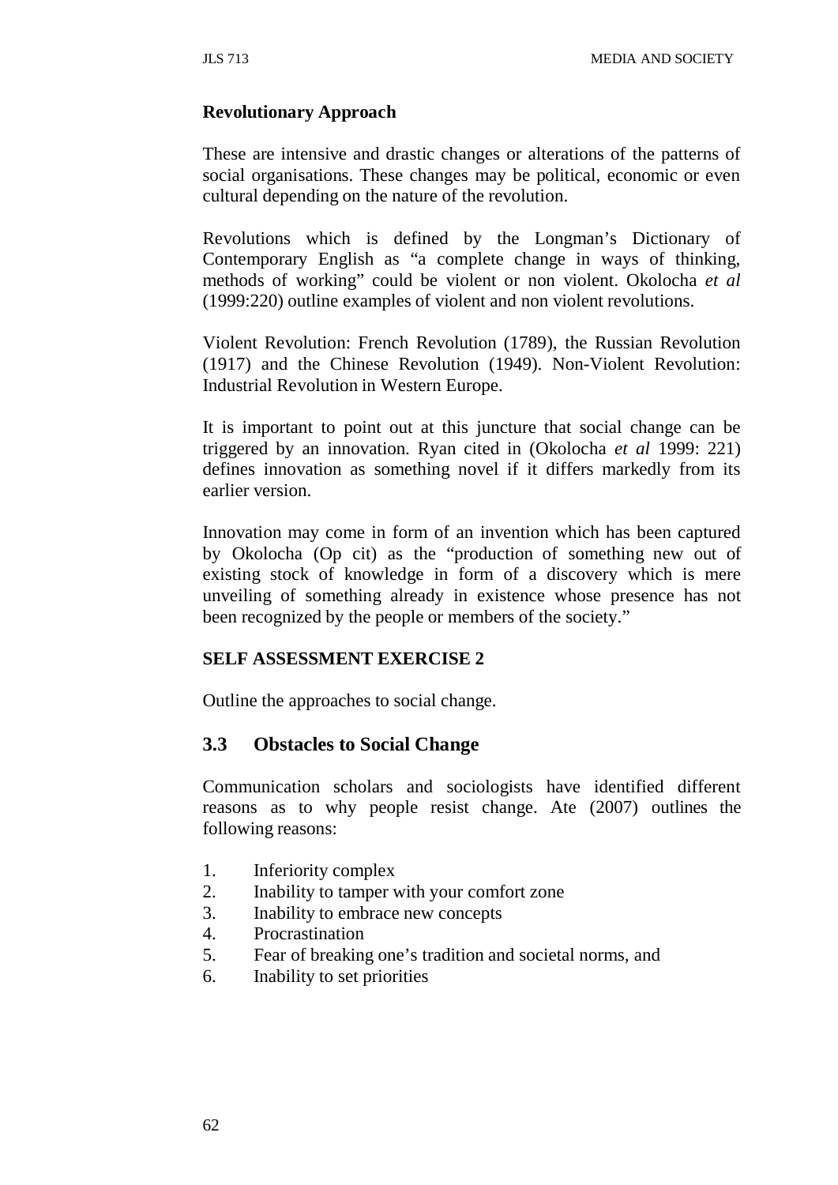**Revolutionary Approach**

These are intensive and drastic changes or alterations of the patterns of social organisations. These changes may be political, economic or even cultural depending on the nature of the revolution.

Revolutions which is defined by the Longman's Dictionary of Contemporary English as "a complete change in ways of thinking, methods of working" could be violent or non violent. Okolocha *et al* (1999:220) outline examples of violent and non violent revolutions.

Violent Revolution: French Revolution (1789), the Russian Revolution (1917) and the Chinese Revolution (1949). Non-Violent Revolution: Industrial Revolution in Western Europe.

It is important to point out at this juncture that social change can be triggered by an innovation. Ryan cited in (Okolocha *et al* 1999: 221) defines innovation as something novel if it differs markedly from its earlier version.

Innovation may come in form of an invention which has been captured by Okolocha (Op cit) as the "production of something new out of existing stock of knowledge in form of a discovery which is mere unveiling of something already in existence whose presence has not been recognized by the people or members of the society."

**SELF ASSESSMENT EXERCISE 2**

Outline the approaches to social change.

## 3.3 Obstacles to Social Change

Communication scholars and sociologists have identified different reasons as to why people resist change. Ate (2007) outlines the following reasons:

1. Inferiority complex
2. Inability to tamper with your comfort zone
3. Inability to embrace new concepts
4. Procrastination
5. Fear of breaking one's tradition and societal norms, and
6. Inability to set priorities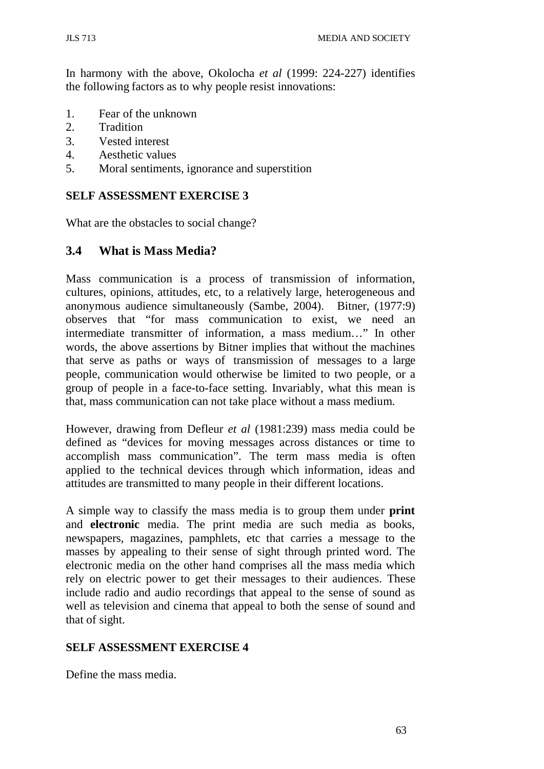In harmony with the above, Okolocha *et al* (1999: 224-227) identifies the following factors as to why people resist innovations:

1. Fear of the unknown
2. Tradition
3. Vested interest
4. Aesthetic values
5. Moral sentiments, ignorance and superstition

**SELF ASSESSMENT EXERCISE 3**

What are the obstacles to social change?

## 3.4 What is Mass Media?

Mass communication is a process of transmission of information, cultures, opinions, attitudes, etc, to a relatively large, heterogeneous and anonymous audience simultaneously (Sambe, 2004). Bitner, (1977:9) observes that "for mass communication to exist, we need an intermediate transmitter of information, a mass medium…" In other words, the above assertions by Bitner implies that without the machines that serve as paths or ways of transmission of messages to a large people, communication would otherwise be limited to two people, or a group of people in a face-to-face setting. Invariably, what this mean is that, mass communication can not take place without a mass medium.

However, drawing from Defleur *et al* (1981:239) mass media could be defined as "devices for moving messages across distances or time to accomplish mass communication". The term mass media is often applied to the technical devices through which information, ideas and attitudes are transmitted to many people in their different locations.

A simple way to classify the mass media is to group them under **print** and **electronic** media. The print media are such media as books, newspapers, magazines, pamphlets, etc that carries a message to the masses by appealing to their sense of sight through printed word. The electronic media on the other hand comprises all the mass media which rely on electric power to get their messages to their audiences. These include radio and audio recordings that appeal to the sense of sound as well as television and cinema that appeal to both the sense of sound and that of sight.

**SELF ASSESSMENT EXERCISE 4**

Define the mass media.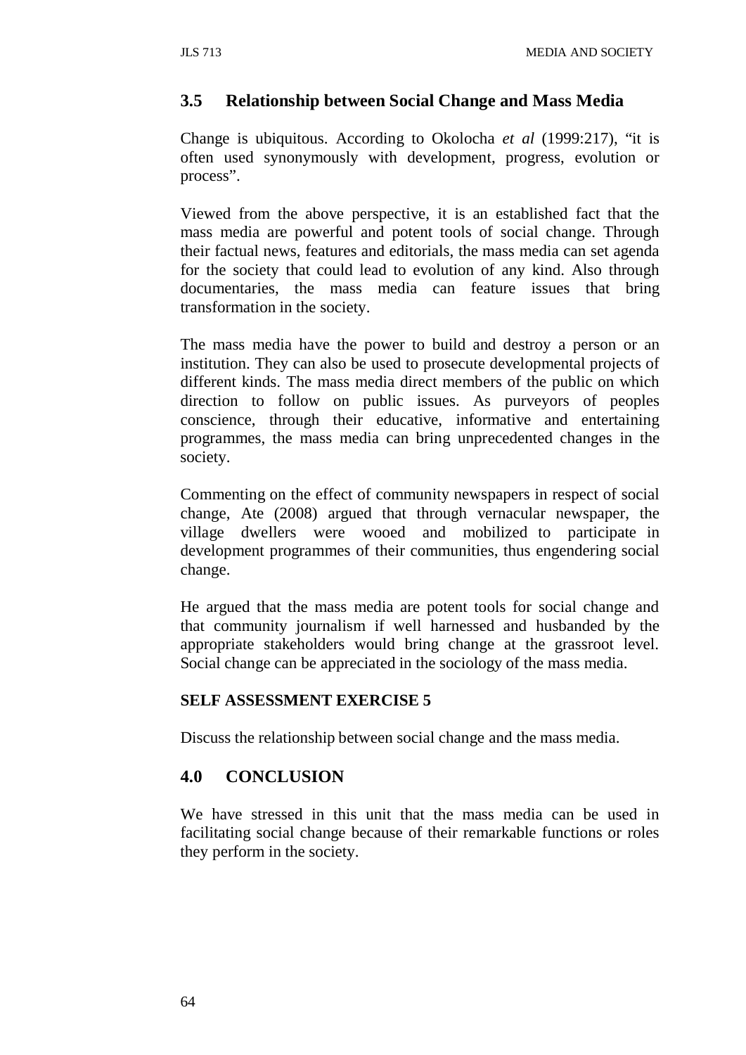## 3.5 Relationship between Social Change and Mass Media

Change is ubiquitous. According to Okolocha *et al* (1999:217), "it is often used synonymously with development, progress, evolution or process".

Viewed from the above perspective, it is an established fact that the mass media are powerful and potent tools of social change. Through their factual news, features and editorials, the mass media can set agenda for the society that could lead to evolution of any kind. Also through documentaries, the mass media can feature issues that bring transformation in the society.

The mass media have the power to build and destroy a person or an institution. They can also be used to prosecute developmental projects of different kinds. The mass media direct members of the public on which direction to follow on public issues. As purveyors of peoples conscience, through their educative, informative and entertaining programmes, the mass media can bring unprecedented changes in the society.

Commenting on the effect of community newspapers in respect of social change, Ate (2008) argued that through vernacular newspaper, the village dwellers were wooed and mobilized to participate in development programmes of their communities, thus engendering social change.

He argued that the mass media are potent tools for social change and that community journalism if well harnessed and husbanded by the appropriate stakeholders would bring change at the grassroot level. Social change can be appreciated in the sociology of the mass media.

**SELF ASSESSMENT EXERCISE 5**

Discuss the relationship between social change and the mass media.

## 4.0 CONCLUSION

We have stressed in this unit that the mass media can be used in facilitating social change because of their remarkable functions or roles they perform in the society.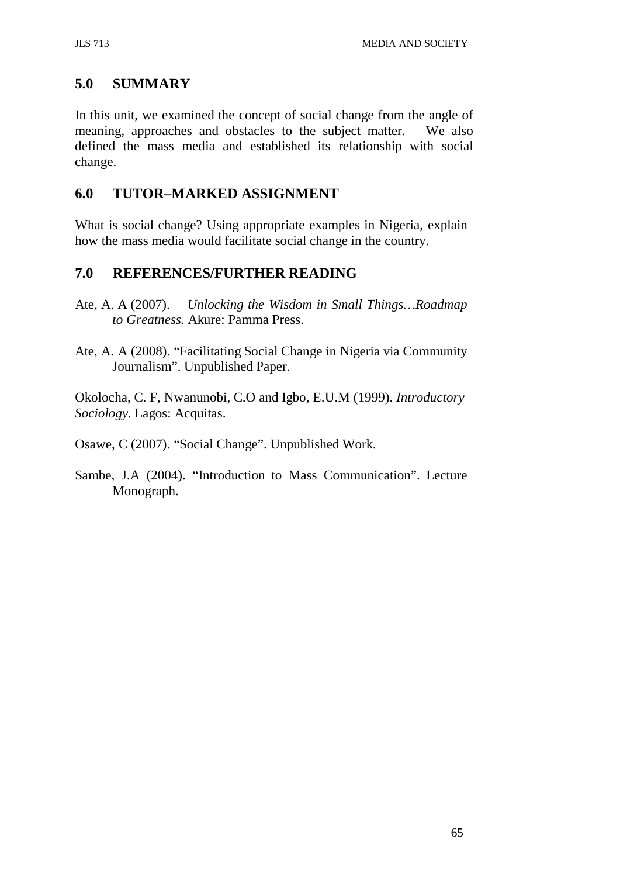## 5.0 SUMMARY

In this unit, we examined the concept of social change from the angle of meaning, approaches and obstacles to the subject matter. We also defined the mass media and established its relationship with social change.

## 6.0 TUTOR–MARKED ASSIGNMENT

What is social change? Using appropriate examples in Nigeria, explain how the mass media would facilitate social change in the country.

## 7.0 REFERENCES/FURTHER READING

Ate, A. A (2007). *Unlocking the Wisdom in Small Things…Roadmap to Greatness.* Akure: Pamma Press.

Ate, A. A (2008). "Facilitating Social Change in Nigeria via Community Journalism". Unpublished Paper.

Okolocha, C. F, Nwanunobi, C.O and Igbo, E.U.M (1999). *Introductory Sociology*. Lagos: Acquitas.

Osawe, C (2007). "Social Change". Unpublished Work.

Sambe, J.A (2004). "Introduction to Mass Communication". Lecture Monograph.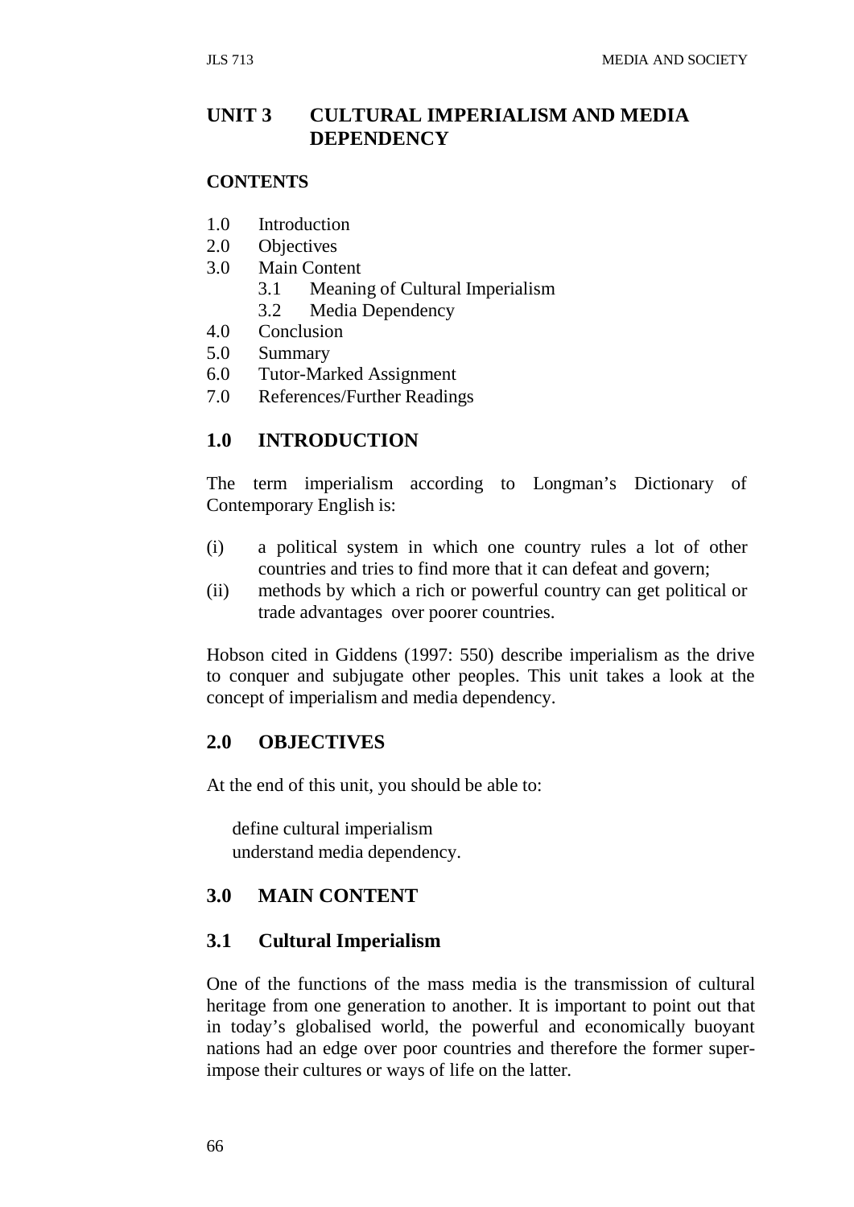## UNIT 3 CULTURAL IMPERIALISM AND MEDIA DEPENDENCY

**CONTENTS**

1.0 Introduction
2.0 Objectives
3.0 Main Content
    3.1 Meaning of Cultural Imperialism
    3.2 Media Dependency
4.0 Conclusion
5.0 Summary
6.0 Tutor-Marked Assignment
7.0 References/Further Readings

## 1.0 INTRODUCTION

The term imperialism according to Longman's Dictionary of Contemporary English is:

(i) a political system in which one country rules a lot of other countries and tries to find more that it can defeat and govern;
(ii) methods by which a rich or powerful country can get political or trade advantages over poorer countries.

Hobson cited in Giddens (1997: 550) describe imperialism as the drive to conquer and subjugate other peoples. This unit takes a look at the concept of imperialism and media dependency.

## 2.0 OBJECTIVES

At the end of this unit, you should be able to:

- define cultural imperialism
- understand media dependency.

## 3.0 MAIN CONTENT

### 3.1 Cultural Imperialism

One of the functions of the mass media is the transmission of cultural heritage from one generation to another. It is important to point out that in today's globalised world, the powerful and economically buoyant nations had an edge over poor countries and therefore the former super-impose their cultures or ways of life on the latter.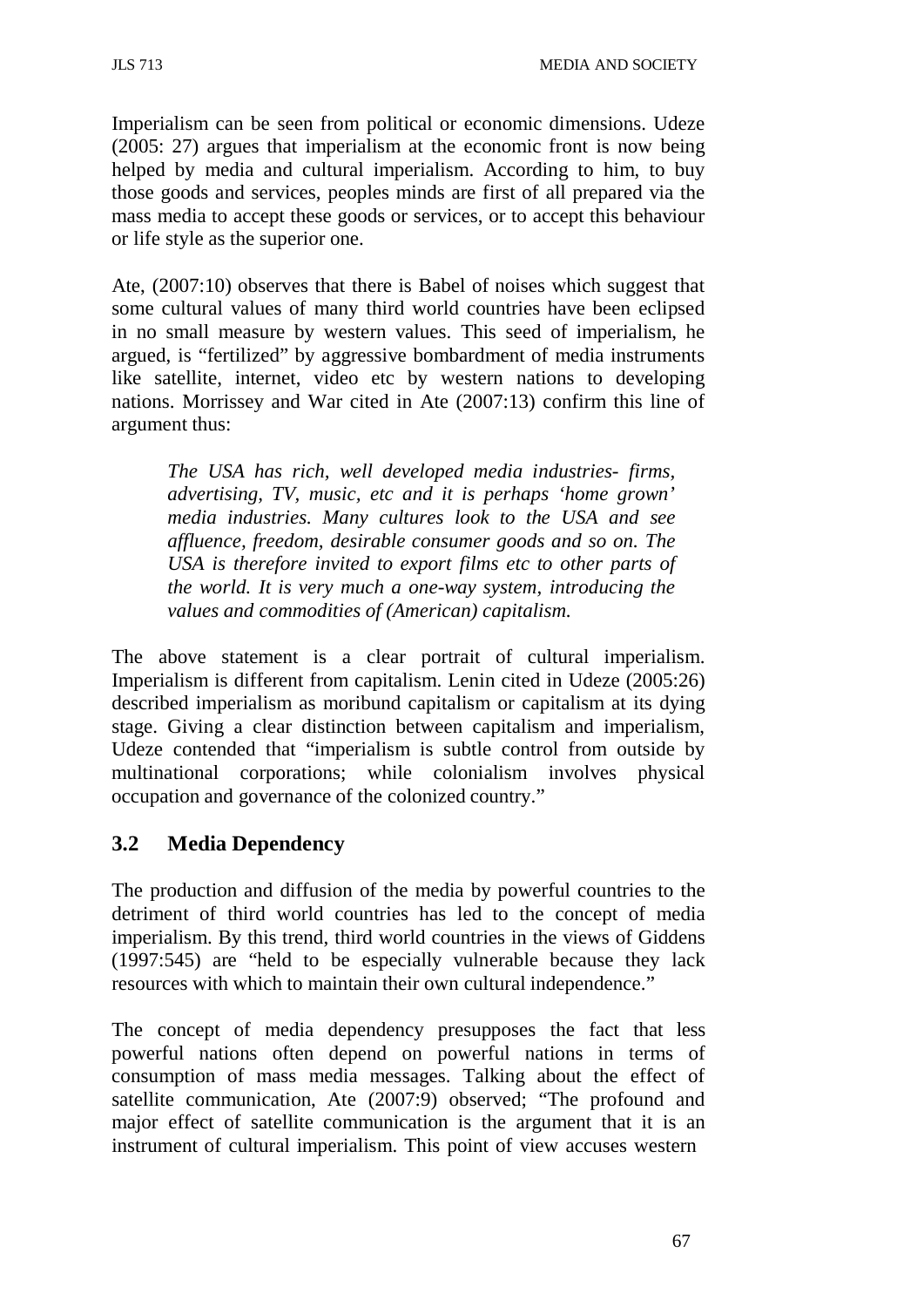Imperialism can be seen from political or economic dimensions. Udeze (2005: 27) argues that imperialism at the economic front is now being helped by media and cultural imperialism. According to him, to buy those goods and services, peoples minds are first of all prepared via the mass media to accept these goods or services, or to accept this behaviour or life style as the superior one.

Ate, (2007:10) observes that there is Babel of noises which suggest that some cultural values of many third world countries have been eclipsed in no small measure by western values. This seed of imperialism, he argued, is "fertilized" by aggressive bombardment of media instruments like satellite, internet, video etc by western nations to developing nations. Morrissey and War cited in Ate (2007:13) confirm this line of argument thus:

> *The USA has rich, well developed media industries- firms, advertising, TV, music, etc and it is perhaps 'home grown' media industries. Many cultures look to the USA and see affluence, freedom, desirable consumer goods and so on. The USA is therefore invited to export films etc to other parts of the world. It is very much a one-way system, introducing the values and commodities of (American) capitalism.*

The above statement is a clear portrait of cultural imperialism. Imperialism is different from capitalism. Lenin cited in Udeze (2005:26) described imperialism as moribund capitalism or capitalism at its dying stage. Giving a clear distinction between capitalism and imperialism, Udeze contended that "imperialism is subtle control from outside by multinational corporations; while colonialism involves physical occupation and governance of the colonized country."

## 3.2 Media Dependency

The production and diffusion of the media by powerful countries to the detriment of third world countries has led to the concept of media imperialism. By this trend, third world countries in the views of Giddens (1997:545) are "held to be especially vulnerable because they lack resources with which to maintain their own cultural independence."

The concept of media dependency presupposes the fact that less powerful nations often depend on powerful nations in terms of consumption of mass media messages. Talking about the effect of satellite communication, Ate (2007:9) observed; "The profound and major effect of satellite communication is the argument that it is an instrument of cultural imperialism. This point of view accuses western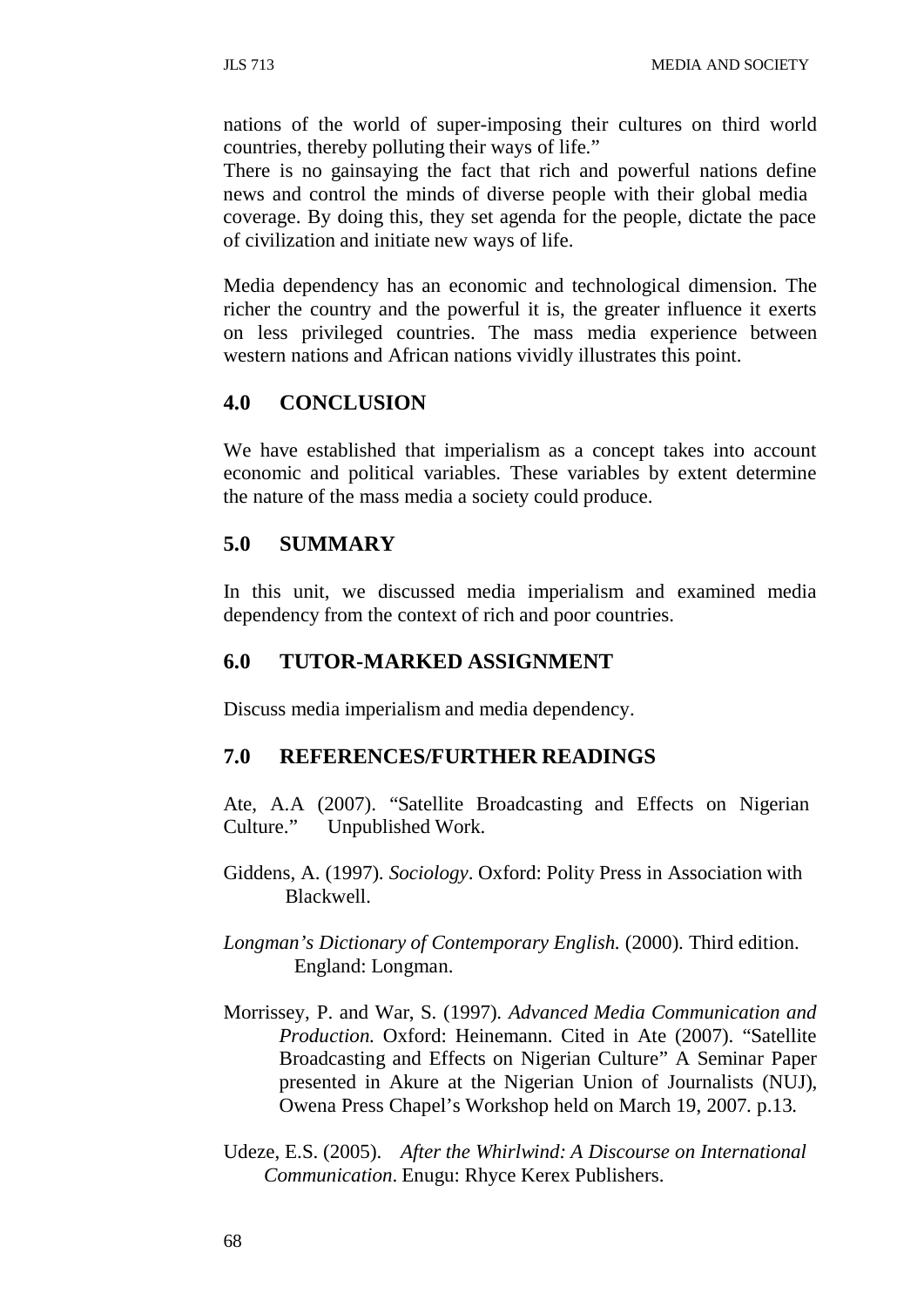nations of the world of super-imposing their cultures on third world countries, thereby polluting their ways of life."

There is no gainsaying the fact that rich and powerful nations define news and control the minds of diverse people with their global media coverage. By doing this, they set agenda for the people, dictate the pace of civilization and initiate new ways of life.

Media dependency has an economic and technological dimension. The richer the country and the powerful it is, the greater influence it exerts on less privileged countries. The mass media experience between western nations and African nations vividly illustrates this point.

## 4.0 CONCLUSION

We have established that imperialism as a concept takes into account economic and political variables. These variables by extent determine the nature of the mass media a society could produce.

## 5.0 SUMMARY

In this unit, we discussed media imperialism and examined media dependency from the context of rich and poor countries.

## 6.0 TUTOR-MARKED ASSIGNMENT

Discuss media imperialism and media dependency.

## 7.0 REFERENCES/FURTHER READINGS

Ate, A.A (2007). "Satellite Broadcasting and Effects on Nigerian Culture." Unpublished Work.

Giddens, A. (1997). *Sociology*. Oxford: Polity Press in Association with Blackwell.

*Longman's Dictionary of Contemporary English.* (2000). Third edition. England: Longman.

Morrissey, P. and War, S. (1997). *Advanced Media Communication and Production.* Oxford: Heinemann. Cited in Ate (2007). "Satellite Broadcasting and Effects on Nigerian Culture" A Seminar Paper presented in Akure at the Nigerian Union of Journalists (NUJ), Owena Press Chapel's Workshop held on March 19, 2007. p.13.

Udeze, E.S. (2005). *After the Whirlwind: A Discourse on International Communication*. Enugu: Rhyce Kerex Publishers.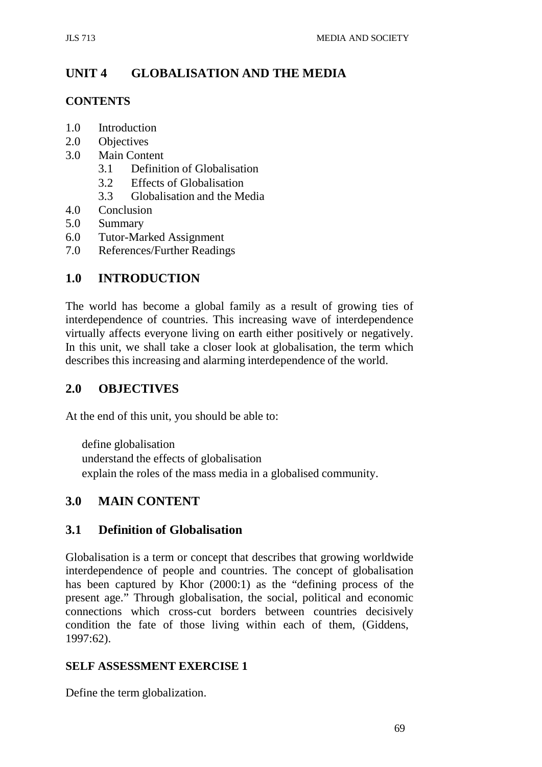## UNIT 4 GLOBALISATION AND THE MEDIA

### CONTENTS

1.0 Introduction
2.0 Objectives
3.0 Main Content
 3.1 Definition of Globalisation
 3.2 Effects of Globalisation
 3.3 Globalisation and the Media
4.0 Conclusion
5.0 Summary
6.0 Tutor-Marked Assignment
7.0 References/Further Readings

### 1.0 INTRODUCTION

The world has become a global family as a result of growing ties of interdependence of countries. This increasing wave of interdependence virtually affects everyone living on earth either positively or negatively. In this unit, we shall take a closer look at globalisation, the term which describes this increasing and alarming interdependence of the world.

### 2.0 OBJECTIVES

At the end of this unit, you should be able to:

- define globalisation
- understand the effects of globalisation
- explain the roles of the mass media in a globalised community.

### 3.0 MAIN CONTENT

### 3.1 Definition of Globalisation

Globalisation is a term or concept that describes that growing worldwide interdependence of people and countries. The concept of globalisation has been captured by Khor (2000:1) as the "defining process of the present age." Through globalisation, the social, political and economic connections which cross-cut borders between countries decisively condition the fate of those living within each of them, (Giddens, 1997:62).

#### SELF ASSESSMENT EXERCISE 1

Define the term globalization.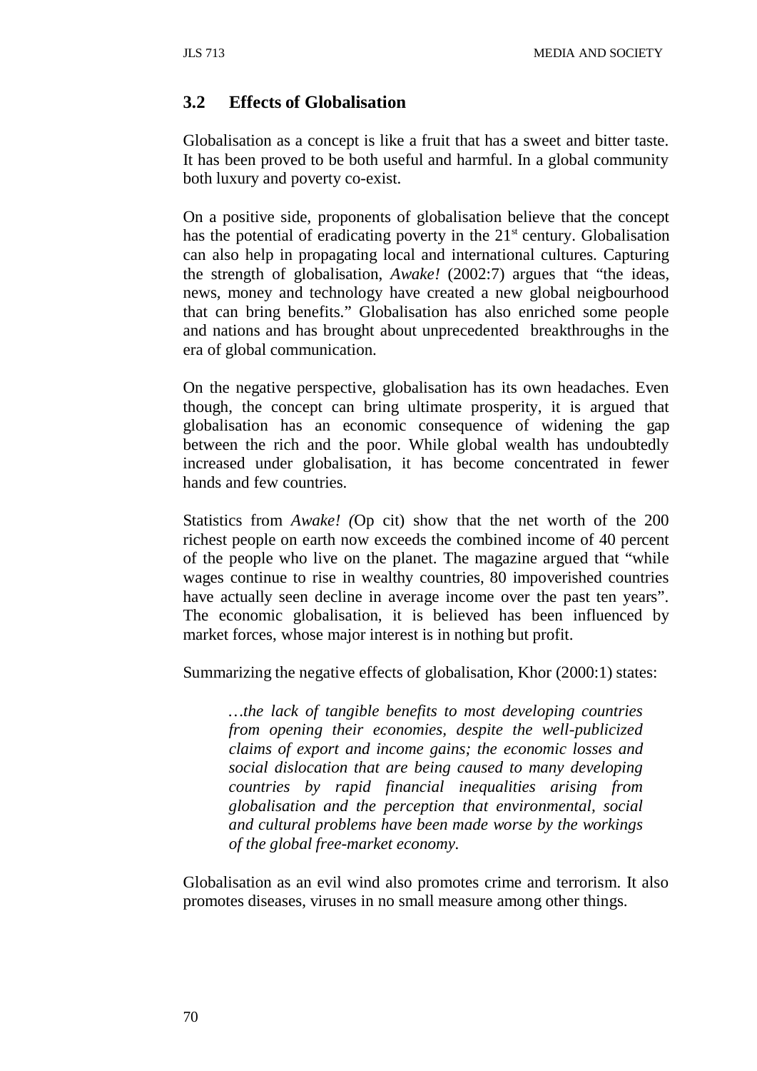### 3.2 Effects of Globalisation

Globalisation as a concept is like a fruit that has a sweet and bitter taste. It has been proved to be both useful and harmful. In a global community both luxury and poverty co-exist.

On a positive side, proponents of globalisation believe that the concept has the potential of eradicating poverty in the 21st century. Globalisation can also help in propagating local and international cultures. Capturing the strength of globalisation, *Awake!* (2002:7) argues that "the ideas, news, money and technology have created a new global neigbourhood that can bring benefits." Globalisation has also enriched some people and nations and has brought about unprecedented breakthroughs in the era of global communication.

On the negative perspective, globalisation has its own headaches. Even though, the concept can bring ultimate prosperity, it is argued that globalisation has an economic consequence of widening the gap between the rich and the poor. While global wealth has undoubtedly increased under globalisation, it has become concentrated in fewer hands and few countries.

Statistics from *Awake! (*Op cit) show that the net worth of the 200 richest people on earth now exceeds the combined income of 40 percent of the people who live on the planet. The magazine argued that "while wages continue to rise in wealthy countries, 80 impoverished countries have actually seen decline in average income over the past ten years". The economic globalisation, it is believed has been influenced by market forces, whose major interest is in nothing but profit.

Summarizing the negative effects of globalisation, Khor (2000:1) states:

> *…the lack of tangible benefits to most developing countries from opening their economies, despite the well-publicized claims of export and income gains; the economic losses and social dislocation that are being caused to many developing countries by rapid financial inequalities arising from globalisation and the perception that environmental, social and cultural problems have been made worse by the workings of the global free-market economy.*

Globalisation as an evil wind also promotes crime and terrorism. It also promotes diseases, viruses in no small measure among other things.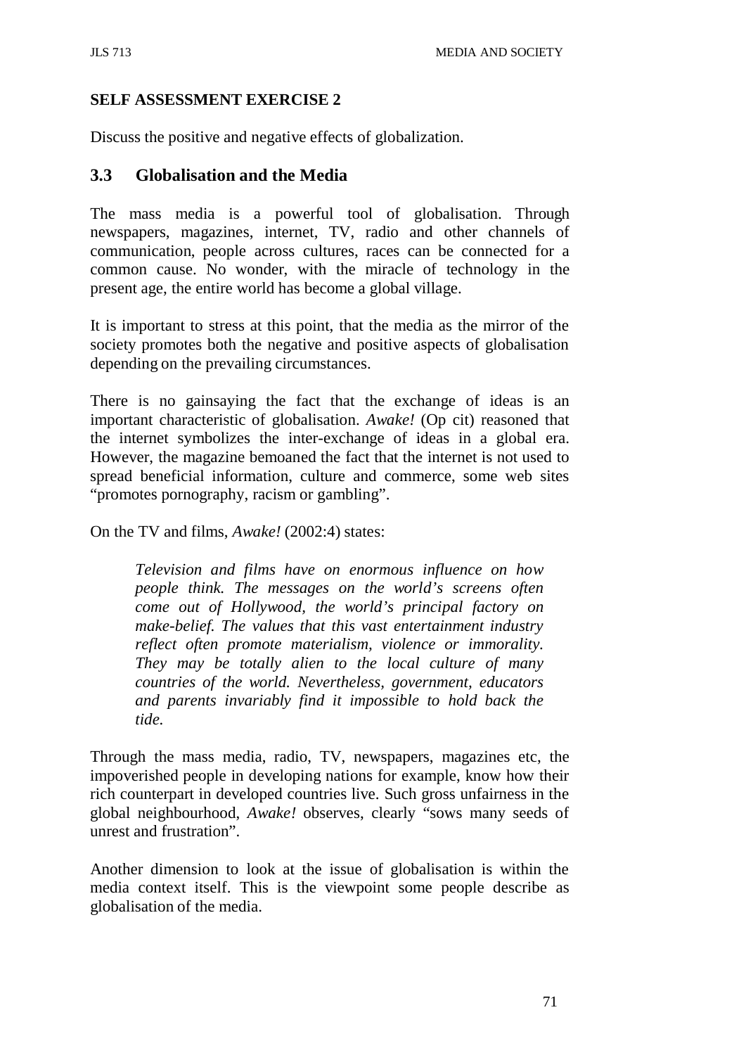**SELF ASSESSMENT EXERCISE 2**

Discuss the positive and negative effects of globalization.

## 3.3 Globalisation and the Media

The mass media is a powerful tool of globalisation. Through newspapers, magazines, internet, TV, radio and other channels of communication, people across cultures, races can be connected for a common cause. No wonder, with the miracle of technology in the present age, the entire world has become a global village.

It is important to stress at this point, that the media as the mirror of the society promotes both the negative and positive aspects of globalisation depending on the prevailing circumstances.

There is no gainsaying the fact that the exchange of ideas is an important characteristic of globalisation. *Awake!* (Op cit) reasoned that the internet symbolizes the inter-exchange of ideas in a global era. However, the magazine bemoaned the fact that the internet is not used to spread beneficial information, culture and commerce, some web sites "promotes pornography, racism or gambling".

On the TV and films, *Awake!* (2002:4) states:

> *Television and films have on enormous influence on how people think. The messages on the world's screens often come out of Hollywood, the world's principal factory on make-belief. The values that this vast entertainment industry reflect often promote materialism, violence or immorality. They may be totally alien to the local culture of many countries of the world. Nevertheless, government, educators and parents invariably find it impossible to hold back the tide.*

Through the mass media, radio, TV, newspapers, magazines etc, the impoverished people in developing nations for example, know how their rich counterpart in developed countries live. Such gross unfairness in the global neighbourhood, *Awake!* observes, clearly "sows many seeds of unrest and frustration".

Another dimension to look at the issue of globalisation is within the media context itself. This is the viewpoint some people describe as globalisation of the media.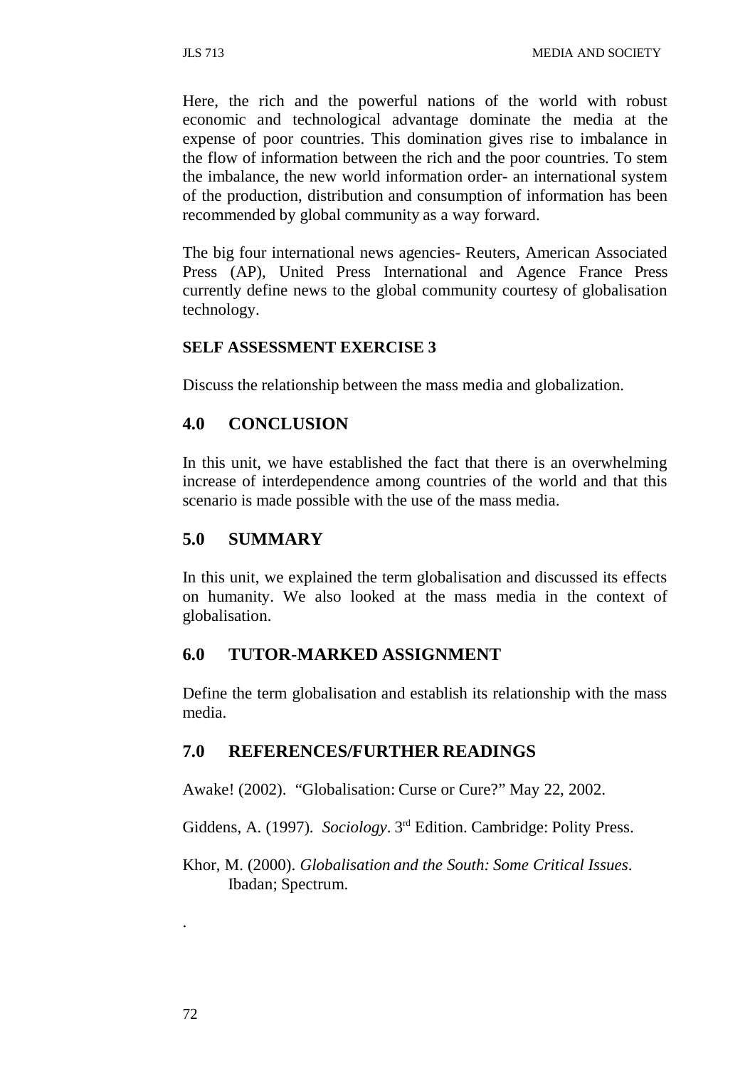Here, the rich and the powerful nations of the world with robust economic and technological advantage dominate the media at the expense of poor countries. This domination gives rise to imbalance in the flow of information between the rich and the poor countries. To stem the imbalance, the new world information order- an international system of the production, distribution and consumption of information has been recommended by global community as a way forward.

The big four international news agencies- Reuters, American Associated Press (AP), United Press International and Agence France Press currently define news to the global community courtesy of globalisation technology.

**SELF ASSESSMENT EXERCISE 3**

Discuss the relationship between the mass media and globalization.

## 4.0 CONCLUSION

In this unit, we have established the fact that there is an overwhelming increase of interdependence among countries of the world and that this scenario is made possible with the use of the mass media.

## 5.0 SUMMARY

In this unit, we explained the term globalisation and discussed its effects on humanity. We also looked at the mass media in the context of globalisation.

## 6.0 TUTOR-MARKED ASSIGNMENT

Define the term globalisation and establish its relationship with the mass media.

## 7.0 REFERENCES/FURTHER READINGS

Awake! (2002). "Globalisation: Curse or Cure?" May 22, 2002.

Giddens, A. (1997). *Sociology*. 3rd Edition. Cambridge: Polity Press.

Khor, M. (2000). *Globalisation and the South: Some Critical Issues*. Ibadan; Spectrum.

.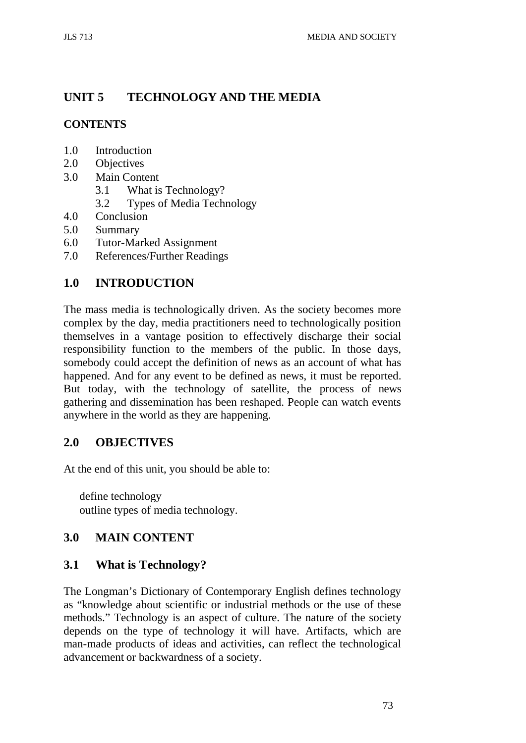## UNIT 5 TECHNOLOGY AND THE MEDIA

### CONTENTS

1.0 Introduction
2.0 Objectives
3.0 Main Content
  3.1 What is Technology?
  3.2 Types of Media Technology
4.0 Conclusion
5.0 Summary
6.0 Tutor-Marked Assignment
7.0 References/Further Readings

## 1.0 INTRODUCTION

The mass media is technologically driven. As the society becomes more complex by the day, media practitioners need to technologically position themselves in a vantage position to effectively discharge their social responsibility function to the members of the public. In those days, somebody could accept the definition of news as an account of what has happened. And for any event to be defined as news, it must be reported. But today, with the technology of satellite, the process of news gathering and dissemination has been reshaped. People can watch events anywhere in the world as they are happening.

## 2.0 OBJECTIVES

At the end of this unit, you should be able to:

- define technology
- outline types of media technology.

## 3.0 MAIN CONTENT

### 3.1 What is Technology?

The Longman's Dictionary of Contemporary English defines technology as "knowledge about scientific or industrial methods or the use of these methods." Technology is an aspect of culture. The nature of the society depends on the type of technology it will have. Artifacts, which are man-made products of ideas and activities, can reflect the technological advancement or backwardness of a society.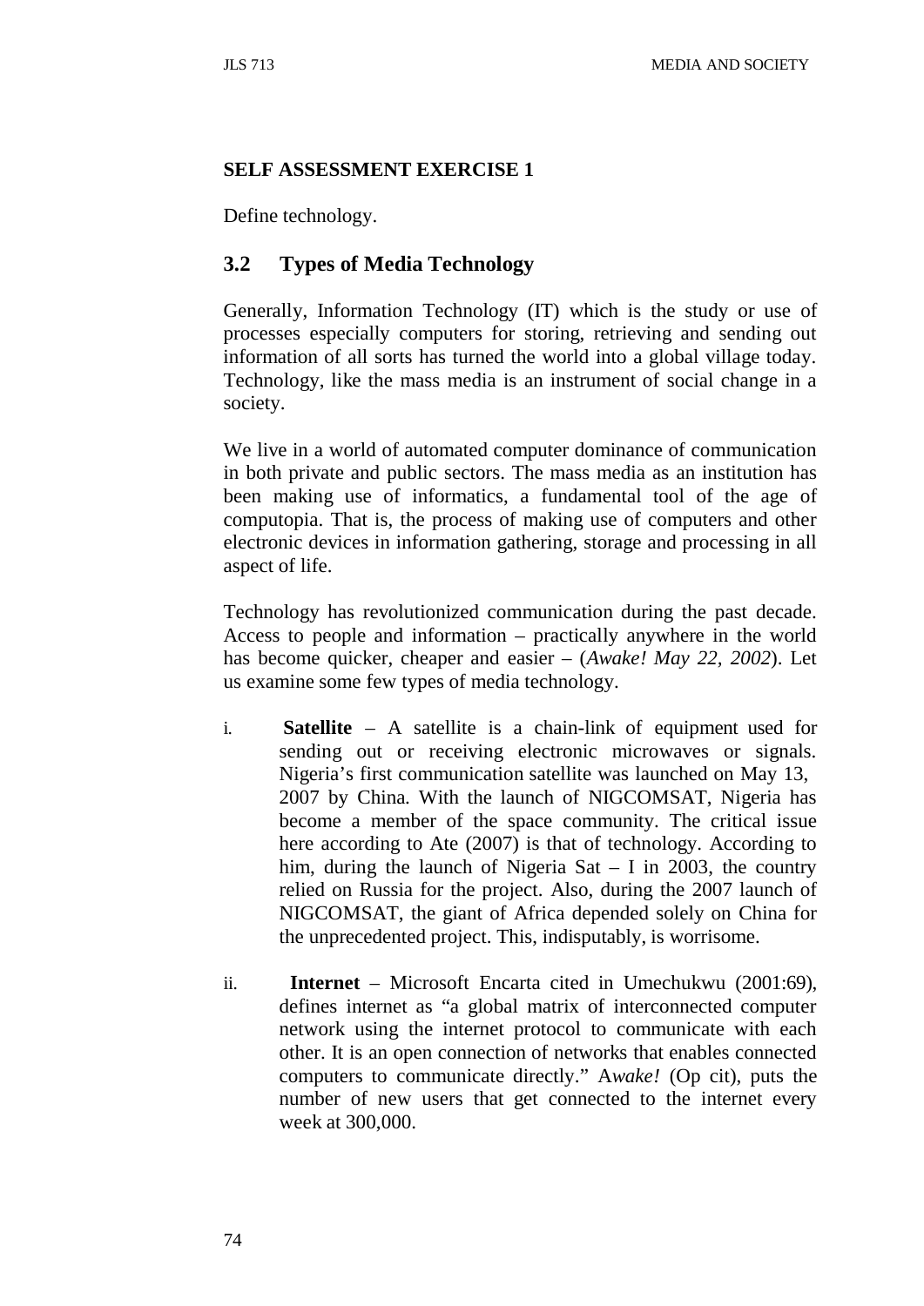**SELF ASSESSMENT EXERCISE 1**

Define technology.

## 3.2 Types of Media Technology

Generally, Information Technology (IT) which is the study or use of processes especially computers for storing, retrieving and sending out information of all sorts has turned the world into a global village today. Technology, like the mass media is an instrument of social change in a society.

We live in a world of automated computer dominance of communication in both private and public sectors. The mass media as an institution has been making use of informatics, a fundamental tool of the age of computopia. That is, the process of making use of computers and other electronic devices in information gathering, storage and processing in all aspect of life.

Technology has revolutionized communication during the past decade. Access to people and information – practically anywhere in the world has become quicker, cheaper and easier – (*Awake! May 22, 2002*). Let us examine some few types of media technology.

i. **Satellite** – A satellite is a chain-link of equipment used for sending out or receiving electronic microwaves or signals. Nigeria's first communication satellite was launched on May 13, 2007 by China. With the launch of NIGCOMSAT, Nigeria has become a member of the space community. The critical issue here according to Ate (2007) is that of technology. According to him, during the launch of Nigeria Sat – I in 2003, the country relied on Russia for the project. Also, during the 2007 launch of NIGCOMSAT, the giant of Africa depended solely on China for the unprecedented project. This, indisputably, is worrisome.

ii. **Internet** – Microsoft Encarta cited in Umechukwu (2001:69), defines internet as "a global matrix of interconnected computer network using the internet protocol to communicate with each other. It is an open connection of networks that enables connected computers to communicate directly." A*wake!* (Op cit), puts the number of new users that get connected to the internet every week at 300,000.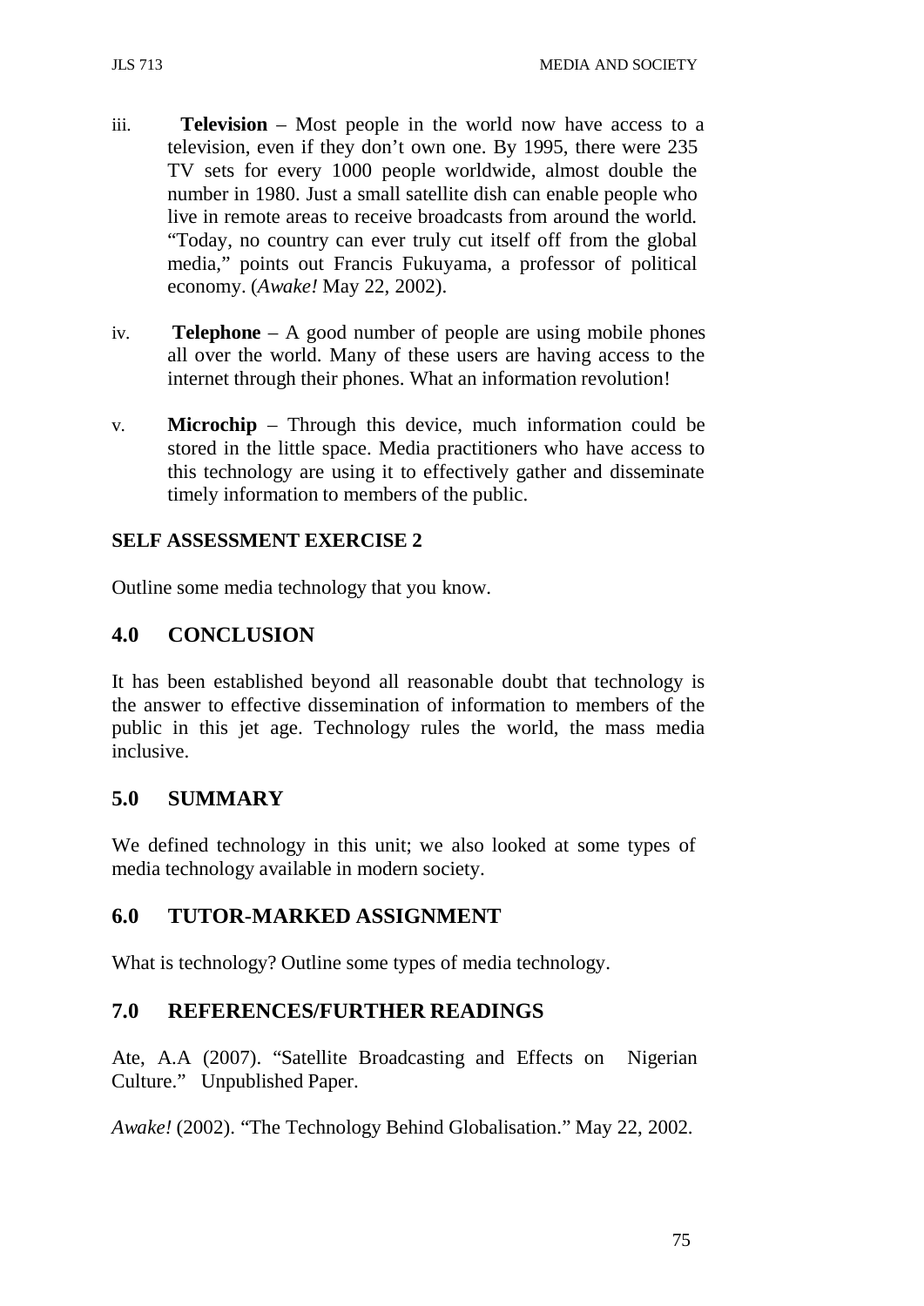iii. **Television** – Most people in the world now have access to a television, even if they don't own one. By 1995, there were 235 TV sets for every 1000 people worldwide, almost double the number in 1980. Just a small satellite dish can enable people who live in remote areas to receive broadcasts from around the world. "Today, no country can ever truly cut itself off from the global media," points out Francis Fukuyama, a professor of political economy. (*Awake!* May 22, 2002).

iv. **Telephone** – A good number of people are using mobile phones all over the world. Many of these users are having access to the internet through their phones. What an information revolution!

v. **Microchip** – Through this device, much information could be stored in the little space. Media practitioners who have access to this technology are using it to effectively gather and disseminate timely information to members of the public.

**SELF ASSESSMENT EXERCISE 2**

Outline some media technology that you know.

## 4.0 CONCLUSION

It has been established beyond all reasonable doubt that technology is the answer to effective dissemination of information to members of the public in this jet age. Technology rules the world, the mass media inclusive.

## 5.0 SUMMARY

We defined technology in this unit; we also looked at some types of media technology available in modern society.

## 6.0 TUTOR-MARKED ASSIGNMENT

What is technology? Outline some types of media technology.

## 7.0 REFERENCES/FURTHER READINGS

Ate, A.A (2007). "Satellite Broadcasting and Effects on Nigerian Culture." Unpublished Paper.

*Awake!* (2002). "The Technology Behind Globalisation." May 22, 2002.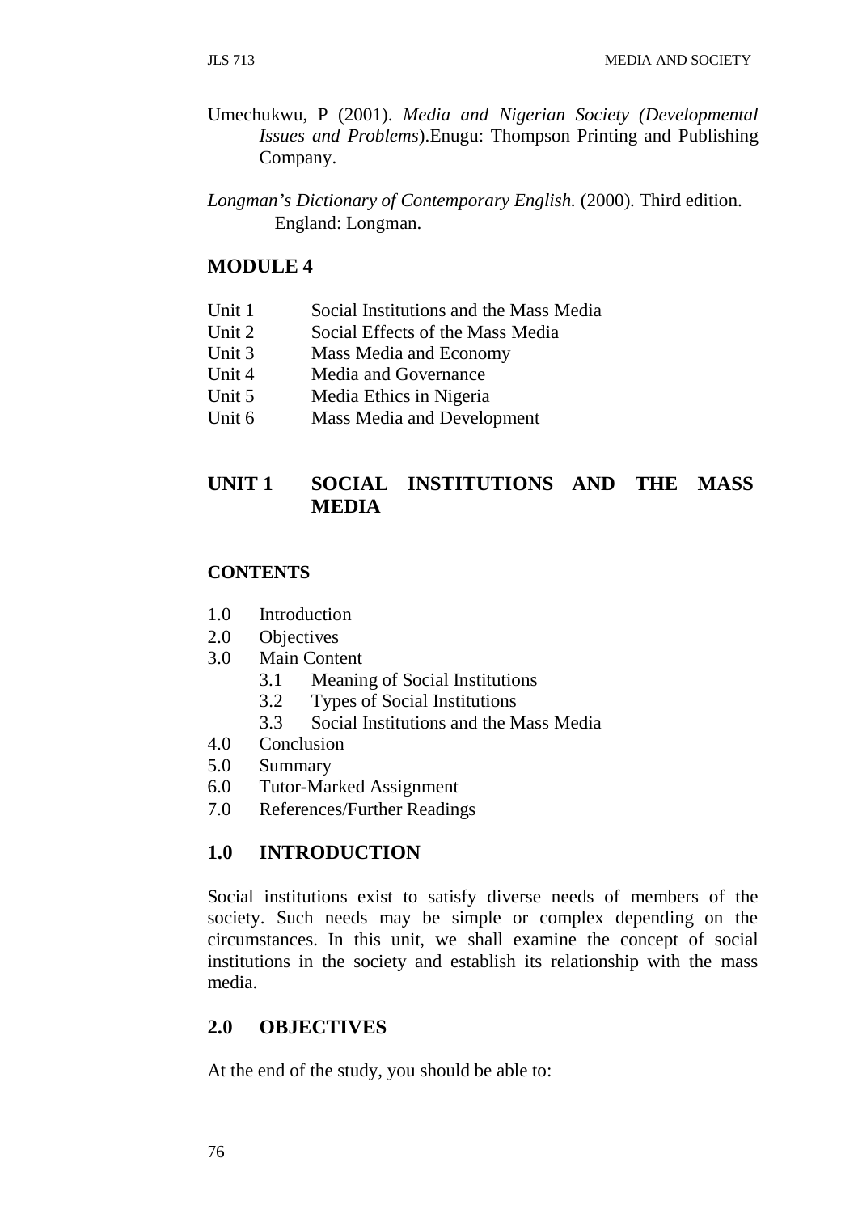Umechukwu, P (2001). *Media and Nigerian Society (Developmental Issues and Problems)*.Enugu: Thompson Printing and Publishing Company.

*Longman's Dictionary of Contemporary English.* (2000). Third edition. England: Longman.

## MODULE 4

| | |
|---|---|
| Unit 1 | Social Institutions and the Mass Media |
| Unit 2 | Social Effects of the Mass Media |
| Unit 3 | Mass Media and Economy |
| Unit 4 | Media and Governance |
| Unit 5 | Media Ethics in Nigeria |
| Unit 6 | Mass Media and Development |

## UNIT 1 SOCIAL INSTITUTIONS AND THE MASS MEDIA

**CONTENTS**

- 1.0 Introduction
- 2.0 Objectives
- 3.0 Main Content
  - 3.1 Meaning of Social Institutions
  - 3.2 Types of Social Institutions
  - 3.3 Social Institutions and the Mass Media
- 4.0 Conclusion
- 5.0 Summary
- 6.0 Tutor-Marked Assignment
- 7.0 References/Further Readings

### 1.0 INTRODUCTION

Social institutions exist to satisfy diverse needs of members of the society. Such needs may be simple or complex depending on the circumstances. In this unit, we shall examine the concept of social institutions in the society and establish its relationship with the mass media.

### 2.0 OBJECTIVES

At the end of the study, you should be able to: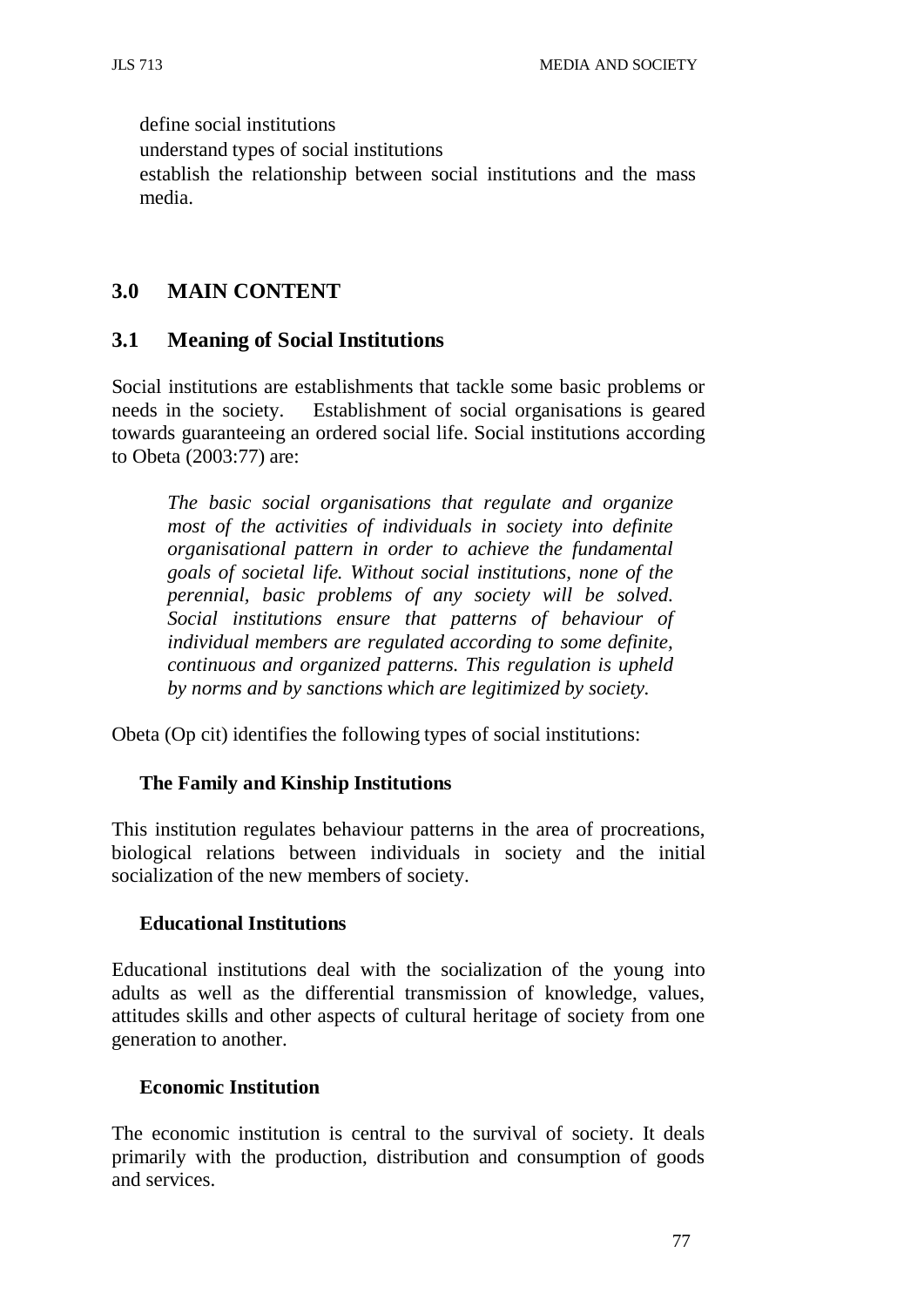define social institutions
understand types of social institutions
establish the relationship between social institutions and the mass media.

## 3.0 MAIN CONTENT

### 3.1 Meaning of Social Institutions

Social institutions are establishments that tackle some basic problems or needs in the society. Establishment of social organisations is geared towards guaranteeing an ordered social life. Social institutions according to Obeta (2003:77) are:

> *The basic social organisations that regulate and organize most of the activities of individuals in society into definite organisational pattern in order to achieve the fundamental goals of societal life. Without social institutions, none of the perennial, basic problems of any society will be solved. Social institutions ensure that patterns of behaviour of individual members are regulated according to some definite, continuous and organized patterns. This regulation is upheld by norms and by sanctions which are legitimized by society.*

Obeta (Op cit) identifies the following types of social institutions:

**The Family and Kinship Institutions**

This institution regulates behaviour patterns in the area of procreations, biological relations between individuals in society and the initial socialization of the new members of society.

**Educational Institutions**

Educational institutions deal with the socialization of the young into adults as well as the differential transmission of knowledge, values, attitudes skills and other aspects of cultural heritage of society from one generation to another.

**Economic Institution**

The economic institution is central to the survival of society. It deals primarily with the production, distribution and consumption of goods and services.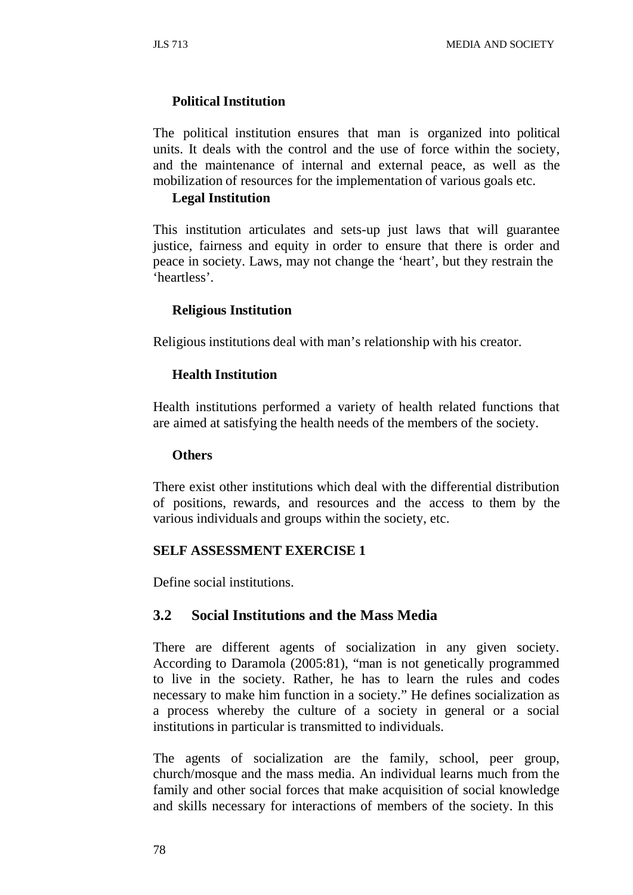**Political Institution**

The political institution ensures that man is organized into political units. It deals with the control and the use of force within the society, and the maintenance of internal and external peace, as well as the mobilization of resources for the implementation of various goals etc.

**Legal Institution**

This institution articulates and sets-up just laws that will guarantee justice, fairness and equity in order to ensure that there is order and peace in society. Laws, may not change the 'heart', but they restrain the 'heartless'.

**Religious Institution**

Religious institutions deal with man's relationship with his creator.

**Health Institution**

Health institutions performed a variety of health related functions that are aimed at satisfying the health needs of the members of the society.

**Others**

There exist other institutions which deal with the differential distribution of positions, rewards, and resources and the access to them by the various individuals and groups within the society, etc.

**SELF ASSESSMENT EXERCISE 1**

Define social institutions.

## 3.2 Social Institutions and the Mass Media

There are different agents of socialization in any given society. According to Daramola (2005:81), "man is not genetically programmed to live in the society. Rather, he has to learn the rules and codes necessary to make him function in a society." He defines socialization as a process whereby the culture of a society in general or a social institutions in particular is transmitted to individuals.

The agents of socialization are the family, school, peer group, church/mosque and the mass media. An individual learns much from the family and other social forces that make acquisition of social knowledge and skills necessary for interactions of members of the society. In this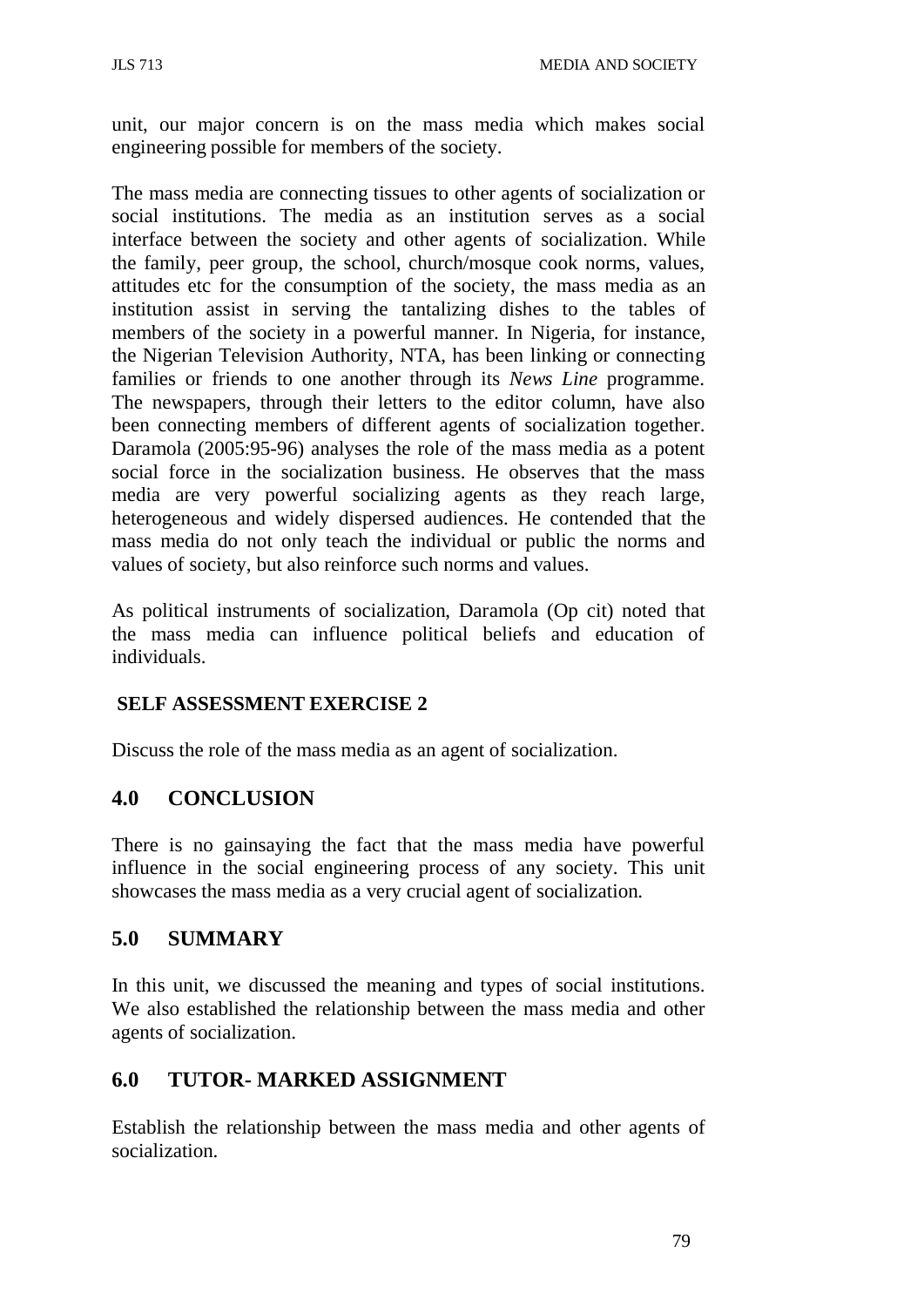unit, our major concern is on the mass media which makes social engineering possible for members of the society.

The mass media are connecting tissues to other agents of socialization or social institutions. The media as an institution serves as a social interface between the society and other agents of socialization. While the family, peer group, the school, church/mosque cook norms, values, attitudes etc for the consumption of the society, the mass media as an institution assist in serving the tantalizing dishes to the tables of members of the society in a powerful manner. In Nigeria, for instance, the Nigerian Television Authority, NTA, has been linking or connecting families or friends to one another through its *News Line* programme. The newspapers, through their letters to the editor column, have also been connecting members of different agents of socialization together. Daramola (2005:95-96) analyses the role of the mass media as a potent social force in the socialization business. He observes that the mass media are very powerful socializing agents as they reach large, heterogeneous and widely dispersed audiences. He contended that the mass media do not only teach the individual or public the norms and values of society, but also reinforce such norms and values.

As political instruments of socialization, Daramola (Op cit) noted that the mass media can influence political beliefs and education of individuals.

**SELF ASSESSMENT EXERCISE 2**

Discuss the role of the mass media as an agent of socialization.

## 4.0 CONCLUSION

There is no gainsaying the fact that the mass media have powerful influence in the social engineering process of any society. This unit showcases the mass media as a very crucial agent of socialization.

## 5.0 SUMMARY

In this unit, we discussed the meaning and types of social institutions. We also established the relationship between the mass media and other agents of socialization.

## 6.0 TUTOR- MARKED ASSIGNMENT

Establish the relationship between the mass media and other agents of socialization.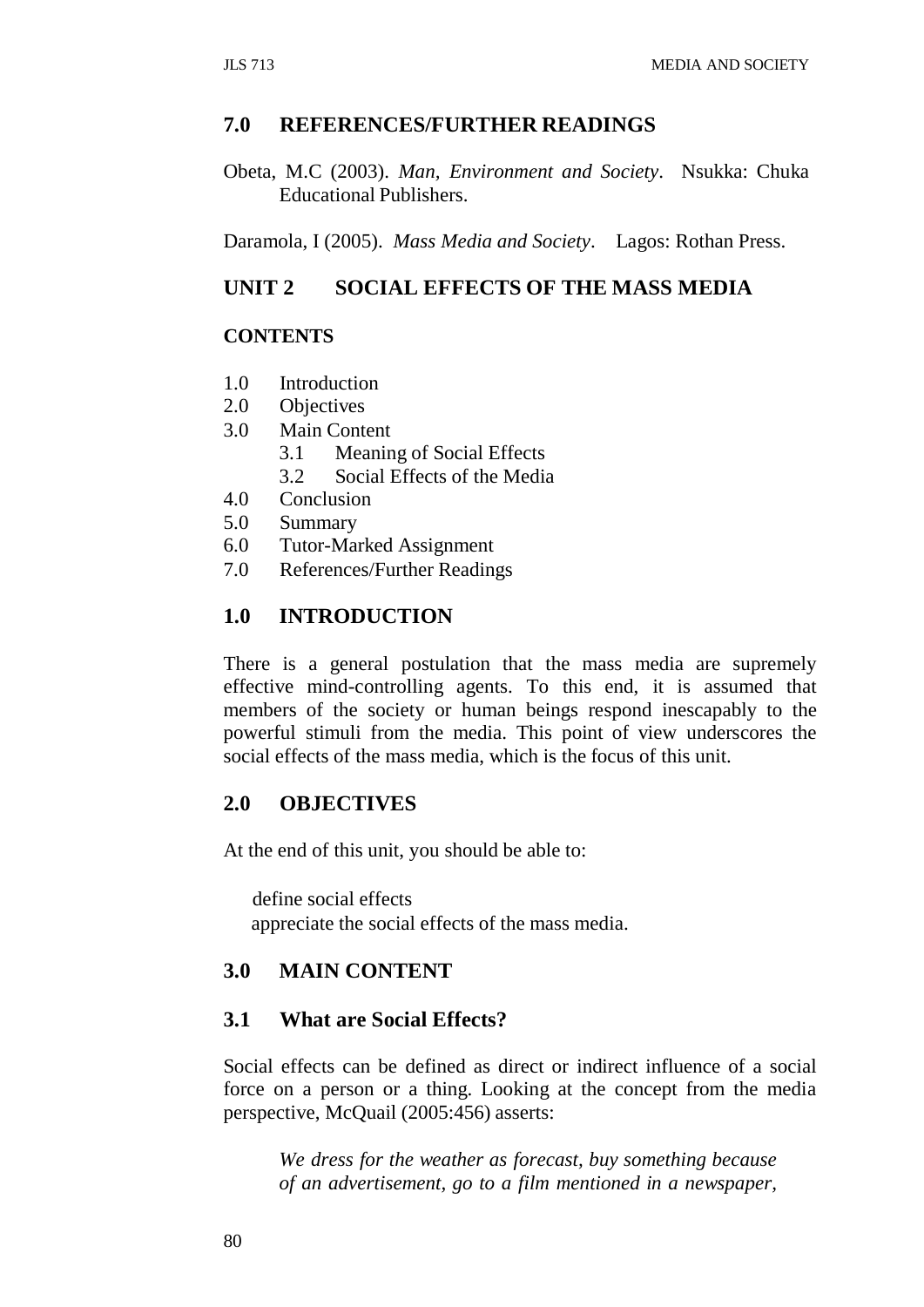## 7.0 REFERENCES/FURTHER READINGS

Obeta, M.C (2003). *Man, Environment and Society*. Nsukka: Chuka Educational Publishers.

Daramola, I (2005). *Mass Media and Society*. Lagos: Rothan Press.

# UNIT 2 SOCIAL EFFECTS OF THE MASS MEDIA

**CONTENTS**

- 1.0 Introduction
- 2.0 Objectives
- 3.0 Main Content
  - 3.1 Meaning of Social Effects
  - 3.2 Social Effects of the Media
- 4.0 Conclusion
- 5.0 Summary
- 6.0 Tutor-Marked Assignment
- 7.0 References/Further Readings

## 1.0 INTRODUCTION

There is a general postulation that the mass media are supremely effective mind-controlling agents. To this end, it is assumed that members of the society or human beings respond inescapably to the powerful stimuli from the media. This point of view underscores the social effects of the mass media, which is the focus of this unit.

## 2.0 OBJECTIVES

At the end of this unit, you should be able to:

- define social effects
- appreciate the social effects of the mass media.

## 3.0 MAIN CONTENT

### 3.1 What are Social Effects?

Social effects can be defined as direct or indirect influence of a social force on a person or a thing. Looking at the concept from the media perspective, McQuail (2005:456) asserts:

> *We dress for the weather as forecast, buy something because of an advertisement, go to a film mentioned in a newspaper,*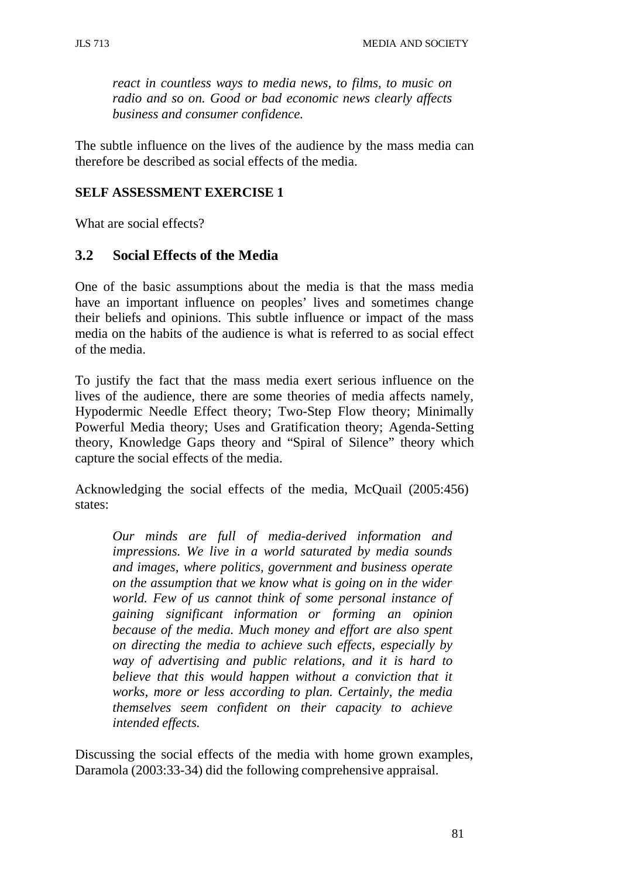> *react in countless ways to media news, to films, to music on radio and so on. Good or bad economic news clearly affects business and consumer confidence.*

The subtle influence on the lives of the audience by the mass media can therefore be described as social effects of the media.

**SELF ASSESSMENT EXERCISE 1**

What are social effects?

## 3.2 Social Effects of the Media

One of the basic assumptions about the media is that the mass media have an important influence on peoples' lives and sometimes change their beliefs and opinions. This subtle influence or impact of the mass media on the habits of the audience is what is referred to as social effect of the media.

To justify the fact that the mass media exert serious influence on the lives of the audience, there are some theories of media affects namely, Hypodermic Needle Effect theory; Two-Step Flow theory; Minimally Powerful Media theory; Uses and Gratification theory; Agenda-Setting theory, Knowledge Gaps theory and "Spiral of Silence" theory which capture the social effects of the media.

Acknowledging the social effects of the media, McQuail (2005:456) states:

> *Our minds are full of media-derived information and impressions. We live in a world saturated by media sounds and images, where politics, government and business operate on the assumption that we know what is going on in the wider world. Few of us cannot think of some personal instance of gaining significant information or forming an opinion because of the media. Much money and effort are also spent on directing the media to achieve such effects, especially by way of advertising and public relations, and it is hard to believe that this would happen without a conviction that it works, more or less according to plan. Certainly, the media themselves seem confident on their capacity to achieve intended effects.*

Discussing the social effects of the media with home grown examples, Daramola (2003:33-34) did the following comprehensive appraisal.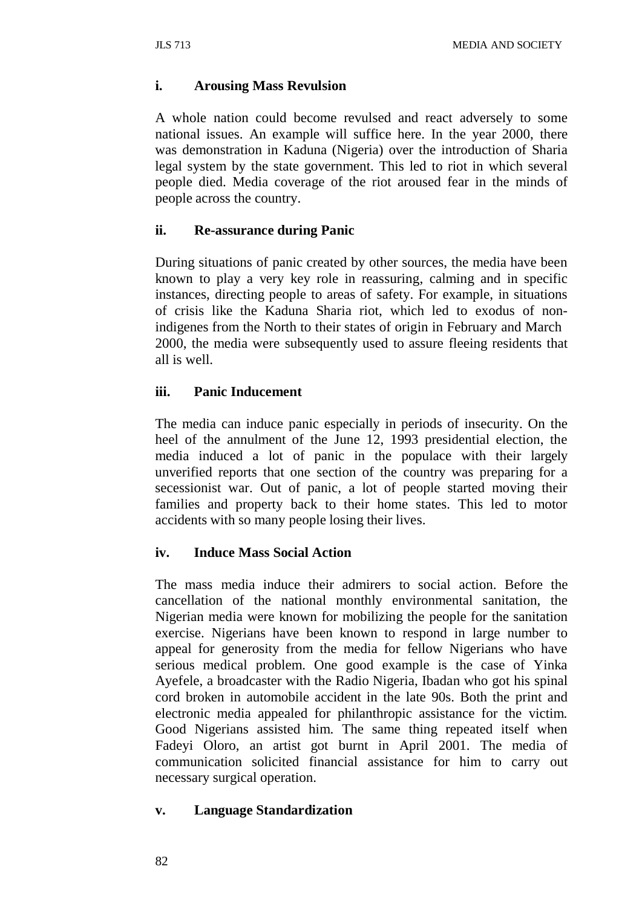### i. Arousing Mass Revulsion

A whole nation could become revulsed and react adversely to some national issues. An example will suffice here. In the year 2000, there was demonstration in Kaduna (Nigeria) over the introduction of Sharia legal system by the state government. This led to riot in which several people died. Media coverage of the riot aroused fear in the minds of people across the country.

### ii. Re-assurance during Panic

During situations of panic created by other sources, the media have been known to play a very key role in reassuring, calming and in specific instances, directing people to areas of safety. For example, in situations of crisis like the Kaduna Sharia riot, which led to exodus of non-indigenes from the North to their states of origin in February and March 2000, the media were subsequently used to assure fleeing residents that all is well.

### iii. Panic Inducement

The media can induce panic especially in periods of insecurity. On the heel of the annulment of the June 12, 1993 presidential election, the media induced a lot of panic in the populace with their largely unverified reports that one section of the country was preparing for a secessionist war. Out of panic, a lot of people started moving their families and property back to their home states. This led to motor accidents with so many people losing their lives.

### iv. Induce Mass Social Action

The mass media induce their admirers to social action. Before the cancellation of the national monthly environmental sanitation, the Nigerian media were known for mobilizing the people for the sanitation exercise. Nigerians have been known to respond in large number to appeal for generosity from the media for fellow Nigerians who have serious medical problem. One good example is the case of Yinka Ayefele, a broadcaster with the Radio Nigeria, Ibadan who got his spinal cord broken in automobile accident in the late 90s. Both the print and electronic media appealed for philanthropic assistance for the victim. Good Nigerians assisted him. The same thing repeated itself when Fadeyi Oloro, an artist got burnt in April 2001. The media of communication solicited financial assistance for him to carry out necessary surgical operation.

### v. Language Standardization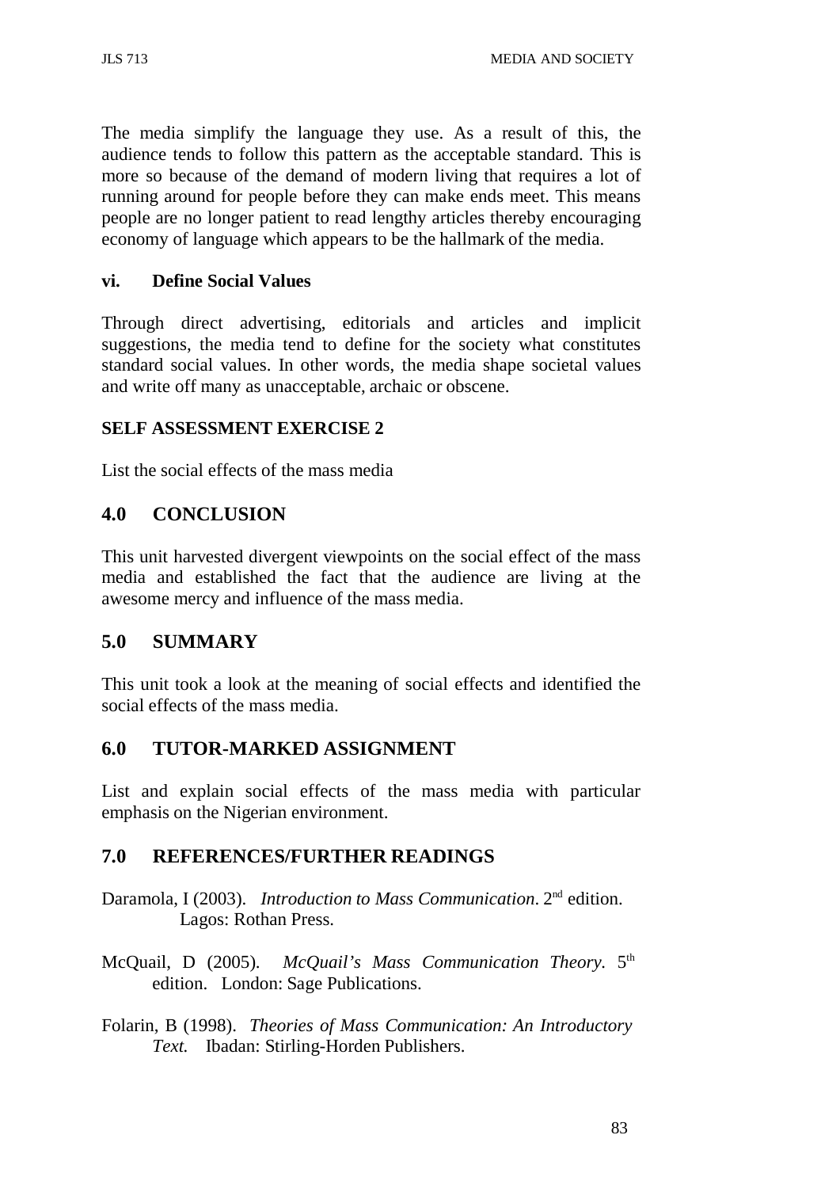The media simplify the language they use. As a result of this, the audience tends to follow this pattern as the acceptable standard. This is more so because of the demand of modern living that requires a lot of running around for people before they can make ends meet. This means people are no longer patient to read lengthy articles thereby encouraging economy of language which appears to be the hallmark of the media.

### vi. Define Social Values

Through direct advertising, editorials and articles and implicit suggestions, the media tend to define for the society what constitutes standard social values. In other words, the media shape societal values and write off many as unacceptable, archaic or obscene.

**SELF ASSESSMENT EXERCISE 2**

List the social effects of the mass media

## 4.0 CONCLUSION

This unit harvested divergent viewpoints on the social effect of the mass media and established the fact that the audience are living at the awesome mercy and influence of the mass media.

## 5.0 SUMMARY

This unit took a look at the meaning of social effects and identified the social effects of the mass media.

## 6.0 TUTOR-MARKED ASSIGNMENT

List and explain social effects of the mass media with particular emphasis on the Nigerian environment.

## 7.0 REFERENCES/FURTHER READINGS

Daramola, I (2003). *Introduction to Mass Communication*. 2nd edition. Lagos: Rothan Press.

McQuail, D (2005). *McQuail's Mass Communication Theory.* 5th edition. London: Sage Publications.

Folarin, B (1998). *Theories of Mass Communication: An Introductory Text.* Ibadan: Stirling-Horden Publishers.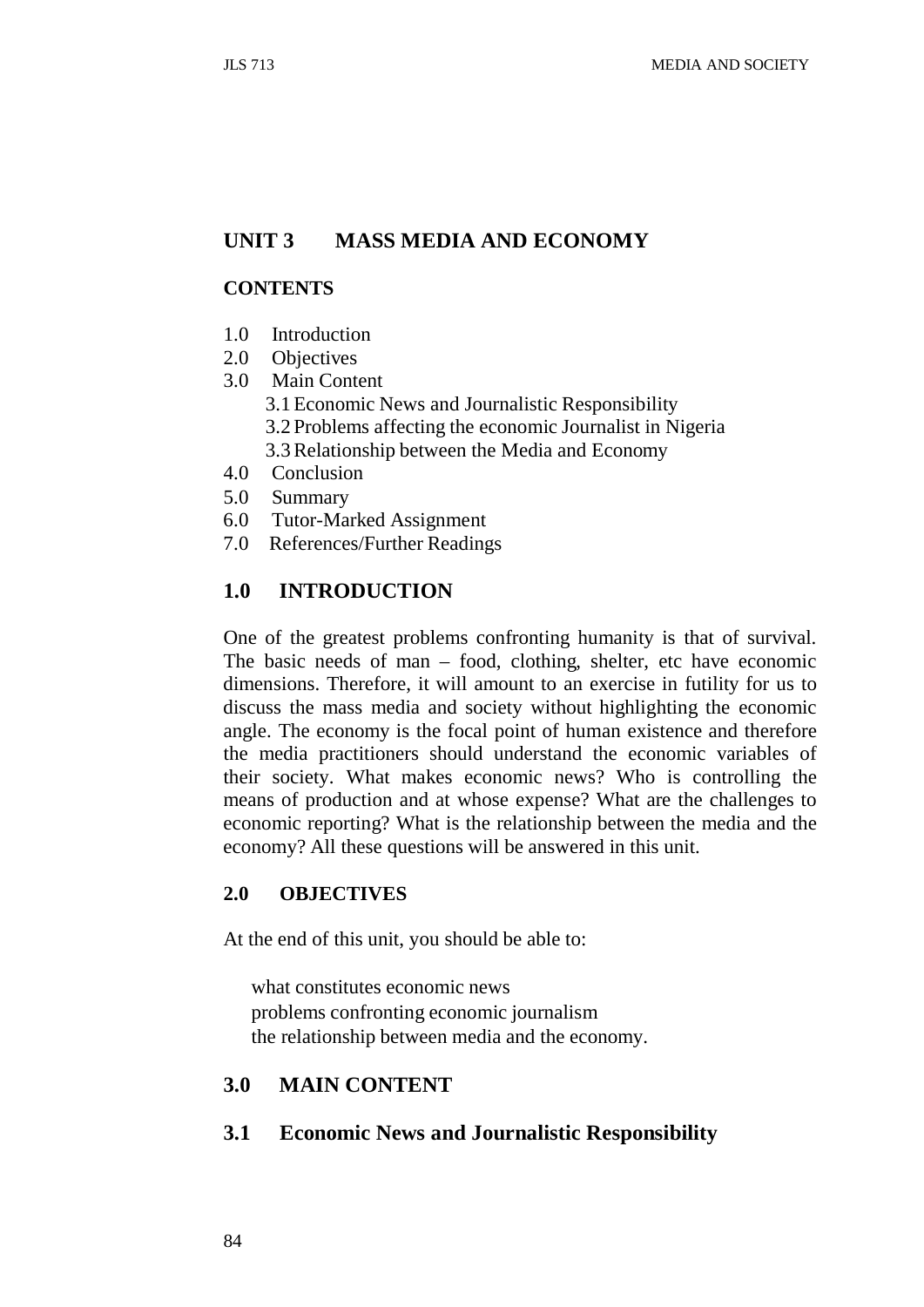# UNIT 3 MASS MEDIA AND ECONOMY

**CONTENTS**

1.0 Introduction
2.0 Objectives
3.0 Main Content
  3.1 Economic News and Journalistic Responsibility
  3.2 Problems affecting the economic Journalist in Nigeria
  3.3 Relationship between the Media and Economy
4.0 Conclusion
5.0 Summary
6.0 Tutor-Marked Assignment
7.0 References/Further Readings

## 1.0 INTRODUCTION

One of the greatest problems confronting humanity is that of survival. The basic needs of man – food, clothing, shelter, etc have economic dimensions. Therefore, it will amount to an exercise in futility for us to discuss the mass media and society without highlighting the economic angle. The economy is the focal point of human existence and therefore the media practitioners should understand the economic variables of their society. What makes economic news? Who is controlling the means of production and at whose expense? What are the challenges to economic reporting? What is the relationship between the media and the economy? All these questions will be answered in this unit.

### 2.0 OBJECTIVES

At the end of this unit, you should be able to:

- what constitutes economic news
- problems confronting economic journalism
- the relationship between media and the economy.

## 3.0 MAIN CONTENT

## 3.1 Economic News and Journalistic Responsibility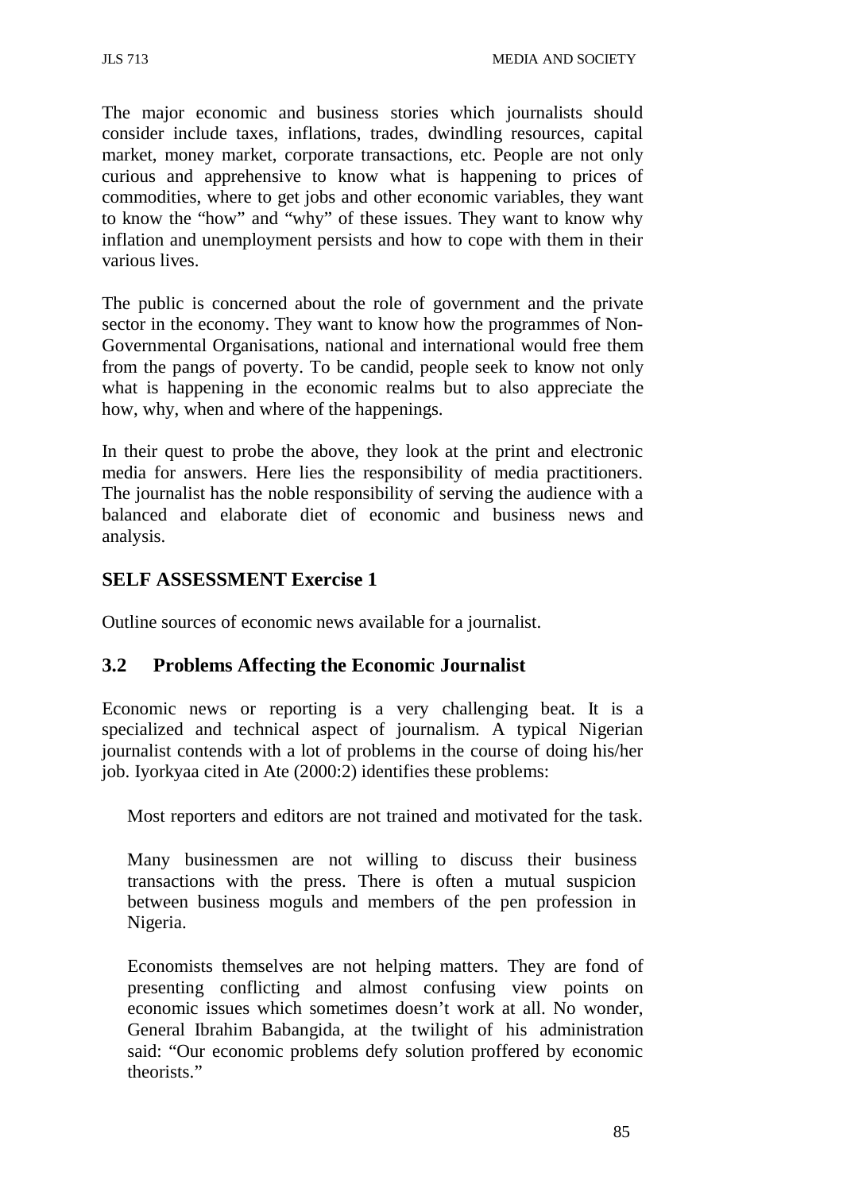The major economic and business stories which journalists should consider include taxes, inflations, trades, dwindling resources, capital market, money market, corporate transactions, etc. People are not only curious and apprehensive to know what is happening to prices of commodities, where to get jobs and other economic variables, they want to know the "how" and "why" of these issues. They want to know why inflation and unemployment persists and how to cope with them in their various lives.

The public is concerned about the role of government and the private sector in the economy. They want to know how the programmes of Non-Governmental Organisations, national and international would free them from the pangs of poverty. To be candid, people seek to know not only what is happening in the economic realms but to also appreciate the how, why, when and where of the happenings.

In their quest to probe the above, they look at the print and electronic media for answers. Here lies the responsibility of media practitioners. The journalist has the noble responsibility of serving the audience with a balanced and elaborate diet of economic and business news and analysis.

## SELF ASSESSMENT Exercise 1

Outline sources of economic news available for a journalist.

## 3.2 Problems Affecting the Economic Journalist

Economic news or reporting is a very challenging beat. It is a specialized and technical aspect of journalism. A typical Nigerian journalist contends with a lot of problems in the course of doing his/her job. Iyorkyaa cited in Ate (2000:2) identifies these problems:

Most reporters and editors are not trained and motivated for the task.

Many businessmen are not willing to discuss their business transactions with the press. There is often a mutual suspicion between business moguls and members of the pen profession in Nigeria.

Economists themselves are not helping matters. They are fond of presenting conflicting and almost confusing view points on economic issues which sometimes doesn't work at all. No wonder, General Ibrahim Babangida, at the twilight of his administration said: "Our economic problems defy solution proffered by economic theorists."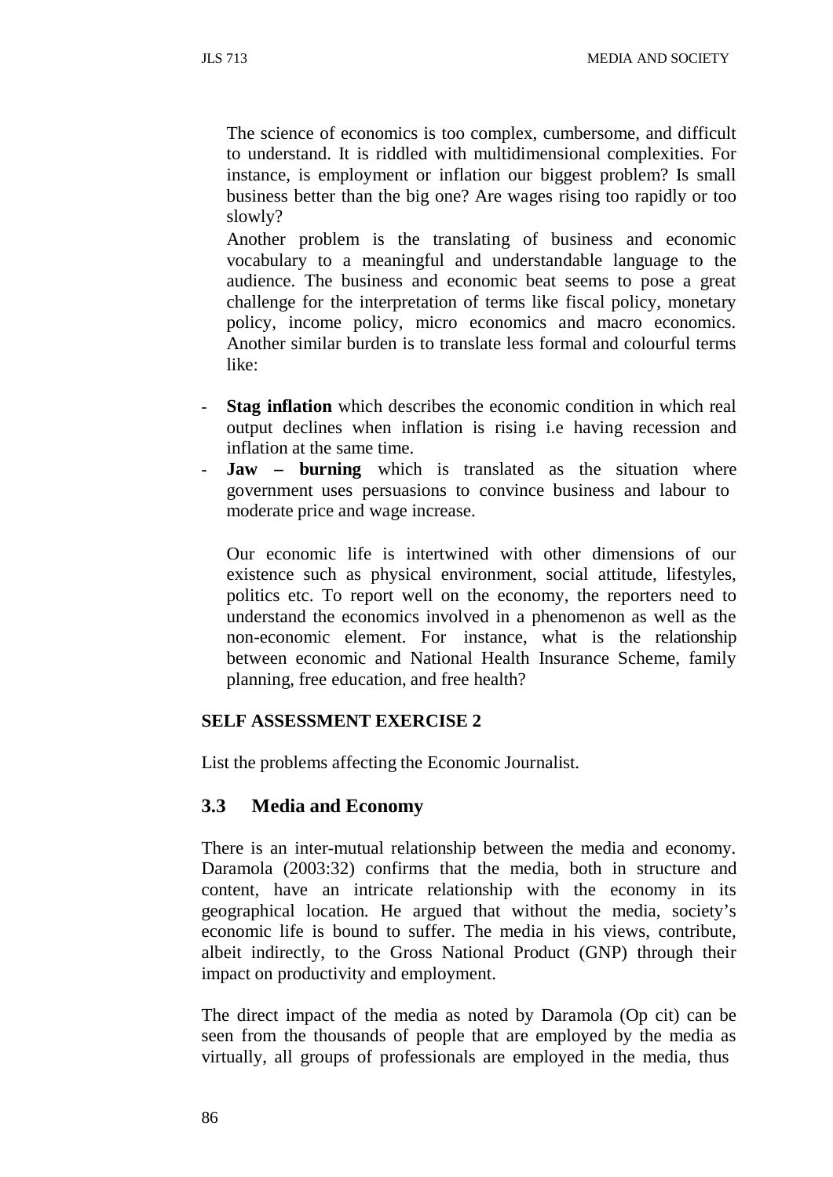The science of economics is too complex, cumbersome, and difficult to understand. It is riddled with multidimensional complexities. For instance, is employment or inflation our biggest problem? Is small business better than the big one? Are wages rising too rapidly or too slowly?

Another problem is the translating of business and economic vocabulary to a meaningful and understandable language to the audience. The business and economic beat seems to pose a great challenge for the interpretation of terms like fiscal policy, monetary policy, income policy, micro economics and macro economics. Another similar burden is to translate less formal and colourful terms like:

- **Stag inflation** which describes the economic condition in which real output declines when inflation is rising i.e having recession and inflation at the same time.
- **Jaw – burning** which is translated as the situation where government uses persuasions to convince business and labour to moderate price and wage increase.

Our economic life is intertwined with other dimensions of our existence such as physical environment, social attitude, lifestyles, politics etc. To report well on the economy, the reporters need to understand the economics involved in a phenomenon as well as the non-economic element. For instance, what is the relationship between economic and National Health Insurance Scheme, family planning, free education, and free health?

**SELF ASSESSMENT EXERCISE 2**

List the problems affecting the Economic Journalist.

### 3.3 Media and Economy

There is an inter-mutual relationship between the media and economy. Daramola (2003:32) confirms that the media, both in structure and content, have an intricate relationship with the economy in its geographical location. He argued that without the media, society's economic life is bound to suffer. The media in his views, contribute, albeit indirectly, to the Gross National Product (GNP) through their impact on productivity and employment.

The direct impact of the media as noted by Daramola (Op cit) can be seen from the thousands of people that are employed by the media as virtually, all groups of professionals are employed in the media, thus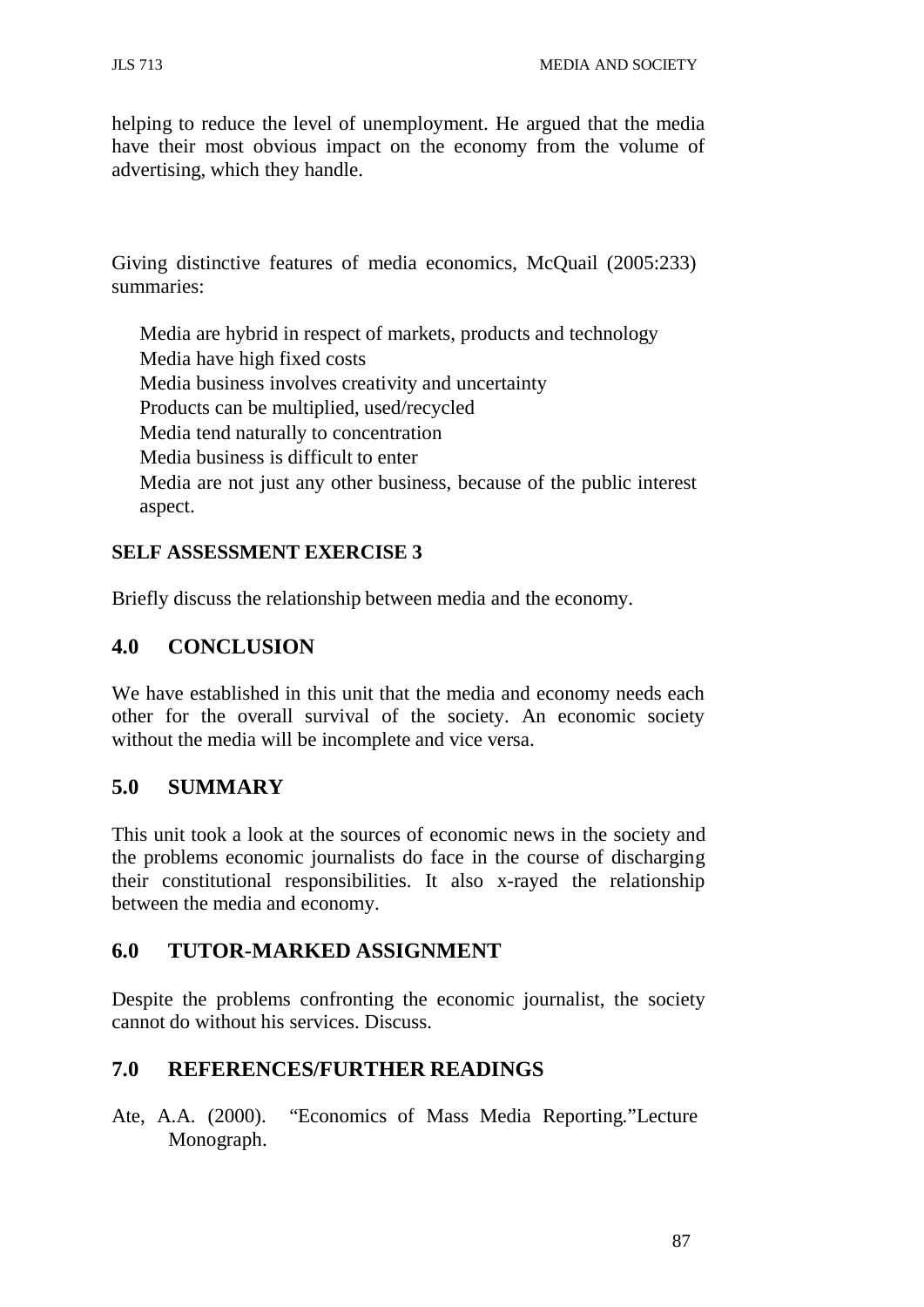helping to reduce the level of unemployment. He argued that the media have their most obvious impact on the economy from the volume of advertising, which they handle.

Giving distinctive features of media economics, McQuail (2005:233) summaries:

- Media are hybrid in respect of markets, products and technology
- Media have high fixed costs
- Media business involves creativity and uncertainty
- Products can be multiplied, used/recycled
- Media tend naturally to concentration
- Media business is difficult to enter
- Media are not just any other business, because of the public interest aspect.

**SELF ASSESSMENT EXERCISE 3**

Briefly discuss the relationship between media and the economy.

## 4.0 CONCLUSION

We have established in this unit that the media and economy needs each other for the overall survival of the society. An economic society without the media will be incomplete and vice versa.

## 5.0 SUMMARY

This unit took a look at the sources of economic news in the society and the problems economic journalists do face in the course of discharging their constitutional responsibilities. It also x-rayed the relationship between the media and economy.

## 6.0 TUTOR-MARKED ASSIGNMENT

Despite the problems confronting the economic journalist, the society cannot do without his services. Discuss.

## 7.0 REFERENCES/FURTHER READINGS

Ate, A.A. (2000). "Economics of Mass Media Reporting."Lecture Monograph.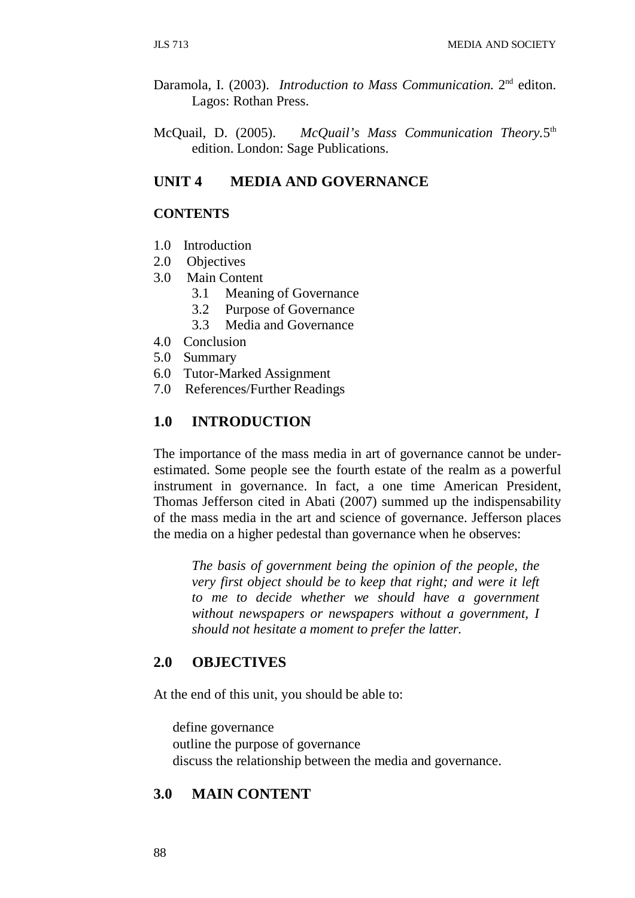Daramola, I. (2003). *Introduction to Mass Communication.* 2nd editon. Lagos: Rothan Press.

McQuail, D. (2005). *McQuail's Mass Communication Theory*.5th edition. London: Sage Publications.

## UNIT 4 MEDIA AND GOVERNANCE

**CONTENTS**

1.0 Introduction
2.0 Objectives
3.0 Main Content
  3.1 Meaning of Governance
  3.2 Purpose of Governance
  3.3 Media and Governance
4.0 Conclusion
5.0 Summary
6.0 Tutor-Marked Assignment
7.0 References/Further Readings

## 1.0 INTRODUCTION

The importance of the mass media in art of governance cannot be under-estimated. Some people see the fourth estate of the realm as a powerful instrument in governance. In fact, a one time American President, Thomas Jefferson cited in Abati (2007) summed up the indispensability of the mass media in the art and science of governance. Jefferson places the media on a higher pedestal than governance when he observes:

> *The basis of government being the opinion of the people, the very first object should be to keep that right; and were it left to me to decide whether we should have a government without newspapers or newspapers without a government, I should not hesitate a moment to prefer the latter.*

## 2.0 OBJECTIVES

At the end of this unit, you should be able to:

- define governance
- outline the purpose of governance
- discuss the relationship between the media and governance.

## 3.0 MAIN CONTENT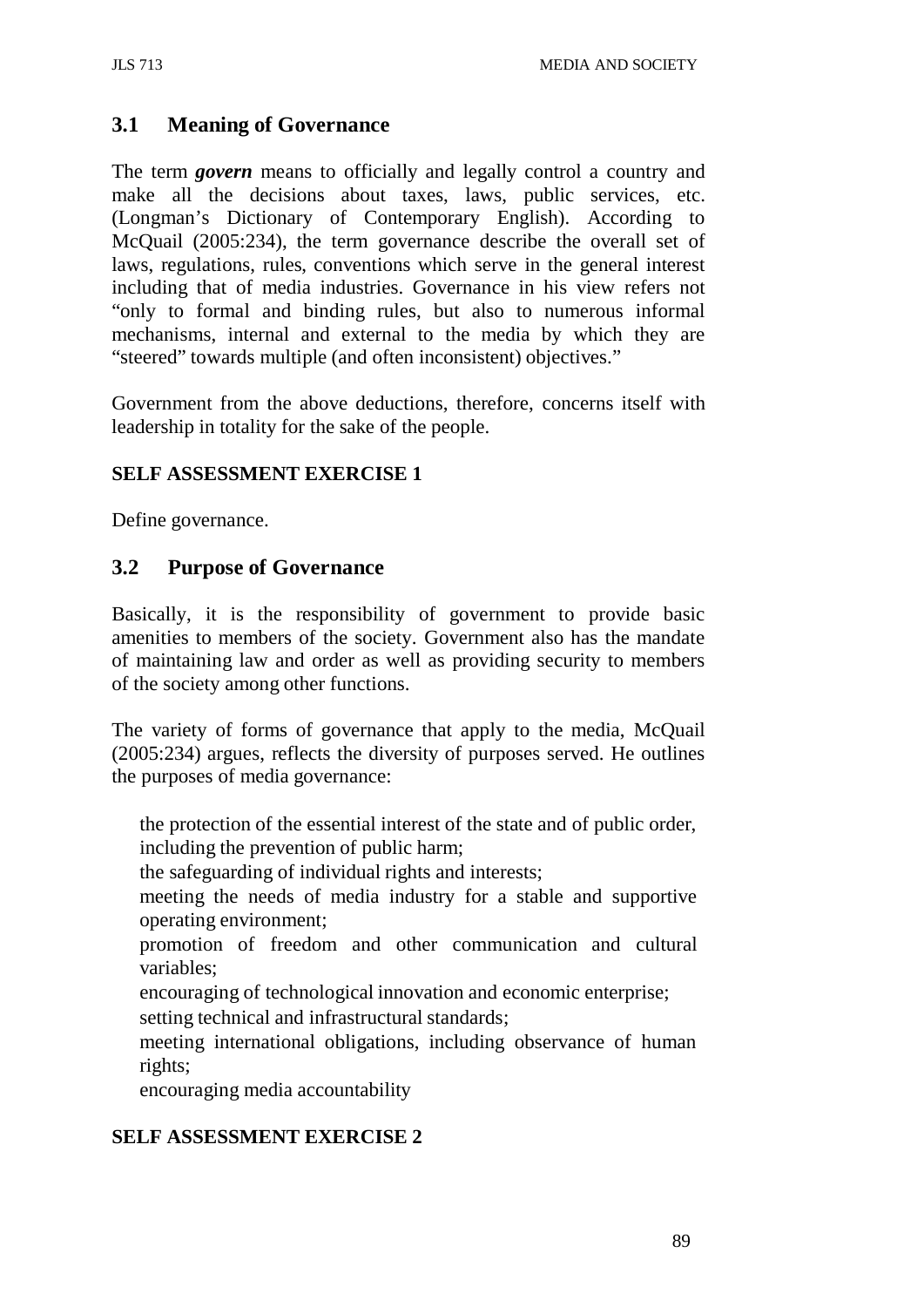## 3.1 Meaning of Governance

The term ***govern*** means to officially and legally control a country and make all the decisions about taxes, laws, public services, etc. (Longman's Dictionary of Contemporary English). According to McQuail (2005:234), the term governance describe the overall set of laws, regulations, rules, conventions which serve in the general interest including that of media industries. Governance in his view refers not "only to formal and binding rules, but also to numerous informal mechanisms, internal and external to the media by which they are "steered" towards multiple (and often inconsistent) objectives."

Government from the above deductions, therefore, concerns itself with leadership in totality for the sake of the people.

**SELF ASSESSMENT EXERCISE 1**

Define governance.

## 3.2 Purpose of Governance

Basically, it is the responsibility of government to provide basic amenities to members of the society. Government also has the mandate of maintaining law and order as well as providing security to members of the society among other functions.

The variety of forms of governance that apply to the media, McQuail (2005:234) argues, reflects the diversity of purposes served. He outlines the purposes of media governance:

- the protection of the essential interest of the state and of public order, including the prevention of public harm;
- the safeguarding of individual rights and interests;
- meeting the needs of media industry for a stable and supportive operating environment;
- promotion of freedom and other communication and cultural variables;
- encouraging of technological innovation and economic enterprise;
- setting technical and infrastructural standards;
- meeting international obligations, including observance of human rights;
- encouraging media accountability

**SELF ASSESSMENT EXERCISE 2**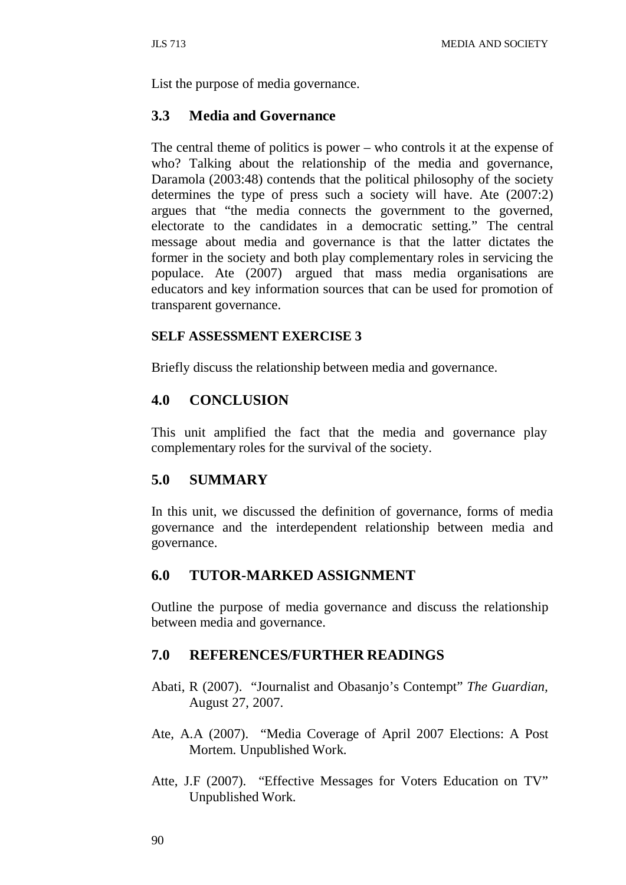List the purpose of media governance.

## 3.3 Media and Governance

The central theme of politics is power – who controls it at the expense of who? Talking about the relationship of the media and governance, Daramola (2003:48) contends that the political philosophy of the society determines the type of press such a society will have. Ate (2007:2) argues that "the media connects the government to the governed, electorate to the candidates in a democratic setting." The central message about media and governance is that the latter dictates the former in the society and both play complementary roles in servicing the populace. Ate (2007) argued that mass media organisations are educators and key information sources that can be used for promotion of transparent governance.

**SELF ASSESSMENT EXERCISE 3**

Briefly discuss the relationship between media and governance.

## 4.0 CONCLUSION

This unit amplified the fact that the media and governance play complementary roles for the survival of the society.

## 5.0 SUMMARY

In this unit, we discussed the definition of governance, forms of media governance and the interdependent relationship between media and governance.

## 6.0 TUTOR-MARKED ASSIGNMENT

Outline the purpose of media governance and discuss the relationship between media and governance.

## 7.0 REFERENCES/FURTHER READINGS

Abati, R (2007). "Journalist and Obasanjo's Contempt" *The Guardian,* August 27, 2007.

Ate, A.A (2007). "Media Coverage of April 2007 Elections: A Post Mortem. Unpublished Work.

Atte, J.F (2007). "Effective Messages for Voters Education on TV" Unpublished Work.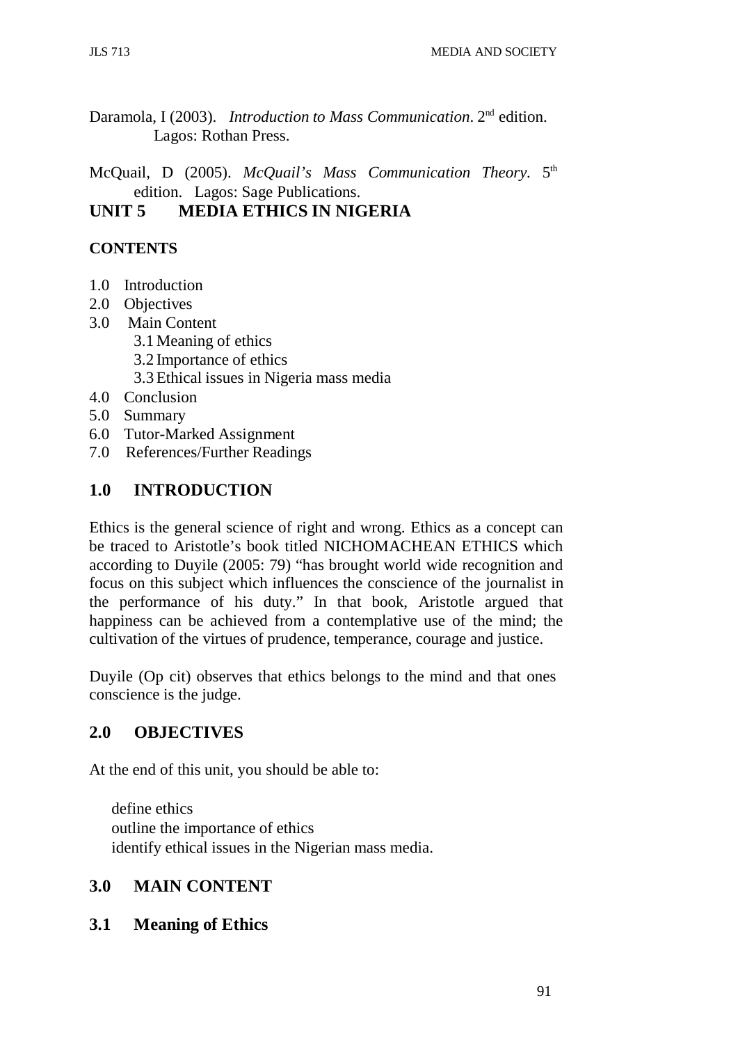Daramola, I (2003). *Introduction to Mass Communication*. 2nd edition. Lagos: Rothan Press.

McQuail, D (2005). *McQuail's Mass Communication Theory*. 5th edition. Lagos: Sage Publications.

# UNIT 5 MEDIA ETHICS IN NIGERIA

**CONTENTS**

1.0 Introduction
2.0 Objectives
3.0 Main Content
    3.1 Meaning of ethics
    3.2 Importance of ethics
    3.3 Ethical issues in Nigeria mass media
4.0 Conclusion
5.0 Summary
6.0 Tutor-Marked Assignment
7.0 References/Further Readings

## 1.0 INTRODUCTION

Ethics is the general science of right and wrong. Ethics as a concept can be traced to Aristotle's book titled NICHOMACHEAN ETHICS which according to Duyile (2005: 79) "has brought world wide recognition and focus on this subject which influences the conscience of the journalist in the performance of his duty." In that book, Aristotle argued that happiness can be achieved from a contemplative use of the mind; the cultivation of the virtues of prudence, temperance, courage and justice.

Duyile (Op cit) observes that ethics belongs to the mind and that ones conscience is the judge.

## 2.0 OBJECTIVES

At the end of this unit, you should be able to:

- define ethics
- outline the importance of ethics
- identify ethical issues in the Nigerian mass media.

## 3.0 MAIN CONTENT

### 3.1 Meaning of Ethics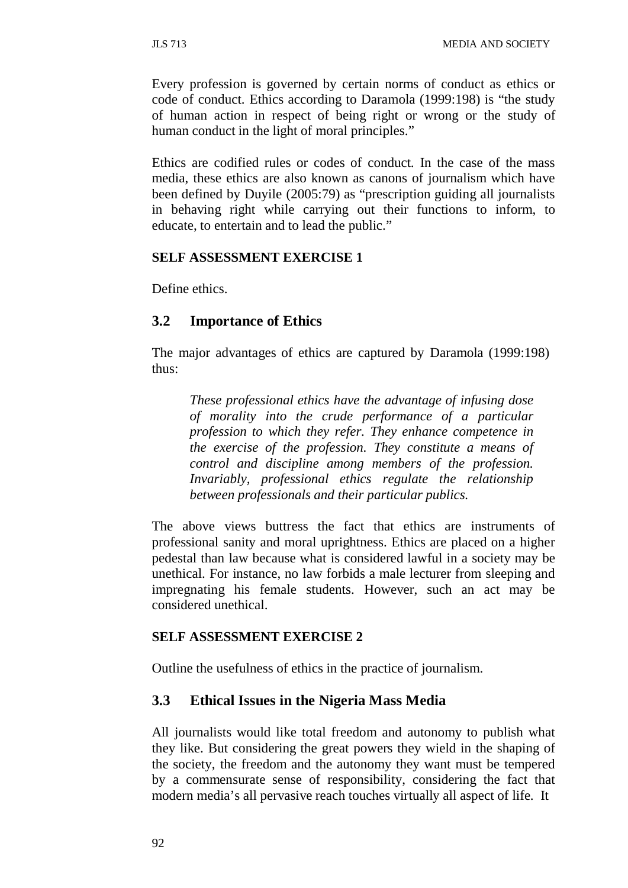Every profession is governed by certain norms of conduct as ethics or code of conduct. Ethics according to Daramola (1999:198) is "the study of human action in respect of being right or wrong or the study of human conduct in the light of moral principles."

Ethics are codified rules or codes of conduct. In the case of the mass media, these ethics are also known as canons of journalism which have been defined by Duyile (2005:79) as "prescription guiding all journalists in behaving right while carrying out their functions to inform, to educate, to entertain and to lead the public."

**SELF ASSESSMENT EXERCISE 1**

Define ethics.

## 3.2 Importance of Ethics

The major advantages of ethics are captured by Daramola (1999:198) thus:

> *These professional ethics have the advantage of infusing dose of morality into the crude performance of a particular profession to which they refer. They enhance competence in the exercise of the profession. They constitute a means of control and discipline among members of the profession. Invariably, professional ethics regulate the relationship between professionals and their particular publics.*

The above views buttress the fact that ethics are instruments of professional sanity and moral uprightness. Ethics are placed on a higher pedestal than law because what is considered lawful in a society may be unethical. For instance, no law forbids a male lecturer from sleeping and impregnating his female students. However, such an act may be considered unethical.

**SELF ASSESSMENT EXERCISE 2**

Outline the usefulness of ethics in the practice of journalism.

## 3.3 Ethical Issues in the Nigeria Mass Media

All journalists would like total freedom and autonomy to publish what they like. But considering the great powers they wield in the shaping of the society, the freedom and the autonomy they want must be tempered by a commensurate sense of responsibility, considering the fact that modern media's all pervasive reach touches virtually all aspect of life. It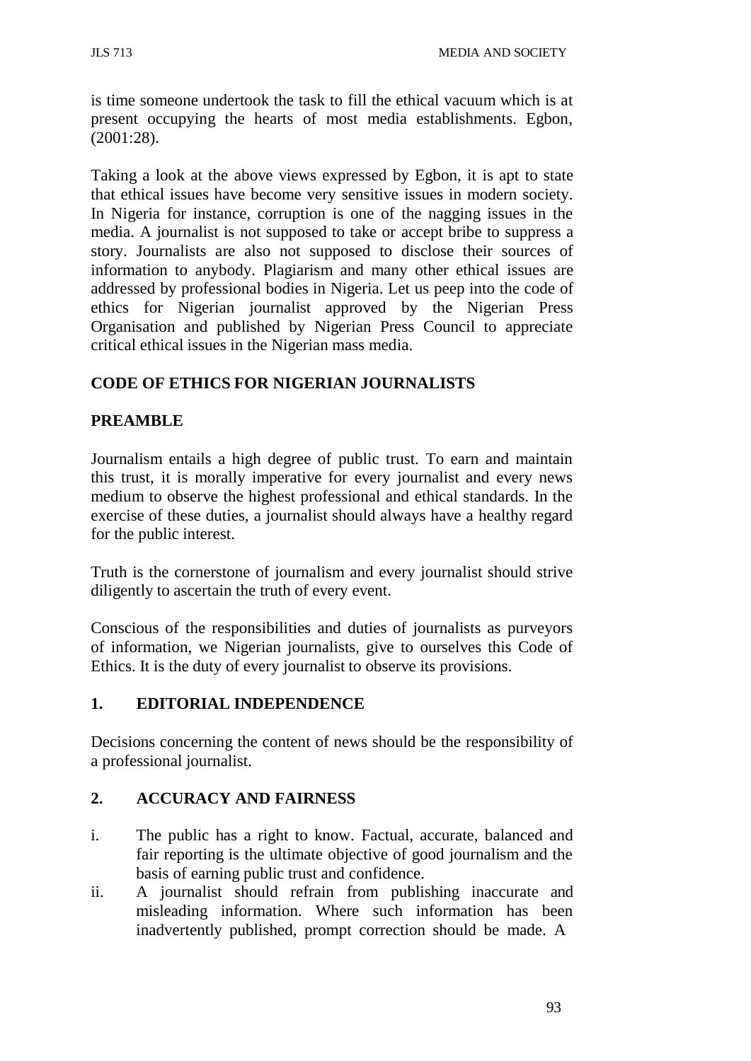is time someone undertook the task to fill the ethical vacuum which is at present occupying the hearts of most media establishments. Egbon, (2001:28).

Taking a look at the above views expressed by Egbon, it is apt to state that ethical issues have become very sensitive issues in modern society. In Nigeria for instance, corruption is one of the nagging issues in the media. A journalist is not supposed to take or accept bribe to suppress a story. Journalists are also not supposed to disclose their sources of information to anybody. Plagiarism and many other ethical issues are addressed by professional bodies in Nigeria. Let us peep into the code of ethics for Nigerian journalist approved by the Nigerian Press Organisation and published by Nigerian Press Council to appreciate critical ethical issues in the Nigerian mass media.

**CODE OF ETHICS FOR NIGERIAN JOURNALISTS**

**PREAMBLE**

Journalism entails a high degree of public trust. To earn and maintain this trust, it is morally imperative for every journalist and every news medium to observe the highest professional and ethical standards. In the exercise of these duties, a journalist should always have a healthy regard for the public interest.

Truth is the cornerstone of journalism and every journalist should strive diligently to ascertain the truth of every event.

Conscious of the responsibilities and duties of journalists as purveyors of information, we Nigerian journalists, give to ourselves this Code of Ethics. It is the duty of every journalist to observe its provisions.

**1. EDITORIAL INDEPENDENCE**

Decisions concerning the content of news should be the responsibility of a professional journalist.

**2. ACCURACY AND FAIRNESS**

i. The public has a right to know. Factual, accurate, balanced and fair reporting is the ultimate objective of good journalism and the basis of earning public trust and confidence.

ii. A journalist should refrain from publishing inaccurate and misleading information. Where such information has been inadvertently published, prompt correction should be made. A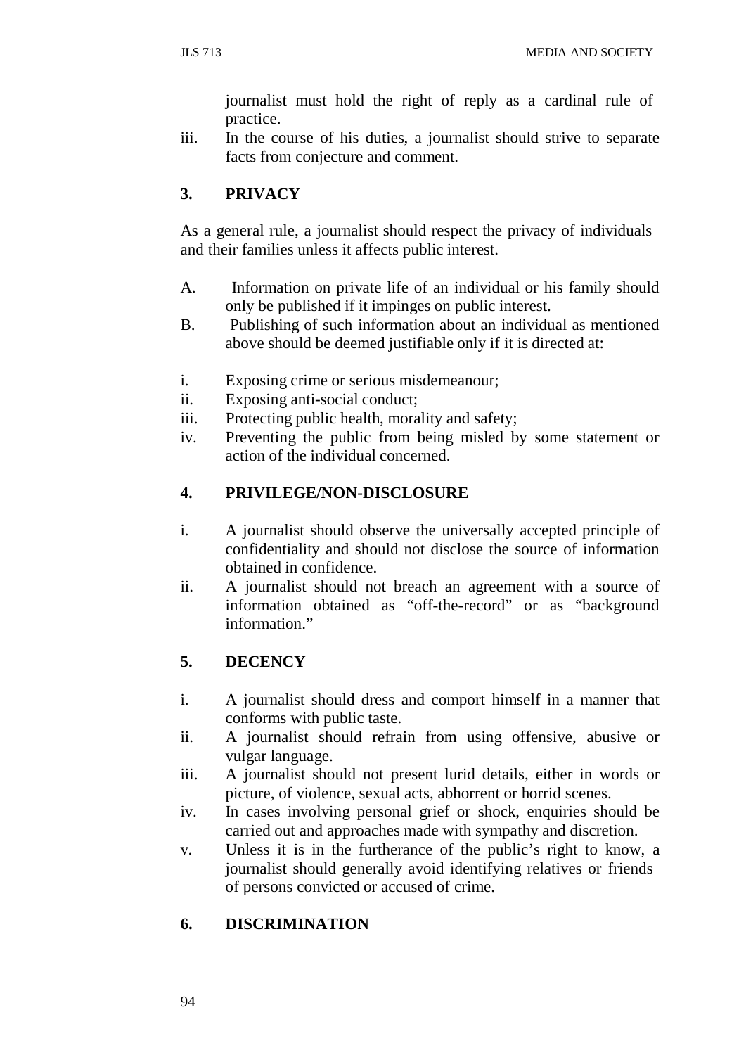journalist must hold the right of reply as a cardinal rule of practice.

iii. In the course of his duties, a journalist should strive to separate facts from conjecture and comment.

### 3. PRIVACY

As a general rule, a journalist should respect the privacy of individuals and their families unless it affects public interest.

A. Information on private life of an individual or his family should only be published if it impinges on public interest.

B. Publishing of such information about an individual as mentioned above should be deemed justifiable only if it is directed at:

i. Exposing crime or serious misdemeanour;
ii. Exposing anti-social conduct;
iii. Protecting public health, morality and safety;
iv. Preventing the public from being misled by some statement or action of the individual concerned.

### 4. PRIVILEGE/NON-DISCLOSURE

i. A journalist should observe the universally accepted principle of confidentiality and should not disclose the source of information obtained in confidence.
ii. A journalist should not breach an agreement with a source of information obtained as "off-the-record" or as "background information."

### 5. DECENCY

i. A journalist should dress and comport himself in a manner that conforms with public taste.
ii. A journalist should refrain from using offensive, abusive or vulgar language.
iii. A journalist should not present lurid details, either in words or picture, of violence, sexual acts, abhorrent or horrid scenes.
iv. In cases involving personal grief or shock, enquiries should be carried out and approaches made with sympathy and discretion.
v. Unless it is in the furtherance of the public's right to know, a journalist should generally avoid identifying relatives or friends of persons convicted or accused of crime.

### 6. DISCRIMINATION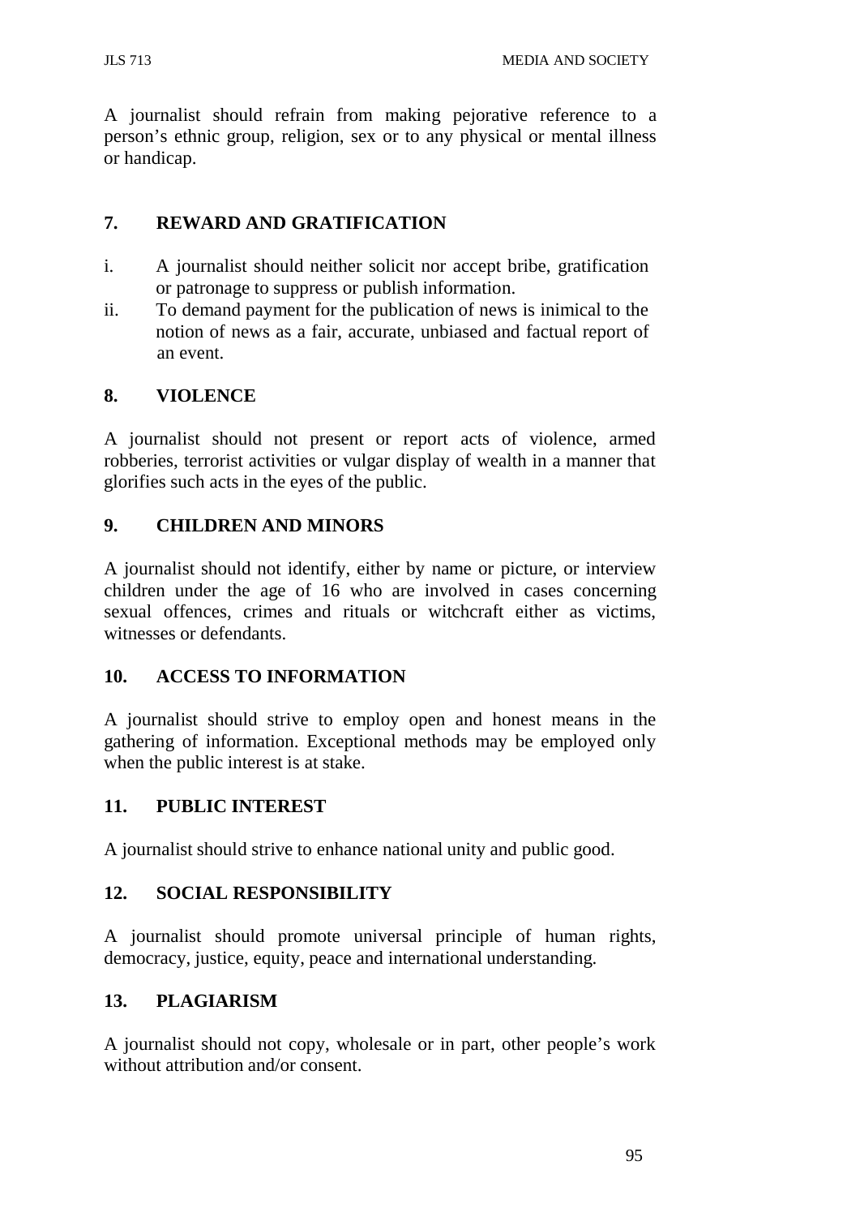A journalist should refrain from making pejorative reference to a person's ethnic group, religion, sex or to any physical or mental illness or handicap.

## 7. REWARD AND GRATIFICATION

i. A journalist should neither solicit nor accept bribe, gratification or patronage to suppress or publish information.

ii. To demand payment for the publication of news is inimical to the notion of news as a fair, accurate, unbiased and factual report of an event.

## 8. VIOLENCE

A journalist should not present or report acts of violence, armed robberies, terrorist activities or vulgar display of wealth in a manner that glorifies such acts in the eyes of the public.

## 9. CHILDREN AND MINORS

A journalist should not identify, either by name or picture, or interview children under the age of 16 who are involved in cases concerning sexual offences, crimes and rituals or witchcraft either as victims, witnesses or defendants.

## 10. ACCESS TO INFORMATION

A journalist should strive to employ open and honest means in the gathering of information. Exceptional methods may be employed only when the public interest is at stake.

## 11. PUBLIC INTEREST

A journalist should strive to enhance national unity and public good.

## 12. SOCIAL RESPONSIBILITY

A journalist should promote universal principle of human rights, democracy, justice, equity, peace and international understanding.

## 13. PLAGIARISM

A journalist should not copy, wholesale or in part, other people's work without attribution and/or consent.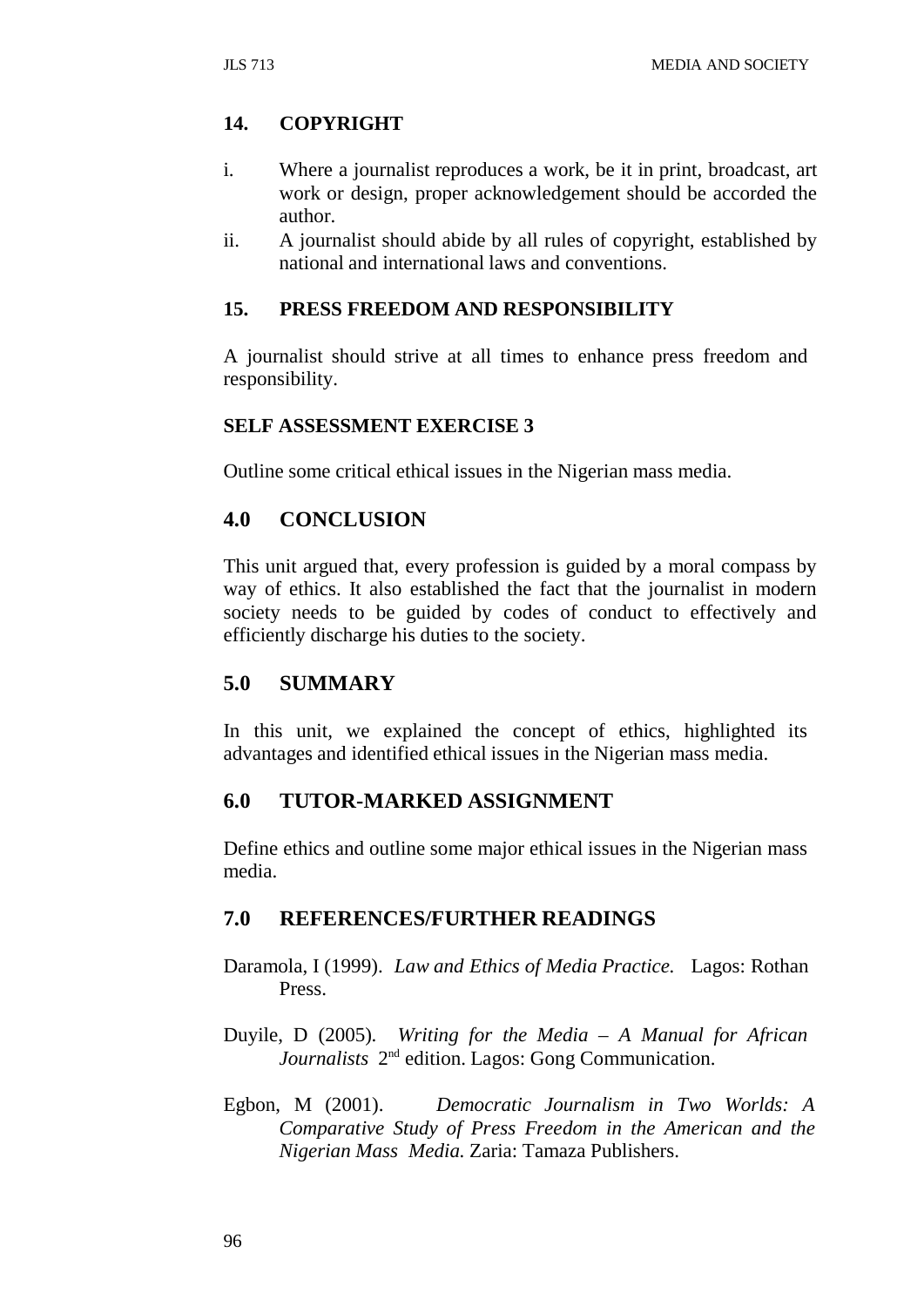### 14. COPYRIGHT

i. Where a journalist reproduces a work, be it in print, broadcast, art work or design, proper acknowledgement should be accorded the author.

ii. A journalist should abide by all rules of copyright, established by national and international laws and conventions.

### 15. PRESS FREEDOM AND RESPONSIBILITY

A journalist should strive at all times to enhance press freedom and responsibility.

**SELF ASSESSMENT EXERCISE 3**

Outline some critical ethical issues in the Nigerian mass media.

## 4.0 CONCLUSION

This unit argued that, every profession is guided by a moral compass by way of ethics. It also established the fact that the journalist in modern society needs to be guided by codes of conduct to effectively and efficiently discharge his duties to the society.

## 5.0 SUMMARY

In this unit, we explained the concept of ethics, highlighted its advantages and identified ethical issues in the Nigerian mass media.

## 6.0 TUTOR-MARKED ASSIGNMENT

Define ethics and outline some major ethical issues in the Nigerian mass media.

## 7.0 REFERENCES/FURTHER READINGS

Daramola, I (1999). *Law and Ethics of Media Practice.* Lagos: Rothan Press.

Duyile, D (2005). *Writing for the Media – A Manual for African Journalists* 2nd edition. Lagos: Gong Communication.

Egbon, M (2001). *Democratic Journalism in Two Worlds: A Comparative Study of Press Freedom in the American and the Nigerian Mass Media.* Zaria: Tamaza Publishers.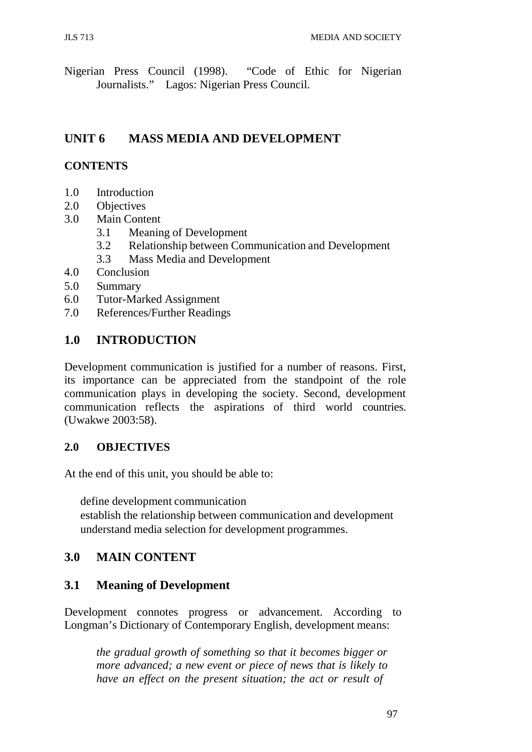Nigerian Press Council (1998). "Code of Ethic for Nigerian Journalists." Lagos: Nigerian Press Council.

## UNIT 6 MASS MEDIA AND DEVELOPMENT

### CONTENTS

1.0 Introduction
2.0 Objectives
3.0 Main Content
 3.1 Meaning of Development
 3.2 Relationship between Communication and Development
 3.3 Mass Media and Development
4.0 Conclusion
5.0 Summary
6.0 Tutor-Marked Assignment
7.0 References/Further Readings

## 1.0 INTRODUCTION

Development communication is justified for a number of reasons. First, its importance can be appreciated from the standpoint of the role communication plays in developing the society. Second, development communication reflects the aspirations of third world countries. (Uwakwe 2003:58).

### 2.0 OBJECTIVES

At the end of this unit, you should be able to:

- define development communication
- establish the relationship between communication and development
- understand media selection for development programmes.

## 3.0 MAIN CONTENT

### 3.1 Meaning of Development

Development connotes progress or advancement. According to Longman's Dictionary of Contemporary English, development means:

> *the gradual growth of something so that it becomes bigger or more advanced; a new event or piece of news that is likely to have an effect on the present situation; the act or result of*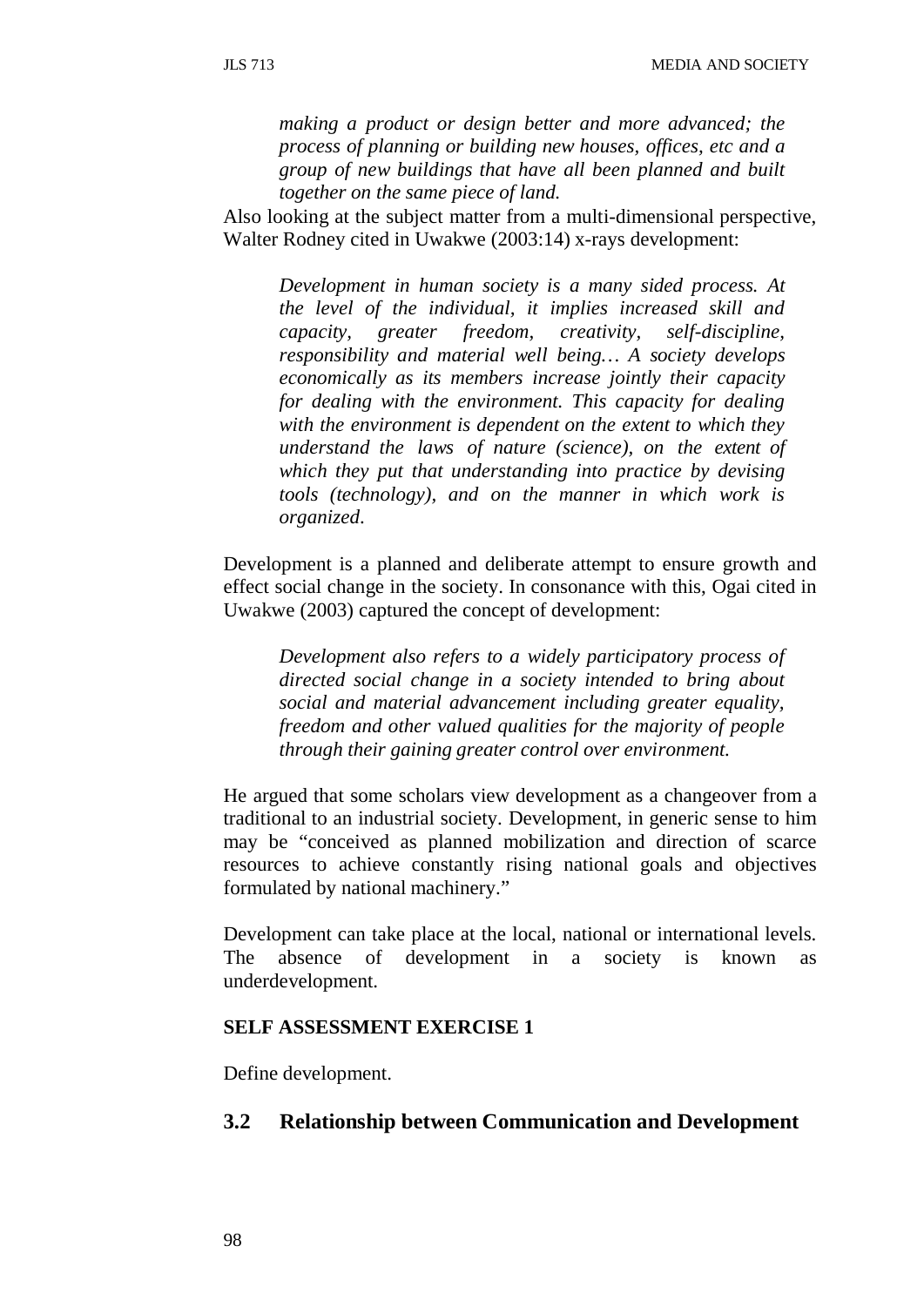> *making a product or design better and more advanced; the process of planning or building new houses, offices, etc and a group of new buildings that have all been planned and built together on the same piece of land.*

Also looking at the subject matter from a multi-dimensional perspective, Walter Rodney cited in Uwakwe (2003:14) x-rays development:

> *Development in human society is a many sided process. At the level of the individual, it implies increased skill and capacity, greater freedom, creativity, self-discipline, responsibility and material well being… A society develops economically as its members increase jointly their capacity for dealing with the environment. This capacity for dealing with the environment is dependent on the extent to which they understand the laws of nature (science), on the extent of which they put that understanding into practice by devising tools (technology), and on the manner in which work is organized.*

Development is a planned and deliberate attempt to ensure growth and effect social change in the society. In consonance with this, Ogai cited in Uwakwe (2003) captured the concept of development:

> *Development also refers to a widely participatory process of directed social change in a society intended to bring about social and material advancement including greater equality, freedom and other valued qualities for the majority of people through their gaining greater control over environment.*

He argued that some scholars view development as a changeover from a traditional to an industrial society. Development, in generic sense to him may be "conceived as planned mobilization and direction of scarce resources to achieve constantly rising national goals and objectives formulated by national machinery."

Development can take place at the local, national or international levels. The absence of development in a society is known as underdevelopment.

**SELF ASSESSMENT EXERCISE 1**

Define development.

## 3.2 Relationship between Communication and Development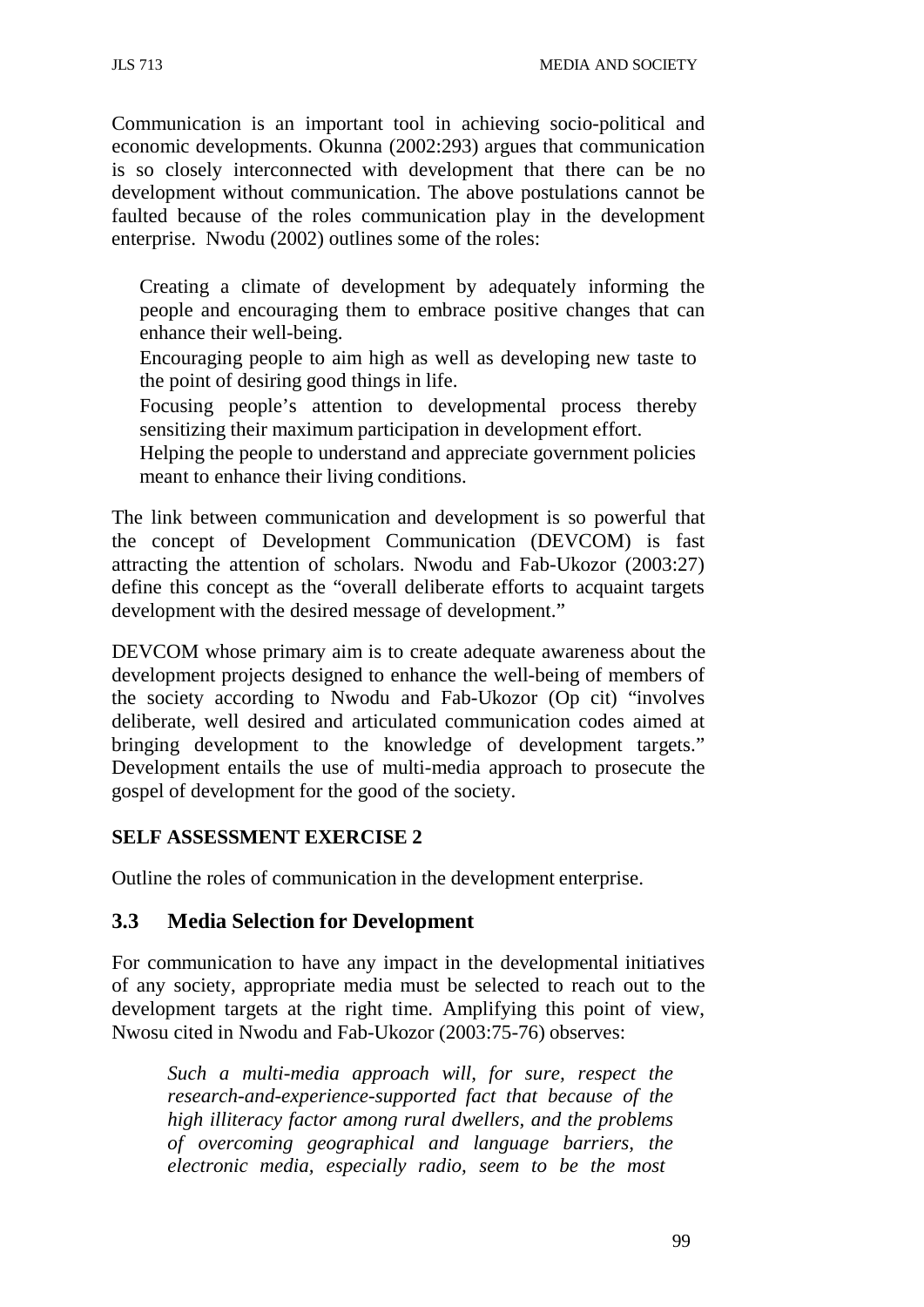Communication is an important tool in achieving socio-political and economic developments. Okunna (2002:293) argues that communication is so closely interconnected with development that there can be no development without communication. The above postulations cannot be faulted because of the roles communication play in the development enterprise. Nwodu (2002) outlines some of the roles:

- Creating a climate of development by adequately informing the people and encouraging them to embrace positive changes that can enhance their well-being.
- Encouraging people to aim high as well as developing new taste to the point of desiring good things in life.
- Focusing people's attention to developmental process thereby sensitizing their maximum participation in development effort.
- Helping the people to understand and appreciate government policies meant to enhance their living conditions.

The link between communication and development is so powerful that the concept of Development Communication (DEVCOM) is fast attracting the attention of scholars. Nwodu and Fab-Ukozor (2003:27) define this concept as the "overall deliberate efforts to acquaint targets development with the desired message of development."

DEVCOM whose primary aim is to create adequate awareness about the development projects designed to enhance the well-being of members of the society according to Nwodu and Fab-Ukozor (Op cit) "involves deliberate, well desired and articulated communication codes aimed at bringing development to the knowledge of development targets." Development entails the use of multi-media approach to prosecute the gospel of development for the good of the society.

**SELF ASSESSMENT EXERCISE 2**

Outline the roles of communication in the development enterprise.

## 3.3 Media Selection for Development

For communication to have any impact in the developmental initiatives of any society, appropriate media must be selected to reach out to the development targets at the right time. Amplifying this point of view, Nwosu cited in Nwodu and Fab-Ukozor (2003:75-76) observes:

> *Such a multi-media approach will, for sure, respect the research-and-experience-supported fact that because of the high illiteracy factor among rural dwellers, and the problems of overcoming geographical and language barriers, the electronic media, especially radio, seem to be the most*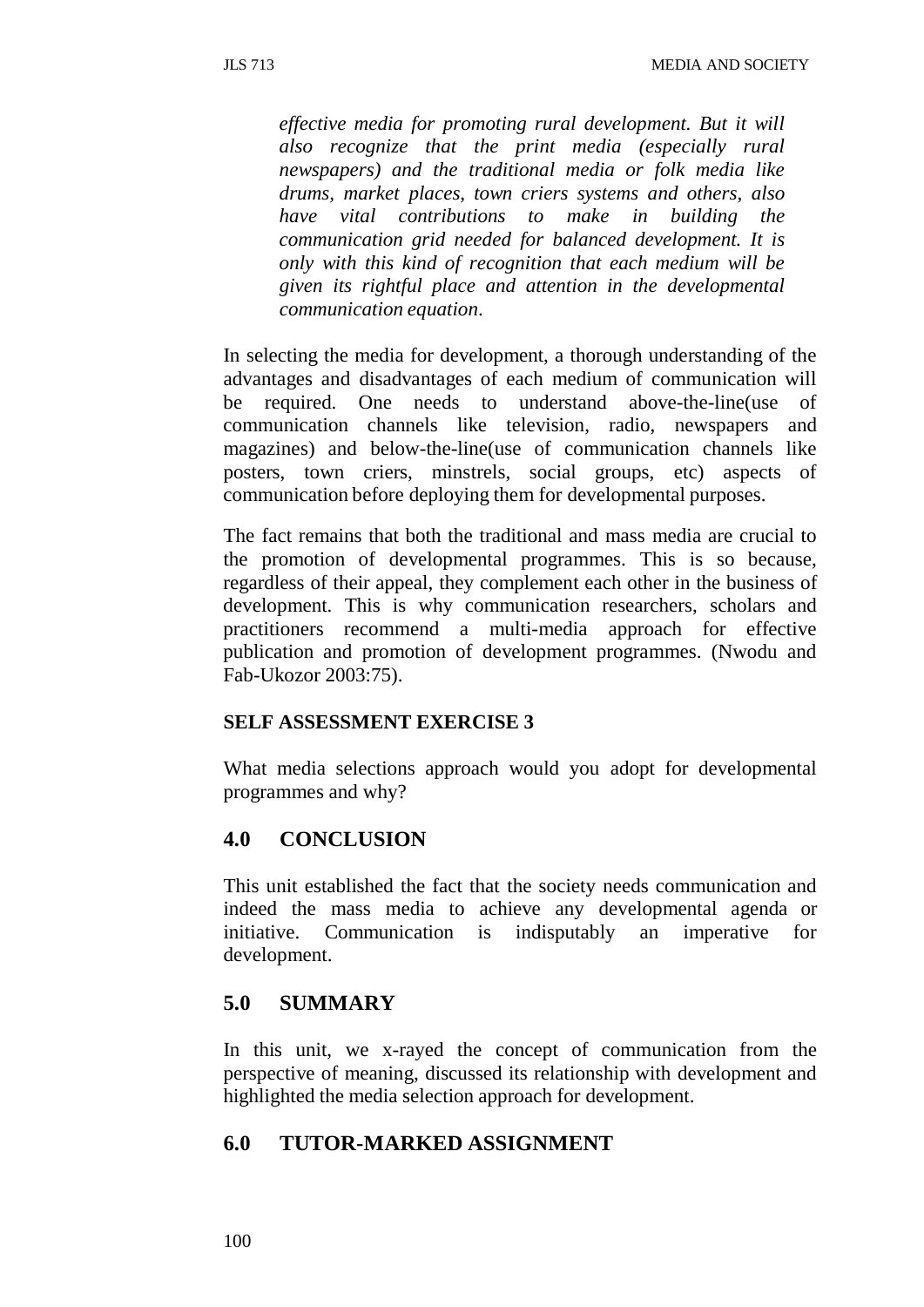*effective media for promoting rural development. But it will also recognize that the print media (especially rural newspapers) and the traditional media or folk media like drums, market places, town criers systems and others, also have vital contributions to make in building the communication grid needed for balanced development. It is only with this kind of recognition that each medium will be given its rightful place and attention in the developmental communication equation.*

In selecting the media for development, a thorough understanding of the advantages and disadvantages of each medium of communication will be required. One needs to understand above-the-line(use of communication channels like television, radio, newspapers and magazines) and below-the-line(use of communication channels like posters, town criers, minstrels, social groups, etc) aspects of communication before deploying them for developmental purposes.

The fact remains that both the traditional and mass media are crucial to the promotion of developmental programmes. This is so because, regardless of their appeal, they complement each other in the business of development. This is why communication researchers, scholars and practitioners recommend a multi-media approach for effective publication and promotion of development programmes. (Nwodu and Fab-Ukozor 2003:75).

**SELF ASSESSMENT EXERCISE 3**

What media selections approach would you adopt for developmental programmes and why?

## 4.0 CONCLUSION

This unit established the fact that the society needs communication and indeed the mass media to achieve any developmental agenda or initiative. Communication is indisputably an imperative for development.

## 5.0 SUMMARY

In this unit, we x-rayed the concept of communication from the perspective of meaning, discussed its relationship with development and highlighted the media selection approach for development.

## 6.0 TUTOR-MARKED ASSIGNMENT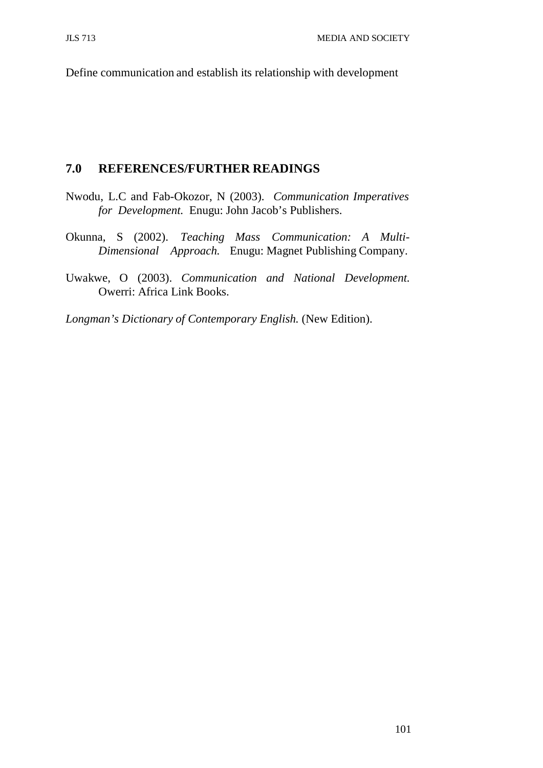Define communication and establish its relationship with development

## 7.0 REFERENCES/FURTHER READINGS

Nwodu, L.C and Fab-Okozor, N (2003). *Communication Imperatives for Development.* Enugu: John Jacob's Publishers.

Okunna, S (2002). *Teaching Mass Communication: A Multi-Dimensional Approach.* Enugu: Magnet Publishing Company.

Uwakwe, O (2003). *Communication and National Development.* Owerri: Africa Link Books.

*Longman's Dictionary of Contemporary English.* (New Edition).